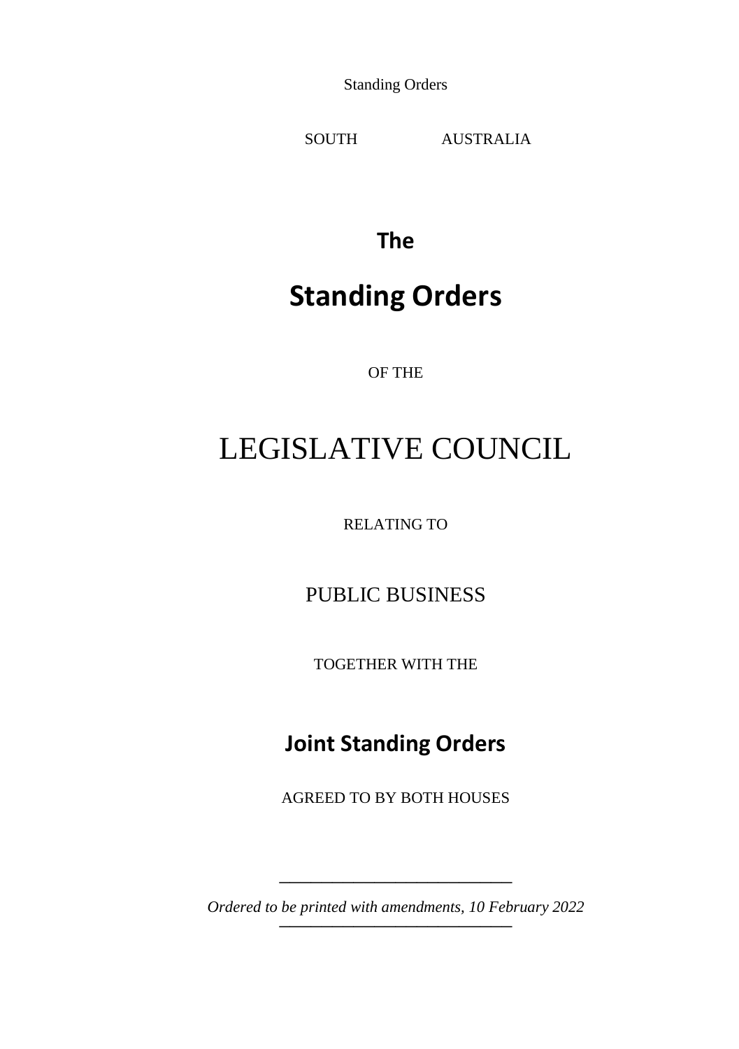Standing Orders

SOUTH AUSTRALIA

# The

# Standing Orders

OF THE

# LEGISLATIVE COUNCIL

RELATING TO

PUBLIC BUSINESS

TOGETHER WITH THE

## Joint Standing Orders

AGREED TO BY BOTH HOUSES

---

*Ordered to be printed with amendments, 10 February 2022*

---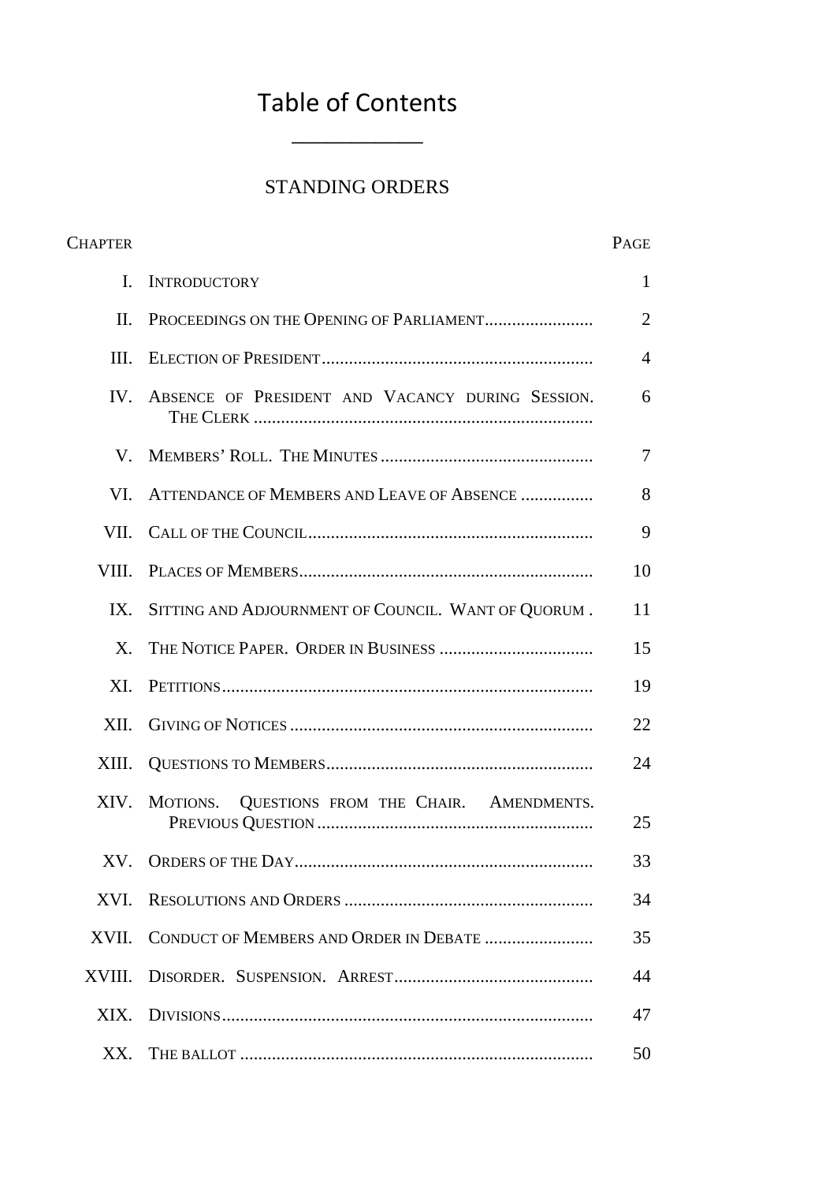# Table of Contents

## STANDING ORDERS

| CHAPTER | | PAGE |
|---|---|---|
| I. | INTRODUCTORY | 1 |
| II. | PROCEEDINGS ON THE OPENING OF PARLIAMENT | 2 |
| III. | ELECTION OF PRESIDENT | 4 |
| IV. | ABSENCE OF PRESIDENT AND VACANCY DURING SESSION. THE CLERK | 6 |
| V. | MEMBERS' ROLL. THE MINUTES | 7 |
| VI. | ATTENDANCE OF MEMBERS AND LEAVE OF ABSENCE | 8 |
| VII. | CALL OF THE COUNCIL | 9 |
| VIII. | PLACES OF MEMBERS | 10 |
| IX. | SITTING AND ADJOURNMENT OF COUNCIL. WANT OF QUORUM | 11 |
| X. | THE NOTICE PAPER. ORDER IN BUSINESS | 15 |
| XI. | PETITIONS | 19 |
| XII. | GIVING OF NOTICES | 22 |
| XIII. | QUESTIONS TO MEMBERS | 24 |
| XIV. | MOTIONS. QUESTIONS FROM THE CHAIR. AMENDMENTS. PREVIOUS QUESTION | 25 |
| XV. | ORDERS OF THE DAY | 33 |
| XVI. | RESOLUTIONS AND ORDERS | 34 |
| XVII. | CONDUCT OF MEMBERS AND ORDER IN DEBATE | 35 |
| XVIII. | DISORDER. SUSPENSION. ARREST | 44 |
| XIX. | DIVISIONS | 47 |
| XX. | THE BALLOT | 50 |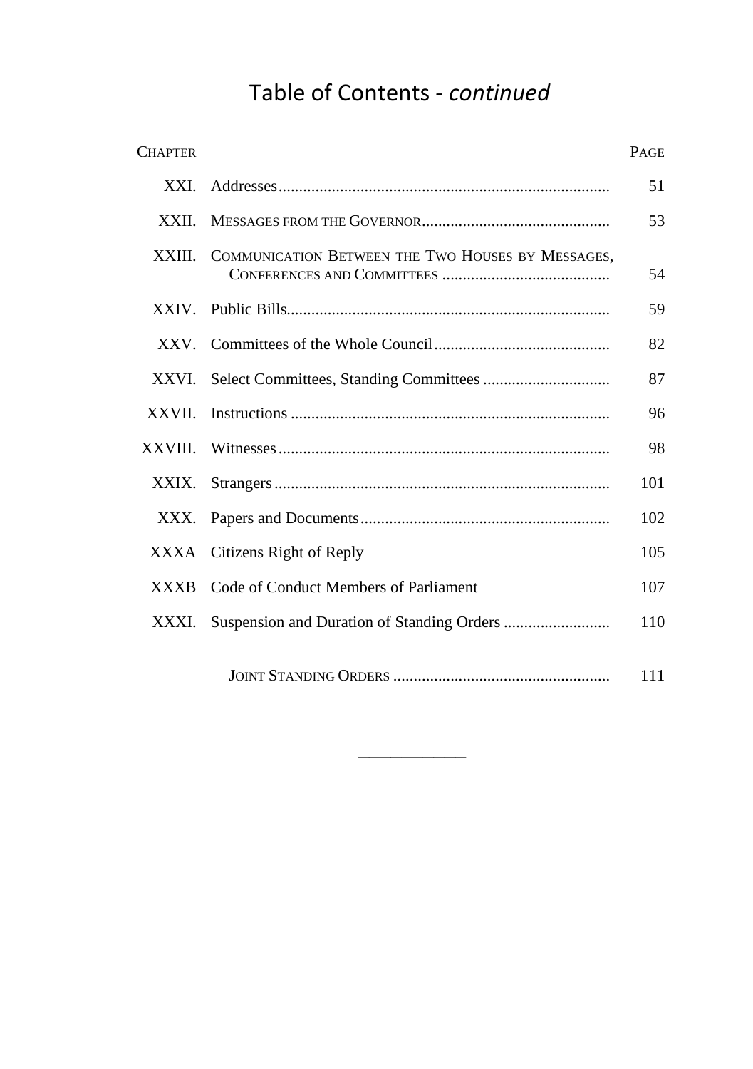# Table of Contents - *continued*

| Chapter | | Page |
|---|---|---|
| XXI. | Addresses | 51 |
| XXII. | Messages from the Governor | 53 |
| XXIII. | Communication Between the Two Houses by Messages, Conferences and Committees | 54 |
| XXIV. | Public Bills | 59 |
| XXV. | Committees of the Whole Council | 82 |
| XXVI. | Select Committees, Standing Committees | 87 |
| XXVII. | Instructions | 96 |
| XXVIII. | Witnesses | 98 |
| XXIX. | Strangers | 101 |
| XXX. | Papers and Documents | 102 |
| XXXA | Citizens Right of Reply | 105 |
| XXXB | Code of Conduct Members of Parliament | 107 |
| XXXI. | Suspension and Duration of Standing Orders | 110 |
| | Joint Standing Orders | 111 |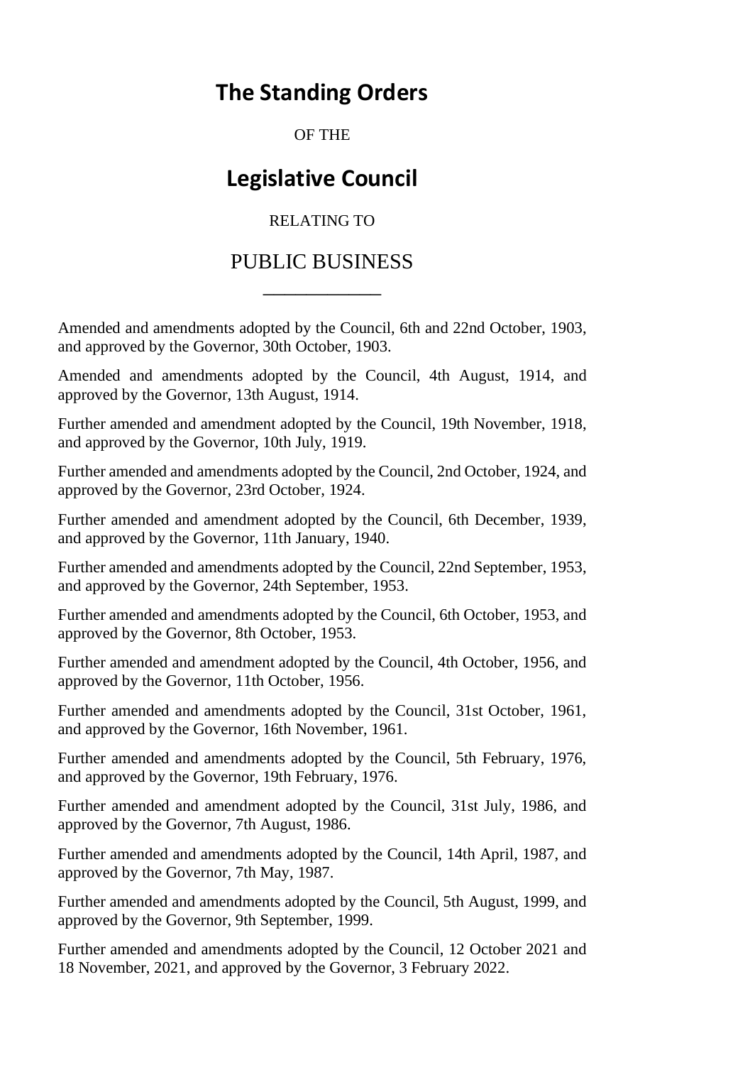# The Standing Orders

OF THE

# Legislative Council

RELATING TO

## PUBLIC BUSINESS

---

Amended and amendments adopted by the Council, 6th and 22nd October, 1903, and approved by the Governor, 30th October, 1903.

Amended and amendments adopted by the Council, 4th August, 1914, and approved by the Governor, 13th August, 1914.

Further amended and amendment adopted by the Council, 19th November, 1918, and approved by the Governor, 10th July, 1919.

Further amended and amendments adopted by the Council, 2nd October, 1924, and approved by the Governor, 23rd October, 1924.

Further amended and amendment adopted by the Council, 6th December, 1939, and approved by the Governor, 11th January, 1940.

Further amended and amendments adopted by the Council, 22nd September, 1953, and approved by the Governor, 24th September, 1953.

Further amended and amendments adopted by the Council, 6th October, 1953, and approved by the Governor, 8th October, 1953.

Further amended and amendment adopted by the Council, 4th October, 1956, and approved by the Governor, 11th October, 1956.

Further amended and amendments adopted by the Council, 31st October, 1961, and approved by the Governor, 16th November, 1961.

Further amended and amendments adopted by the Council, 5th February, 1976, and approved by the Governor, 19th February, 1976.

Further amended and amendment adopted by the Council, 31st July, 1986, and approved by the Governor, 7th August, 1986.

Further amended and amendments adopted by the Council, 14th April, 1987, and approved by the Governor, 7th May, 1987.

Further amended and amendments adopted by the Council, 5th August, 1999, and approved by the Governor, 9th September, 1999.

Further amended and amendments adopted by the Council, 12 October 2021 and 18 November, 2021, and approved by the Governor, 3 February 2022.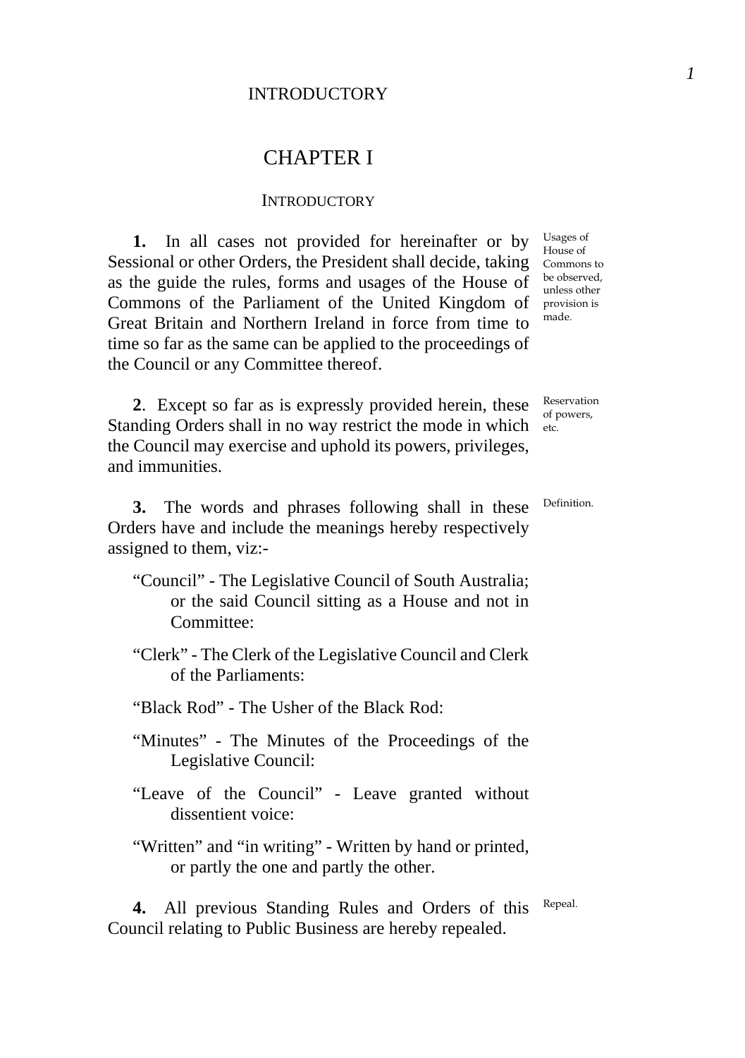# CHAPTER I

## INTRODUCTORY

**1.** In all cases not provided for hereinafter or by Sessional or other Orders, the President shall decide, taking as the guide the rules, forms and usages of the House of Commons of the Parliament of the United Kingdom of Great Britain and Northern Ireland in force from time to time so far as the same can be applied to the proceedings of the Council or any Committee thereof.

*Usages of House of Commons to be observed, unless other provision is made.*

**2**. Except so far as is expressly provided herein, these Standing Orders shall in no way restrict the mode in which the Council may exercise and uphold its powers, privileges, and immunities.

*Reservation of powers, etc.*

**3.** The words and phrases following shall in these Orders have and include the meanings hereby respectively assigned to them, viz:-

*Definition.*

"Council" - The Legislative Council of South Australia; or the said Council sitting as a House and not in Committee:

"Clerk" - The Clerk of the Legislative Council and Clerk of the Parliaments:

"Black Rod" - The Usher of the Black Rod:

"Minutes" - The Minutes of the Proceedings of the Legislative Council:

"Leave of the Council" - Leave granted without dissentient voice:

"Written" and "in writing" - Written by hand or printed, or partly the one and partly the other.

**4.** All previous Standing Rules and Orders of this Council relating to Public Business are hereby repealed.

*Repeal.*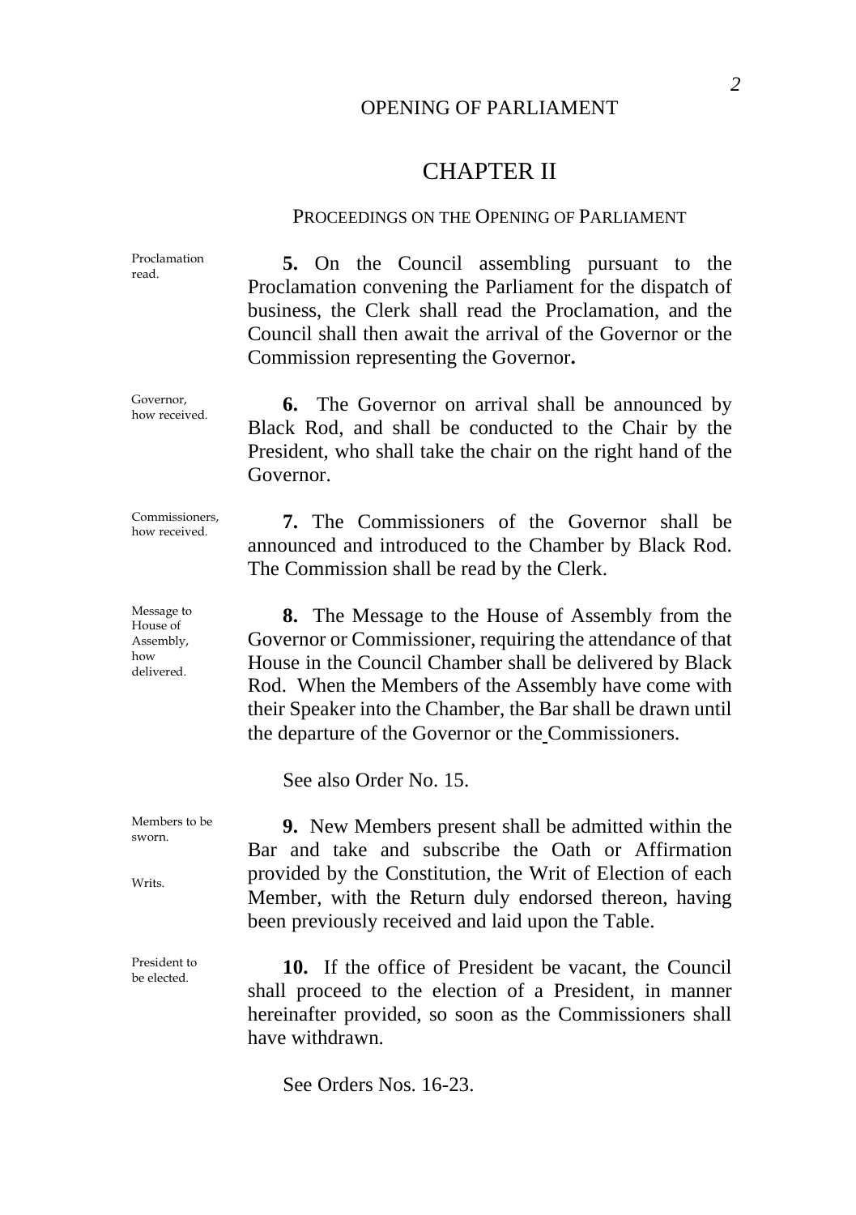# CHAPTER II

## PROCEEDINGS ON THE OPENING OF PARLIAMENT

*Proclamation read.*

**5.** On the Council assembling pursuant to the Proclamation convening the Parliament for the dispatch of business, the Clerk shall read the Proclamation, and the Council shall then await the arrival of the Governor or the Commission representing the Governor**.**

*Governor, how received.*

**6.** The Governor on arrival shall be announced by Black Rod, and shall be conducted to the Chair by the President, who shall take the chair on the right hand of the Governor.

*Commissioners, how received.*

**7.** The Commissioners of the Governor shall be announced and introduced to the Chamber by Black Rod. The Commission shall be read by the Clerk.

*Message to House of Assembly, how delivered.*

**8.** The Message to the House of Assembly from the Governor or Commissioner, requiring the attendance of that House in the Council Chamber shall be delivered by Black Rod. When the Members of the Assembly have come with their Speaker into the Chamber, the Bar shall be drawn until the departure of the Governor or the Commissioners.

See also Order No. 15.

*Members to be sworn.*

*Writs.*

**9.** New Members present shall be admitted within the Bar and take and subscribe the Oath or Affirmation provided by the Constitution, the Writ of Election of each Member, with the Return duly endorsed thereon, having been previously received and laid upon the Table.

*President to be elected.*

**10.** If the office of President be vacant, the Council shall proceed to the election of a President, in manner hereinafter provided, so soon as the Commissioners shall have withdrawn.

See Orders Nos. 16-23.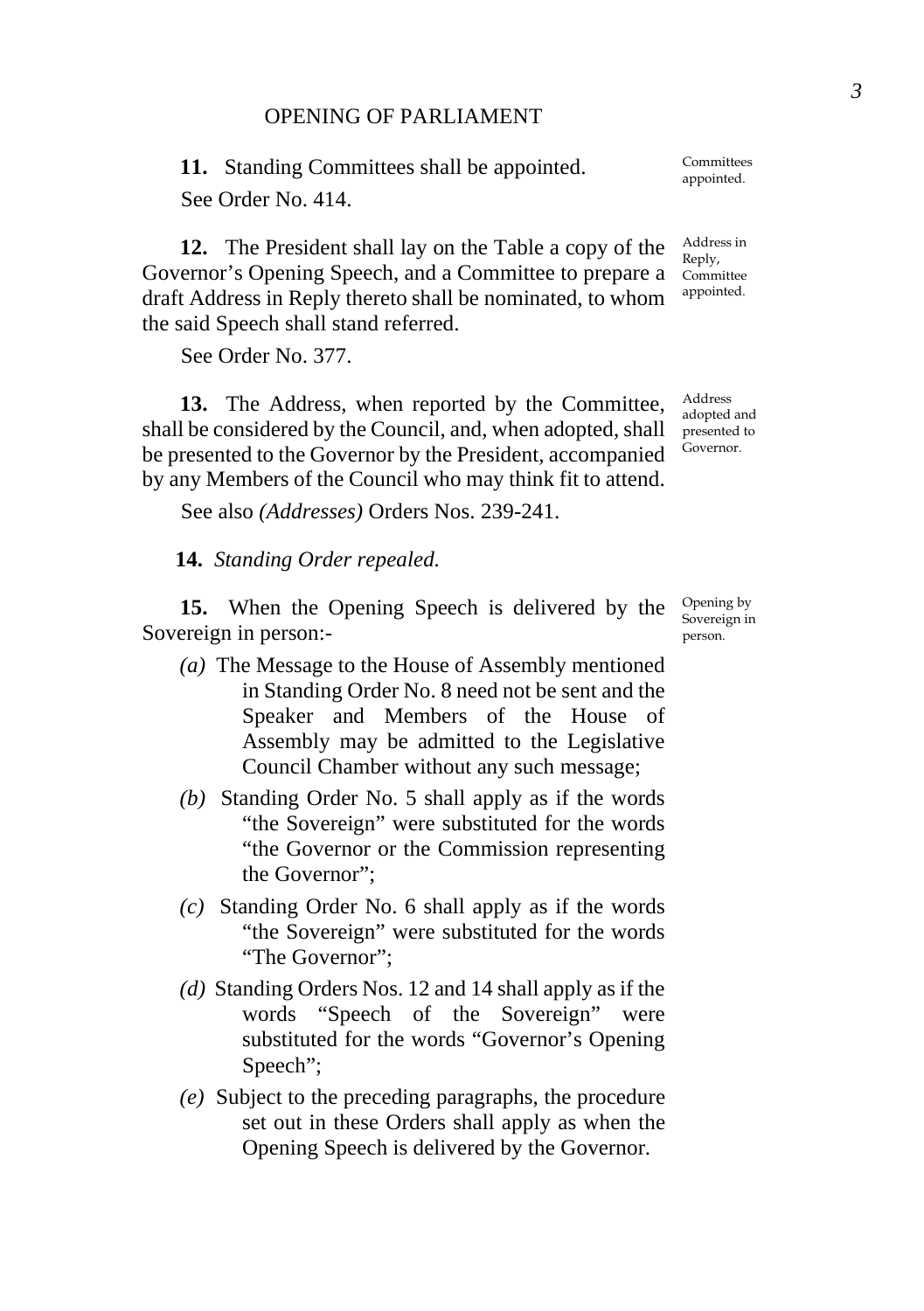## OPENING OF PARLIAMENT

**11.** Standing Committees shall be appointed.

*Committees appointed.*

See Order No. 414.

**12.** The President shall lay on the Table a copy of the Governor's Opening Speech, and a Committee to prepare a draft Address in Reply thereto shall be nominated, to whom the said Speech shall stand referred.

*Address in Reply, Committee appointed.*

See Order No. 377.

**13.** The Address, when reported by the Committee, shall be considered by the Council, and, when adopted, shall be presented to the Governor by the President, accompanied by any Members of the Council who may think fit to attend.

*Address adopted and presented to Governor.*

See also *(Addresses)* Orders Nos. 239-241.

**14.** *Standing Order repealed.*

**15.** When the Opening Speech is delivered by the Sovereign in person:-

*Opening by Sovereign in person.*

*(a)* The Message to the House of Assembly mentioned in Standing Order No. 8 need not be sent and the Speaker and Members of the House of Assembly may be admitted to the Legislative Council Chamber without any such message;

*(b)* Standing Order No. 5 shall apply as if the words "the Sovereign" were substituted for the words "the Governor or the Commission representing the Governor";

*(c)* Standing Order No. 6 shall apply as if the words "the Sovereign" were substituted for the words "The Governor";

*(d)* Standing Orders Nos. 12 and 14 shall apply as if the words "Speech of the Sovereign" were substituted for the words "Governor's Opening Speech";

*(e)* Subject to the preceding paragraphs, the procedure set out in these Orders shall apply as when the Opening Speech is delivered by the Governor.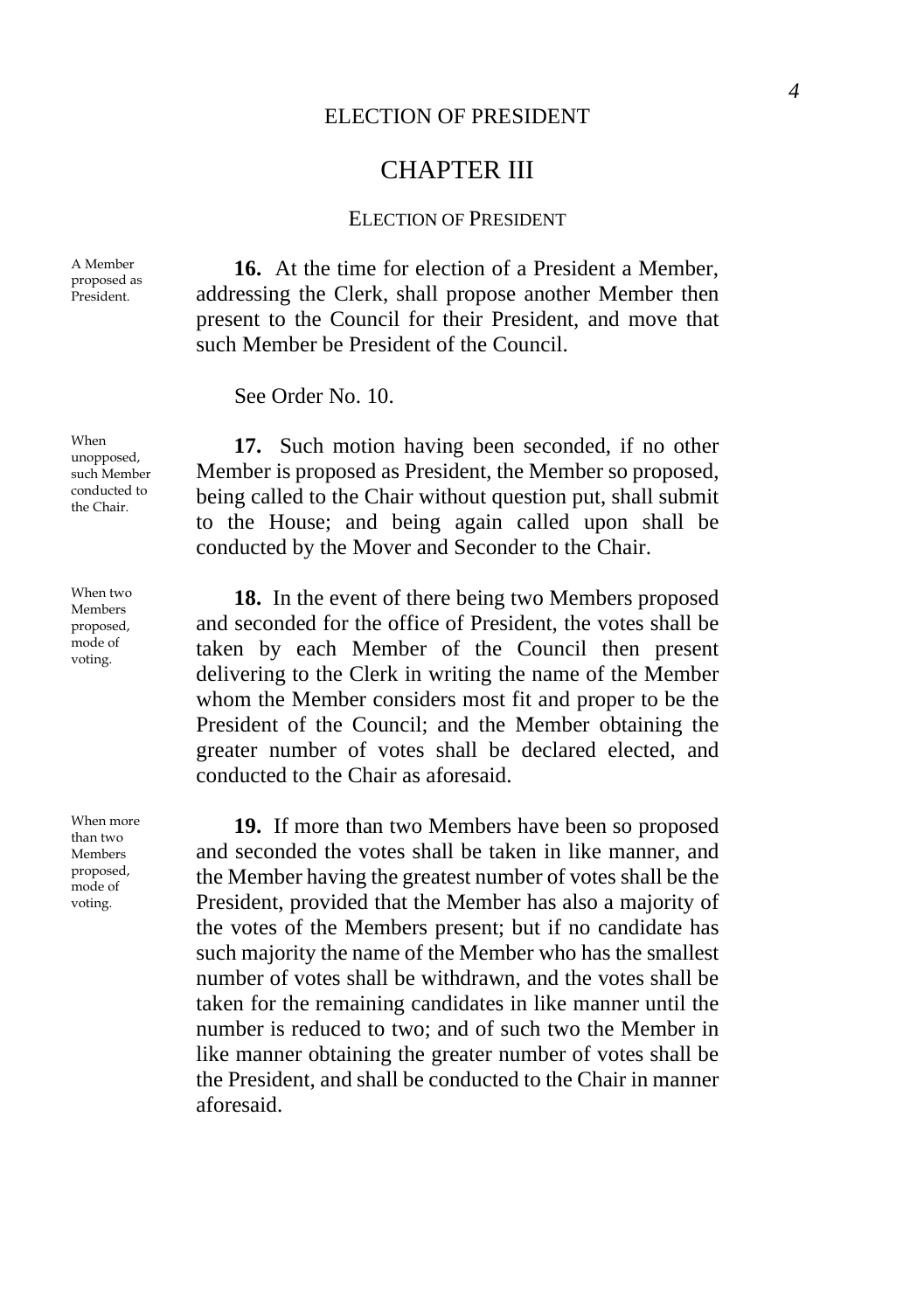## CHAPTER III

### ELECTION OF PRESIDENT

A Member proposed as President.

**16.** At the time for election of a President a Member, addressing the Clerk, shall propose another Member then present to the Council for their President, and move that such Member be President of the Council.

See Order No. 10.

When unopposed, such Member conducted to the Chair.

**17.** Such motion having been seconded, if no other Member is proposed as President, the Member so proposed, being called to the Chair without question put, shall submit to the House; and being again called upon shall be conducted by the Mover and Seconder to the Chair.

When two Members proposed, mode of voting.

**18.** In the event of there being two Members proposed and seconded for the office of President, the votes shall be taken by each Member of the Council then present delivering to the Clerk in writing the name of the Member whom the Member considers most fit and proper to be the President of the Council; and the Member obtaining the greater number of votes shall be declared elected, and conducted to the Chair as aforesaid.

When more than two Members proposed, mode of voting.

**19.** If more than two Members have been so proposed and seconded the votes shall be taken in like manner, and the Member having the greatest number of votes shall be the President, provided that the Member has also a majority of the votes of the Members present; but if no candidate has such majority the name of the Member who has the smallest number of votes shall be withdrawn, and the votes shall be taken for the remaining candidates in like manner until the number is reduced to two; and of such two the Member in like manner obtaining the greater number of votes shall be the President, and shall be conducted to the Chair in manner aforesaid.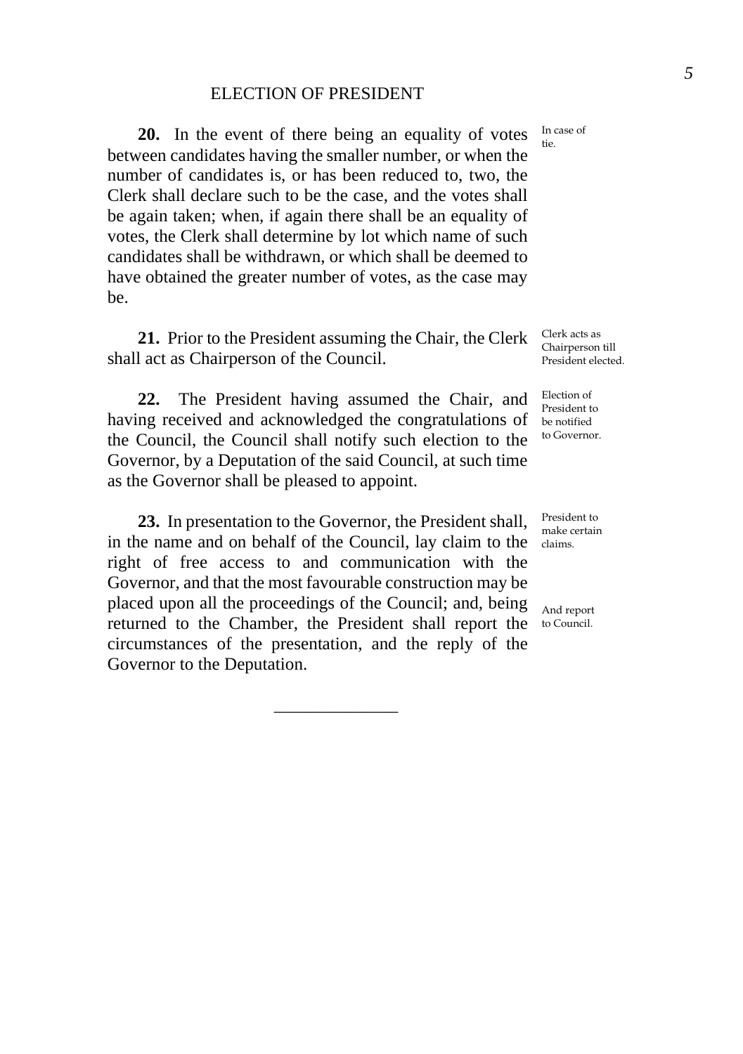## ELECTION OF PRESIDENT

**20.** In the event of there being an equality of votes between candidates having the smaller number, or when the number of candidates is, or has been reduced to, two, the Clerk shall declare such to be the case, and the votes shall be again taken; when, if again there shall be an equality of votes, the Clerk shall determine by lot which name of such candidates shall be withdrawn, or which shall be deemed to have obtained the greater number of votes, as the case may be.

*In case of tie.*

**21.** Prior to the President assuming the Chair, the Clerk shall act as Chairperson of the Council.

*Clerk acts as Chairperson till President elected.*

**22.** The President having assumed the Chair, and having received and acknowledged the congratulations of the Council, the Council shall notify such election to the Governor, by a Deputation of the said Council, at such time as the Governor shall be pleased to appoint.

*Election of President to be notified to Governor.*

**23.** In presentation to the Governor, the President shall, in the name and on behalf of the Council, lay claim to the right of free access to and communication with the Governor, and that the most favourable construction may be placed upon all the proceedings of the Council; and, being returned to the Chamber, the President shall report the circumstances of the presentation, and the reply of the Governor to the Deputation.

*President to make certain claims.*

*And report to Council.*

---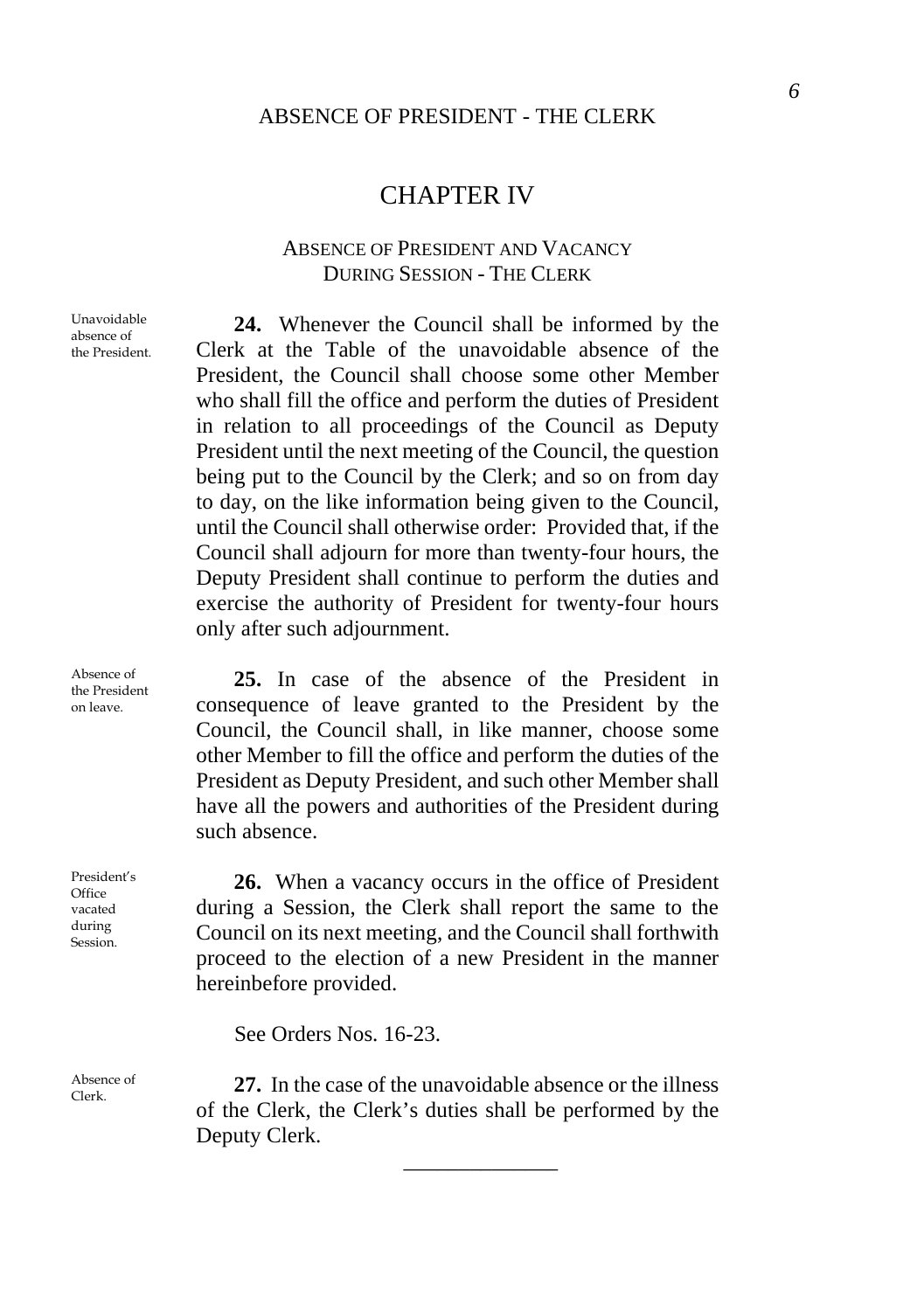# CHAPTER IV

## Absence of President and Vacancy During Session - The Clerk

Unavoidable absence of the President.

**24.** Whenever the Council shall be informed by the Clerk at the Table of the unavoidable absence of the President, the Council shall choose some other Member who shall fill the office and perform the duties of President in relation to all proceedings of the Council as Deputy President until the next meeting of the Council, the question being put to the Council by the Clerk; and so on from day to day, on the like information being given to the Council, until the Council shall otherwise order: Provided that, if the Council shall adjourn for more than twenty-four hours, the Deputy President shall continue to perform the duties and exercise the authority of President for twenty-four hours only after such adjournment.

Absence of the President on leave.

**25.** In case of the absence of the President in consequence of leave granted to the President by the Council, the Council shall, in like manner, choose some other Member to fill the office and perform the duties of the President as Deputy President, and such other Member shall have all the powers and authorities of the President during such absence.

President's Office vacated during Session.

**26.** When a vacancy occurs in the office of President during a Session, the Clerk shall report the same to the Council on its next meeting, and the Council shall forthwith proceed to the election of a new President in the manner hereinbefore provided.

See Orders Nos. 16-23.

Absence of Clerk.

**27.** In the case of the unavoidable absence or the illness of the Clerk, the Clerk's duties shall be performed by the Deputy Clerk.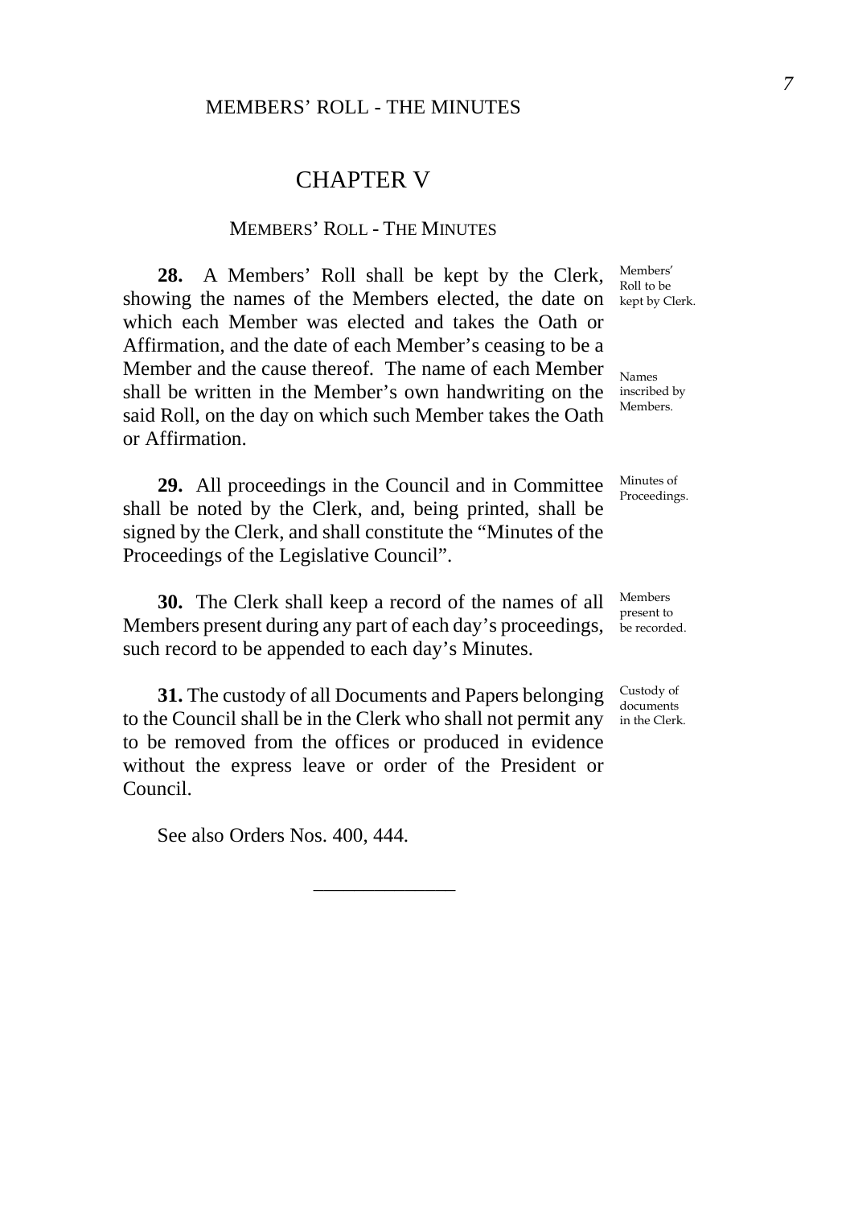# CHAPTER V

## MEMBERS' ROLL - THE MINUTES

*Members' Roll to be kept by Clerk.*

**28.** A Members' Roll shall be kept by the Clerk, showing the names of the Members elected, the date on which each Member was elected and takes the Oath or Affirmation, and the date of each Member's ceasing to be a Member and the cause thereof. The name of each Member shall be written in the Member's own handwriting on the said Roll, on the day on which such Member takes the Oath or Affirmation.

*Names inscribed by Members.*

*Minutes of Proceedings.*

**29.** All proceedings in the Council and in Committee shall be noted by the Clerk, and, being printed, shall be signed by the Clerk, and shall constitute the "Minutes of the Proceedings of the Legislative Council".

*Members present to be recorded.*

**30.** The Clerk shall keep a record of the names of all Members present during any part of each day's proceedings, such record to be appended to each day's Minutes.

*Custody of documents in the Clerk.*

**31.** The custody of all Documents and Papers belonging to the Council shall be in the Clerk who shall not permit any to be removed from the offices or produced in evidence without the express leave or order of the President or Council.

See also Orders Nos. 400, 444.

---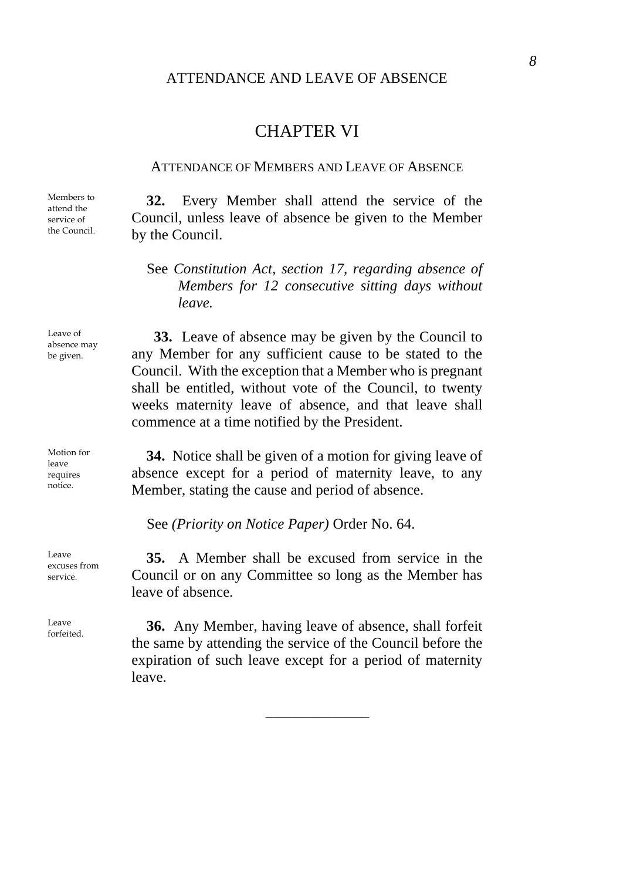# CHAPTER VI

## ATTENDANCE OF MEMBERS AND LEAVE OF ABSENCE

*Members to attend the service of the Council.*

**32.** Every Member shall attend the service of the Council, unless leave of absence be given to the Member by the Council.

See *Constitution Act, section 17, regarding absence of Members for 12 consecutive sitting days without leave.*

*Leave of absence may be given.*

**33.** Leave of absence may be given by the Council to any Member for any sufficient cause to be stated to the Council. With the exception that a Member who is pregnant shall be entitled, without vote of the Council, to twenty weeks maternity leave of absence, and that leave shall commence at a time notified by the President.

*Motion for leave requires notice.*

**34.** Notice shall be given of a motion for giving leave of absence except for a period of maternity leave, to any Member, stating the cause and period of absence.

See *(Priority on Notice Paper)* Order No. 64.

*Leave excuses from service.*

**35.** A Member shall be excused from service in the Council or on any Committee so long as the Member has leave of absence.

*Leave forfeited.*

**36.** Any Member, having leave of absence, shall forfeit the same by attending the service of the Council before the expiration of such leave except for a period of maternity leave.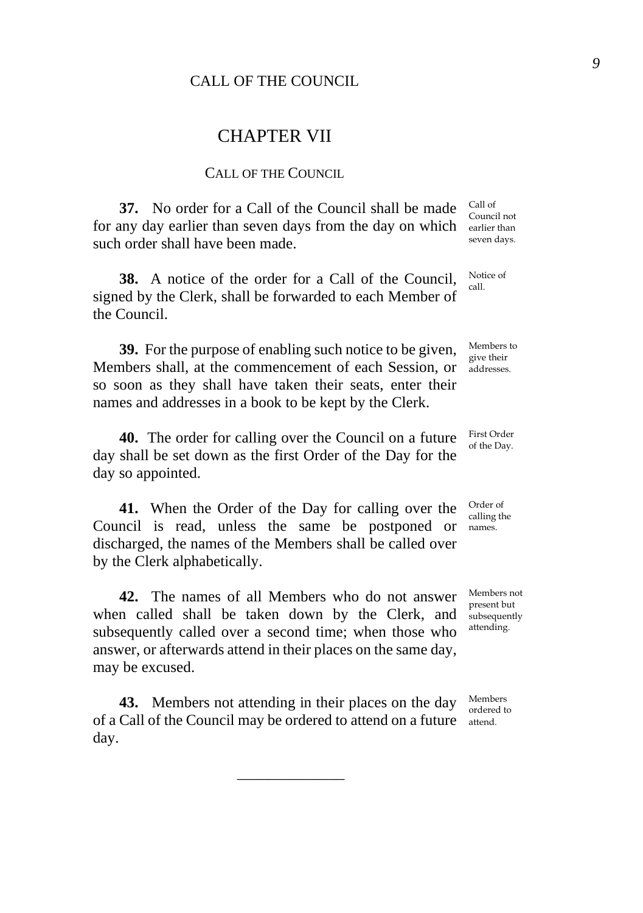# CHAPTER VII

## CALL OF THE COUNCIL

*Call of Council not earlier than seven days.*

**37.** No order for a Call of the Council shall be made for any day earlier than seven days from the day on which such order shall have been made.

*Notice of call.*

**38.** A notice of the order for a Call of the Council, signed by the Clerk, shall be forwarded to each Member of the Council.

*Members to give their addresses.*

**39.** For the purpose of enabling such notice to be given, Members shall, at the commencement of each Session, or so soon as they shall have taken their seats, enter their names and addresses in a book to be kept by the Clerk.

*First Order of the Day.*

**40.** The order for calling over the Council on a future day shall be set down as the first Order of the Day for the day so appointed.

*Order of calling the names.*

**41.** When the Order of the Day for calling over the Council is read, unless the same be postponed or discharged, the names of the Members shall be called over by the Clerk alphabetically.

*Members not present but subsequently attending.*

**42.** The names of all Members who do not answer when called shall be taken down by the Clerk, and subsequently called over a second time; when those who answer, or afterwards attend in their places on the same day, may be excused.

*Members ordered to attend.*

**43.** Members not attending in their places on the day of a Call of the Council may be ordered to attend on a future day.

---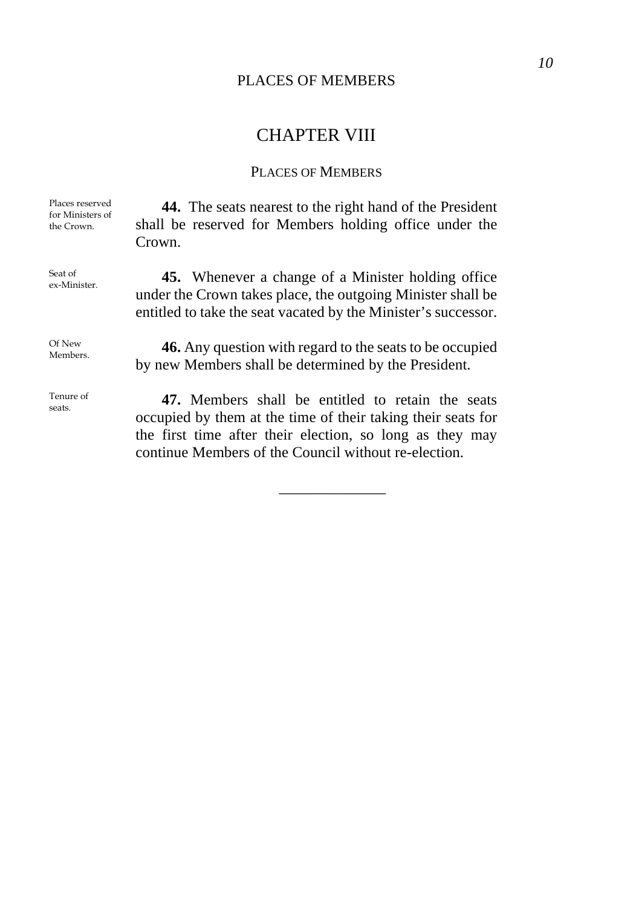# CHAPTER VIII

## PLACES OF MEMBERS

Places reserved for Ministers of the Crown.

**44.** The seats nearest to the right hand of the President shall be reserved for Members holding office under the Crown.

Seat of ex-Minister.

**45.** Whenever a change of a Minister holding office under the Crown takes place, the outgoing Minister shall be entitled to take the seat vacated by the Minister's successor.

Of New Members.

**46.** Any question with regard to the seats to be occupied by new Members shall be determined by the President.

Tenure of seats.

**47.** Members shall be entitled to retain the seats occupied by them at the time of their taking their seats for the first time after their election, so long as they may continue Members of the Council without re-election.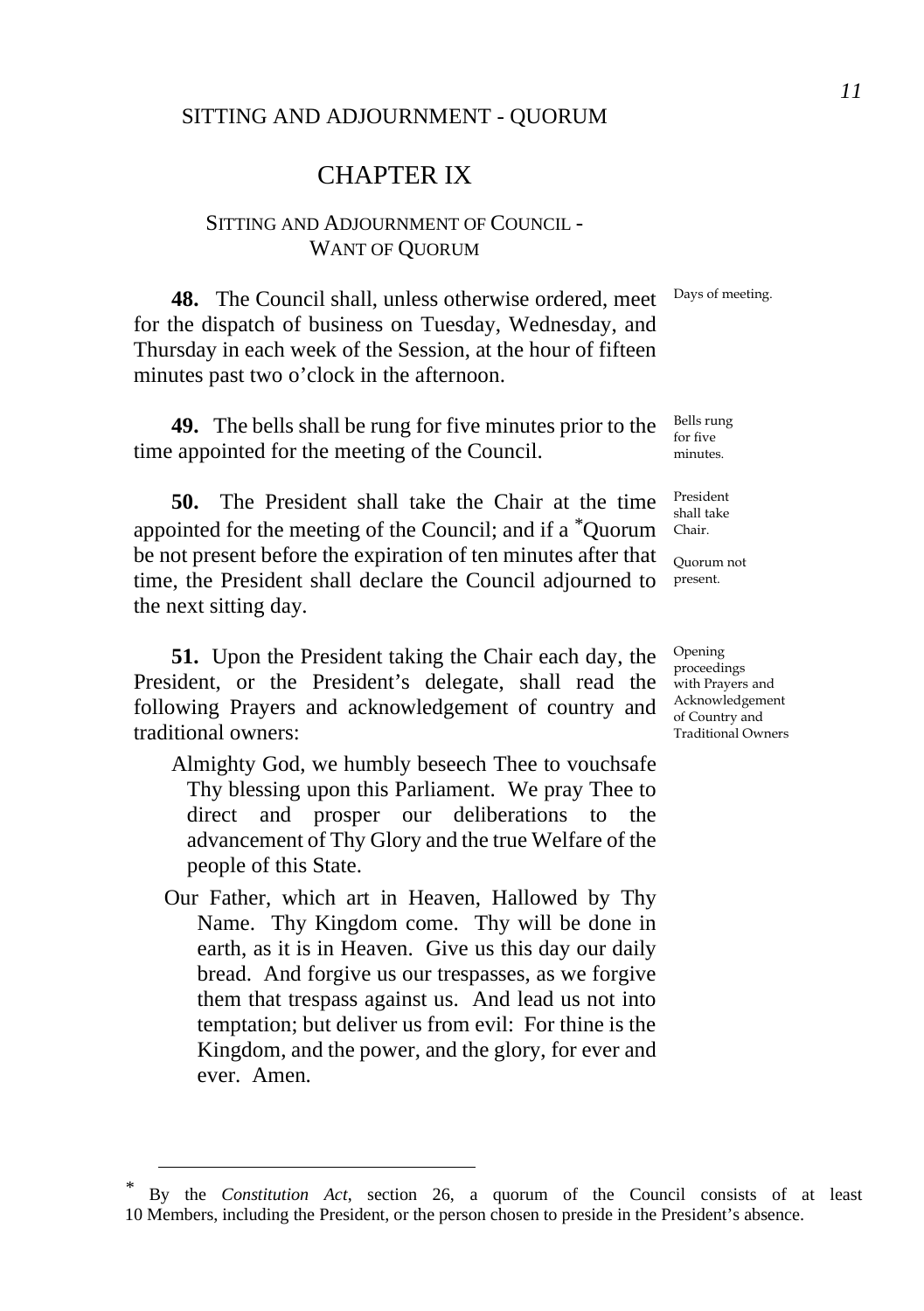SITTING AND ADJOURNMENT - QUORUM

# CHAPTER IX

## SITTING AND ADJOURNMENT OF COUNCIL - WANT OF QUORUM

*Days of meeting.*

**48.** The Council shall, unless otherwise ordered, meet for the dispatch of business on Tuesday, Wednesday, and Thursday in each week of the Session, at the hour of fifteen minutes past two o'clock in the afternoon.

*Bells rung for five minutes.*

**49.** The bells shall be rung for five minutes prior to the time appointed for the meeting of the Council.

*President shall take Chair.*

*Quorum not present.*

**50.** The President shall take the Chair at the time appointed for the meeting of the Council; and if a *Quorum be not present before the expiration of ten minutes after that time, the President shall declare the Council adjourned to the next sitting day.

*Opening proceedings with Prayers and Acknowledgement of Country and Traditional Owners*

**51.** Upon the President taking the Chair each day, the President, or the President's delegate, shall read the following Prayers and acknowledgement of country and traditional owners:

> Almighty God, we humbly beseech Thee to vouchsafe Thy blessing upon this Parliament. We pray Thee to direct and prosper our deliberations to the advancement of Thy Glory and the true Welfare of the people of this State.
>
> Our Father, which art in Heaven, Hallowed by Thy Name. Thy Kingdom come. Thy will be done in earth, as it is in Heaven. Give us this day our daily bread. And forgive us our trespasses, as we forgive them that trespass against us. And lead us not into temptation; but deliver us from evil: For thine is the Kingdom, and the power, and the glory, for ever and ever. Amen.

---

* By the *Constitution Act*, section 26, a quorum of the Council consists of at least 10 Members, including the President, or the person chosen to preside in the President's absence.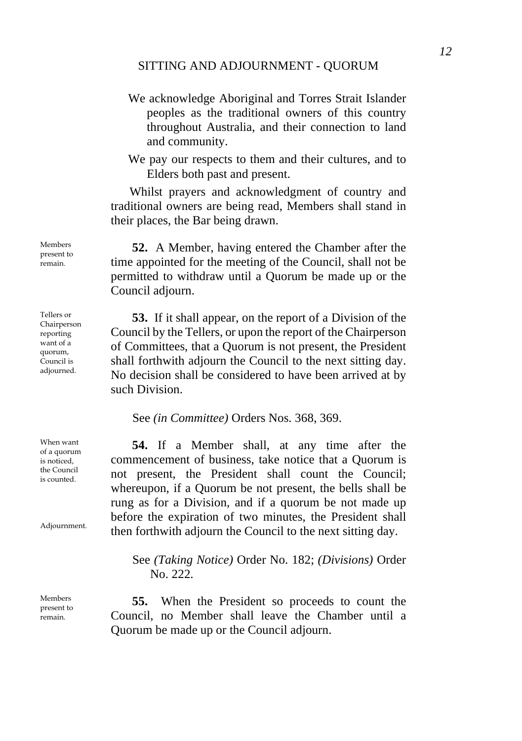We acknowledge Aboriginal and Torres Strait Islander peoples as the traditional owners of this country throughout Australia, and their connection to land and community.

We pay our respects to them and their cultures, and to Elders both past and present.

Whilst prayers and acknowledgment of country and traditional owners are being read, Members shall stand in their places, the Bar being drawn.

*Members present to remain.*

**52.** A Member, having entered the Chamber after the time appointed for the meeting of the Council, shall not be permitted to withdraw until a Quorum be made up or the Council adjourn.

*Tellers or Chairperson reporting want of a quorum, Council is adjourned.*

**53.** If it shall appear, on the report of a Division of the Council by the Tellers, or upon the report of the Chairperson of Committees, that a Quorum is not present, the President shall forthwith adjourn the Council to the next sitting day. No decision shall be considered to have been arrived at by such Division.

See *(in Committee)* Orders Nos. 368, 369.

*When want of a quorum is noticed, the Council is counted.*

*Adjournment.*

**54.** If a Member shall, at any time after the commencement of business, take notice that a Quorum is not present, the President shall count the Council; whereupon, if a Quorum be not present, the bells shall be rung as for a Division, and if a quorum be not made up before the expiration of two minutes, the President shall then forthwith adjourn the Council to the next sitting day.

See *(Taking Notice)* Order No. 182; *(Divisions)* Order No. 222.

*Members present to remain.*

**55.** When the President so proceeds to count the Council, no Member shall leave the Chamber until a Quorum be made up or the Council adjourn.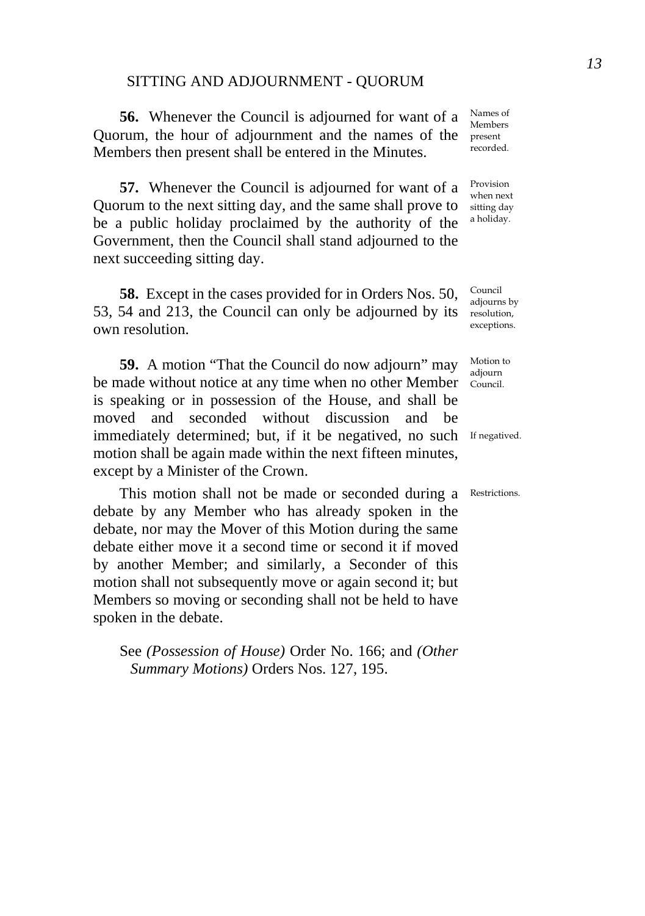## SITTING AND ADJOURNMENT - QUORUM

**56.** Whenever the Council is adjourned for want of a Quorum, the hour of adjournment and the names of the Members then present shall be entered in the Minutes.

*Names of Members present recorded.*

**57.** Whenever the Council is adjourned for want of a Quorum to the next sitting day, and the same shall prove to be a public holiday proclaimed by the authority of the Government, then the Council shall stand adjourned to the next succeeding sitting day.

*Provision when next sitting day a holiday.*

**58.** Except in the cases provided for in Orders Nos. 50, 53, 54 and 213, the Council can only be adjourned by its own resolution.

*Council adjourns by resolution, exceptions.*

**59.** A motion "That the Council do now adjourn" may be made without notice at any time when no other Member is speaking or in possession of the House, and shall be moved and seconded without discussion and be immediately determined; but, if it be negatived, no such motion shall be again made within the next fifteen minutes, except by a Minister of the Crown.

*Motion to adjourn Council.*

*If negatived.*

This motion shall not be made or seconded during a debate by any Member who has already spoken in the debate, nor may the Mover of this Motion during the same debate either move it a second time or second it if moved by another Member; and similarly, a Seconder of this motion shall not subsequently move or again second it; but Members so moving or seconding shall not be held to have spoken in the debate.

*Restrictions.*

See *(Possession of House)* Order No. 166; and *(Other Summary Motions)* Orders Nos. 127, 195.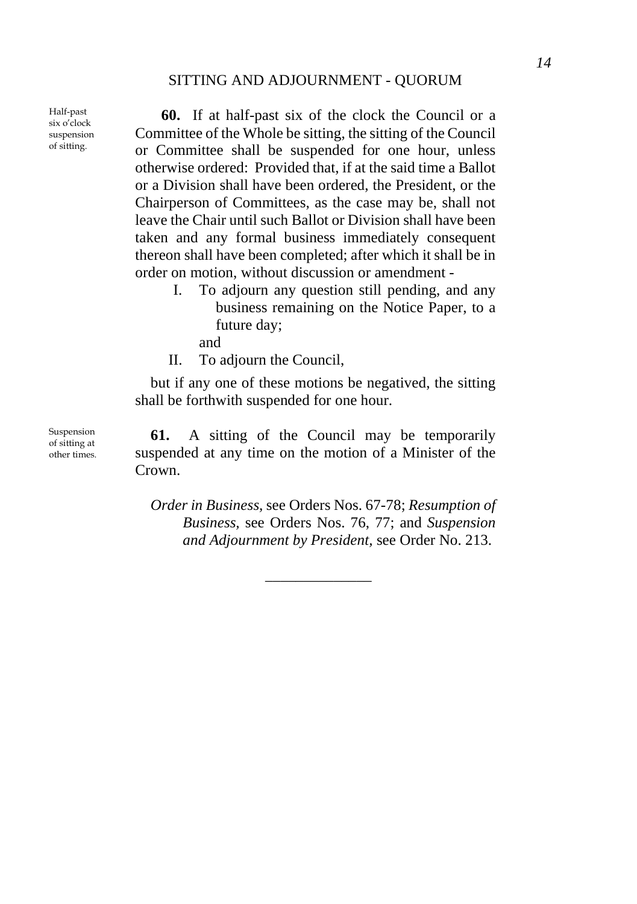## SITTING AND ADJOURNMENT - QUORUM

*Half-past six o'clock suspension of sitting.*

**60.** If at half-past six of the clock the Council or a Committee of the Whole be sitting, the sitting of the Council or Committee shall be suspended for one hour, unless otherwise ordered: Provided that, if at the said time a Ballot or a Division shall have been ordered, the President, or the Chairperson of Committees, as the case may be, shall not leave the Chair until such Ballot or Division shall have been taken and any formal business immediately consequent thereon shall have been completed; after which it shall be in order on motion, without discussion or amendment -

I. To adjourn any question still pending, and any business remaining on the Notice Paper, to a future day;

and

II. To adjourn the Council,

but if any one of these motions be negatived, the sitting shall be forthwith suspended for one hour.

*Suspension of sitting at other times.*

**61.** A sitting of the Council may be temporarily suspended at any time on the motion of a Minister of the Crown.

*Order in Business,* see Orders Nos. 67-78; *Resumption of Business,* see Orders Nos. 76, 77; and *Suspension and Adjournment by President,* see Order No. 213.

---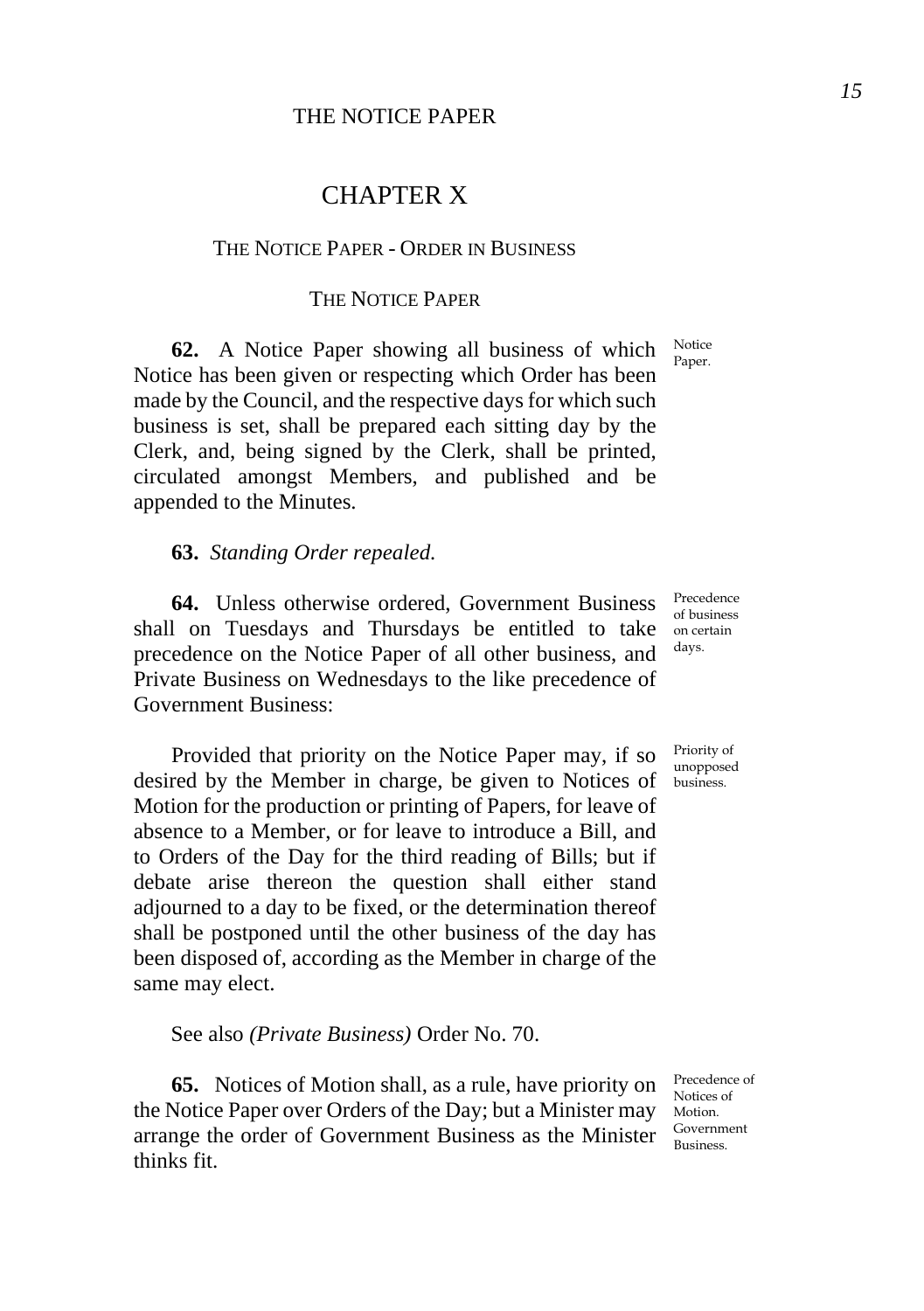# CHAPTER X

## The Notice Paper - Order in Business

### The Notice Paper

**62.** A Notice Paper showing all business of which Notice has been given or respecting which Order has been made by the Council, and the respective days for which such business is set, shall be prepared each sitting day by the Clerk, and, being signed by the Clerk, shall be printed, circulated amongst Members, and published and be appended to the Minutes.

Notice Paper.

**63.** *Standing Order repealed.*

**64.** Unless otherwise ordered, Government Business shall on Tuesdays and Thursdays be entitled to take precedence on the Notice Paper of all other business, and Private Business on Wednesdays to the like precedence of Government Business:

Precedence of business on certain days.

Provided that priority on the Notice Paper may, if so desired by the Member in charge, be given to Notices of Motion for the production or printing of Papers, for leave of absence to a Member, or for leave to introduce a Bill, and to Orders of the Day for the third reading of Bills; but if debate arise thereon the question shall either stand adjourned to a day to be fixed, or the determination thereof shall be postponed until the other business of the day has been disposed of, according as the Member in charge of the same may elect.

Priority of unopposed business.

See also *(Private Business)* Order No. 70.

**65.** Notices of Motion shall, as a rule, have priority on the Notice Paper over Orders of the Day; but a Minister may arrange the order of Government Business as the Minister thinks fit.

Precedence of Notices of Motion. Government Business.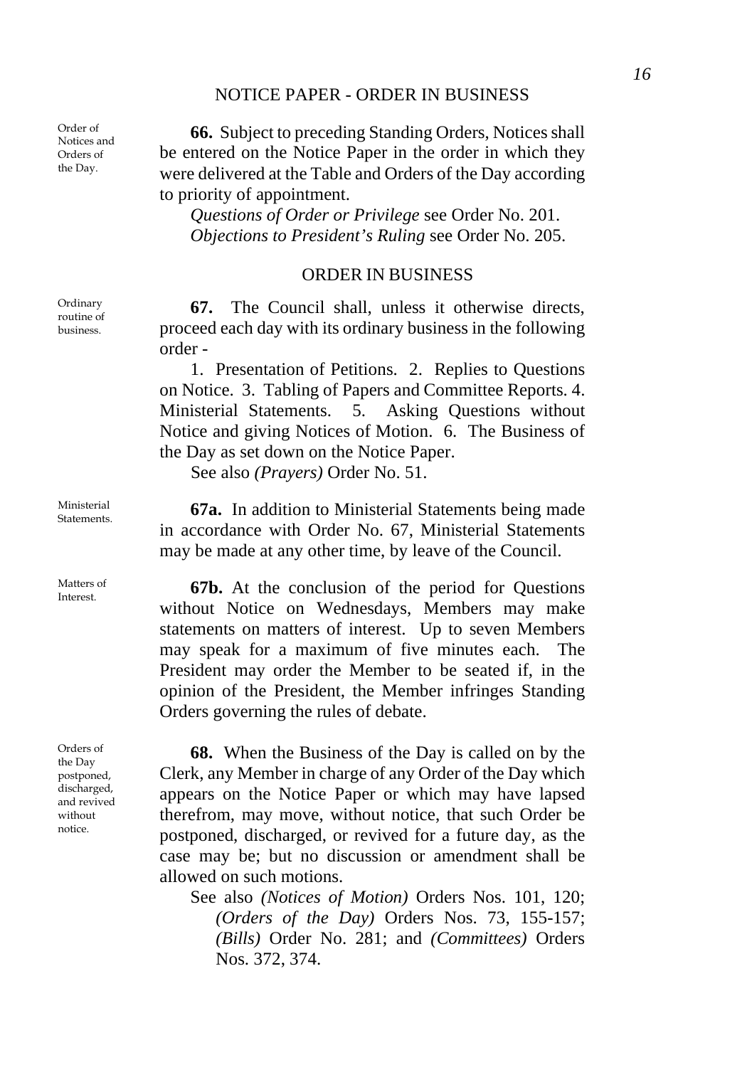## NOTICE PAPER - ORDER IN BUSINESS

Order of Notices and Orders of the Day.

**66.** Subject to preceding Standing Orders, Notices shall be entered on the Notice Paper in the order in which they were delivered at the Table and Orders of the Day according to priority of appointment.

*Questions of Order or Privilege* see Order No. 201.
*Objections to President's Ruling* see Order No. 205.

## ORDER IN BUSINESS

Ordinary routine of business.

**67.** The Council shall, unless it otherwise directs, proceed each day with its ordinary business in the following order -

1. Presentation of Petitions. 2. Replies to Questions on Notice. 3. Tabling of Papers and Committee Reports. 4. Ministerial Statements. 5. Asking Questions without Notice and giving Notices of Motion. 6. The Business of the Day as set down on the Notice Paper.

See also *(Prayers)* Order No. 51.

Ministerial Statements.

**67a.** In addition to Ministerial Statements being made in accordance with Order No. 67, Ministerial Statements may be made at any other time, by leave of the Council.

Matters of Interest.

**67b.** At the conclusion of the period for Questions without Notice on Wednesdays, Members may make statements on matters of interest. Up to seven Members may speak for a maximum of five minutes each. The President may order the Member to be seated if, in the opinion of the President, the Member infringes Standing Orders governing the rules of debate.

Orders of the Day postponed, discharged, and revived without notice.

**68.** When the Business of the Day is called on by the Clerk, any Member in charge of any Order of the Day which appears on the Notice Paper or which may have lapsed therefrom, may move, without notice, that such Order be postponed, discharged, or revived for a future day, as the case may be; but no discussion or amendment shall be allowed on such motions.

See also *(Notices of Motion)* Orders Nos. 101, 120; *(Orders of the Day)* Orders Nos. 73, 155-157; *(Bills)* Order No. 281; and *(Committees)* Orders Nos. 372, 374.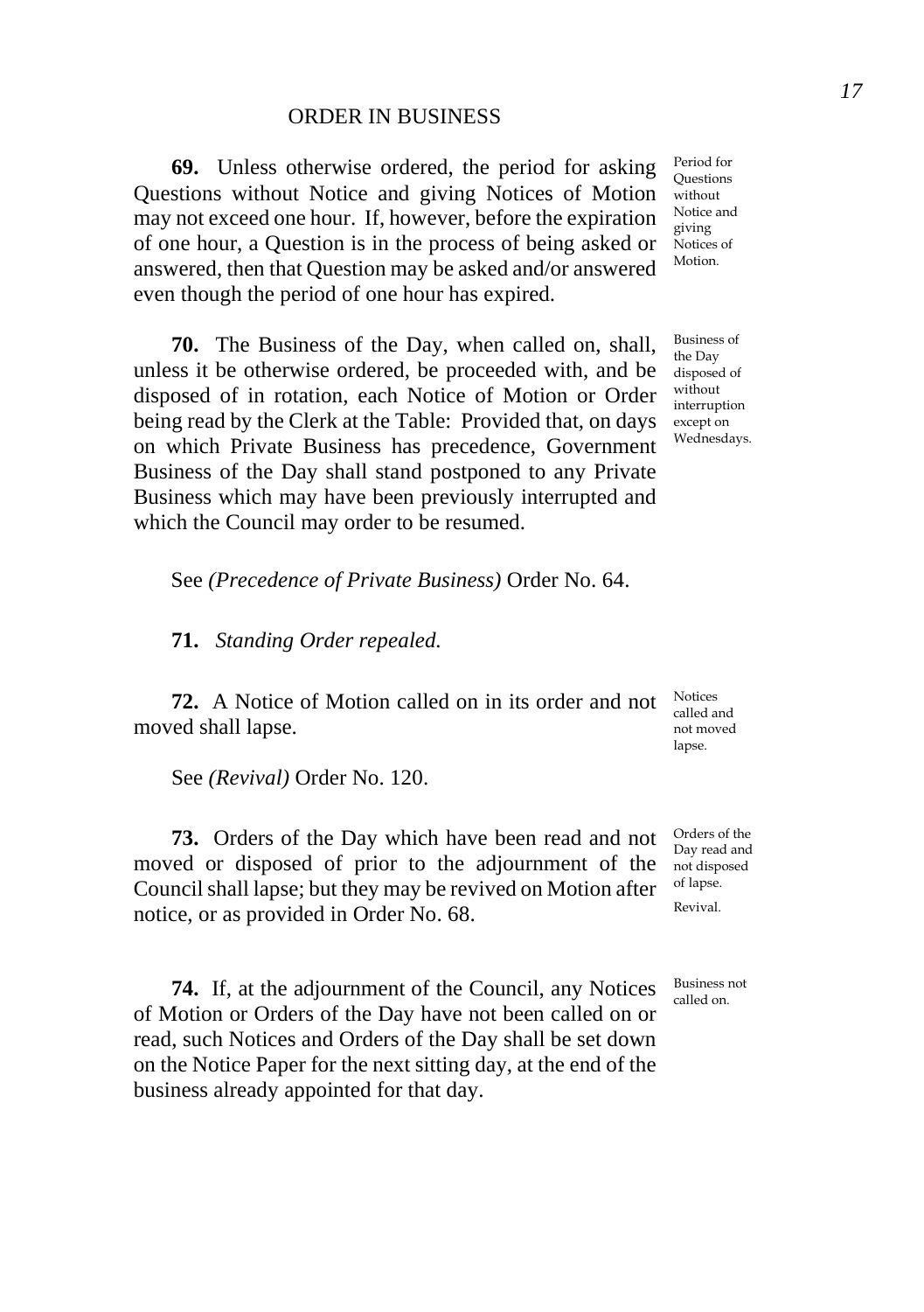## ORDER IN BUSINESS

**69.** Unless otherwise ordered, the period for asking Questions without Notice and giving Notices of Motion may not exceed one hour. If, however, before the expiration of one hour, a Question is in the process of being asked or answered, then that Question may be asked and/or answered even though the period of one hour has expired.

Period for Questions without Notice and giving Notices of Motion.

**70.** The Business of the Day, when called on, shall, unless it be otherwise ordered, be proceeded with, and be disposed of in rotation, each Notice of Motion or Order being read by the Clerk at the Table: Provided that, on days on which Private Business has precedence, Government Business of the Day shall stand postponed to any Private Business which may have been previously interrupted and which the Council may order to be resumed.

Business of the Day disposed of without interruption except on Wednesdays.

See *(Precedence of Private Business)* Order No. 64.

**71.** *Standing Order repealed.*

**72.** A Notice of Motion called on in its order and not moved shall lapse.

Notices called and not moved lapse.

See *(Revival)* Order No. 120.

**73.** Orders of the Day which have been read and not moved or disposed of prior to the adjournment of the Council shall lapse; but they may be revived on Motion after notice, or as provided in Order No. 68.

Orders of the Day read and not disposed of lapse.

Revival.

**74.** If, at the adjournment of the Council, any Notices of Motion or Orders of the Day have not been called on or read, such Notices and Orders of the Day shall be set down on the Notice Paper for the next sitting day, at the end of the business already appointed for that day.

Business not called on.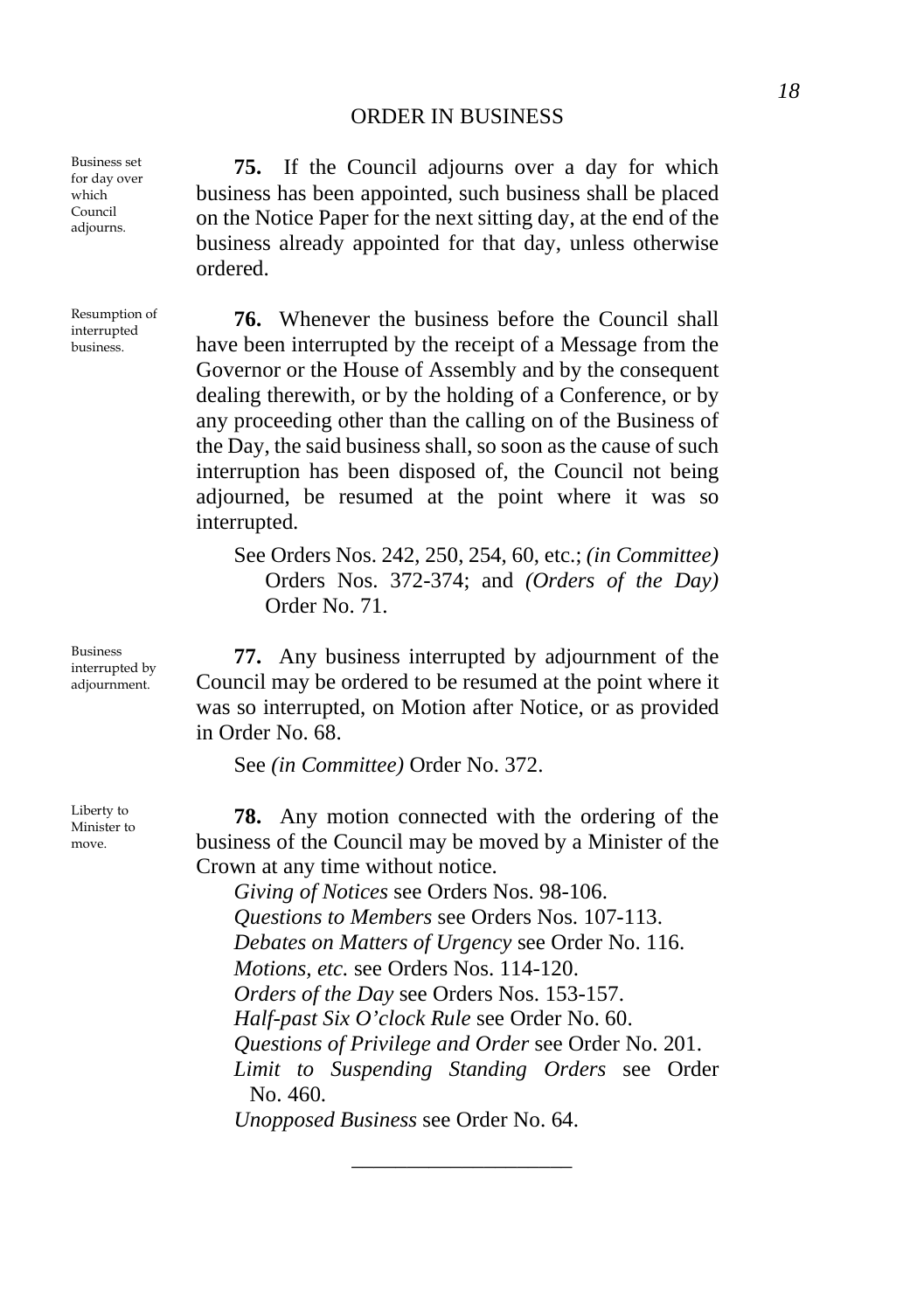Business set for day over which Council adjourns.

**75.** If the Council adjourns over a day for which business has been appointed, such business shall be placed on the Notice Paper for the next sitting day, at the end of the business already appointed for that day, unless otherwise ordered.

Resumption of interrupted business.

**76.** Whenever the business before the Council shall have been interrupted by the receipt of a Message from the Governor or the House of Assembly and by the consequent dealing therewith, or by the holding of a Conference, or by any proceeding other than the calling on of the Business of the Day, the said business shall, so soon as the cause of such interruption has been disposed of, the Council not being adjourned, be resumed at the point where it was so interrupted.

See Orders Nos. 242, 250, 254, 60, etc.; *(in Committee)* Orders Nos. 372-374; and *(Orders of the Day)* Order No. 71.

Business interrupted by adjournment.

**77.** Any business interrupted by adjournment of the Council may be ordered to be resumed at the point where it was so interrupted, on Motion after Notice, or as provided in Order No. 68.

See *(in Committee)* Order No. 372.

Liberty to Minister to move.

**78.** Any motion connected with the ordering of the business of the Council may be moved by a Minister of the Crown at any time without notice.

*Giving of Notices* see Orders Nos. 98-106.
*Questions to Members* see Orders Nos. 107-113.
*Debates on Matters of Urgency* see Order No. 116.
*Motions, etc.* see Orders Nos. 114-120.
*Orders of the Day* see Orders Nos. 153-157.
*Half-past Six O'clock Rule* see Order No. 60.
*Questions of Privilege and Order* see Order No. 201.
*Limit to Suspending Standing Orders* see Order No. 460.
*Unopposed Business* see Order No. 64.

---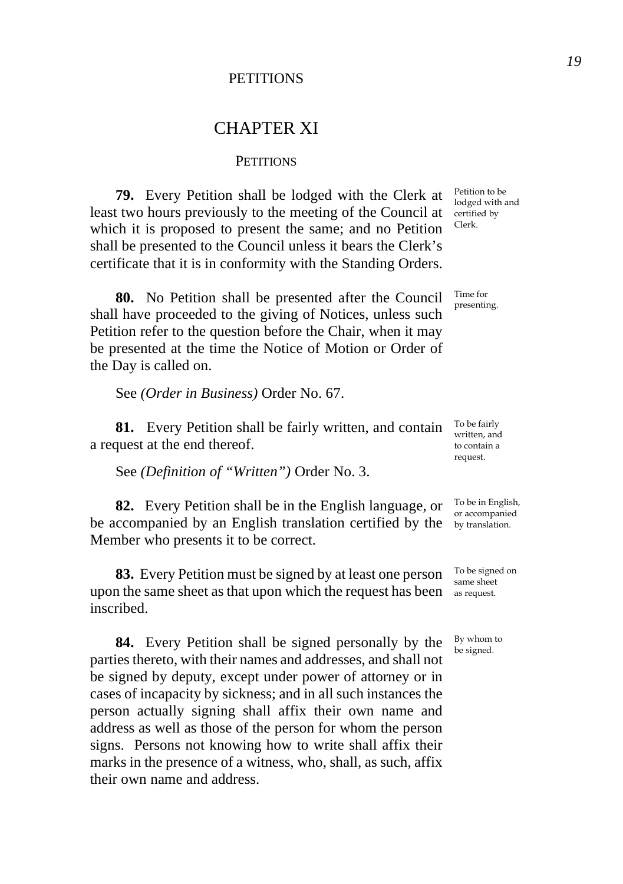# CHAPTER XI

## PETITIONS

**79.** Every Petition shall be lodged with the Clerk at least two hours previously to the meeting of the Council at which it is proposed to present the same; and no Petition shall be presented to the Council unless it bears the Clerk's certificate that it is in conformity with the Standing Orders.

Petition to be lodged with and certified by Clerk.

**80.** No Petition shall be presented after the Council shall have proceeded to the giving of Notices, unless such Petition refer to the question before the Chair, when it may be presented at the time the Notice of Motion or Order of the Day is called on.

Time for presenting.

See *(Order in Business)* Order No. 67.

**81.** Every Petition shall be fairly written, and contain a request at the end thereof.

To be fairly written, and to contain a request.

See *(Definition of "Written")* Order No. 3.

**82.** Every Petition shall be in the English language, or be accompanied by an English translation certified by the Member who presents it to be correct.

To be in English, or accompanied by translation.

**83.** Every Petition must be signed by at least one person upon the same sheet as that upon which the request has been inscribed.

To be signed on same sheet as request.

**84.** Every Petition shall be signed personally by the parties thereto, with their names and addresses, and shall not be signed by deputy, except under power of attorney or in cases of incapacity by sickness; and in all such instances the person actually signing shall affix their own name and address as well as those of the person for whom the person signs. Persons not knowing how to write shall affix their marks in the presence of a witness, who, shall, as such, affix their own name and address.

By whom to be signed.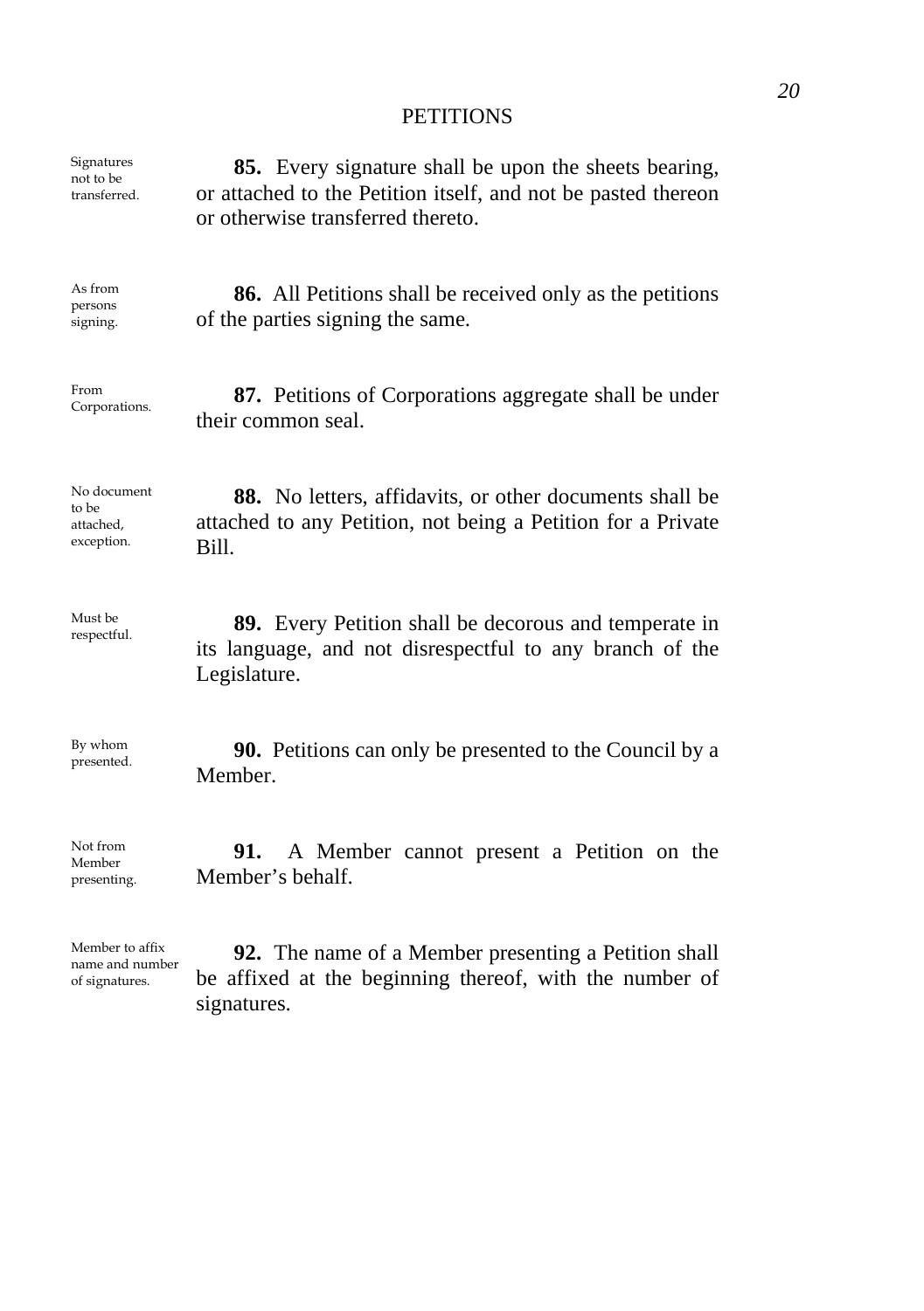## PETITIONS

*Signatures not to be transferred.*

**85.** Every signature shall be upon the sheets bearing, or attached to the Petition itself, and not be pasted thereon or otherwise transferred thereto.

*As from persons signing.*

**86.** All Petitions shall be received only as the petitions of the parties signing the same.

*From Corporations.*

**87.** Petitions of Corporations aggregate shall be under their common seal.

*No document to be attached, exception.*

**88.** No letters, affidavits, or other documents shall be attached to any Petition, not being a Petition for a Private Bill.

*Must be respectful.*

**89.** Every Petition shall be decorous and temperate in its language, and not disrespectful to any branch of the Legislature.

*By whom presented.*

**90.** Petitions can only be presented to the Council by a Member.

*Not from Member presenting.*

**91.** A Member cannot present a Petition on the Member's behalf.

*Member to affix name and number of signatures.*

**92.** The name of a Member presenting a Petition shall be affixed at the beginning thereof, with the number of signatures.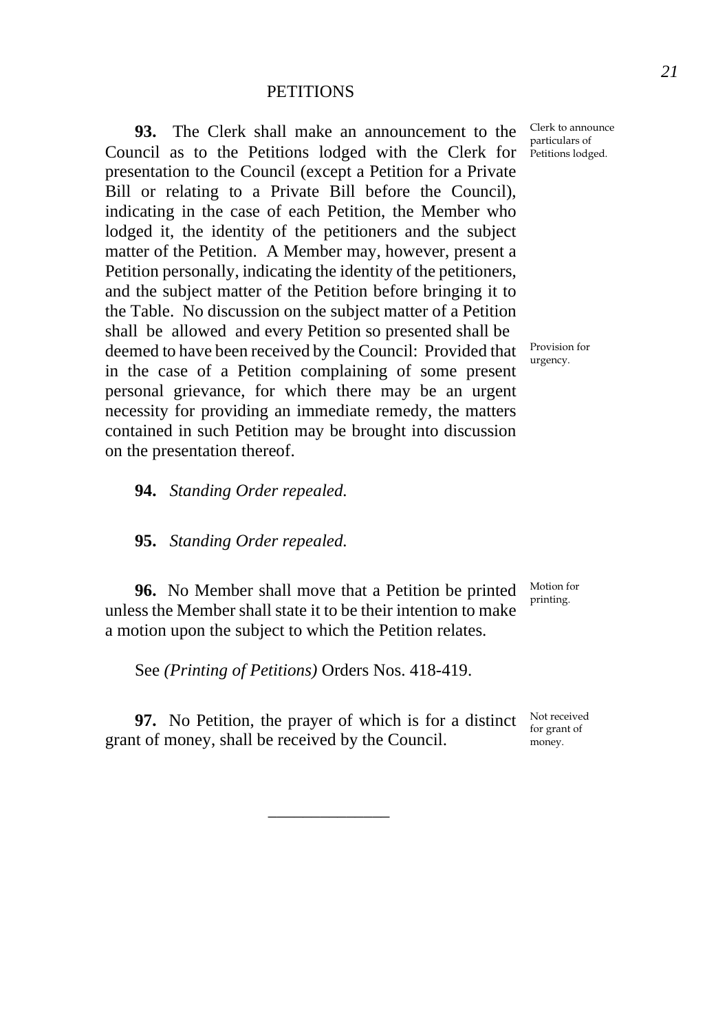## PETITIONS

**93.** The Clerk shall make an announcement to the Council as to the Petitions lodged with the Clerk for presentation to the Council (except a Petition for a Private Bill or relating to a Private Bill before the Council), indicating in the case of each Petition, the Member who lodged it, the identity of the petitioners and the subject matter of the Petition. A Member may, however, present a Petition personally, indicating the identity of the petitioners, and the subject matter of the Petition before bringing it to the Table. No discussion on the subject matter of a Petition shall be allowed and every Petition so presented shall be deemed to have been received by the Council: Provided that in the case of a Petition complaining of some present personal grievance, for which there may be an urgent necessity for providing an immediate remedy, the matters contained in such Petition may be brought into discussion on the presentation thereof.

Clerk to announce particulars of Petitions lodged.

Provision for urgency.

**94.** *Standing Order repealed.*

**95.** *Standing Order repealed.*

**96.** No Member shall move that a Petition be printed unless the Member shall state it to be their intention to make a motion upon the subject to which the Petition relates.

Motion for printing.

See *(Printing of Petitions)* Orders Nos. 418-419.

**97.** No Petition, the prayer of which is for a distinct grant of money, shall be received by the Council.

Not received for grant of money.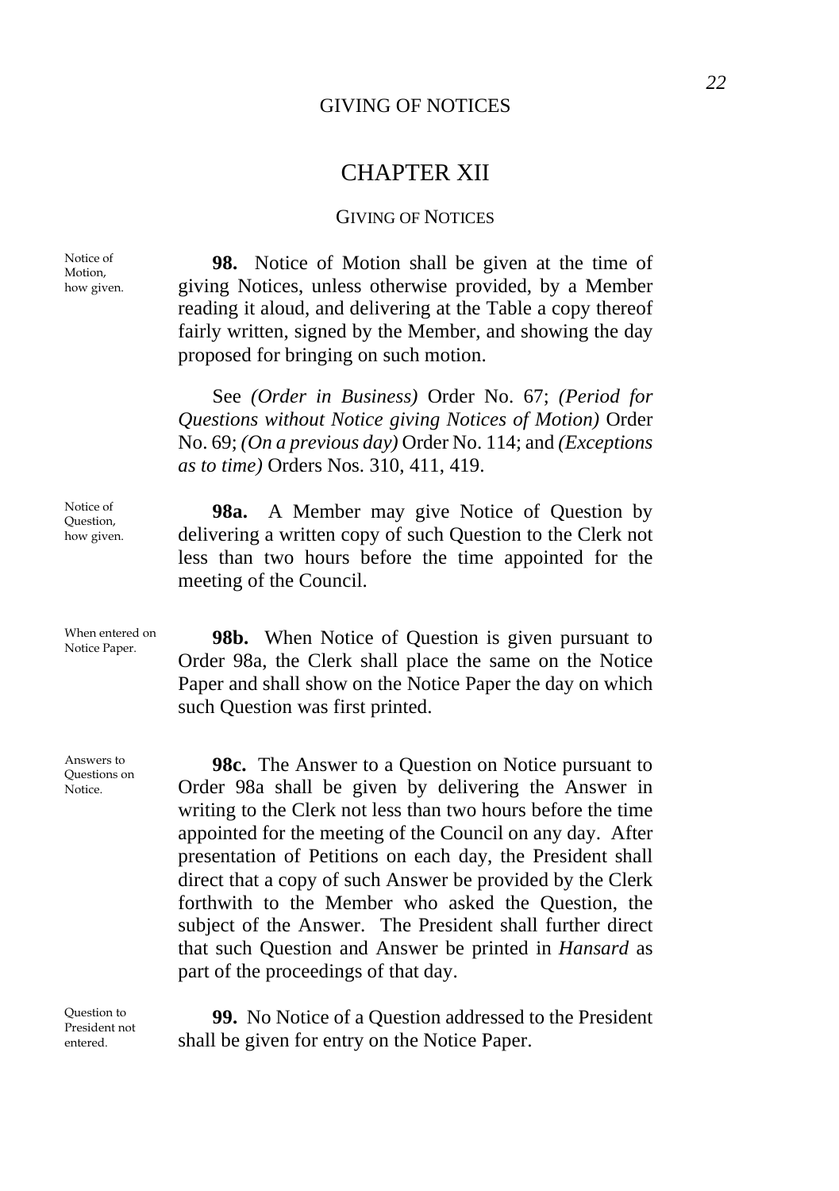# CHAPTER XII

## GIVING OF NOTICES

Notice of Motion, how given.

**98.** Notice of Motion shall be given at the time of giving Notices, unless otherwise provided, by a Member reading it aloud, and delivering at the Table a copy thereof fairly written, signed by the Member, and showing the day proposed for bringing on such motion.

See *(Order in Business)* Order No. 67; *(Period for Questions without Notice giving Notices of Motion)* Order No. 69; *(On a previous day)* Order No. 114; and *(Exceptions as to time)* Orders Nos. 310, 411, 419.

Notice of Question, how given.

**98a.** A Member may give Notice of Question by delivering a written copy of such Question to the Clerk not less than two hours before the time appointed for the meeting of the Council.

When entered on Notice Paper.

**98b.** When Notice of Question is given pursuant to Order 98a, the Clerk shall place the same on the Notice Paper and shall show on the Notice Paper the day on which such Question was first printed.

Answers to Questions on Notice.

**98c.** The Answer to a Question on Notice pursuant to Order 98a shall be given by delivering the Answer in writing to the Clerk not less than two hours before the time appointed for the meeting of the Council on any day. After presentation of Petitions on each day, the President shall direct that a copy of such Answer be provided by the Clerk forthwith to the Member who asked the Question, the subject of the Answer. The President shall further direct that such Question and Answer be printed in *Hansard* as part of the proceedings of that day.

Question to President not entered.

**99.** No Notice of a Question addressed to the President shall be given for entry on the Notice Paper.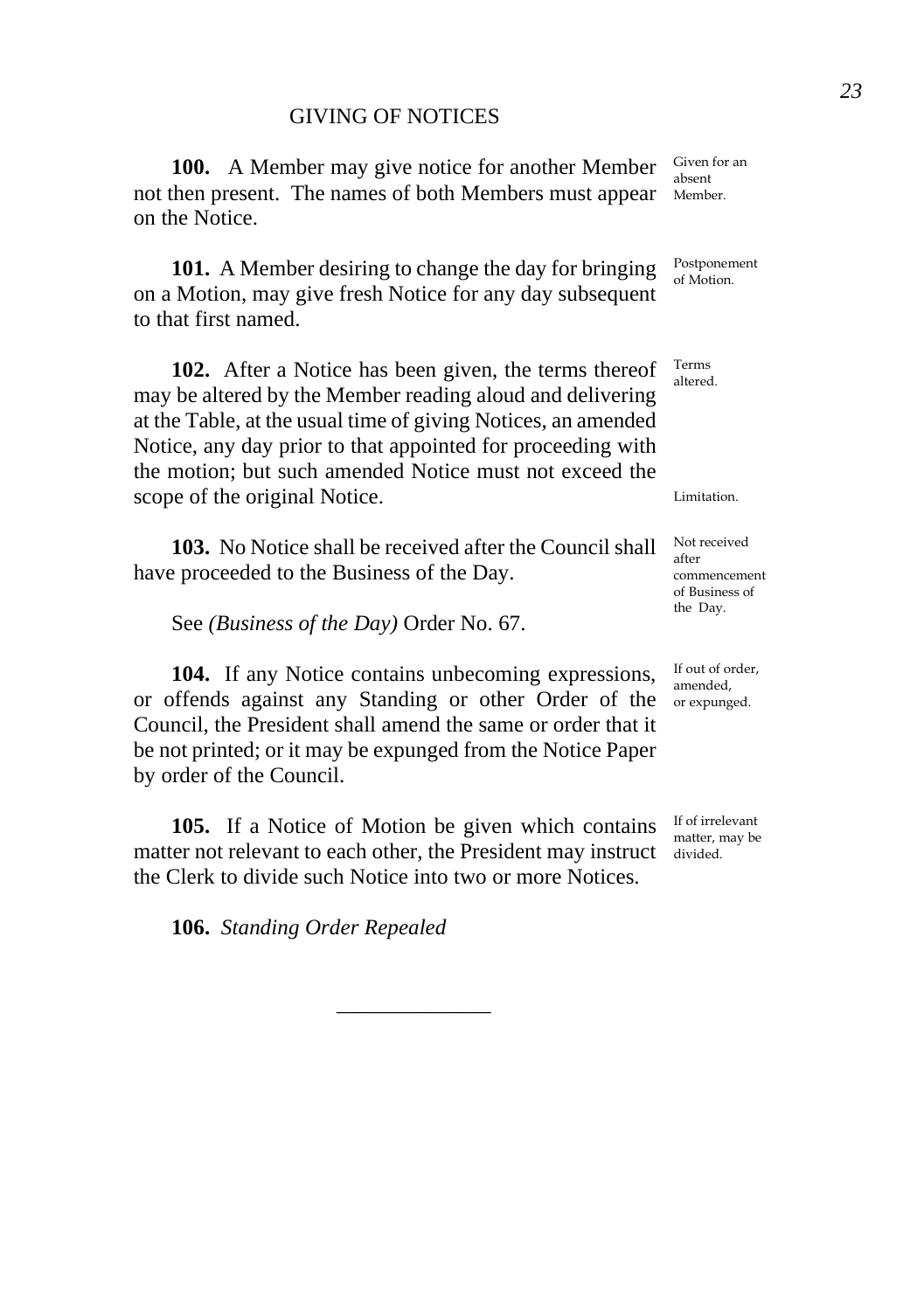## GIVING OF NOTICES

**100.** A Member may give notice for another Member not then present. The names of both Members must appear on the Notice.

Given for an absent Member.

**101.** A Member desiring to change the day for bringing on a Motion, may give fresh Notice for any day subsequent to that first named.

Postponement of Motion.

**102.** After a Notice has been given, the terms thereof may be altered by the Member reading aloud and delivering at the Table, at the usual time of giving Notices, an amended Notice, any day prior to that appointed for proceeding with the motion; but such amended Notice must not exceed the scope of the original Notice.

Terms altered.

Limitation.

**103.** No Notice shall be received after the Council shall have proceeded to the Business of the Day.

Not received after commencement of Business of the Day.

See *(Business of the Day)* Order No. 67.

**104.** If any Notice contains unbecoming expressions, or offends against any Standing or other Order of the Council, the President shall amend the same or order that it be not printed; or it may be expunged from the Notice Paper by order of the Council.

If out of order, amended, or expunged.

**105.** If a Notice of Motion be given which contains matter not relevant to each other, the President may instruct the Clerk to divide such Notice into two or more Notices.

If of irrelevant matter, may be divided.

**106.** *Standing Order Repealed*

---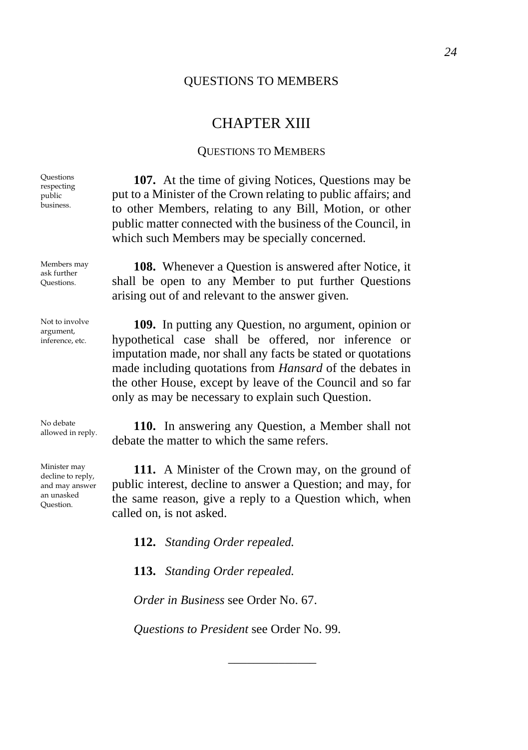# CHAPTER XIII

## QUESTIONS TO MEMBERS

*Questions respecting public business.*

**107.** At the time of giving Notices, Questions may be put to a Minister of the Crown relating to public affairs; and to other Members, relating to any Bill, Motion, or other public matter connected with the business of the Council, in which such Members may be specially concerned.

*Members may ask further Questions.*

**108.** Whenever a Question is answered after Notice, it shall be open to any Member to put further Questions arising out of and relevant to the answer given.

*Not to involve argument, inference, etc.*

**109.** In putting any Question, no argument, opinion or hypothetical case shall be offered, nor inference or imputation made, nor shall any facts be stated or quotations made including quotations from *Hansard* of the debates in the other House, except by leave of the Council and so far only as may be necessary to explain such Question.

*No debate allowed in reply.*

**110.** In answering any Question, a Member shall not debate the matter to which the same refers.

*Minister may decline to reply, and may answer an unasked Question.*

**111.** A Minister of the Crown may, on the ground of public interest, decline to answer a Question; and may, for the same reason, give a reply to a Question which, when called on, is not asked.

**112.** *Standing Order repealed.*

**113.** *Standing Order repealed.*

*Order in Business* see Order No. 67.

*Questions to President* see Order No. 99.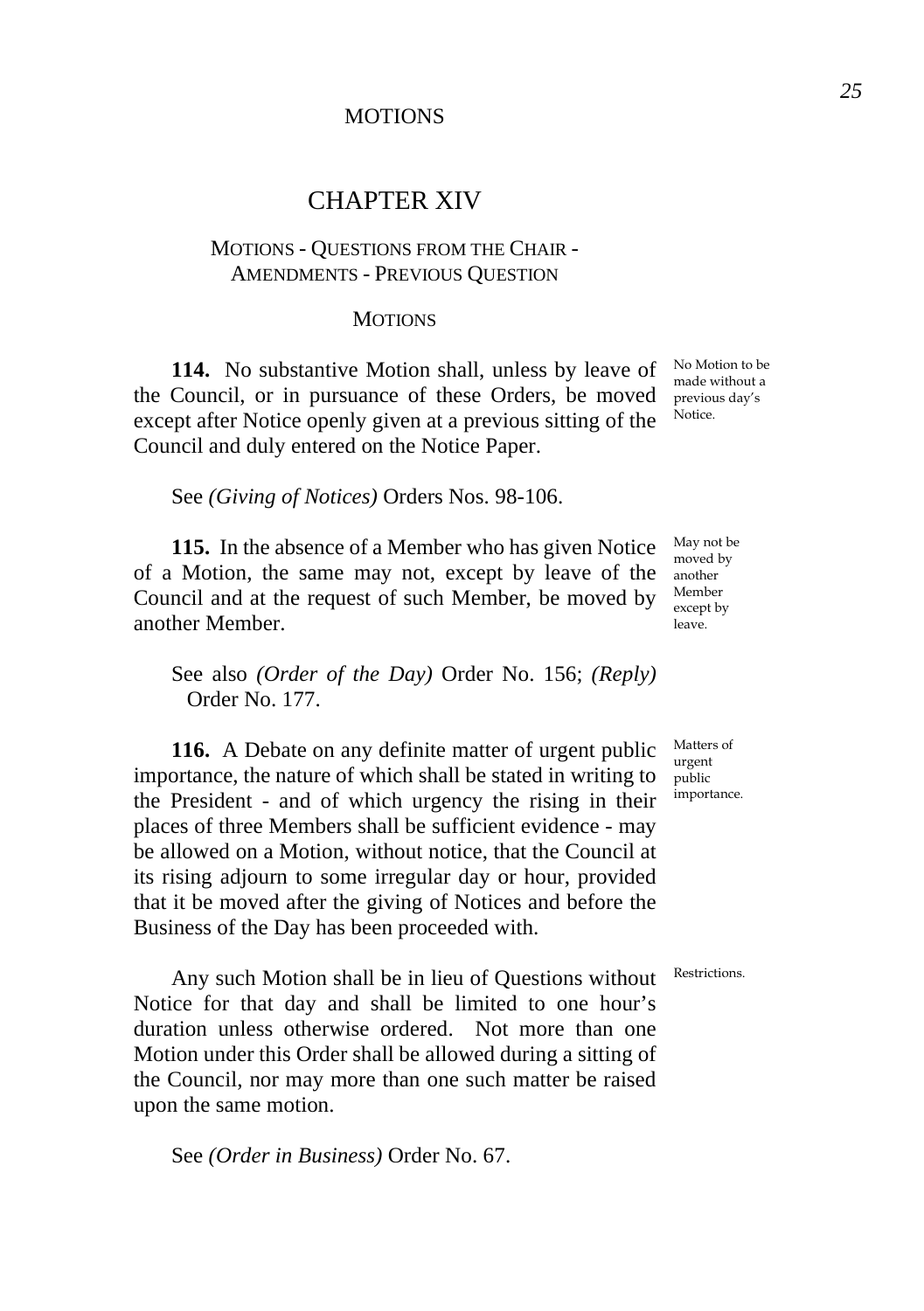# CHAPTER XIV

## MOTIONS - QUESTIONS FROM THE CHAIR - AMENDMENTS - PREVIOUS QUESTION

### MOTIONS

**114.** No substantive Motion shall, unless by leave of the Council, or in pursuance of these Orders, be moved except after Notice openly given at a previous sitting of the Council and duly entered on the Notice Paper.

*No Motion to be made without a previous day's Notice.*

See *(Giving of Notices)* Orders Nos. 98-106.

**115.** In the absence of a Member who has given Notice of a Motion, the same may not, except by leave of the Council and at the request of such Member, be moved by another Member.

*May not be moved by another Member except by leave.*

See also *(Order of the Day)* Order No. 156; *(Reply)* Order No. 177.

**116.** A Debate on any definite matter of urgent public importance, the nature of which shall be stated in writing to the President - and of which urgency the rising in their places of three Members shall be sufficient evidence - may be allowed on a Motion, without notice, that the Council at its rising adjourn to some irregular day or hour, provided that it be moved after the giving of Notices and before the Business of the Day has been proceeded with.

*Matters of urgent public importance.*

Any such Motion shall be in lieu of Questions without Notice for that day and shall be limited to one hour's duration unless otherwise ordered. Not more than one Motion under this Order shall be allowed during a sitting of the Council, nor may more than one such matter be raised upon the same motion.

*Restrictions.*

See *(Order in Business)* Order No. 67.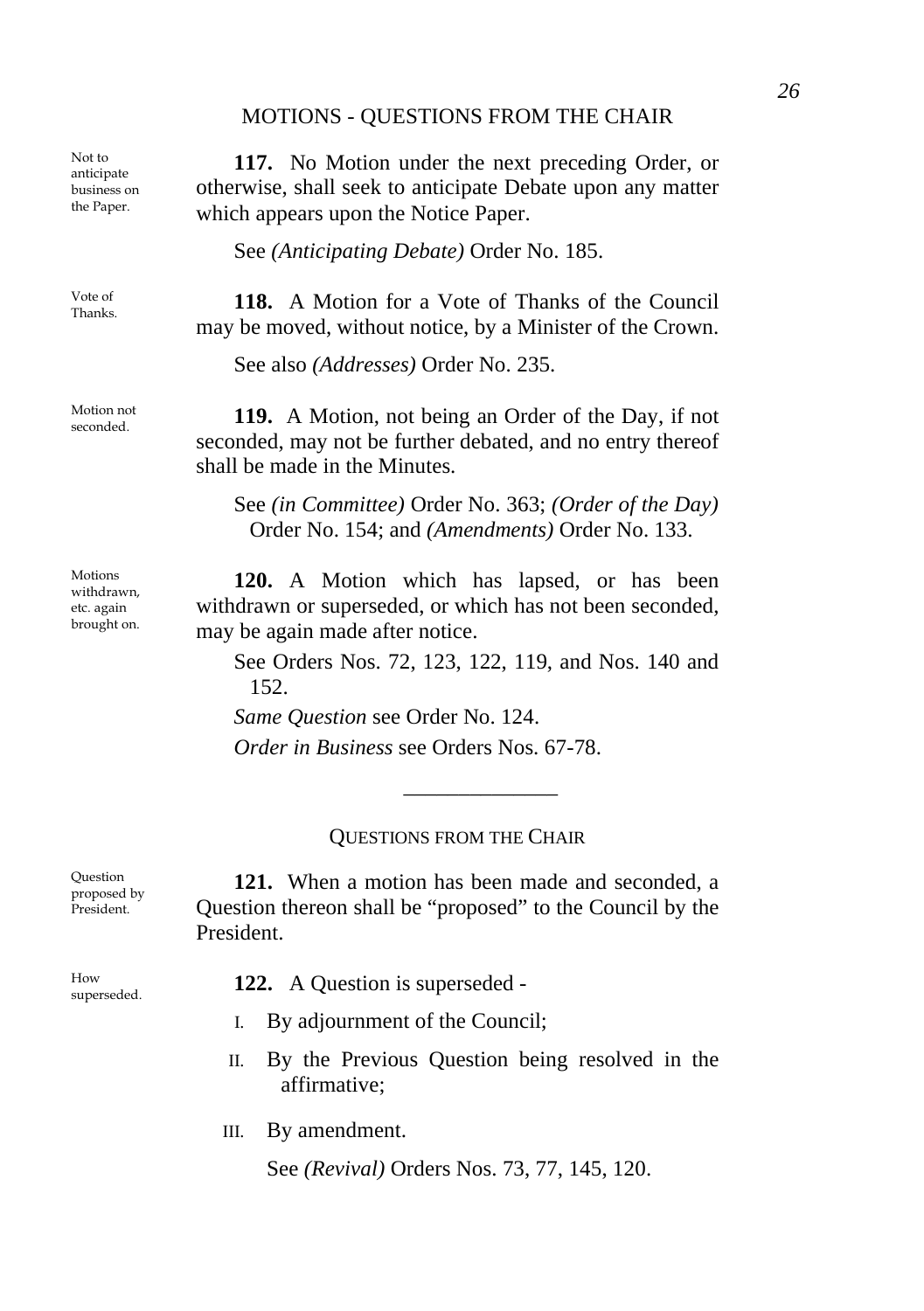Not to anticipate business on the Paper.

**117.** No Motion under the next preceding Order, or otherwise, shall seek to anticipate Debate upon any matter which appears upon the Notice Paper.

See *(Anticipating Debate)* Order No. 185.

Vote of Thanks.

**118.** A Motion for a Vote of Thanks of the Council may be moved, without notice, by a Minister of the Crown.

See also *(Addresses)* Order No. 235.

Motion not seconded.

**119.** A Motion, not being an Order of the Day, if not seconded, may not be further debated, and no entry thereof shall be made in the Minutes.

See *(in Committee)* Order No. 363; *(Order of the Day)* Order No. 154; and *(Amendments)* Order No. 133.

Motions withdrawn, etc. again brought on.

**120.** A Motion which has lapsed, or has been withdrawn or superseded, or which has not been seconded, may be again made after notice.

See Orders Nos. 72, 123, 122, 119, and Nos. 140 and 152.

*Same Question* see Order No. 124.

*Order in Business* see Orders Nos. 67-78.

---

## QUESTIONS FROM THE CHAIR

Question proposed by President.

**121.** When a motion has been made and seconded, a Question thereon shall be "proposed" to the Council by the President.

How superseded.

**122.** A Question is superseded -

I. By adjournment of the Council;

II. By the Previous Question being resolved in the affirmative;

III. By amendment.

See *(Revival)* Orders Nos. 73, 77, 145, 120.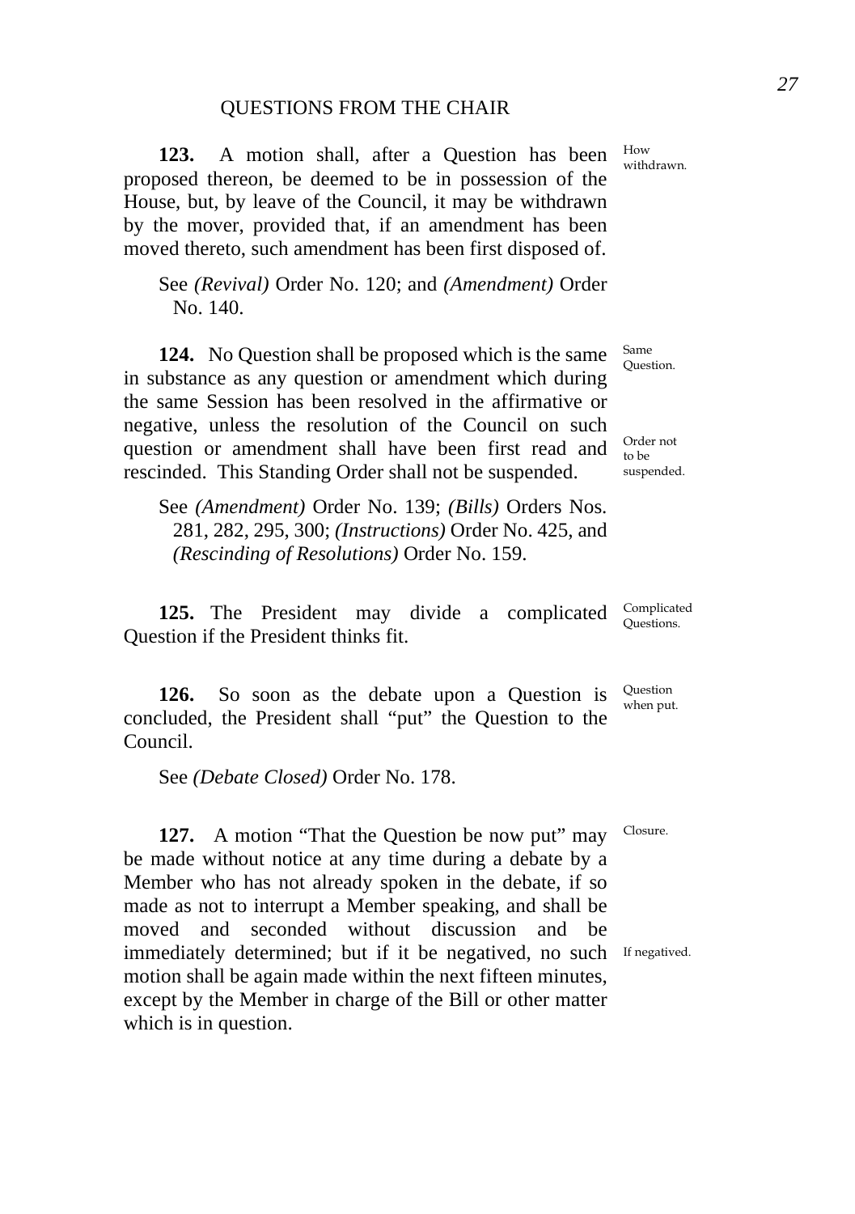## QUESTIONS FROM THE CHAIR

**123.** A motion shall, after a Question has been proposed thereon, be deemed to be in possession of the House, but, by leave of the Council, it may be withdrawn by the mover, provided that, if an amendment has been moved thereto, such amendment has been first disposed of.

*How withdrawn.*

See *(Revival)* Order No. 120; and *(Amendment)* Order No. 140.

**124.** No Question shall be proposed which is the same in substance as any question or amendment which during the same Session has been resolved in the affirmative or negative, unless the resolution of the Council on such question or amendment shall have been first read and rescinded. This Standing Order shall not be suspended.

*Same Question.*

*Order not to be suspended.*

See *(Amendment)* Order No. 139; *(Bills)* Orders Nos. 281, 282, 295, 300; *(Instructions)* Order No. 425, and *(Rescinding of Resolutions)* Order No. 159.

**125.** The President may divide a complicated Question if the President thinks fit.

*Complicated Questions.*

**126.** So soon as the debate upon a Question is concluded, the President shall "put" the Question to the Council.

*Question when put.*

See *(Debate Closed)* Order No. 178.

**127.** A motion "That the Question be now put" may be made without notice at any time during a debate by a Member who has not already spoken in the debate, if so made as not to interrupt a Member speaking, and shall be moved and seconded without discussion and be immediately determined; but if it be negatived, no such motion shall be again made within the next fifteen minutes, except by the Member in charge of the Bill or other matter which is in question.

*Closure.*

*If negatived.*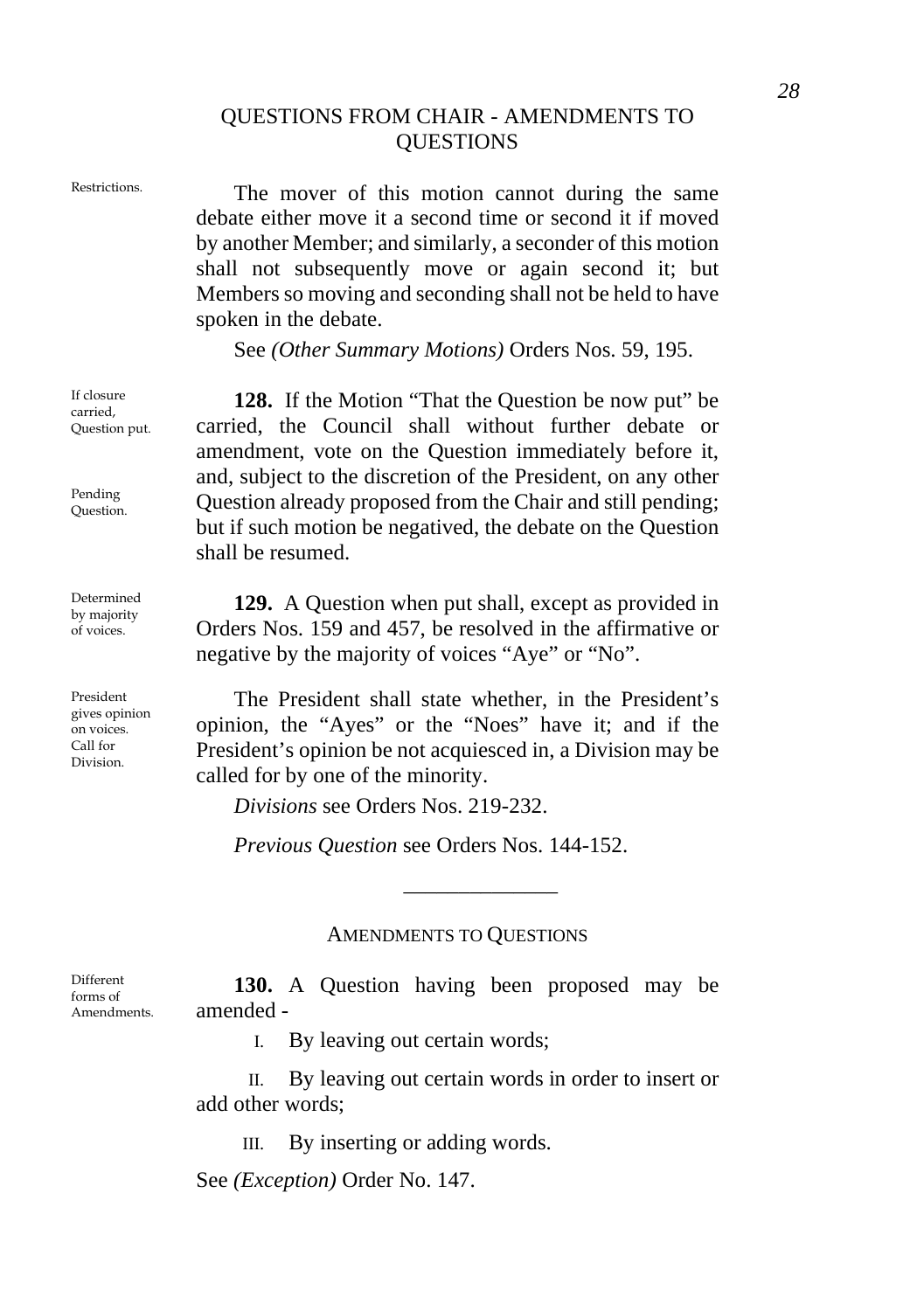## QUESTIONS FROM CHAIR - AMENDMENTS TO QUESTIONS

Restrictions.

The mover of this motion cannot during the same debate either move it a second time or second it if moved by another Member; and similarly, a seconder of this motion shall not subsequently move or again second it; but Members so moving and seconding shall not be held to have spoken in the debate.

See *(Other Summary Motions)* Orders Nos. 59, 195.

If closure carried, Question put.

Pending Question.

**128.** If the Motion "That the Question be now put" be carried, the Council shall without further debate or amendment, vote on the Question immediately before it, and, subject to the discretion of the President, on any other Question already proposed from the Chair and still pending; but if such motion be negatived, the debate on the Question shall be resumed.

Determined by majority of voices.

**129.** A Question when put shall, except as provided in Orders Nos. 159 and 457, be resolved in the affirmative or negative by the majority of voices "Aye" or "No".

President gives opinion on voices. Call for Division.

The President shall state whether, in the President's opinion, the "Ayes" or the "Noes" have it; and if the President's opinion be not acquiesced in, a Division may be called for by one of the minority.

*Divisions* see Orders Nos. 219-232.

*Previous Question* see Orders Nos. 144-152.

---

### AMENDMENTS TO QUESTIONS

Different forms of Amendments.

**130.** A Question having been proposed may be amended -

I. By leaving out certain words;

II. By leaving out certain words in order to insert or add other words;

III. By inserting or adding words.

See *(Exception)* Order No. 147.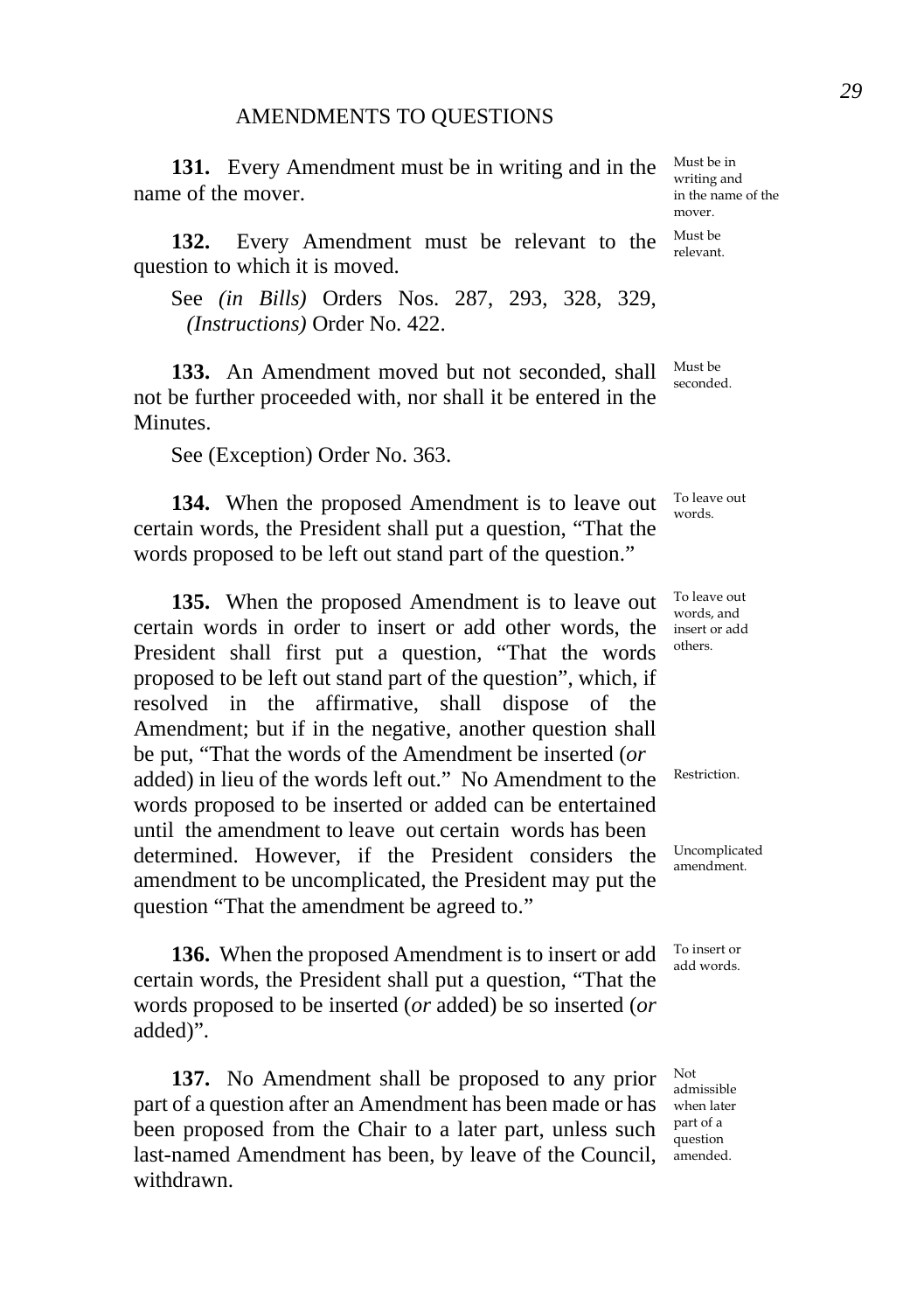## AMENDMENTS TO QUESTIONS

**131.** Every Amendment must be in writing and in the name of the mover.

*Must be in writing and in the name of the mover.*

**132.** Every Amendment must be relevant to the question to which it is moved.

*Must be relevant.*

See *(in Bills)* Orders Nos. 287, 293, 328, 329, *(Instructions)* Order No. 422.

**133.** An Amendment moved but not seconded, shall not be further proceeded with, nor shall it be entered in the Minutes.

*Must be seconded.*

See (Exception) Order No. 363.

**134.** When the proposed Amendment is to leave out certain words, the President shall put a question, "That the words proposed to be left out stand part of the question."

*To leave out words.*

**135.** When the proposed Amendment is to leave out certain words in order to insert or add other words, the President shall first put a question, "That the words proposed to be left out stand part of the question", which, if resolved in the affirmative, shall dispose of the Amendment; but if in the negative, another question shall be put, "That the words of the Amendment be inserted (*or* added) in lieu of the words left out." No Amendment to the words proposed to be inserted or added can be entertained until the amendment to leave out certain words has been determined. However, if the President considers the amendment to be uncomplicated, the President may put the question "That the amendment be agreed to."

*To leave out words, and insert or add others.*

*Restriction.*

*Uncomplicated amendment.*

**136.** When the proposed Amendment is to insert or add certain words, the President shall put a question, "That the words proposed to be inserted (*or* added) be so inserted (*or* added)".

*To insert or add words.*

**137.** No Amendment shall be proposed to any prior part of a question after an Amendment has been made or has been proposed from the Chair to a later part, unless such last-named Amendment has been, by leave of the Council, withdrawn.

*Not admissible when later part of a question amended.*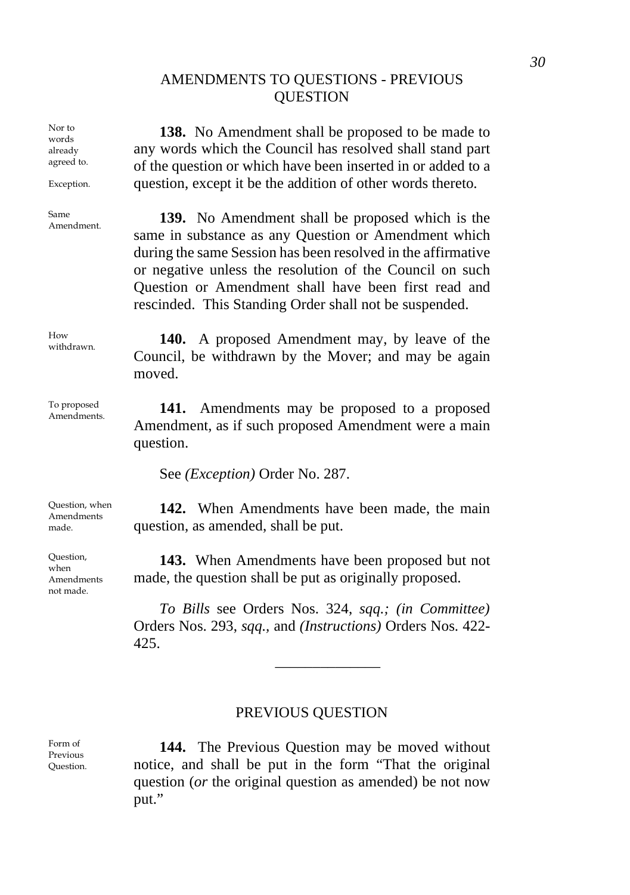## AMENDMENTS TO QUESTIONS - PREVIOUS QUESTION

Nor to words already agreed to.

Exception.

**138.** No Amendment shall be proposed to be made to any words which the Council has resolved shall stand part of the question or which have been inserted in or added to a question, except it be the addition of other words thereto.

Same Amendment.

**139.** No Amendment shall be proposed which is the same in substance as any Question or Amendment which during the same Session has been resolved in the affirmative or negative unless the resolution of the Council on such Question or Amendment shall have been first read and rescinded. This Standing Order shall not be suspended.

How withdrawn.

**140.** A proposed Amendment may, by leave of the Council, be withdrawn by the Mover; and may be again moved.

To proposed Amendments.

**141.** Amendments may be proposed to a proposed Amendment, as if such proposed Amendment were a main question.

See *(Exception)* Order No. 287.

Question, when Amendments made.

**142.** When Amendments have been made, the main question, as amended, shall be put.

Question, when Amendments not made.

**143.** When Amendments have been proposed but not made, the question shall be put as originally proposed.

*To Bills* see Orders Nos. 324, *sqq.; (in Committee)* Orders Nos. 293, *sqq.,* and *(Instructions)* Orders Nos. 422-425.

---

## PREVIOUS QUESTION

Form of Previous Question.

**144.** The Previous Question may be moved without notice, and shall be put in the form "That the original question (*or* the original question as amended) be not now put."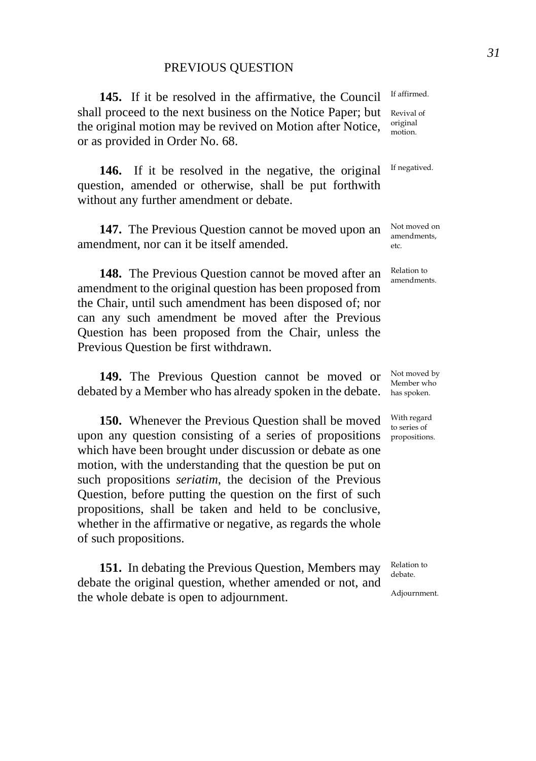## PREVIOUS QUESTION

**145.** If it be resolved in the affirmative, the Council shall proceed to the next business on the Notice Paper; but the original motion may be revived on Motion after Notice, or as provided in Order No. 68.

*If affirmed.*

*Revival of original motion.*

**146.** If it be resolved in the negative, the original question, amended or otherwise, shall be put forthwith without any further amendment or debate.

*If negatived.*

**147.** The Previous Question cannot be moved upon an amendment, nor can it be itself amended.

*Not moved on amendments, etc.*

**148.** The Previous Question cannot be moved after an amendment to the original question has been proposed from the Chair, until such amendment has been disposed of; nor can any such amendment be moved after the Previous Question has been proposed from the Chair, unless the Previous Question be first withdrawn.

*Relation to amendments.*

**149.** The Previous Question cannot be moved or debated by a Member who has already spoken in the debate.

*Not moved by Member who has spoken.*

**150.** Whenever the Previous Question shall be moved upon any question consisting of a series of propositions which have been brought under discussion or debate as one motion, with the understanding that the question be put on such propositions *seriatim*, the decision of the Previous Question, before putting the question on the first of such propositions, shall be taken and held to be conclusive, whether in the affirmative or negative, as regards the whole of such propositions.

*With regard to series of propositions.*

**151.** In debating the Previous Question, Members may debate the original question, whether amended or not, and the whole debate is open to adjournment.

*Relation to debate.*

*Adjournment.*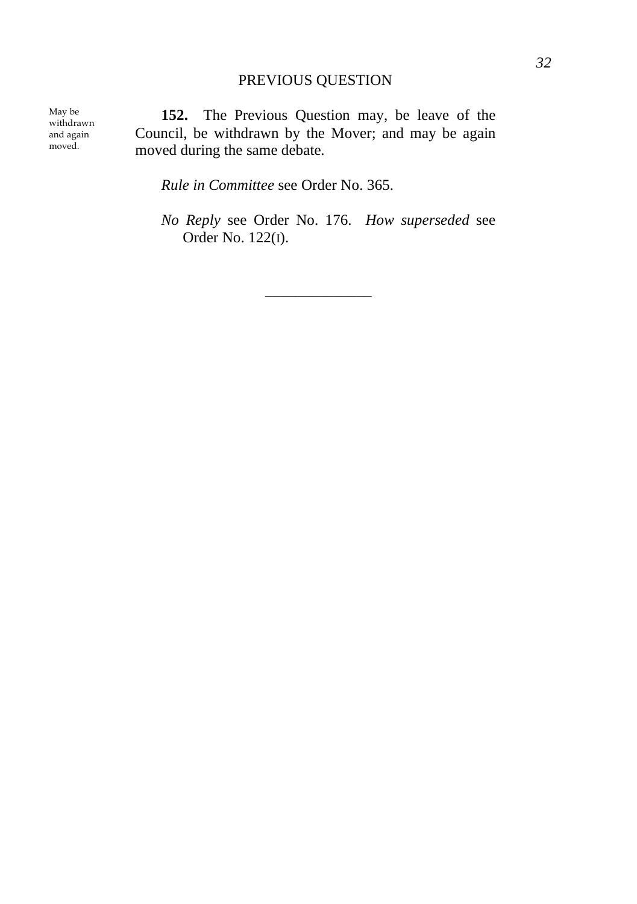## PREVIOUS QUESTION

May be withdrawn and again moved.

**152.** The Previous Question may, be leave of the Council, be withdrawn by the Mover; and may be again moved during the same debate.

*Rule in Committee* see Order No. 365.

*No Reply* see Order No. 176. *How superseded* see Order No. 122(I).

______________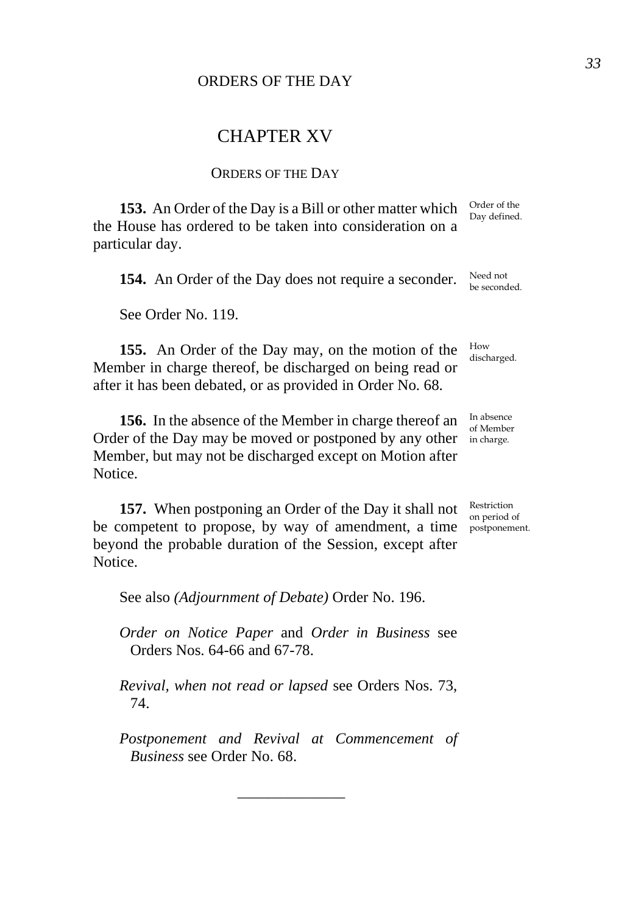# CHAPTER XV

## Orders of the Day

**153.** An Order of the Day is a Bill or other matter which the House has ordered to be taken into consideration on a particular day. *Order of the Day defined.*

**154.** An Order of the Day does not require a seconder. *Need not be seconded.*

See Order No. 119.

**155.** An Order of the Day may, on the motion of the Member in charge thereof, be discharged on being read or after it has been debated, or as provided in Order No. 68. *How discharged.*

**156.** In the absence of the Member in charge thereof an Order of the Day may be moved or postponed by any other Member, but may not be discharged except on Motion after Notice. *In absence of Member in charge.*

**157.** When postponing an Order of the Day it shall not be competent to propose, by way of amendment, a time beyond the probable duration of the Session, except after Notice. *Restriction on period of postponement.*

See also *(Adjournment of Debate)* Order No. 196.

*Order on Notice Paper* and *Order in Business* see Orders Nos. 64-66 and 67-78.

*Revival, when not read or lapsed* see Orders Nos. 73, 74.

*Postponement and Revival at Commencement of Business* see Order No. 68.

---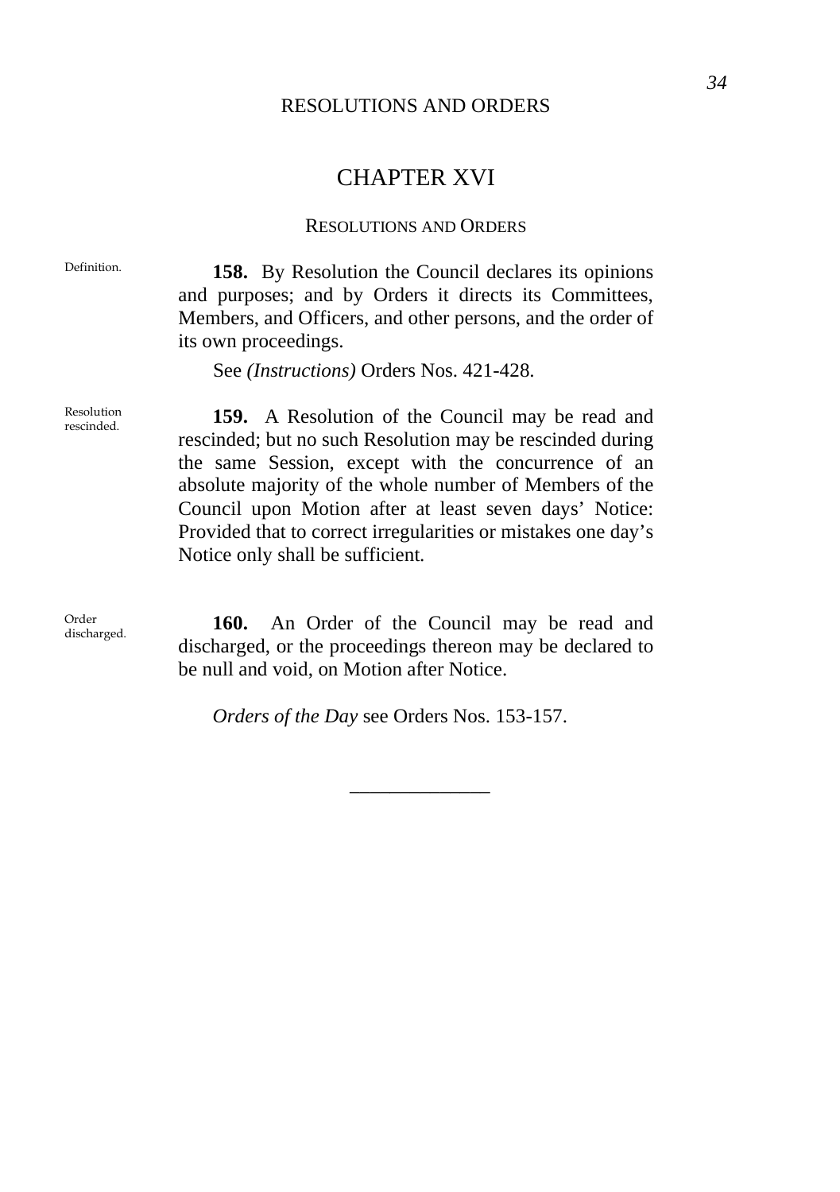# CHAPTER XVI

## RESOLUTIONS AND ORDERS

Definition.

**158.** By Resolution the Council declares its opinions and purposes; and by Orders it directs its Committees, Members, and Officers, and other persons, and the order of its own proceedings.

See *(Instructions)* Orders Nos. 421-428.

Resolution rescinded.

**159.** A Resolution of the Council may be read and rescinded; but no such Resolution may be rescinded during the same Session, except with the concurrence of an absolute majority of the whole number of Members of the Council upon Motion after at least seven days' Notice: Provided that to correct irregularities or mistakes one day's Notice only shall be sufficient.

Order discharged.

**160.** An Order of the Council may be read and discharged, or the proceedings thereon may be declared to be null and void, on Motion after Notice.

*Orders of the Day* see Orders Nos. 153-157.

---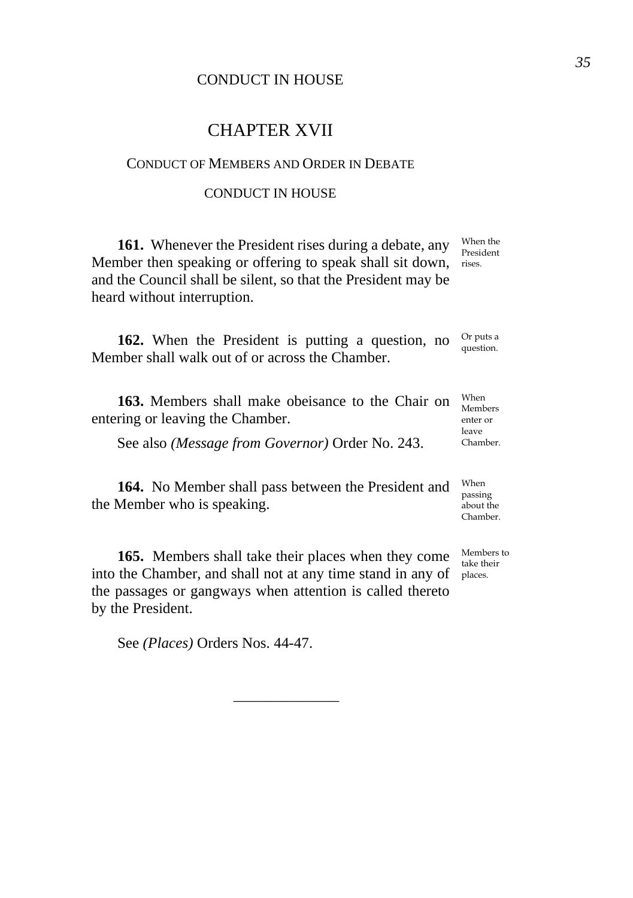# CHAPTER XVII

## Conduct of Members and Order in Debate

### CONDUCT IN HOUSE

**161.** Whenever the President rises during a debate, any Member then speaking or offering to speak shall sit down, and the Council shall be silent, so that the President may be heard without interruption.

*When the President rises.*

**162.** When the President is putting a question, no Member shall walk out of or across the Chamber.

*Or puts a question.*

**163.** Members shall make obeisance to the Chair on entering or leaving the Chamber.

*When Members enter or leave Chamber.*

See also *(Message from Governor)* Order No. 243.

**164.** No Member shall pass between the President and the Member who is speaking.

*When passing about the Chamber.*

**165.** Members shall take their places when they come into the Chamber, and shall not at any time stand in any of the passages or gangways when attention is called thereto by the President.

*Members to take their places.*

See *(Places)* Orders Nos. 44-47.

---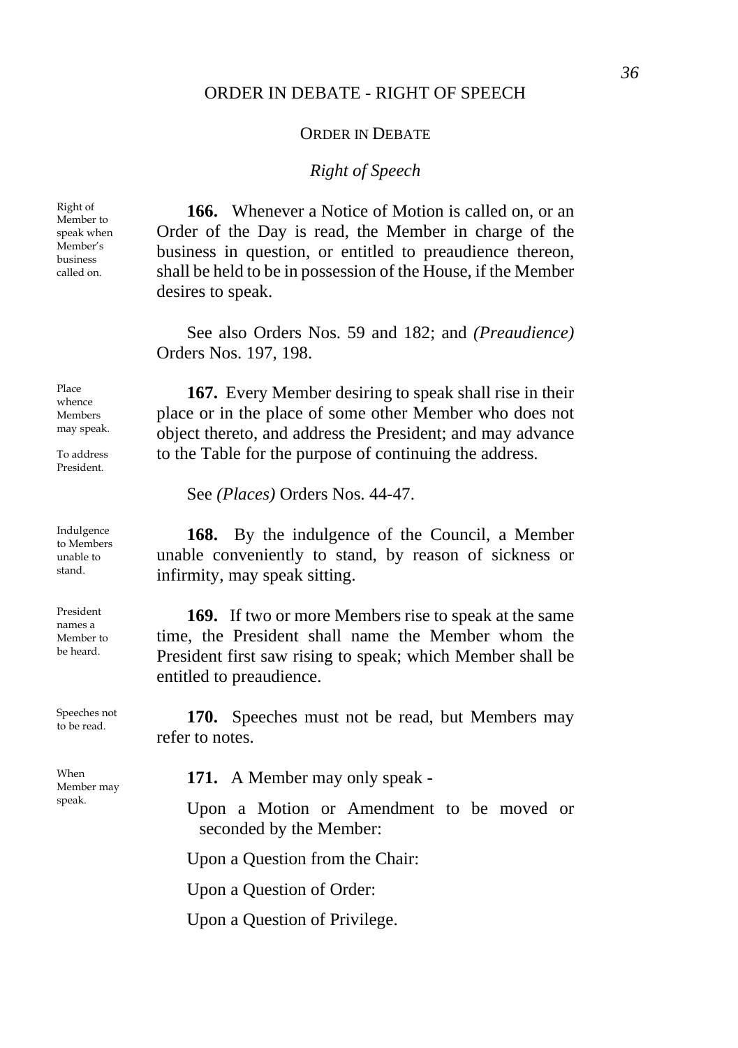# ORDER IN DEBATE - RIGHT OF SPEECH

## ORDER IN DEBATE

### *Right of Speech*

Right of Member to speak when Member's business called on.

**166.** Whenever a Notice of Motion is called on, or an Order of the Day is read, the Member in charge of the business in question, or entitled to preaudience thereon, shall be held to be in possession of the House, if the Member desires to speak.

See also Orders Nos. 59 and 182; and *(Preaudience)* Orders Nos. 197, 198.

Place whence Members may speak.

To address President.

**167.** Every Member desiring to speak shall rise in their place or in the place of some other Member who does not object thereto, and address the President; and may advance to the Table for the purpose of continuing the address.

See *(Places)* Orders Nos. 44-47.

Indulgence to Members unable to stand.

**168.** By the indulgence of the Council, a Member unable conveniently to stand, by reason of sickness or infirmity, may speak sitting.

President names a Member to be heard.

**169.** If two or more Members rise to speak at the same time, the President shall name the Member whom the President first saw rising to speak; which Member shall be entitled to preaudience.

Speeches not to be read.

**170.** Speeches must not be read, but Members may refer to notes.

When Member may speak.

**171.** A Member may only speak -

Upon a Motion or Amendment to be moved or seconded by the Member:

Upon a Question from the Chair:

Upon a Question of Order:

Upon a Question of Privilege.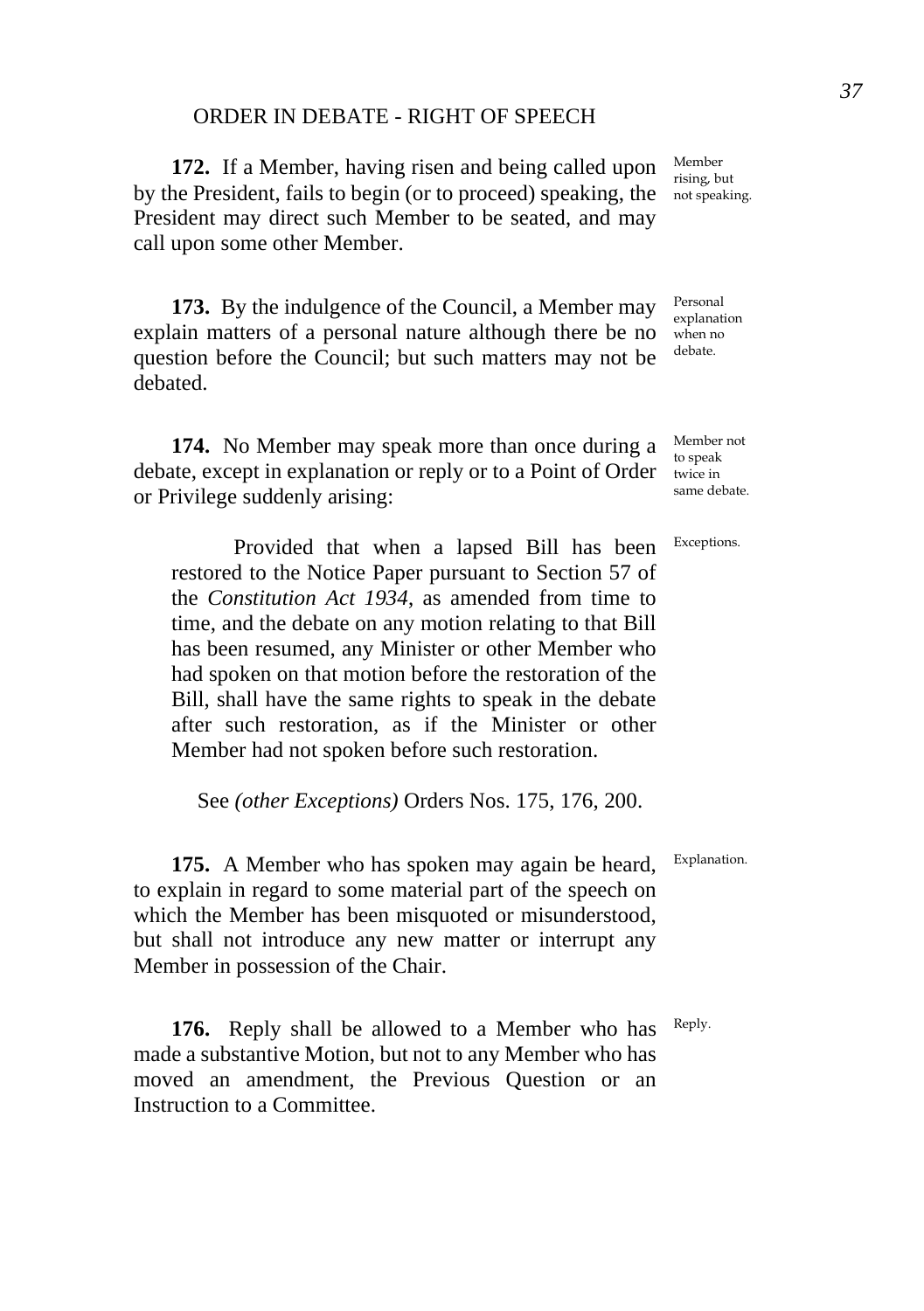## ORDER IN DEBATE - RIGHT OF SPEECH

**172.** If a Member, having risen and being called upon by the President, fails to begin (or to proceed) speaking, the President may direct such Member to be seated, and may call upon some other Member.

Member rising, but not speaking.

**173.** By the indulgence of the Council, a Member may explain matters of a personal nature although there be no question before the Council; but such matters may not be debated.

Personal explanation when no debate.

**174.** No Member may speak more than once during a debate, except in explanation or reply or to a Point of Order or Privilege suddenly arising:

Member not to speak twice in same debate.

> Provided that when a lapsed Bill has been restored to the Notice Paper pursuant to Section 57 of the *Constitution Act 1934*, as amended from time to time, and the debate on any motion relating to that Bill has been resumed, any Minister or other Member who had spoken on that motion before the restoration of the Bill, shall have the same rights to speak in the debate after such restoration, as if the Minister or other Member had not spoken before such restoration.

Exceptions.

See *(other Exceptions)* Orders Nos. 175, 176, 200.

**175.** A Member who has spoken may again be heard, to explain in regard to some material part of the speech on which the Member has been misquoted or misunderstood, but shall not introduce any new matter or interrupt any Member in possession of the Chair.

Explanation.

**176.** Reply shall be allowed to a Member who has made a substantive Motion, but not to any Member who has moved an amendment, the Previous Question or an Instruction to a Committee.

Reply.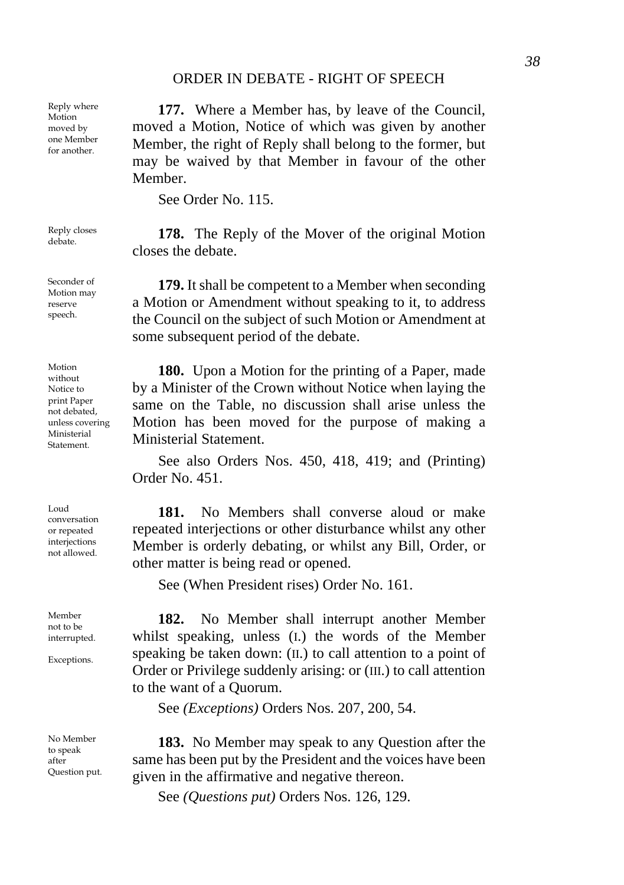## ORDER IN DEBATE - RIGHT OF SPEECH

*Reply where Motion moved by one Member for another.*

**177.** Where a Member has, by leave of the Council, moved a Motion, Notice of which was given by another Member, the right of Reply shall belong to the former, but may be waived by that Member in favour of the other Member.

See Order No. 115.

*Reply closes debate.*

**178.** The Reply of the Mover of the original Motion closes the debate.

*Seconder of Motion may reserve speech.*

**179.** It shall be competent to a Member when seconding a Motion or Amendment without speaking to it, to address the Council on the subject of such Motion or Amendment at some subsequent period of the debate.

*Motion without Notice to print Paper not debated, unless covering Ministerial Statement.*

**180.** Upon a Motion for the printing of a Paper, made by a Minister of the Crown without Notice when laying the same on the Table, no discussion shall arise unless the Motion has been moved for the purpose of making a Ministerial Statement.

See also Orders Nos. 450, 418, 419; and (Printing) Order No. 451.

*Loud conversation or repeated interjections not allowed.*

**181.** No Members shall converse aloud or make repeated interjections or other disturbance whilst any other Member is orderly debating, or whilst any Bill, Order, or other matter is being read or opened.

See (When President rises) Order No. 161.

*Member not to be interrupted.*

*Exceptions.*

**182.** No Member shall interrupt another Member whilst speaking, unless (I.) the words of the Member speaking be taken down: (II.) to call attention to a point of Order or Privilege suddenly arising: or (III.) to call attention to the want of a Quorum.

See *(Exceptions)* Orders Nos. 207, 200, 54.

*No Member to speak after Question put.*

**183.** No Member may speak to any Question after the same has been put by the President and the voices have been given in the affirmative and negative thereon.

See *(Questions put)* Orders Nos. 126, 129.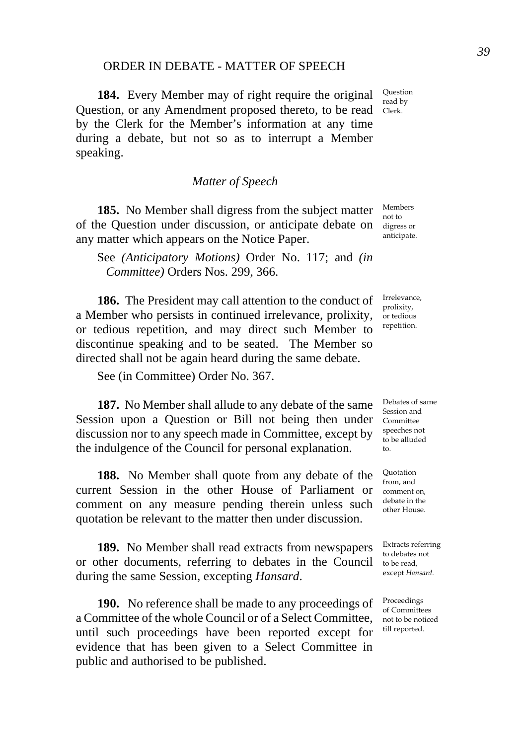ORDER IN DEBATE - MATTER OF SPEECH

**184.** Every Member may of right require the original Question, or any Amendment proposed thereto, to be read by the Clerk for the Member's information at any time during a debate, but not so as to interrupt a Member speaking.

Question read by Clerk.

### *Matter of Speech*

**185.** No Member shall digress from the subject matter of the Question under discussion, or anticipate debate on any matter which appears on the Notice Paper.

Members not to digress or anticipate.

See *(Anticipatory Motions)* Order No. 117; and *(in Committee)* Orders Nos. 299, 366.

**186.** The President may call attention to the conduct of a Member who persists in continued irrelevance, prolixity, or tedious repetition, and may direct such Member to discontinue speaking and to be seated. The Member so directed shall not be again heard during the same debate.

Irrelevance, prolixity, or tedious repetition.

See (in Committee) Order No. 367.

**187.** No Member shall allude to any debate of the same Session upon a Question or Bill not being then under discussion nor to any speech made in Committee, except by the indulgence of the Council for personal explanation.

Debates of same Session and Committee speeches not to be alluded to.

**188.** No Member shall quote from any debate of the current Session in the other House of Parliament or comment on any measure pending therein unless such quotation be relevant to the matter then under discussion.

Quotation from, and comment on, debate in the other House.

**189.** No Member shall read extracts from newspapers or other documents, referring to debates in the Council during the same Session, excepting *Hansard*.

Extracts referring to debates not to be read, except *Hansard*.

**190.** No reference shall be made to any proceedings of a Committee of the whole Council or of a Select Committee, until such proceedings have been reported except for evidence that has been given to a Select Committee in public and authorised to be published.

Proceedings of Committees not to be noticed till reported.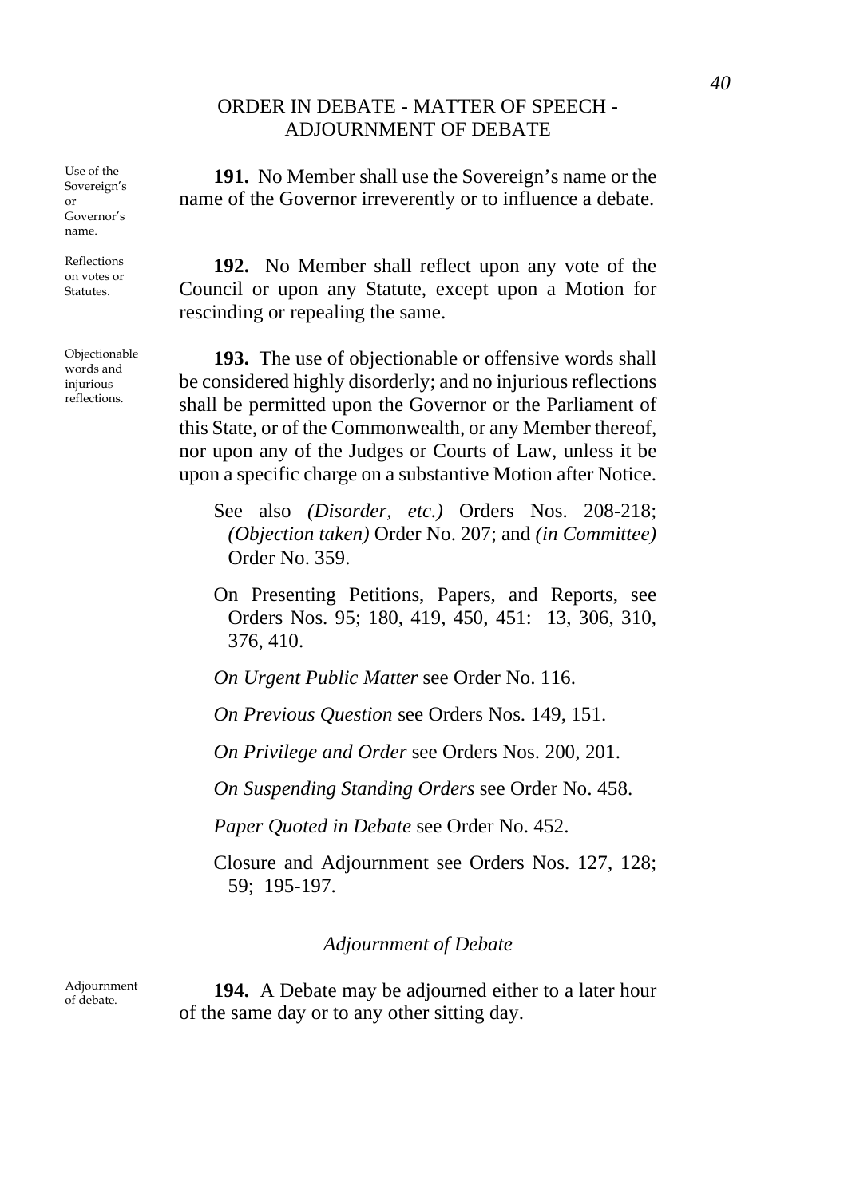## ORDER IN DEBATE - MATTER OF SPEECH - ADJOURNMENT OF DEBATE

Use of the Sovereign's or Governor's name.

**191.** No Member shall use the Sovereign's name or the name of the Governor irreverently or to influence a debate.

Reflections on votes or Statutes.

**192.** No Member shall reflect upon any vote of the Council or upon any Statute, except upon a Motion for rescinding or repealing the same.

Objectionable words and injurious reflections.

**193.** The use of objectionable or offensive words shall be considered highly disorderly; and no injurious reflections shall be permitted upon the Governor or the Parliament of this State, or of the Commonwealth, or any Member thereof, nor upon any of the Judges or Courts of Law, unless it be upon a specific charge on a substantive Motion after Notice.

See also *(Disorder, etc.)* Orders Nos. 208-218; *(Objection taken)* Order No. 207; and *(in Committee)* Order No. 359.

On Presenting Petitions, Papers, and Reports, see Orders Nos. 95; 180, 419, 450, 451: 13, 306, 310, 376, 410.

*On Urgent Public Matter* see Order No. 116.

*On Previous Question* see Orders Nos. 149, 151.

*On Privilege and Order* see Orders Nos. 200, 201.

*On Suspending Standing Orders* see Order No. 458.

*Paper Quoted in Debate* see Order No. 452.

Closure and Adjournment see Orders Nos. 127, 128; 59; 195-197.

### *Adjournment of Debate*

Adjournment of debate.

**194.** A Debate may be adjourned either to a later hour of the same day or to any other sitting day.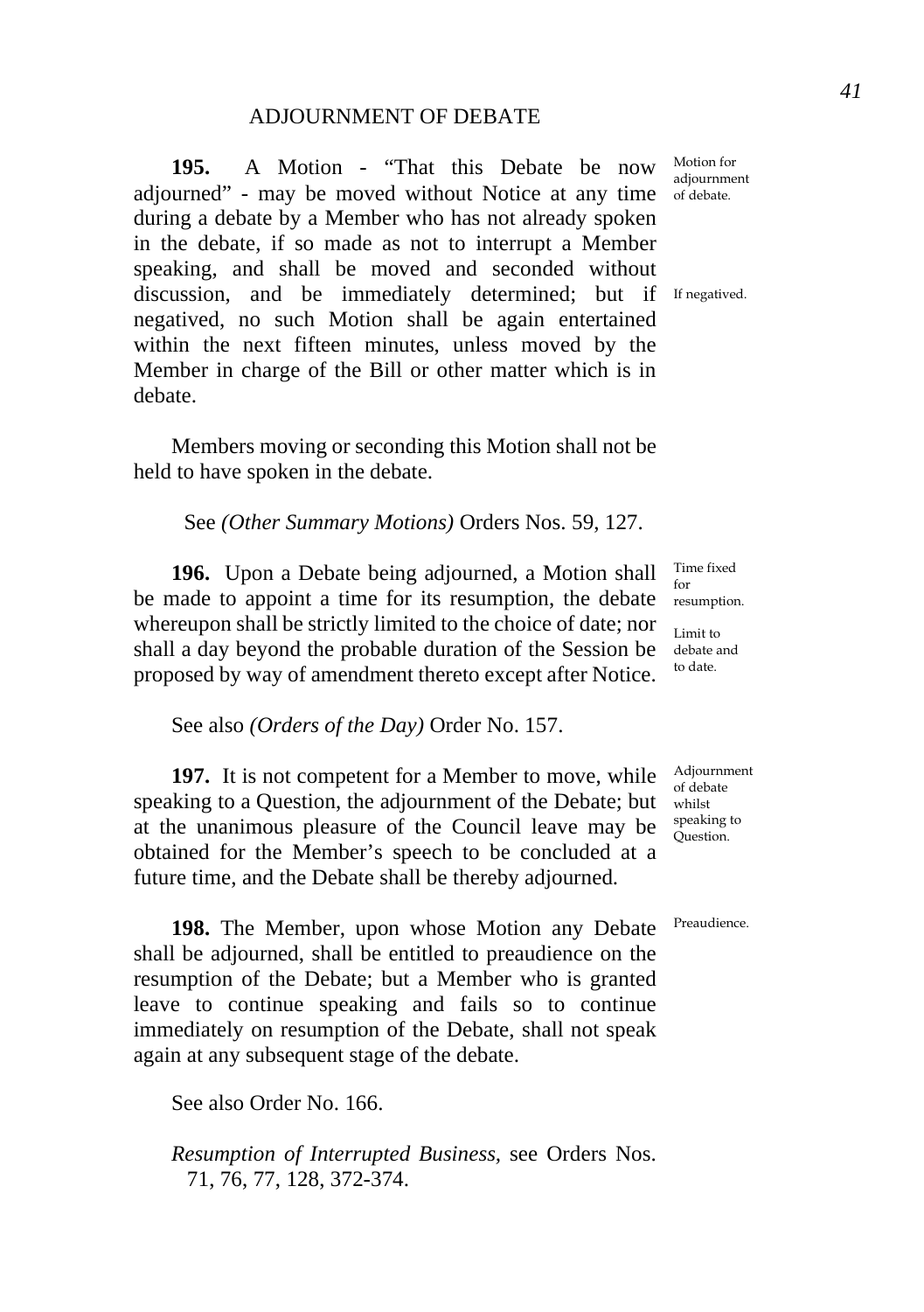## ADJOURNMENT OF DEBATE

**195.** A Motion - "That this Debate be now adjourned" - may be moved without Notice at any time during a debate by a Member who has not already spoken in the debate, if so made as not to interrupt a Member speaking, and shall be moved and seconded without discussion, and be immediately determined; but if negatived, no such Motion shall be again entertained within the next fifteen minutes, unless moved by the Member in charge of the Bill or other matter which is in debate.

*Motion for adjournment of debate.*

*If negatived.*

Members moving or seconding this Motion shall not be held to have spoken in the debate.

See *(Other Summary Motions)* Orders Nos. 59, 127.

**196.** Upon a Debate being adjourned, a Motion shall be made to appoint a time for its resumption, the debate whereupon shall be strictly limited to the choice of date; nor shall a day beyond the probable duration of the Session be proposed by way of amendment thereto except after Notice.

*Time fixed for resumption.*

*Limit to debate and to date.*

See also *(Orders of the Day)* Order No. 157.

**197.** It is not competent for a Member to move, while speaking to a Question, the adjournment of the Debate; but at the unanimous pleasure of the Council leave may be obtained for the Member's speech to be concluded at a future time, and the Debate shall be thereby adjourned.

*Adjournment of debate whilst speaking to Question.*

**198.** The Member, upon whose Motion any Debate shall be adjourned, shall be entitled to preaudience on the resumption of the Debate; but a Member who is granted leave to continue speaking and fails so to continue immediately on resumption of the Debate, shall not speak again at any subsequent stage of the debate.

*Preaudience.*

See also Order No. 166.

*Resumption of Interrupted Business,* see Orders Nos. 71, 76, 77, 128, 372-374.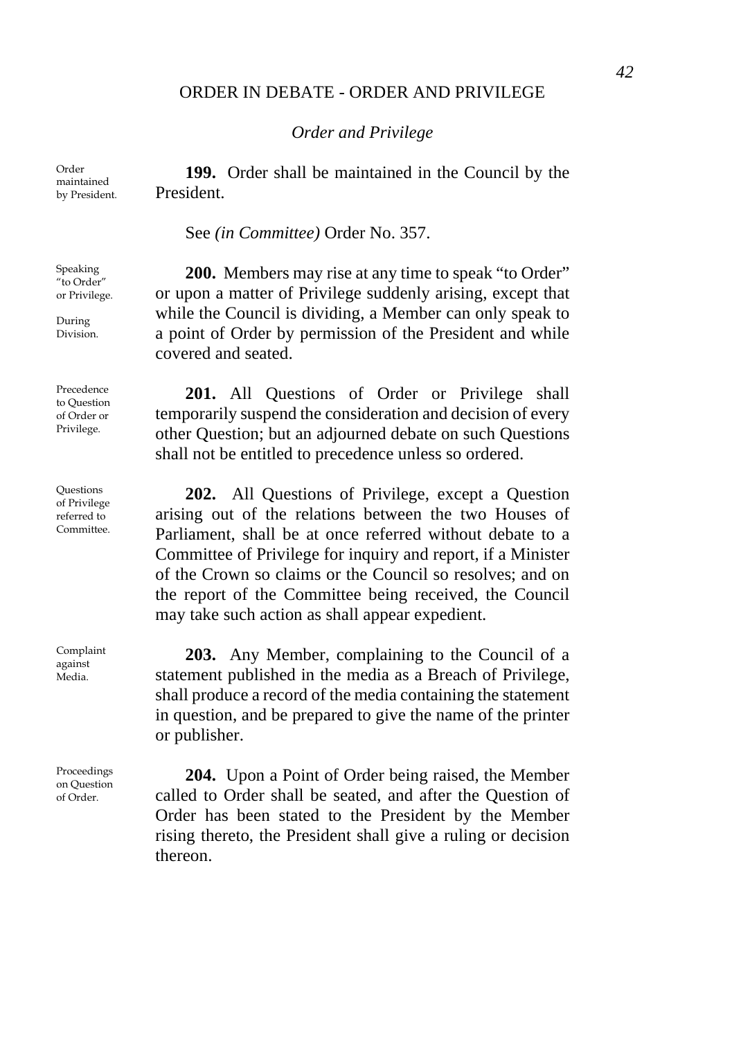## ORDER IN DEBATE - ORDER AND PRIVILEGE

### *Order and Privilege*

Order maintained by President.

**199.** Order shall be maintained in the Council by the President.

See *(in Committee)* Order No. 357.

Speaking "to Order" or Privilege.

During Division.

**200.** Members may rise at any time to speak "to Order" or upon a matter of Privilege suddenly arising, except that while the Council is dividing, a Member can only speak to a point of Order by permission of the President and while covered and seated.

Precedence to Question of Order or Privilege.

**201.** All Questions of Order or Privilege shall temporarily suspend the consideration and decision of every other Question; but an adjourned debate on such Questions shall not be entitled to precedence unless so ordered.

Questions of Privilege referred to Committee.

**202.** All Questions of Privilege, except a Question arising out of the relations between the two Houses of Parliament, shall be at once referred without debate to a Committee of Privilege for inquiry and report, if a Minister of the Crown so claims or the Council so resolves; and on the report of the Committee being received, the Council may take such action as shall appear expedient.

Complaint against Media.

**203.** Any Member, complaining to the Council of a statement published in the media as a Breach of Privilege, shall produce a record of the media containing the statement in question, and be prepared to give the name of the printer or publisher.

Proceedings on Question of Order.

**204.** Upon a Point of Order being raised, the Member called to Order shall be seated, and after the Question of Order has been stated to the President by the Member rising thereto, the President shall give a ruling or decision thereon.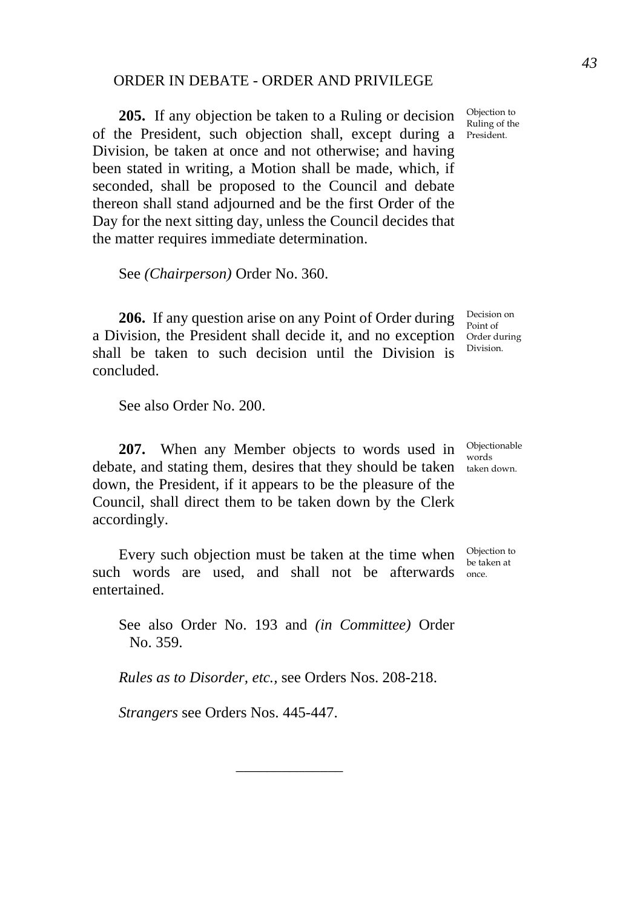ORDER IN DEBATE - ORDER AND PRIVILEGE

**205.** If any objection be taken to a Ruling or decision of the President, such objection shall, except during a Division, be taken at once and not otherwise; and having been stated in writing, a Motion shall be made, which, if seconded, shall be proposed to the Council and debate thereon shall stand adjourned and be the first Order of the Day for the next sitting day, unless the Council decides that the matter requires immediate determination.

Objection to Ruling of the President.

See *(Chairperson)* Order No. 360.

**206.** If any question arise on any Point of Order during a Division, the President shall decide it, and no exception shall be taken to such decision until the Division is concluded.

Decision on Point of Order during Division.

See also Order No. 200.

**207.** When any Member objects to words used in debate, and stating them, desires that they should be taken down, the President, if it appears to be the pleasure of the Council, shall direct them to be taken down by the Clerk accordingly.

Objectionable words taken down.

Every such objection must be taken at the time when such words are used, and shall not be afterwards entertained.

Objection to be taken at once.

See also Order No. 193 and *(in Committee)* Order No. 359.

*Rules as to Disorder, etc.,* see Orders Nos. 208-218.

*Strangers* see Orders Nos. 445-447.

______________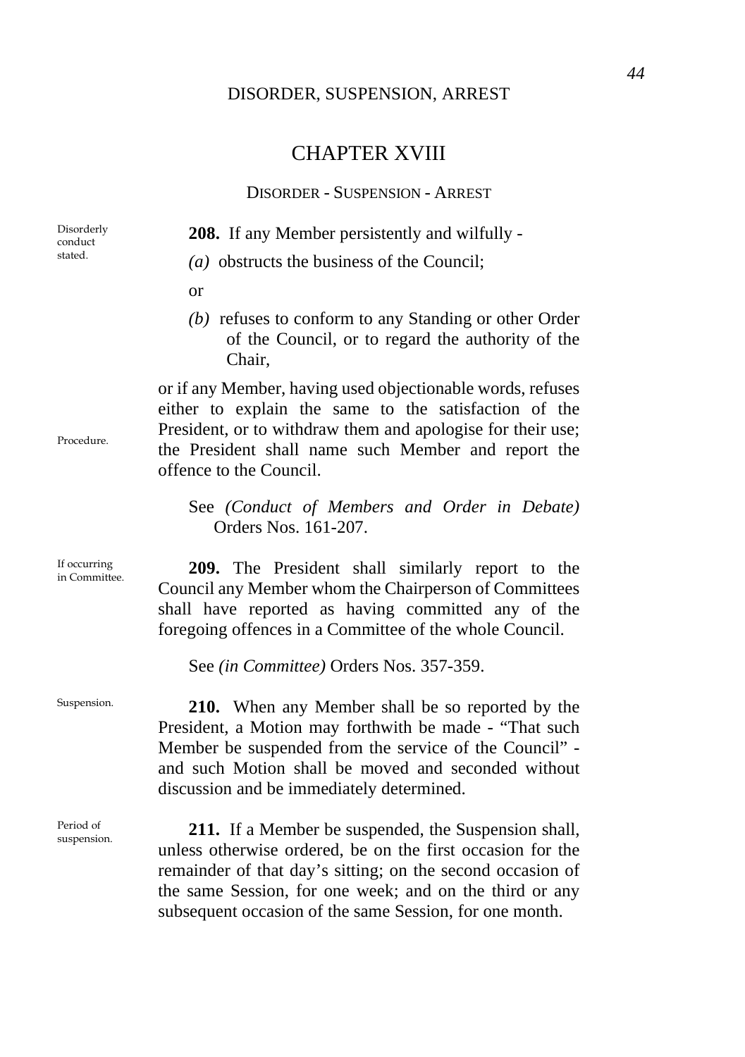# CHAPTER XVIII

## DISORDER - SUSPENSION - ARREST

Disorderly conduct stated.

**208.** If any Member persistently and wilfully -

*(a)* obstructs the business of the Council;

or

*(b)* refuses to conform to any Standing or other Order of the Council, or to regard the authority of the Chair,

Procedure.

or if any Member, having used objectionable words, refuses either to explain the same to the satisfaction of the President, or to withdraw them and apologise for their use; the President shall name such Member and report the offence to the Council.

See *(Conduct of Members and Order in Debate)* Orders Nos. 161-207.

If occurring in Committee.

**209.** The President shall similarly report to the Council any Member whom the Chairperson of Committees shall have reported as having committed any of the foregoing offences in a Committee of the whole Council.

See *(in Committee)* Orders Nos. 357-359.

Suspension.

**210.** When any Member shall be so reported by the President, a Motion may forthwith be made - "That such Member be suspended from the service of the Council" - and such Motion shall be moved and seconded without discussion and be immediately determined.

Period of suspension.

**211.** If a Member be suspended, the Suspension shall, unless otherwise ordered, be on the first occasion for the remainder of that day's sitting; on the second occasion of the same Session, for one week; and on the third or any subsequent occasion of the same Session, for one month.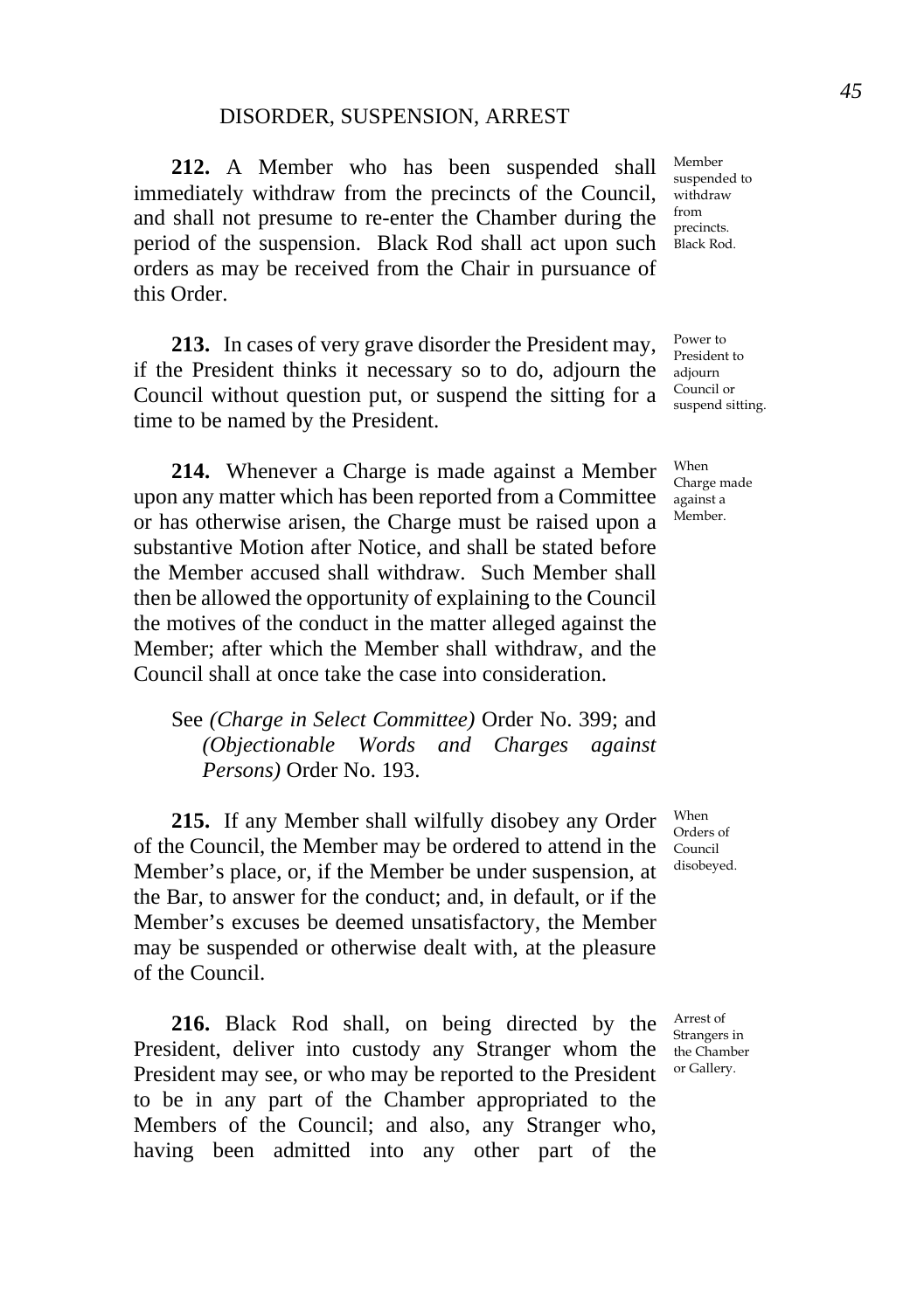DISORDER, SUSPENSION, ARREST

**212.** A Member who has been suspended shall immediately withdraw from the precincts of the Council, and shall not presume to re-enter the Chamber during the period of the suspension. Black Rod shall act upon such orders as may be received from the Chair in pursuance of this Order.

Member suspended to withdraw from precincts. Black Rod.

**213.** In cases of very grave disorder the President may, if the President thinks it necessary so to do, adjourn the Council without question put, or suspend the sitting for a time to be named by the President.

Power to President to adjourn Council or suspend sitting.

**214.** Whenever a Charge is made against a Member upon any matter which has been reported from a Committee or has otherwise arisen, the Charge must be raised upon a substantive Motion after Notice, and shall be stated before the Member accused shall withdraw. Such Member shall then be allowed the opportunity of explaining to the Council the motives of the conduct in the matter alleged against the Member; after which the Member shall withdraw, and the Council shall at once take the case into consideration.

When Charge made against a Member.

See *(Charge in Select Committee)* Order No. 399; and *(Objectionable Words and Charges against Persons)* Order No. 193.

**215.** If any Member shall wilfully disobey any Order of the Council, the Member may be ordered to attend in the Member's place, or, if the Member be under suspension, at the Bar, to answer for the conduct; and, in default, or if the Member's excuses be deemed unsatisfactory, the Member may be suspended or otherwise dealt with, at the pleasure of the Council.

When Orders of Council disobeyed.

**216.** Black Rod shall, on being directed by the President, deliver into custody any Stranger whom the President may see, or who may be reported to the President to be in any part of the Chamber appropriated to the Members of the Council; and also, any Stranger who, having been admitted into any other part of the

Arrest of Strangers in the Chamber or Gallery.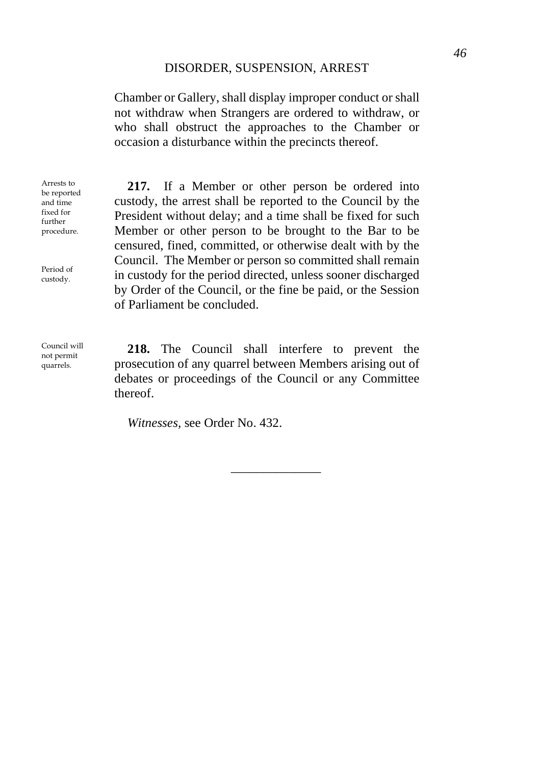Chamber or Gallery, shall display improper conduct or shall not withdraw when Strangers are ordered to withdraw, or who shall obstruct the approaches to the Chamber or occasion a disturbance within the precincts thereof.

Arrests to be reported and time fixed for further procedure.

**217.** If a Member or other person be ordered into custody, the arrest shall be reported to the Council by the President without delay; and a time shall be fixed for such Member or other person to be brought to the Bar to be censured, fined, committed, or otherwise dealt with by the Council. The Member or person so committed shall remain in custody for the period directed, unless sooner discharged by Order of the Council, or the fine be paid, or the Session of Parliament be concluded.

Period of custody.

Council will not permit quarrels.

**218.** The Council shall interfere to prevent the prosecution of any quarrel between Members arising out of debates or proceedings of the Council or any Committee thereof.

*Witnesses*, see Order No. 432.

______________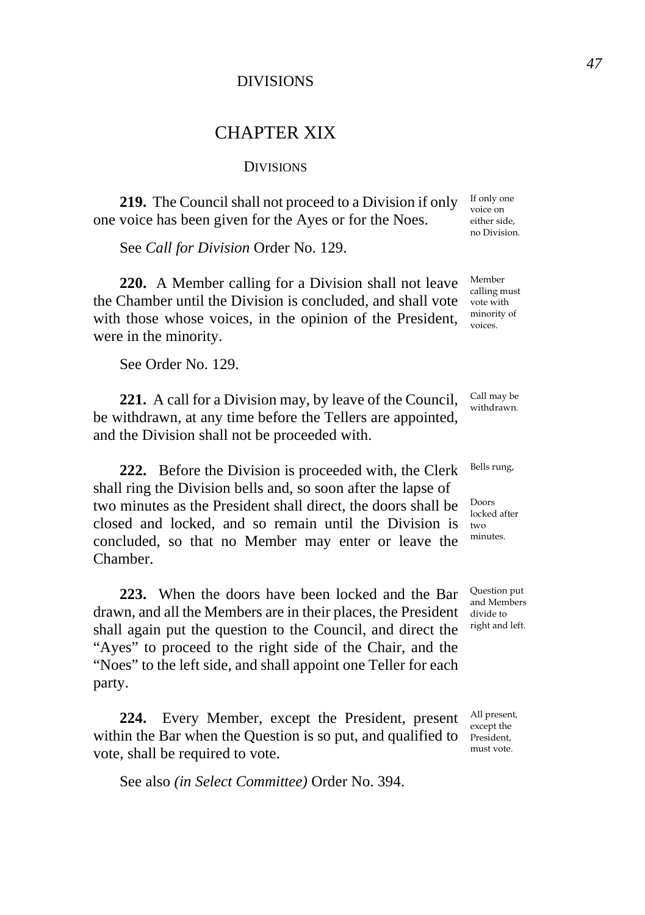# CHAPTER XIX

## DIVISIONS

**219.** The Council shall not proceed to a Division if only one voice has been given for the Ayes or for the Noes.

*If only one voice on either side, no Division.*

See *Call for Division* Order No. 129.

**220.** A Member calling for a Division shall not leave the Chamber until the Division is concluded, and shall vote with those whose voices, in the opinion of the President, were in the minority.

*Member calling must vote with minority of voices.*

See Order No. 129.

**221.** A call for a Division may, by leave of the Council, be withdrawn, at any time before the Tellers are appointed, and the Division shall not be proceeded with.

*Call may be withdrawn.*

**222.** Before the Division is proceeded with, the Clerk shall ring the Division bells and, so soon after the lapse of two minutes as the President shall direct, the doors shall be closed and locked, and so remain until the Division is concluded, so that no Member may enter or leave the Chamber.

*Bells rung,*

*Doors locked after two minutes.*

**223.** When the doors have been locked and the Bar drawn, and all the Members are in their places, the President shall again put the question to the Council, and direct the "Ayes" to proceed to the right side of the Chair, and the "Noes" to the left side, and shall appoint one Teller for each party.

*Question put and Members divide to right and left.*

**224.** Every Member, except the President, present within the Bar when the Question is so put, and qualified to vote, shall be required to vote.

*All present, except the President, must vote.*

See also *(in Select Committee)* Order No. 394.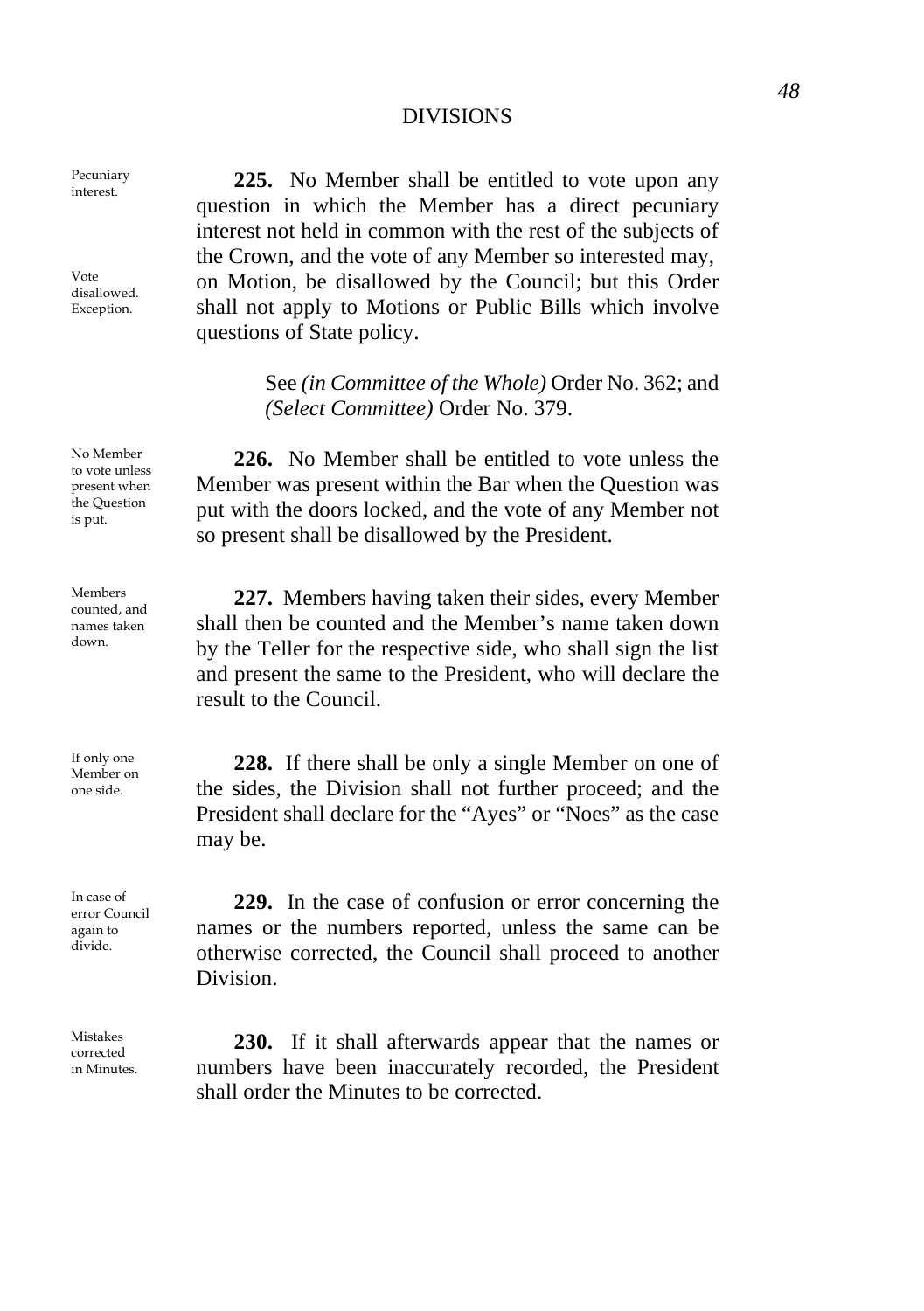## DIVISIONS

*Pecuniary interest.*

**225.** No Member shall be entitled to vote upon any question in which the Member has a direct pecuniary interest not held in common with the rest of the subjects of the Crown, and the vote of any Member so interested may, on Motion, be disallowed by the Council; but this Order shall not apply to Motions or Public Bills which involve questions of State policy.

*Vote disallowed. Exception.*

> See *(in Committee of the Whole)* Order No. 362; and *(Select Committee)* Order No. 379.

*No Member to vote unless present when the Question is put.*

**226.** No Member shall be entitled to vote unless the Member was present within the Bar when the Question was put with the doors locked, and the vote of any Member not so present shall be disallowed by the President.

*Members counted, and names taken down.*

**227.** Members having taken their sides, every Member shall then be counted and the Member's name taken down by the Teller for the respective side, who shall sign the list and present the same to the President, who will declare the result to the Council.

*If only one Member on one side.*

**228.** If there shall be only a single Member on one of the sides, the Division shall not further proceed; and the President shall declare for the "Ayes" or "Noes" as the case may be.

*In case of error Council again to divide.*

**229.** In the case of confusion or error concerning the names or the numbers reported, unless the same can be otherwise corrected, the Council shall proceed to another Division.

*Mistakes corrected in Minutes.*

**230.** If it shall afterwards appear that the names or numbers have been inaccurately recorded, the President shall order the Minutes to be corrected.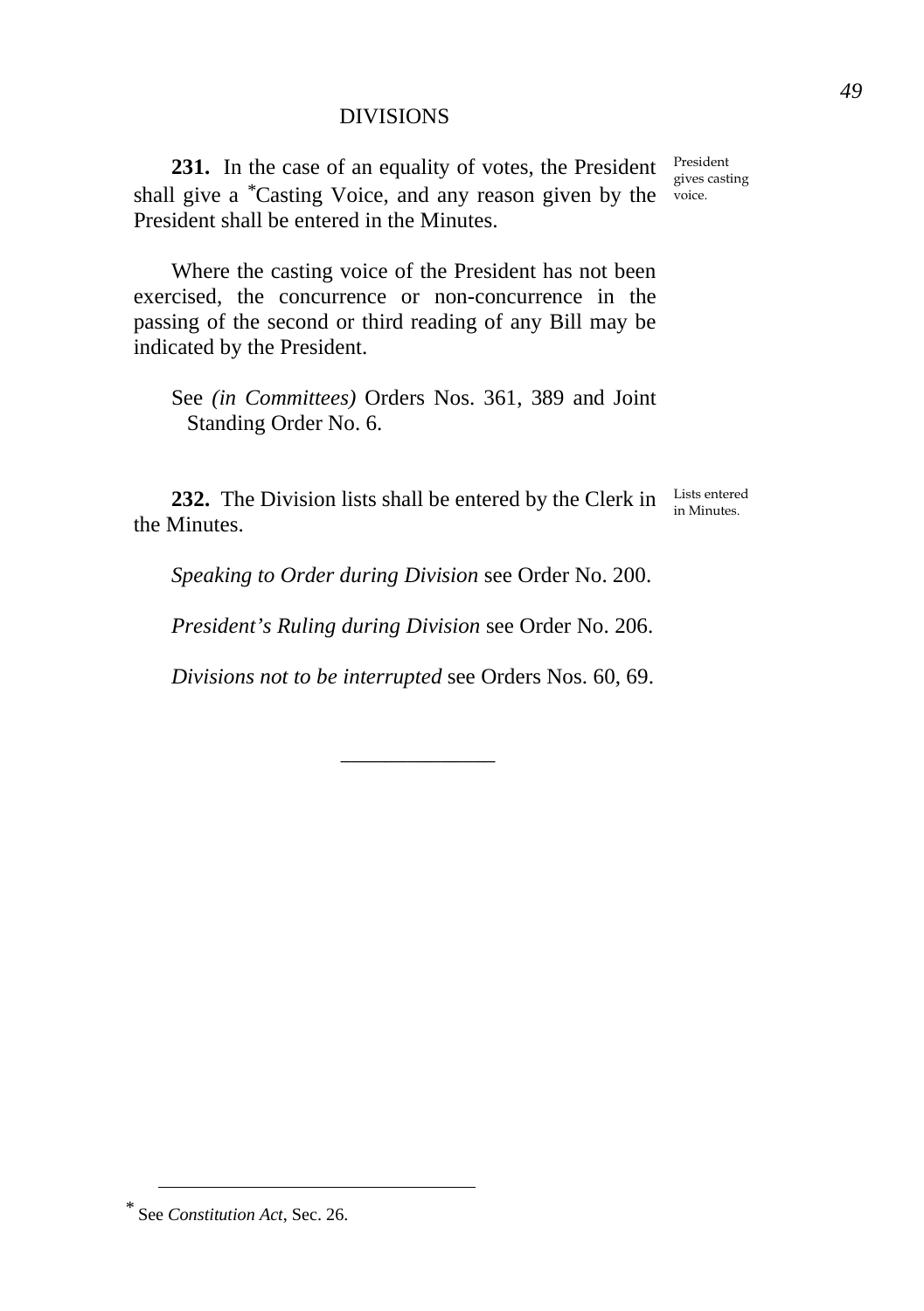## DIVISIONS

**231.** In the case of an equality of votes, the President shall give a *Casting Voice, and any reason given by the President shall be entered in the Minutes.

*President gives casting voice.*

Where the casting voice of the President has not been exercised, the concurrence or non-concurrence in the passing of the second or third reading of any Bill may be indicated by the President.

See *(in Committees)* Orders Nos. 361, 389 and Joint Standing Order No. 6.

**232.** The Division lists shall be entered by the Clerk in the Minutes.

*Lists entered in Minutes.*

*Speaking to Order during Division* see Order No. 200.

*President's Ruling during Division* see Order No. 206.

*Divisions not to be interrupted* see Orders Nos. 60, 69.

______________

\* See *Constitution Act*, Sec. 26.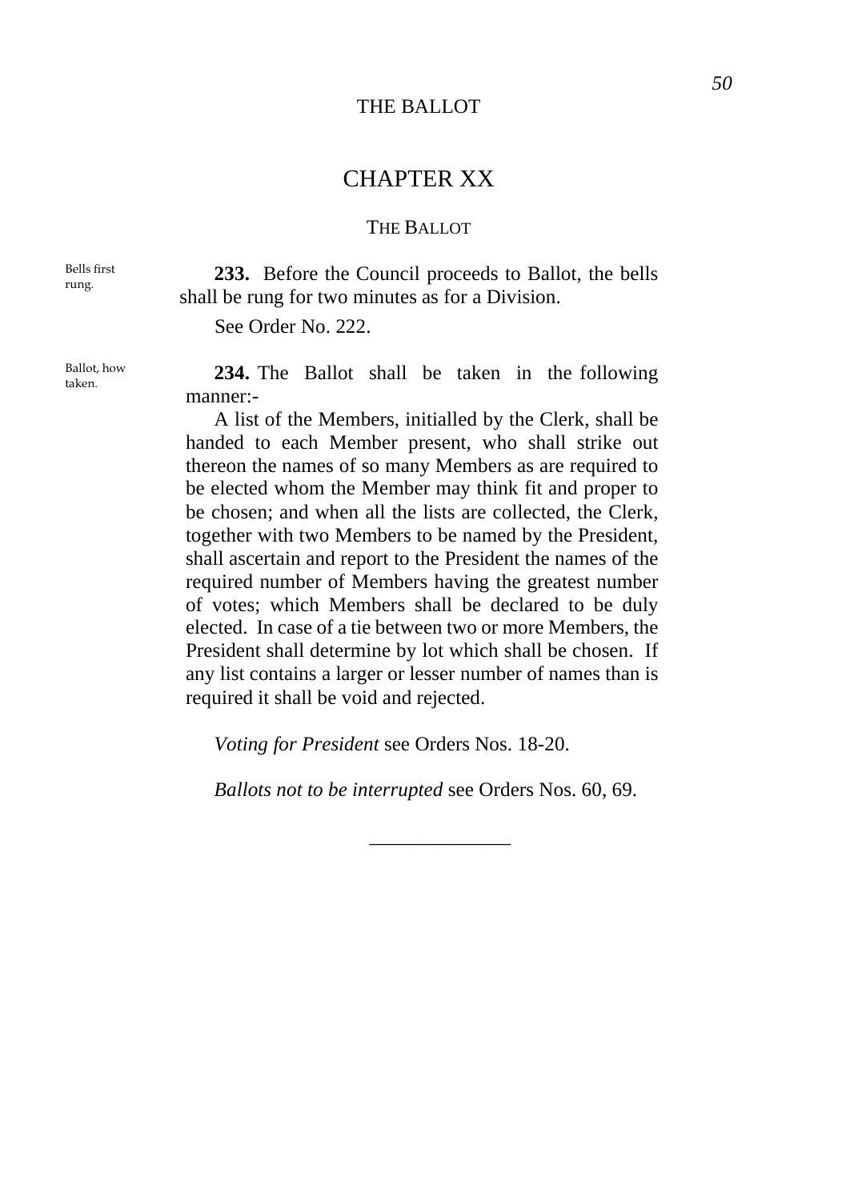# CHAPTER XX

## THE BALLOT

Bells first rung.

**233.** Before the Council proceeds to Ballot, the bells shall be rung for two minutes as for a Division.

See Order No. 222.

Ballot, how taken.

**234.** The Ballot shall be taken in the following manner:-

A list of the Members, initialled by the Clerk, shall be handed to each Member present, who shall strike out thereon the names of so many Members as are required to be elected whom the Member may think fit and proper to be chosen; and when all the lists are collected, the Clerk, together with two Members to be named by the President, shall ascertain and report to the President the names of the required number of Members having the greatest number of votes; which Members shall be declared to be duly elected. In case of a tie between two or more Members, the President shall determine by lot which shall be chosen. If any list contains a larger or lesser number of names than is required it shall be void and rejected.

*Voting for President* see Orders Nos. 18-20.

*Ballots not to be interrupted* see Orders Nos. 60, 69.

______________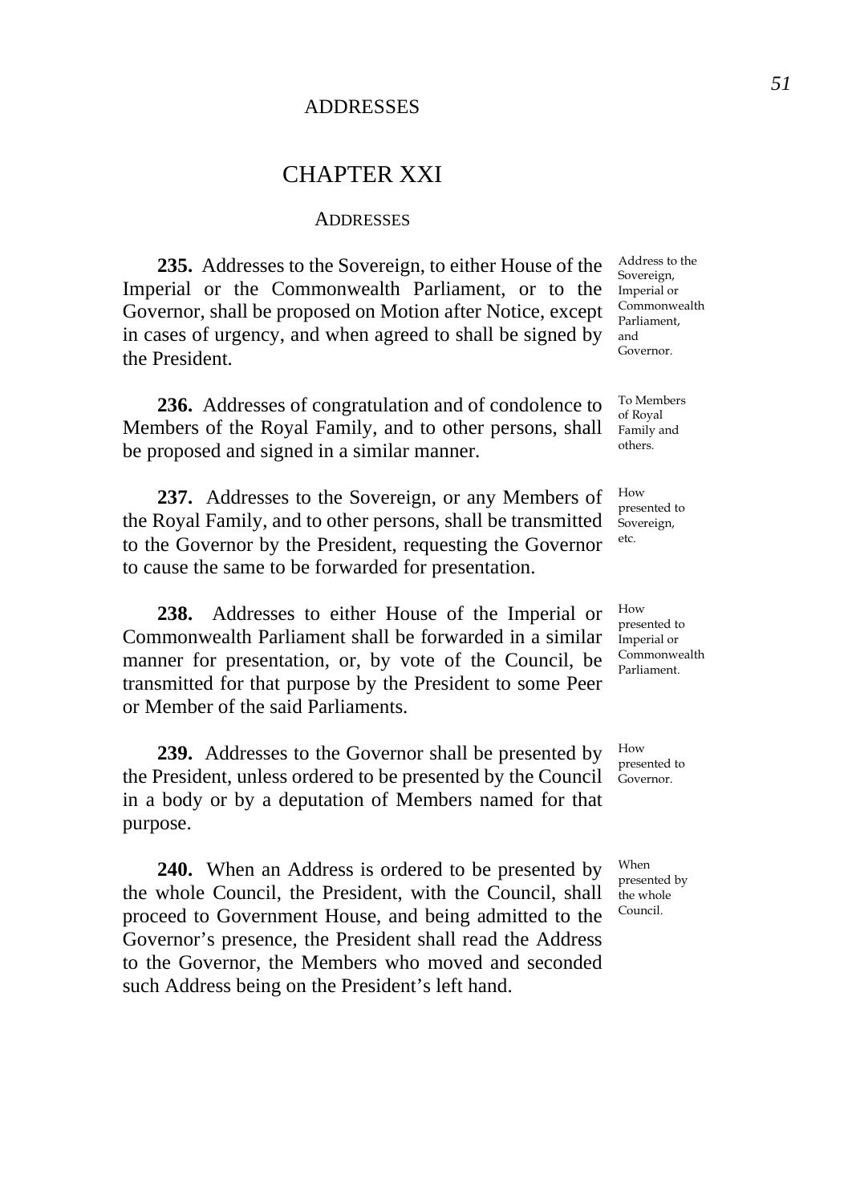# CHAPTER XXI

## ADDRESSES

**235.** Addresses to the Sovereign, to either House of the Imperial or the Commonwealth Parliament, or to the Governor, shall be proposed on Motion after Notice, except in cases of urgency, and when agreed to shall be signed by the President.

*Address to the Sovereign, Imperial or Commonwealth Parliament, and Governor.*

**236.** Addresses of congratulation and of condolence to Members of the Royal Family, and to other persons, shall be proposed and signed in a similar manner.

*To Members of Royal Family and others.*

**237.** Addresses to the Sovereign, or any Members of the Royal Family, and to other persons, shall be transmitted to the Governor by the President, requesting the Governor to cause the same to be forwarded for presentation.

*How presented to Sovereign, etc.*

**238.** Addresses to either House of the Imperial or Commonwealth Parliament shall be forwarded in a similar manner for presentation, or, by vote of the Council, be transmitted for that purpose by the President to some Peer or Member of the said Parliaments.

*How presented to Imperial or Commonwealth Parliament.*

**239.** Addresses to the Governor shall be presented by the President, unless ordered to be presented by the Council in a body or by a deputation of Members named for that purpose.

*How presented to Governor.*

**240.** When an Address is ordered to be presented by the whole Council, the President, with the Council, shall proceed to Government House, and being admitted to the Governor's presence, the President shall read the Address to the Governor, the Members who moved and seconded such Address being on the President's left hand.

*When presented by the whole Council.*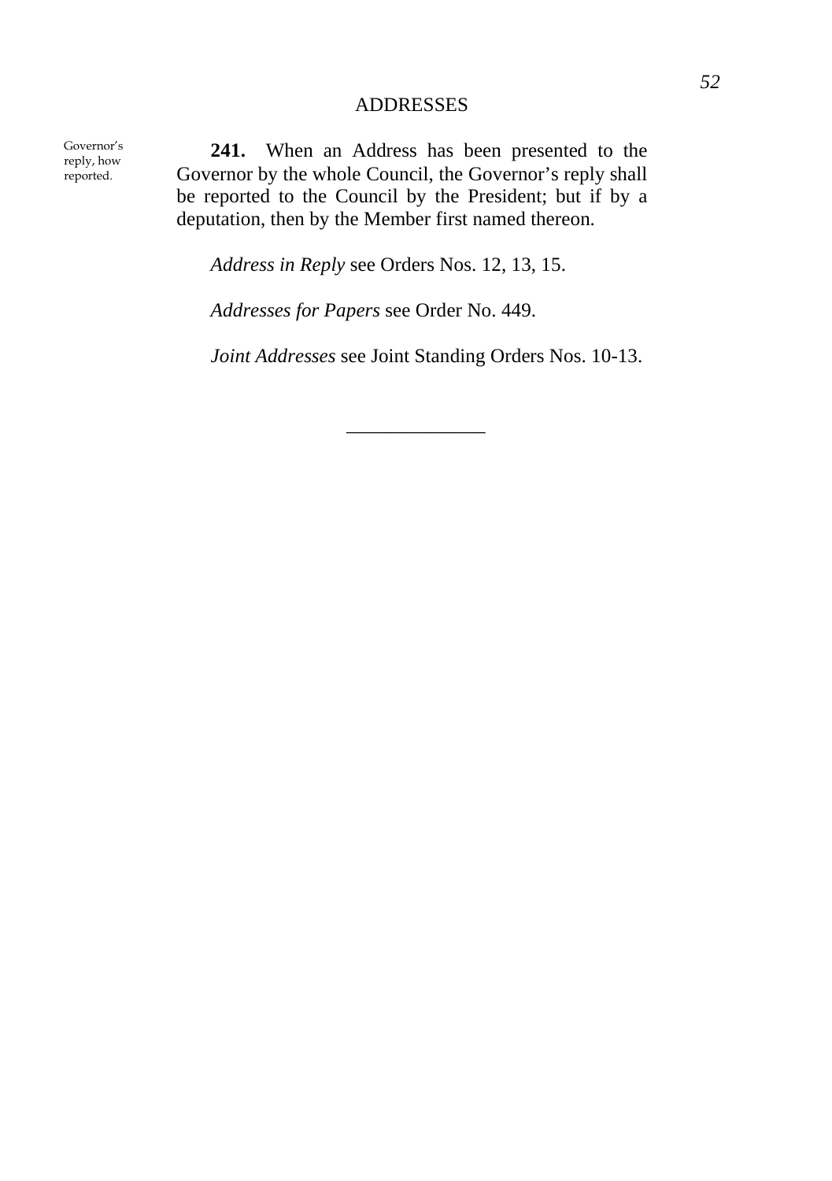**Governor's reply, how reported.**

**241.** When an Address has been presented to the Governor by the whole Council, the Governor's reply shall be reported to the Council by the President; but if by a deputation, then by the Member first named thereon.

*Address in Reply* see Orders Nos. 12, 13, 15.

*Addresses for Papers* see Order No. 449.

*Joint Addresses* see Joint Standing Orders Nos. 10-13.

---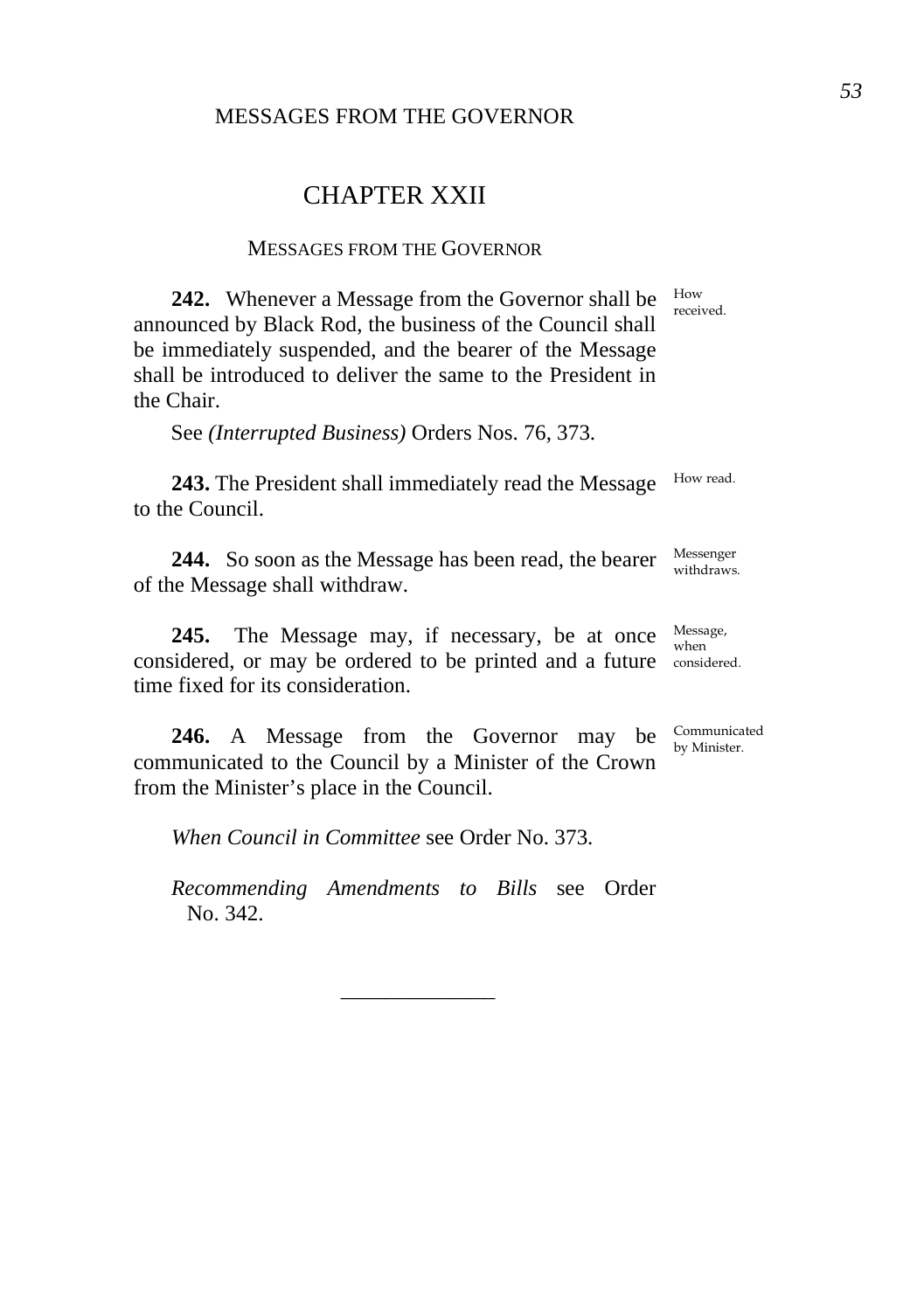# CHAPTER XXII

## MESSAGES FROM THE GOVERNOR

**242.** Whenever a Message from the Governor shall be announced by Black Rod, the business of the Council shall be immediately suspended, and the bearer of the Message shall be introduced to deliver the same to the President in the Chair. *How received.*

See *(Interrupted Business)* Orders Nos. 76, 373.

**243.** The President shall immediately read the Message to the Council. *How read.*

**244.** So soon as the Message has been read, the bearer of the Message shall withdraw. *Messenger withdraws.*

**245.** The Message may, if necessary, be at once considered, or may be ordered to be printed and a future time fixed for its consideration. *Message, when considered.*

**246.** A Message from the Governor may be communicated to the Council by a Minister of the Crown from the Minister's place in the Council. *Communicated by Minister.*

*When Council in Committee* see Order No. 373.

*Recommending Amendments to Bills* see Order No. 342.

---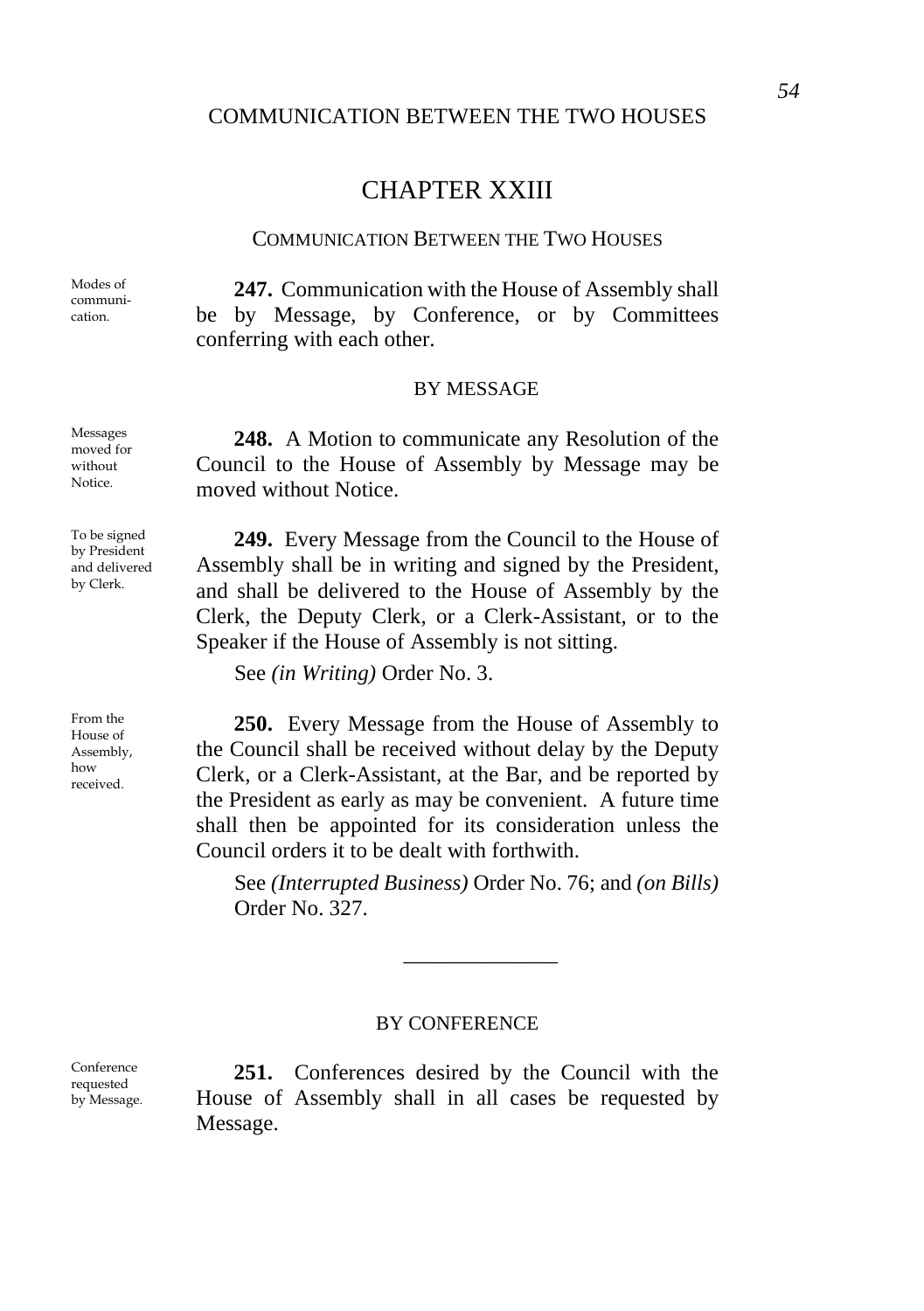# CHAPTER XXIII

## COMMUNICATION BETWEEN THE TWO HOUSES

Modes of communication.

**247.** Communication with the House of Assembly shall be by Message, by Conference, or by Committees conferring with each other.

### BY MESSAGE

Messages moved for without Notice.

**248.** A Motion to communicate any Resolution of the Council to the House of Assembly by Message may be moved without Notice.

To be signed by President and delivered by Clerk.

**249.** Every Message from the Council to the House of Assembly shall be in writing and signed by the President, and shall be delivered to the House of Assembly by the Clerk, the Deputy Clerk, or a Clerk-Assistant, or to the Speaker if the House of Assembly is not sitting.

See *(in Writing)* Order No. 3.

From the House of Assembly, how received.

**250.** Every Message from the House of Assembly to the Council shall be received without delay by the Deputy Clerk, or a Clerk-Assistant, at the Bar, and be reported by the President as early as may be convenient. A future time shall then be appointed for its consideration unless the Council orders it to be dealt with forthwith.

See *(Interrupted Business)* Order No. 76; and *(on Bills)* Order No. 327.

---

### BY CONFERENCE

Conference requested by Message.

**251.** Conferences desired by the Council with the House of Assembly shall in all cases be requested by Message.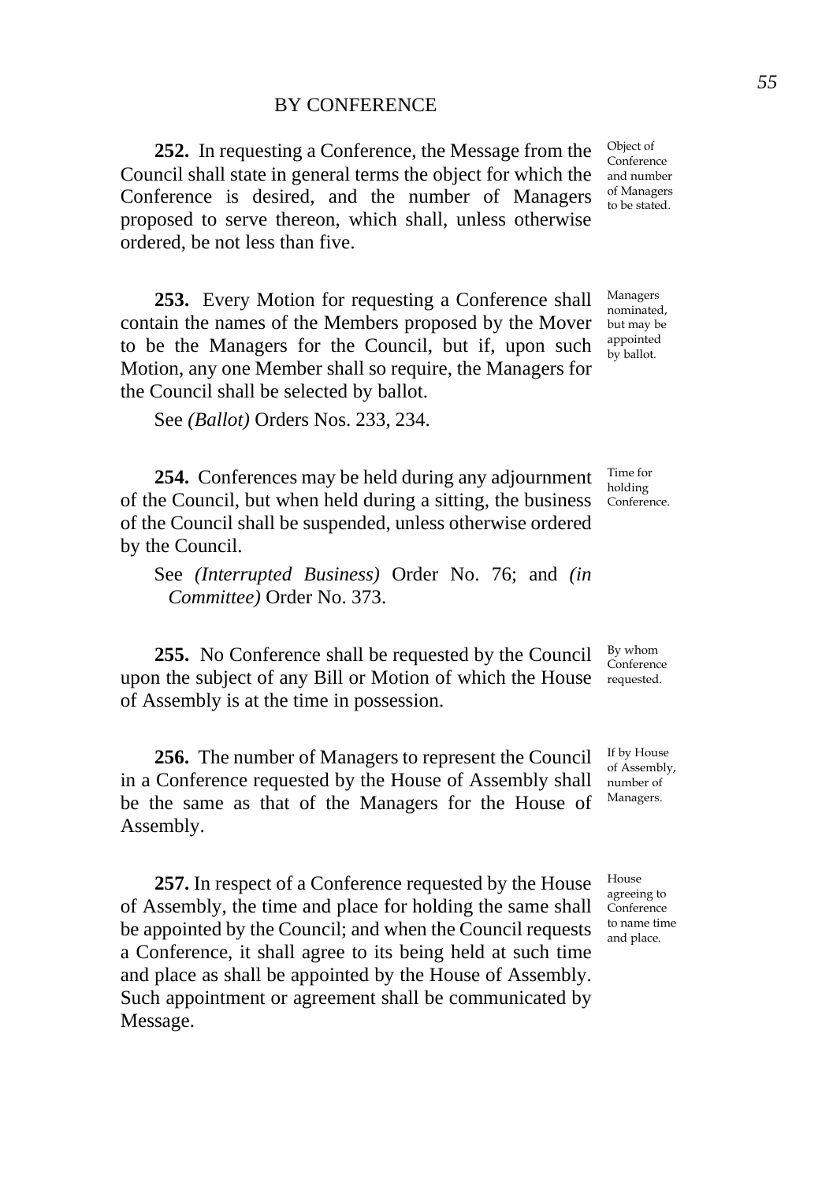## BY CONFERENCE

**252.** In requesting a Conference, the Message from the Council shall state in general terms the object for which the Conference is desired, and the number of Managers proposed to serve thereon, which shall, unless otherwise ordered, be not less than five.

*Object of Conference and number of Managers to be stated.*

**253.** Every Motion for requesting a Conference shall contain the names of the Members proposed by the Mover to be the Managers for the Council, but if, upon such Motion, any one Member shall so require, the Managers for the Council shall be selected by ballot.

*Managers nominated, but may be appointed by ballot.*

See *(Ballot)* Orders Nos. 233, 234.

**254.** Conferences may be held during any adjournment of the Council, but when held during a sitting, the business of the Council shall be suspended, unless otherwise ordered by the Council.

*Time for holding Conference.*

See *(Interrupted Business)* Order No. 76; and *(in Committee)* Order No. 373.

**255.** No Conference shall be requested by the Council upon the subject of any Bill or Motion of which the House of Assembly is at the time in possession.

*By whom Conference requested.*

**256.** The number of Managers to represent the Council in a Conference requested by the House of Assembly shall be the same as that of the Managers for the House of Assembly.

*If by House of Assembly, number of Managers.*

**257.** In respect of a Conference requested by the House of Assembly, the time and place for holding the same shall be appointed by the Council; and when the Council requests a Conference, it shall agree to its being held at such time and place as shall be appointed by the House of Assembly. Such appointment or agreement shall be communicated by Message.

*House agreeing to Conference to name time and place.*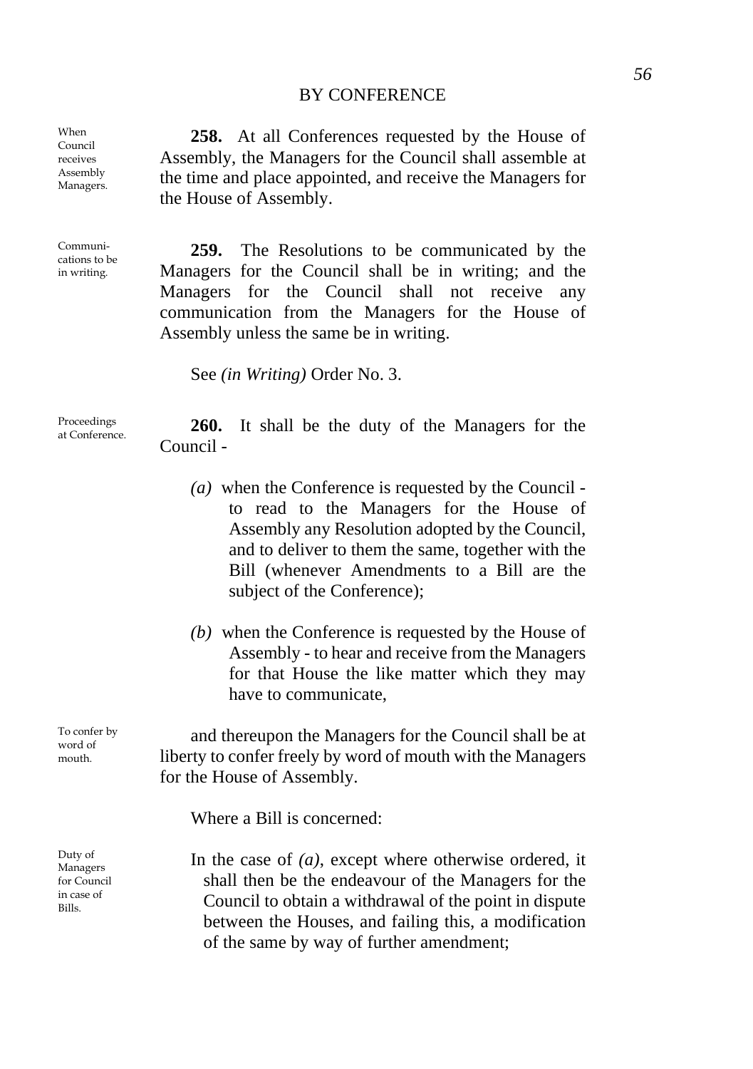## BY CONFERENCE

*When Council receives Assembly Managers.*

**258.** At all Conferences requested by the House of Assembly, the Managers for the Council shall assemble at the time and place appointed, and receive the Managers for the House of Assembly.

*Communications to be in writing.*

**259.** The Resolutions to be communicated by the Managers for the Council shall be in writing; and the Managers for the Council shall not receive any communication from the Managers for the House of Assembly unless the same be in writing.

See *(in Writing)* Order No. 3.

*Proceedings at Conference.*

**260.** It shall be the duty of the Managers for the Council -

*(a)* when the Conference is requested by the Council - to read to the Managers for the House of Assembly any Resolution adopted by the Council, and to deliver to them the same, together with the Bill (whenever Amendments to a Bill are the subject of the Conference);

*(b)* when the Conference is requested by the House of Assembly - to hear and receive from the Managers for that House the like matter which they may have to communicate,

*To confer by word of mouth.*

and thereupon the Managers for the Council shall be at liberty to confer freely by word of mouth with the Managers for the House of Assembly.

Where a Bill is concerned:

*Duty of Managers for Council in case of Bills.*

In the case of *(a)*, except where otherwise ordered, it shall then be the endeavour of the Managers for the Council to obtain a withdrawal of the point in dispute between the Houses, and failing this, a modification of the same by way of further amendment;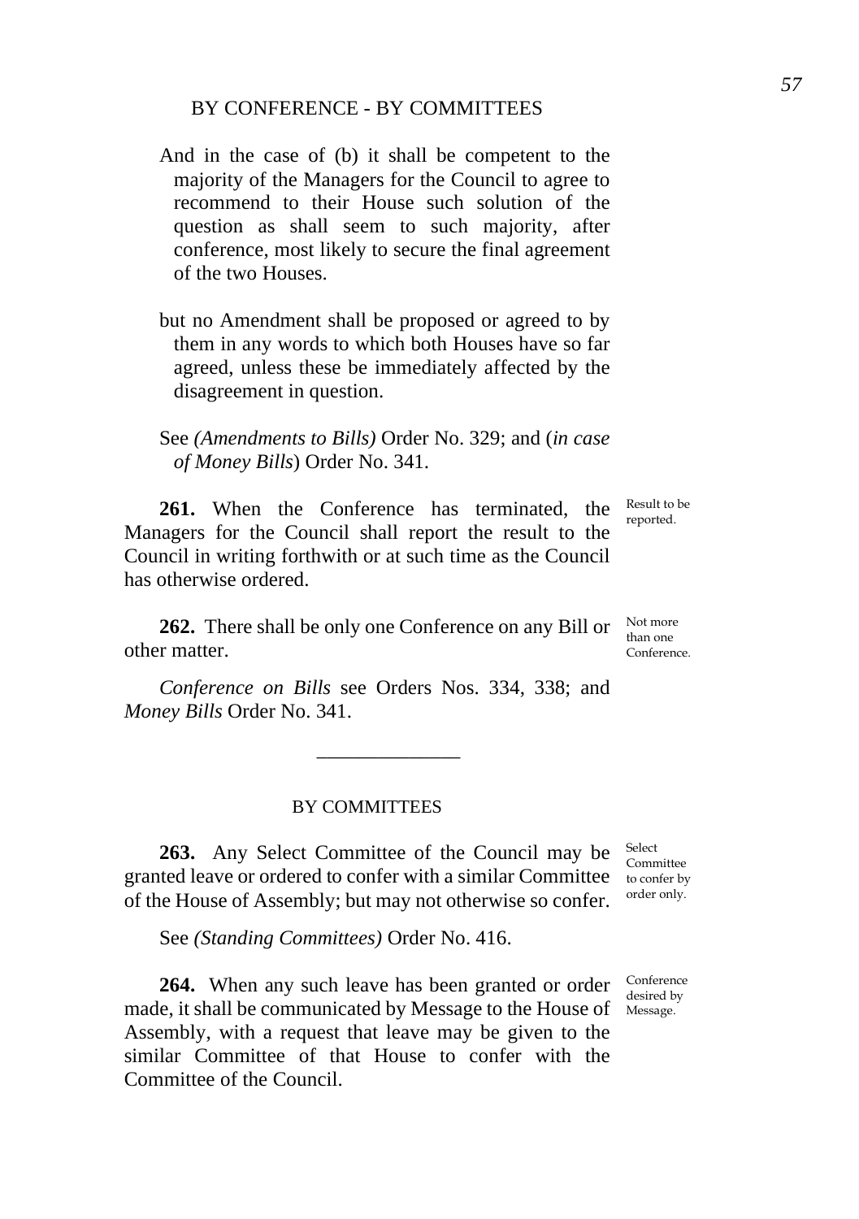And in the case of (b) it shall be competent to the majority of the Managers for the Council to agree to recommend to their House such solution of the question as shall seem to such majority, after conference, most likely to secure the final agreement of the two Houses.

but no Amendment shall be proposed or agreed to by them in any words to which both Houses have so far agreed, unless these be immediately affected by the disagreement in question.

See *(Amendments to Bills)* Order No. 329; and (*in case of Money Bills*) Order No. 341.

**261.** When the Conference has terminated, the Managers for the Council shall report the result to the Council in writing forthwith or at such time as the Council has otherwise ordered.

*Result to be reported.*

**262.** There shall be only one Conference on any Bill or other matter.

*Not more than one Conference.*

*Conference on Bills* see Orders Nos. 334, 338; and *Money Bills* Order No. 341.

---

## BY COMMITTEES

**263.** Any Select Committee of the Council may be granted leave or ordered to confer with a similar Committee of the House of Assembly; but may not otherwise so confer.

*Select Committee to confer by order only.*

See *(Standing Committees)* Order No. 416.

**264.** When any such leave has been granted or order made, it shall be communicated by Message to the House of Assembly, with a request that leave may be given to the similar Committee of that House to confer with the Committee of the Council.

*Conference desired by Message.*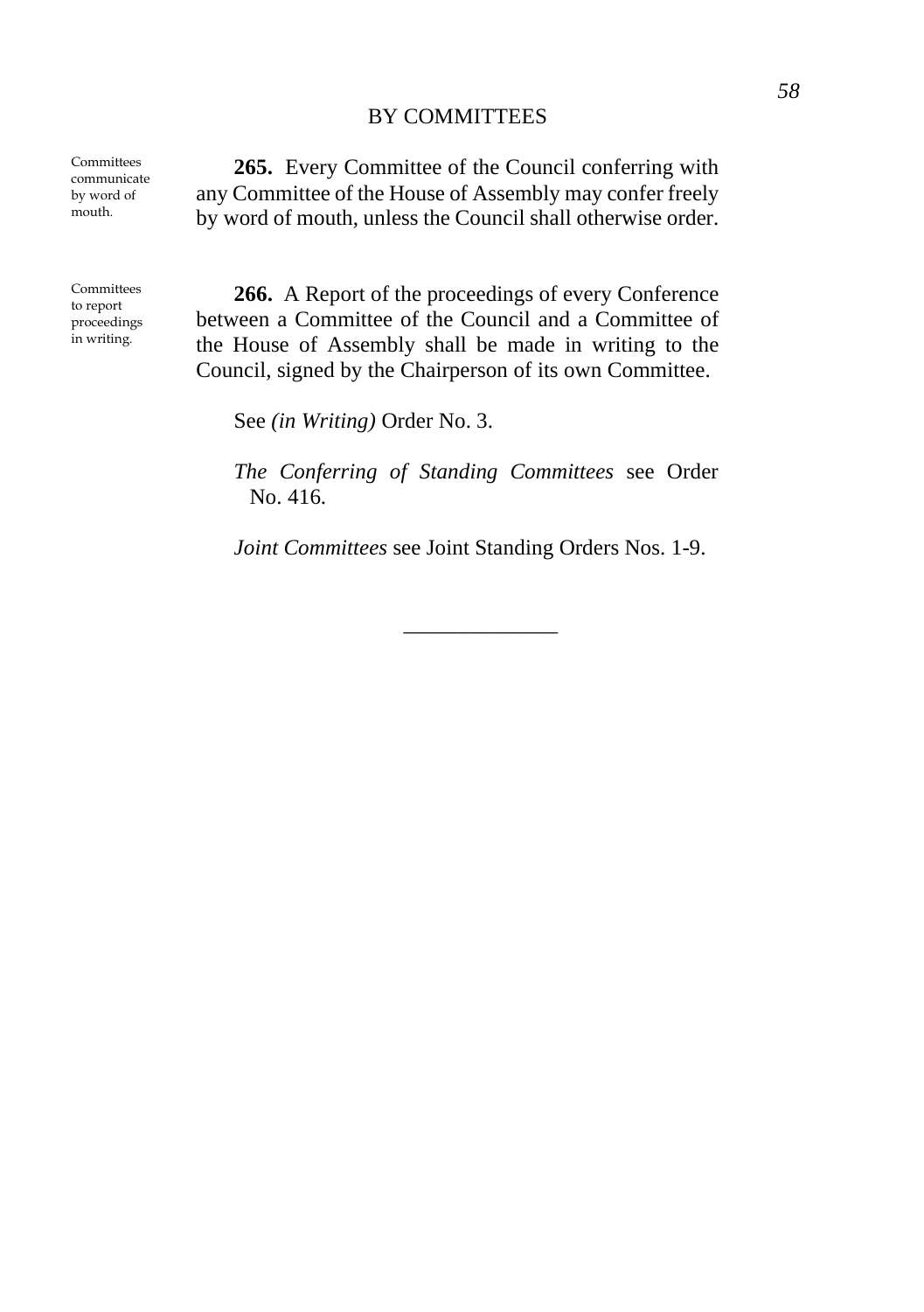BY COMMITTEES

Committees communicate by word of mouth.

**265.** Every Committee of the Council conferring with any Committee of the House of Assembly may confer freely by word of mouth, unless the Council shall otherwise order.

Committees to report proceedings in writing.

**266.** A Report of the proceedings of every Conference between a Committee of the Council and a Committee of the House of Assembly shall be made in writing to the Council, signed by the Chairperson of its own Committee.

See *(in Writing)* Order No. 3.

*The Conferring of Standing Committees* see Order No. 416.

*Joint Committees* see Joint Standing Orders Nos. 1-9.

---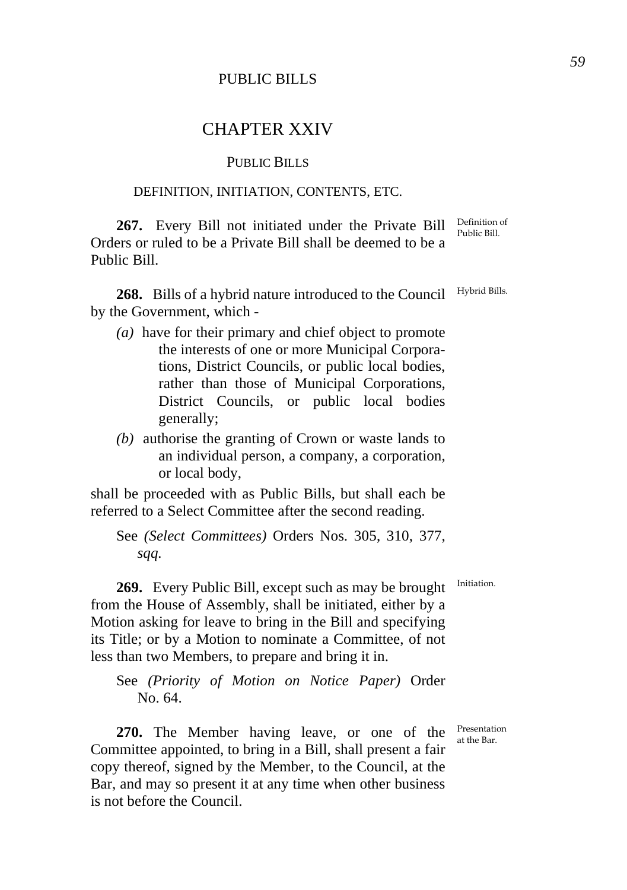## CHAPTER XXIV

### PUBLIC BILLS

#### DEFINITION, INITIATION, CONTENTS, ETC.

Definition of Public Bill.

**267.** Every Bill not initiated under the Private Bill Orders or ruled to be a Private Bill shall be deemed to be a Public Bill.

Hybrid Bills.

**268.** Bills of a hybrid nature introduced to the Council by the Government, which -

*(a)* have for their primary and chief object to promote the interests of one or more Municipal Corporations, District Councils, or public local bodies, rather than those of Municipal Corporations, District Councils, or public local bodies generally;

*(b)* authorise the granting of Crown or waste lands to an individual person, a company, a corporation, or local body,

shall be proceeded with as Public Bills, but shall each be referred to a Select Committee after the second reading.

See *(Select Committees)* Orders Nos. 305, 310, 377, *sqq.*

Initiation.

**269.** Every Public Bill, except such as may be brought from the House of Assembly, shall be initiated, either by a Motion asking for leave to bring in the Bill and specifying its Title; or by a Motion to nominate a Committee, of not less than two Members, to prepare and bring it in.

See *(Priority of Motion on Notice Paper)* Order No. 64.

Presentation at the Bar.

**270.** The Member having leave, or one of the Committee appointed, to bring in a Bill, shall present a fair copy thereof, signed by the Member, to the Council, at the Bar, and may so present it at any time when other business is not before the Council.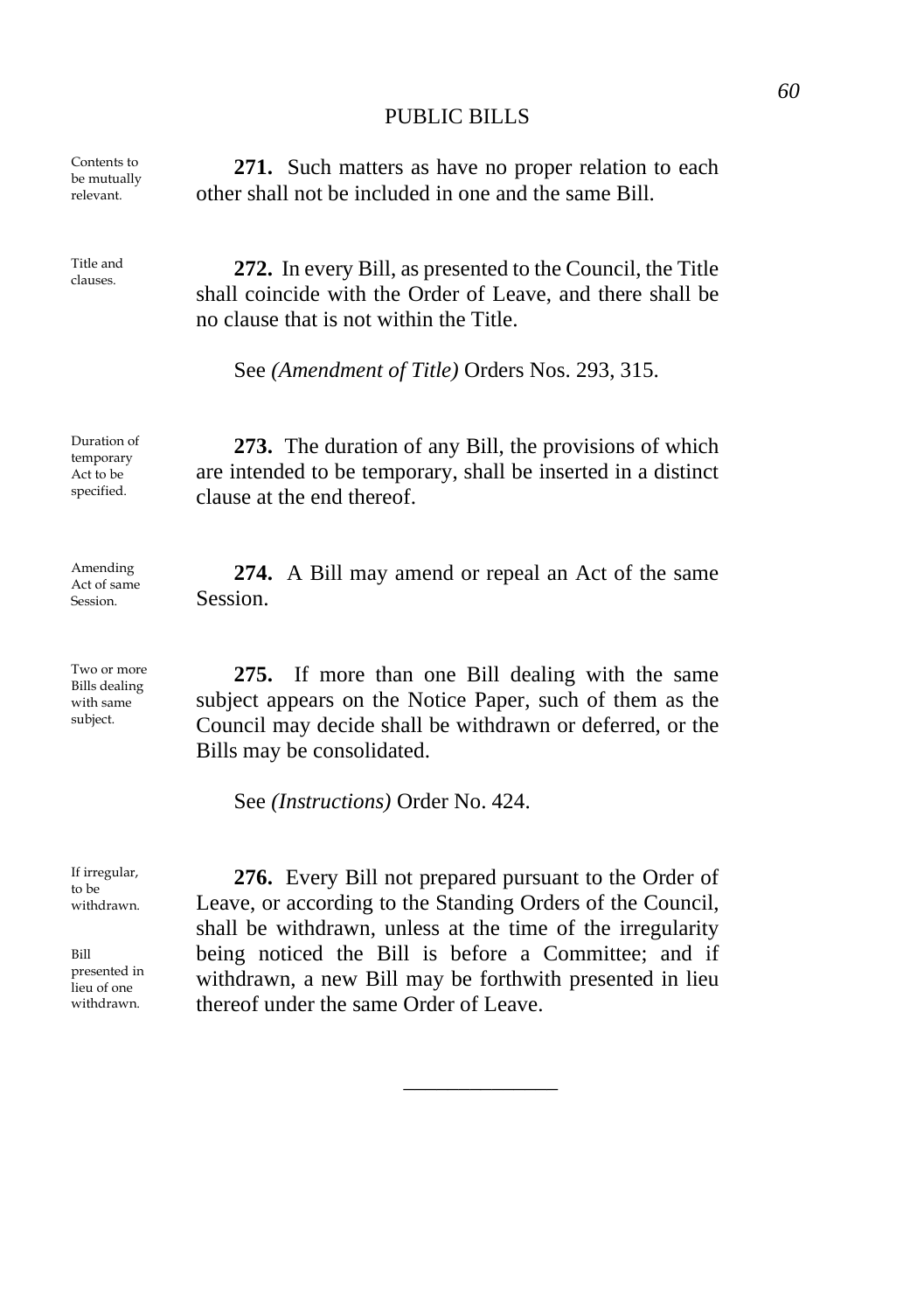**Contents to be mutually relevant.**

**271.** Such matters as have no proper relation to each other shall not be included in one and the same Bill.

**Title and clauses.**

**272.** In every Bill, as presented to the Council, the Title shall coincide with the Order of Leave, and there shall be no clause that is not within the Title.

See *(Amendment of Title)* Orders Nos. 293, 315.

**Duration of temporary Act to be specified.**

**273.** The duration of any Bill, the provisions of which are intended to be temporary, shall be inserted in a distinct clause at the end thereof.

**Amending Act of same Session.**

**274.** A Bill may amend or repeal an Act of the same Session.

**Two or more Bills dealing with same subject.**

**275.** If more than one Bill dealing with the same subject appears on the Notice Paper, such of them as the Council may decide shall be withdrawn or deferred, or the Bills may be consolidated.

See *(Instructions)* Order No. 424.

**If irregular, to be withdrawn.**

**Bill presented in lieu of one withdrawn.**

**276.** Every Bill not prepared pursuant to the Order of Leave, or according to the Standing Orders of the Council, shall be withdrawn, unless at the time of the irregularity being noticed the Bill is before a Committee; and if withdrawn, a new Bill may be forthwith presented in lieu thereof under the same Order of Leave.

---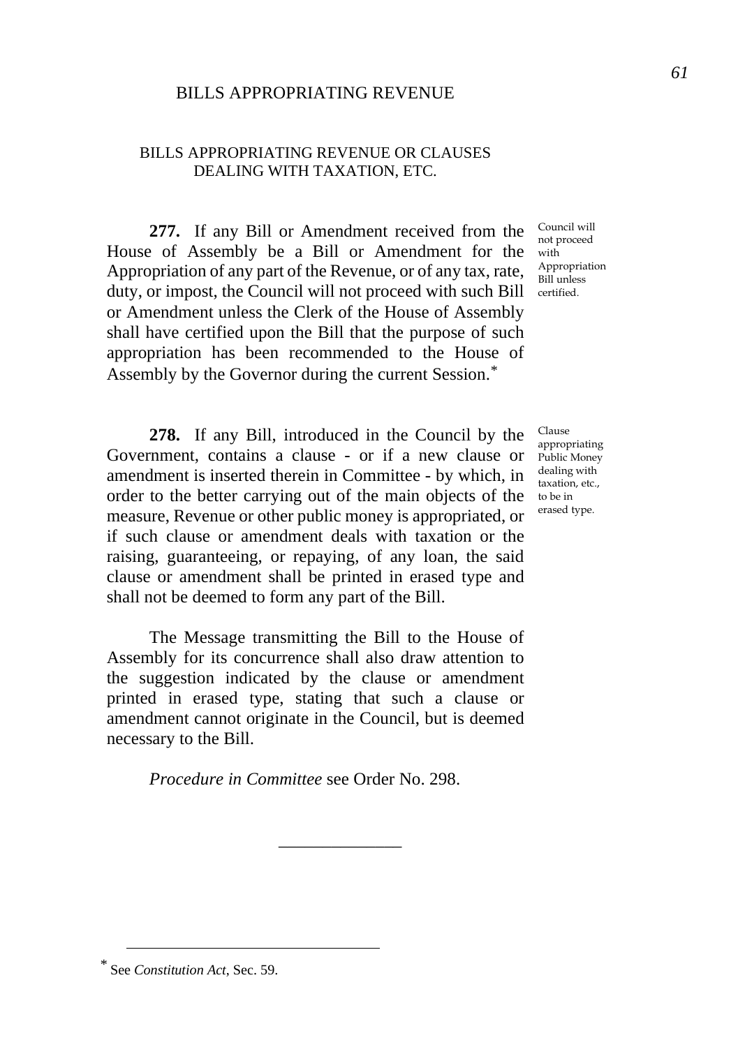## BILLS APPROPRIATING REVENUE

### BILLS APPROPRIATING REVENUE OR CLAUSES DEALING WITH TAXATION, ETC.

**277.** If any Bill or Amendment received from the House of Assembly be a Bill or Amendment for the Appropriation of any part of the Revenue, or of any tax, rate, duty, or impost, the Council will not proceed with such Bill or Amendment unless the Clerk of the House of Assembly shall have certified upon the Bill that the purpose of such appropriation has been recommended to the House of Assembly by the Governor during the current Session.*

Council will not proceed with Appropriation Bill unless certified.

**278.** If any Bill, introduced in the Council by the Government, contains a clause - or if a new clause or amendment is inserted therein in Committee - by which, in order to the better carrying out of the main objects of the measure, Revenue or other public money is appropriated, or if such clause or amendment deals with taxation or the raising, guaranteeing, or repaying, of any loan, the said clause or amendment shall be printed in erased type and shall not be deemed to form any part of the Bill.

Clause appropriating Public Money dealing with taxation, etc., to be in erased type.

The Message transmitting the Bill to the House of Assembly for its concurrence shall also draw attention to the suggestion indicated by the clause or amendment printed in erased type, stating that such a clause or amendment cannot originate in the Council, but is deemed necessary to the Bill.

*Procedure in Committee* see Order No. 298.

---

\* See *Constitution Act*, Sec. 59.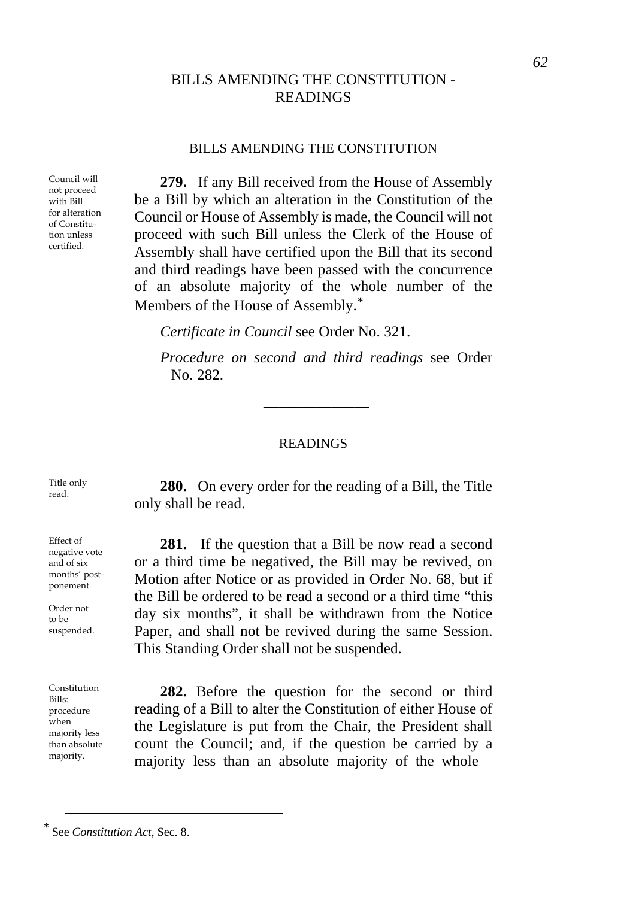# BILLS AMENDING THE CONSTITUTION - READINGS

## BILLS AMENDING THE CONSTITUTION

*Council will not proceed with Bill for alteration of Constitution unless certified.*

**279.** If any Bill received from the House of Assembly be a Bill by which an alteration in the Constitution of the Council or House of Assembly is made, the Council will not proceed with such Bill unless the Clerk of the House of Assembly shall have certified upon the Bill that its second and third readings have been passed with the concurrence of an absolute majority of the whole number of the Members of the House of Assembly.*

*Certificate in Council* see Order No. 321.

*Procedure on second and third readings* see Order No. 282.

---

## READINGS

*Title only read.*

**280.** On every order for the reading of a Bill, the Title only shall be read.

*Effect of negative vote and of six months' postponement.*

*Order not to be suspended.*

**281.** If the question that a Bill be now read a second or a third time be negatived, the Bill may be revived, on Motion after Notice or as provided in Order No. 68, but if the Bill be ordered to be read a second or a third time "this day six months", it shall be withdrawn from the Notice Paper, and shall not be revived during the same Session. This Standing Order shall not be suspended.

*Constitution Bills: procedure when majority less than absolute majority.*

**282.** Before the question for the second or third reading of a Bill to alter the Constitution of either House of the Legislature is put from the Chair, the President shall count the Council; and, if the question be carried by a majority less than an absolute majority of the whole

---

\* See *Constitution Act*, Sec. 8.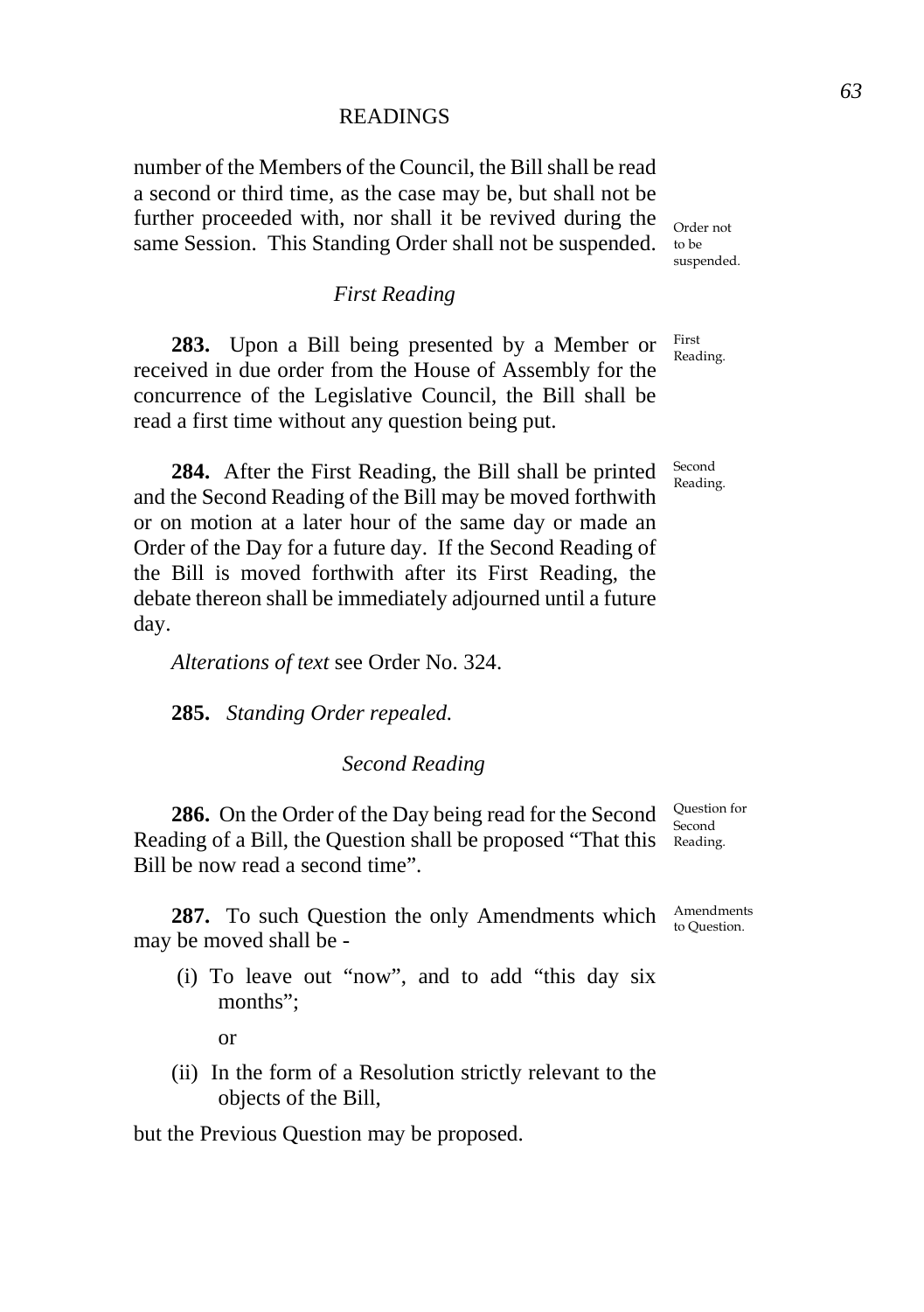number of the Members of the Council, the Bill shall be read a second or third time, as the case may be, but shall not be further proceeded with, nor shall it be revived during the same Session. This Standing Order shall not be suspended.

Order not to be suspended.

### *First Reading*

First Reading.

**283.** Upon a Bill being presented by a Member or received in due order from the House of Assembly for the concurrence of the Legislative Council, the Bill shall be read a first time without any question being put.

Second Reading.

**284.** After the First Reading, the Bill shall be printed and the Second Reading of the Bill may be moved forthwith or on motion at a later hour of the same day or made an Order of the Day for a future day. If the Second Reading of the Bill is moved forthwith after its First Reading, the debate thereon shall be immediately adjourned until a future day.

*Alterations of text* see Order No. 324.

**285.** *Standing Order repealed.*

### *Second Reading*

Question for Second Reading.

**286.** On the Order of the Day being read for the Second Reading of a Bill, the Question shall be proposed "That this Bill be now read a second time".

Amendments to Question.

**287.** To such Question the only Amendments which may be moved shall be -

(i) To leave out "now", and to add "this day six months";

or

(ii) In the form of a Resolution strictly relevant to the objects of the Bill,

but the Previous Question may be proposed.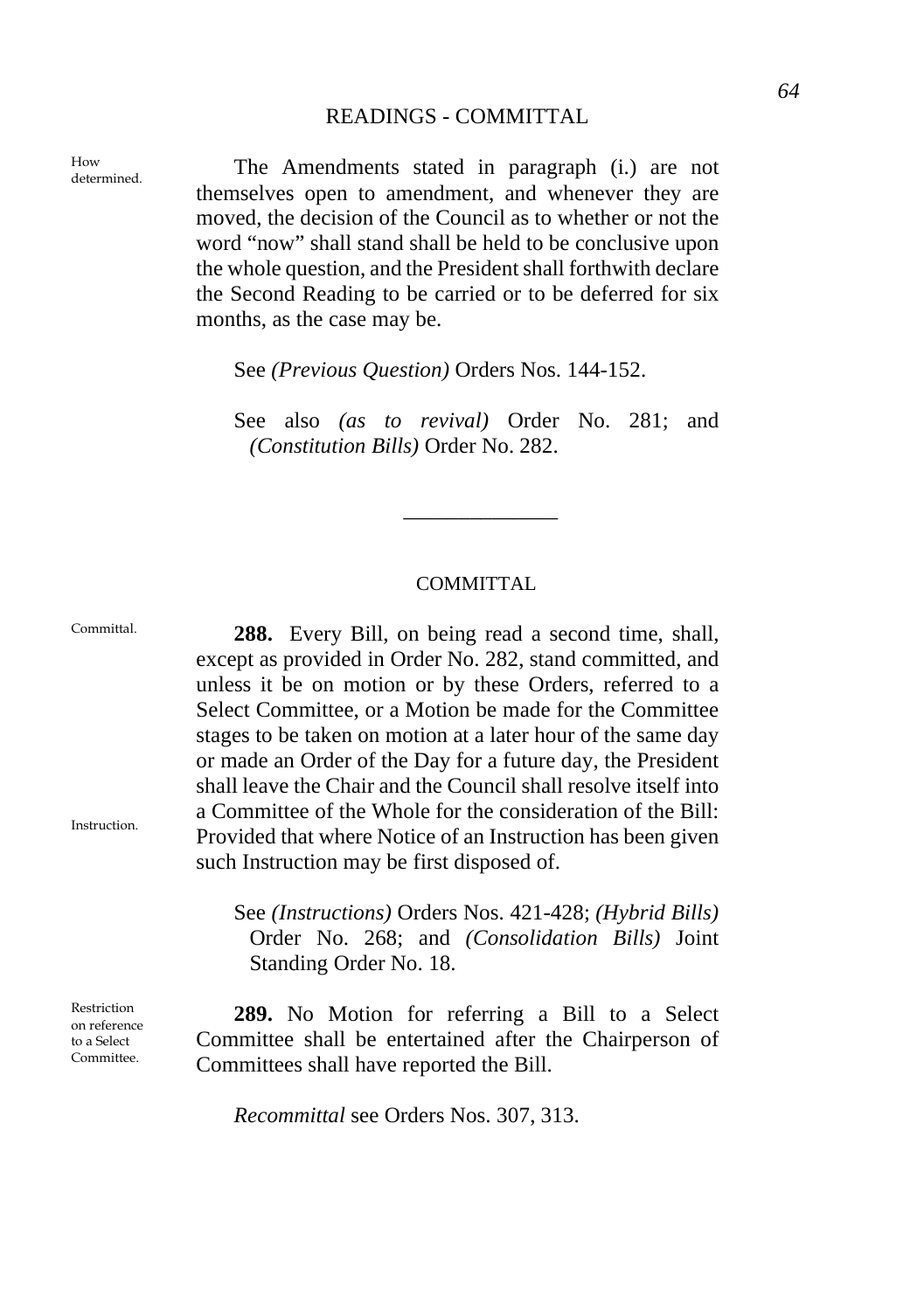How determined.

The Amendments stated in paragraph (i.) are not themselves open to amendment, and whenever they are moved, the decision of the Council as to whether or not the word "now" shall stand shall be held to be conclusive upon the whole question, and the President shall forthwith declare the Second Reading to be carried or to be deferred for six months, as the case may be.

See *(Previous Question)* Orders Nos. 144-152.

See also *(as to revival)* Order No. 281; and *(Constitution Bills)* Order No. 282.

---

## COMMITTAL

Committal.

**288.** Every Bill, on being read a second time, shall, except as provided in Order No. 282, stand committed, and unless it be on motion or by these Orders, referred to a Select Committee, or a Motion be made for the Committee stages to be taken on motion at a later hour of the same day or made an Order of the Day for a future day, the President shall leave the Chair and the Council shall resolve itself into a Committee of the Whole for the consideration of the Bill: Provided that where Notice of an Instruction has been given such Instruction may be first disposed of.

Instruction.

See *(Instructions)* Orders Nos. 421-428; *(Hybrid Bills)* Order No. 268; and *(Consolidation Bills)* Joint Standing Order No. 18.

Restriction on reference to a Select Committee.

**289.** No Motion for referring a Bill to a Select Committee shall be entertained after the Chairperson of Committees shall have reported the Bill.

*Recommittal* see Orders Nos. 307, 313.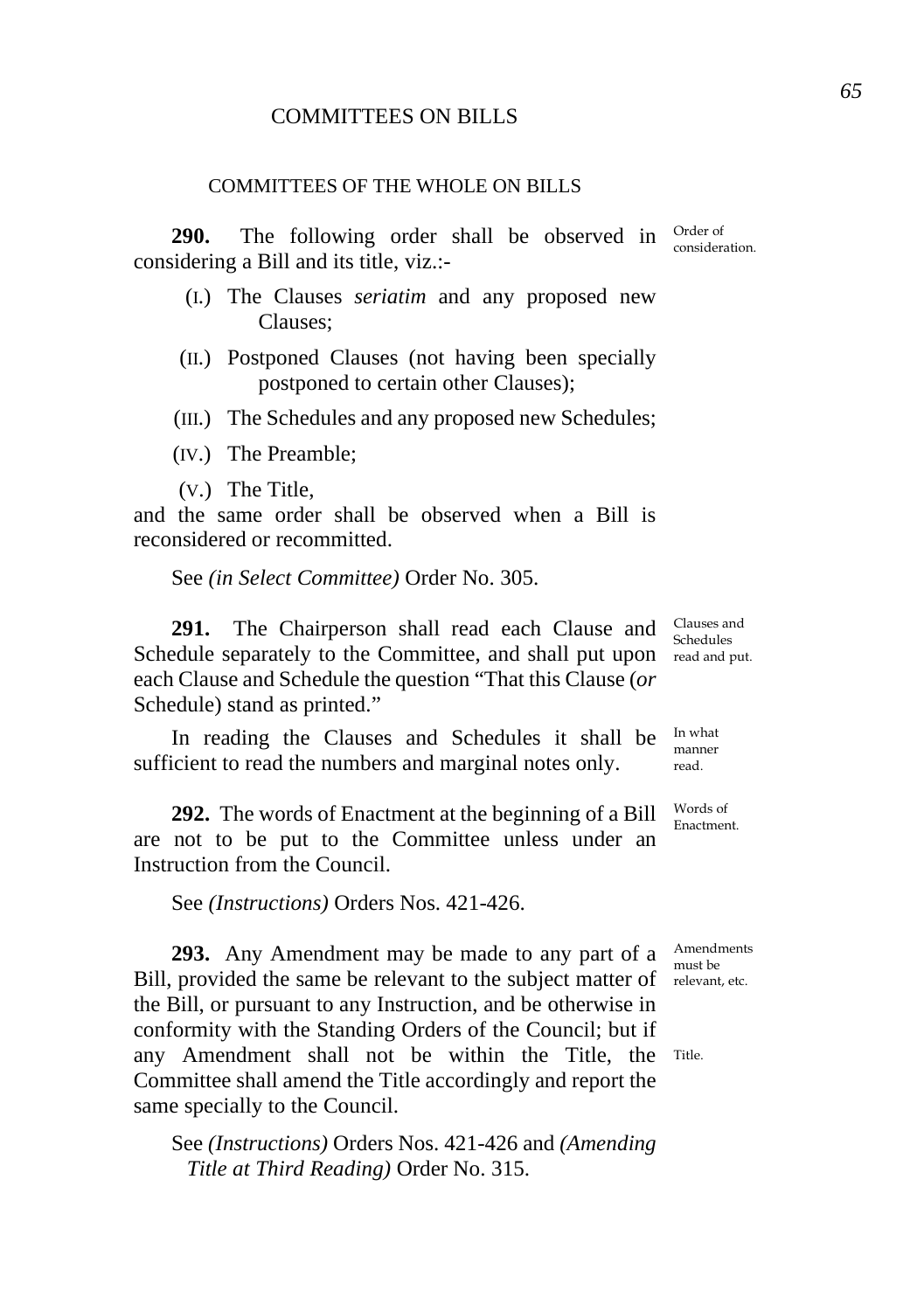# COMMITTEES ON BILLS

## COMMITTEES OF THE WHOLE ON BILLS

Order of consideration.

**290.** The following order shall be observed in considering a Bill and its title, viz.:-

(I.) The Clauses *seriatim* and any proposed new Clauses;

(II.) Postponed Clauses (not having been specially postponed to certain other Clauses);

(III.) The Schedules and any proposed new Schedules;

(IV.) The Preamble;

(V.) The Title,

and the same order shall be observed when a Bill is reconsidered or recommitted.

See *(in Select Committee)* Order No. 305.

Clauses and Schedules read and put.

**291.** The Chairperson shall read each Clause and Schedule separately to the Committee, and shall put upon each Clause and Schedule the question "That this Clause (*or* Schedule) stand as printed."

In what manner read.

In reading the Clauses and Schedules it shall be sufficient to read the numbers and marginal notes only.

Words of Enactment.

**292.** The words of Enactment at the beginning of a Bill are not to be put to the Committee unless under an Instruction from the Council.

See *(Instructions)* Orders Nos. 421-426.

Amendments must be relevant, etc.

**293.** Any Amendment may be made to any part of a Bill, provided the same be relevant to the subject matter of the Bill, or pursuant to any Instruction, and be otherwise in conformity with the Standing Orders of the Council; but if any Amendment shall not be within the Title, the Committee shall amend the Title accordingly and report the same specially to the Council.

Title.

See *(Instructions)* Orders Nos. 421-426 and *(Amending Title at Third Reading)* Order No. 315.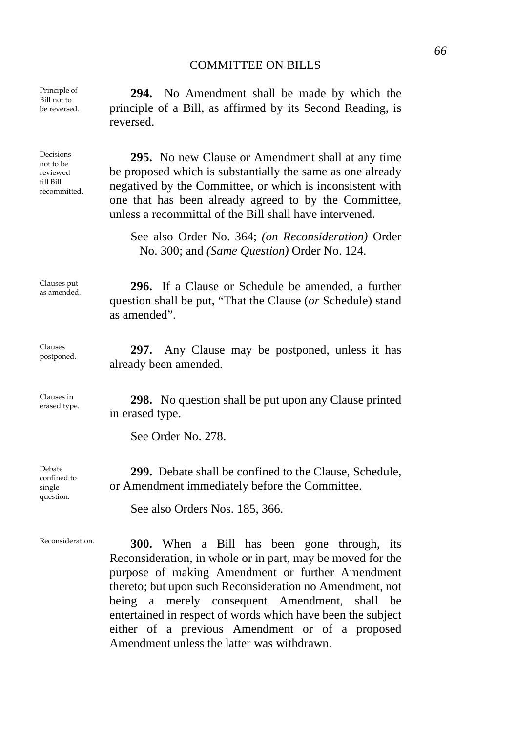*Principle of Bill not to be reversed.*

**294.** No Amendment shall be made by which the principle of a Bill, as affirmed by its Second Reading, is reversed.

*Decisions not to be reviewed till Bill recommitted.*

**295.** No new Clause or Amendment shall at any time be proposed which is substantially the same as one already negatived by the Committee, or which is inconsistent with one that has been already agreed to by the Committee, unless a recommittal of the Bill shall have intervened.

See also Order No. 364; *(on Reconsideration)* Order No. 300; and *(Same Question)* Order No. 124.

*Clauses put as amended.*

**296.** If a Clause or Schedule be amended, a further question shall be put, "That the Clause (*or* Schedule) stand as amended".

*Clauses postponed.*

**297.** Any Clause may be postponed, unless it has already been amended.

*Clauses in erased type.*

**298.** No question shall be put upon any Clause printed in erased type.

See Order No. 278.

*Debate confined to single question.*

**299.** Debate shall be confined to the Clause, Schedule, or Amendment immediately before the Committee.

See also Orders Nos. 185, 366.

*Reconsideration.*

**300.** When a Bill has been gone through, its Reconsideration, in whole or in part, may be moved for the purpose of making Amendment or further Amendment thereto; but upon such Reconsideration no Amendment, not being a merely consequent Amendment, shall be entertained in respect of words which have been the subject either of a previous Amendment or of a proposed Amendment unless the latter was withdrawn.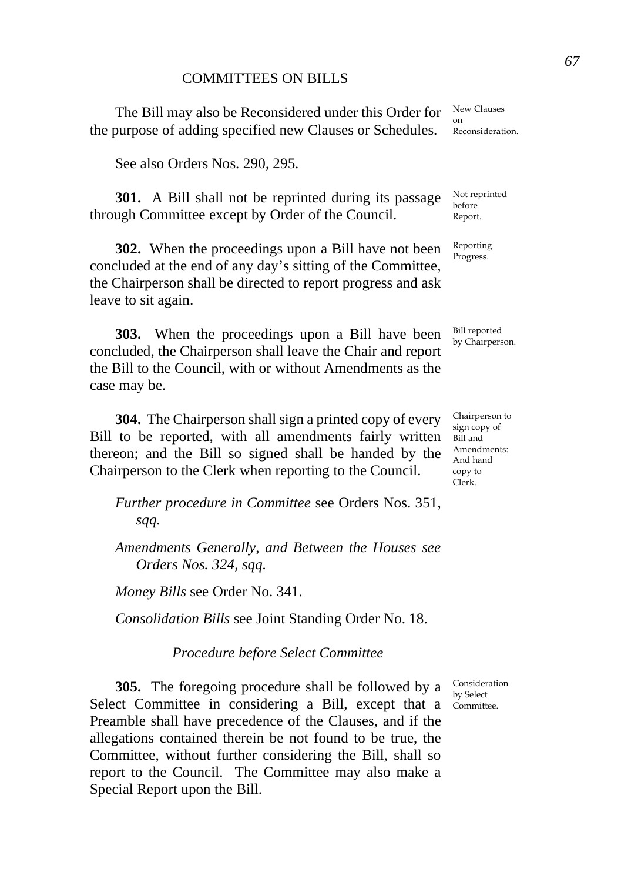The Bill may also be Reconsidered under this Order for the purpose of adding specified new Clauses or Schedules.

New Clauses on Reconsideration.

See also Orders Nos. 290, 295.

**301.** A Bill shall not be reprinted during its passage through Committee except by Order of the Council.

Not reprinted before Report.

**302.** When the proceedings upon a Bill have not been concluded at the end of any day's sitting of the Committee, the Chairperson shall be directed to report progress and ask leave to sit again.

Reporting Progress.

**303.** When the proceedings upon a Bill have been concluded, the Chairperson shall leave the Chair and report the Bill to the Council, with or without Amendments as the case may be.

Bill reported by Chairperson.

**304.** The Chairperson shall sign a printed copy of every Bill to be reported, with all amendments fairly written thereon; and the Bill so signed shall be handed by the Chairperson to the Clerk when reporting to the Council.

Chairperson to sign copy of Bill and Amendments: And hand copy to Clerk.

*Further procedure in Committee* see Orders Nos. 351, *sqq.*

*Amendments Generally, and Between the Houses see Orders Nos. 324, sqq.*

*Money Bills* see Order No. 341.

*Consolidation Bills* see Joint Standing Order No. 18.

### *Procedure before Select Committee*

**305.** The foregoing procedure shall be followed by a Select Committee in considering a Bill, except that a Preamble shall have precedence of the Clauses, and if the allegations contained therein be not found to be true, the Committee, without further considering the Bill, shall so report to the Council. The Committee may also make a Special Report upon the Bill.

Consideration by Select Committee.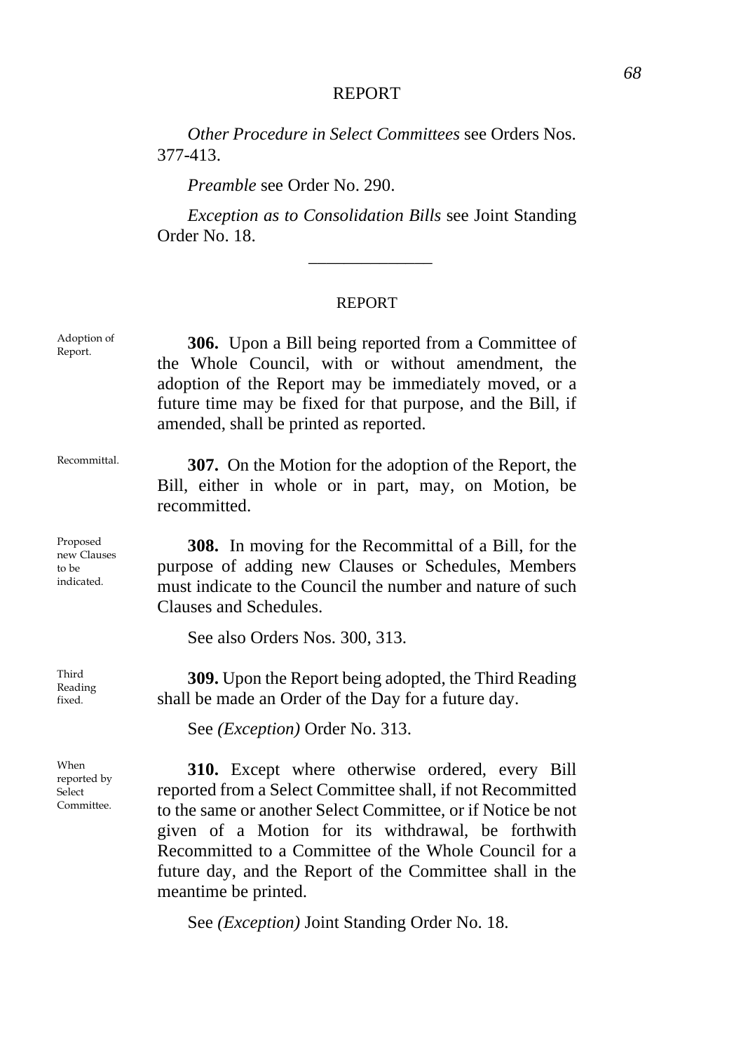Other Procedure in Select Committees see Orders Nos. 377-413.

*Preamble* see Order No. 290.

*Exception as to Consolidation Bills* see Joint Standing Order No. 18.

---

## REPORT

Adoption of Report.

**306.** Upon a Bill being reported from a Committee of the Whole Council, with or without amendment, the adoption of the Report may be immediately moved, or a future time may be fixed for that purpose, and the Bill, if amended, shall be printed as reported.

Recommittal.

**307.** On the Motion for the adoption of the Report, the Bill, either in whole or in part, may, on Motion, be recommitted.

Proposed new Clauses to be indicated.

**308.** In moving for the Recommittal of a Bill, for the purpose of adding new Clauses or Schedules, Members must indicate to the Council the number and nature of such Clauses and Schedules.

See also Orders Nos. 300, 313.

Third Reading fixed.

**309.** Upon the Report being adopted, the Third Reading shall be made an Order of the Day for a future day.

See *(Exception)* Order No. 313.

When reported by Select Committee.

**310.** Except where otherwise ordered, every Bill reported from a Select Committee shall, if not Recommitted to the same or another Select Committee, or if Notice be not given of a Motion for its withdrawal, be forthwith Recommitted to a Committee of the Whole Council for a future day, and the Report of the Committee shall in the meantime be printed.

See *(Exception)* Joint Standing Order No. 18.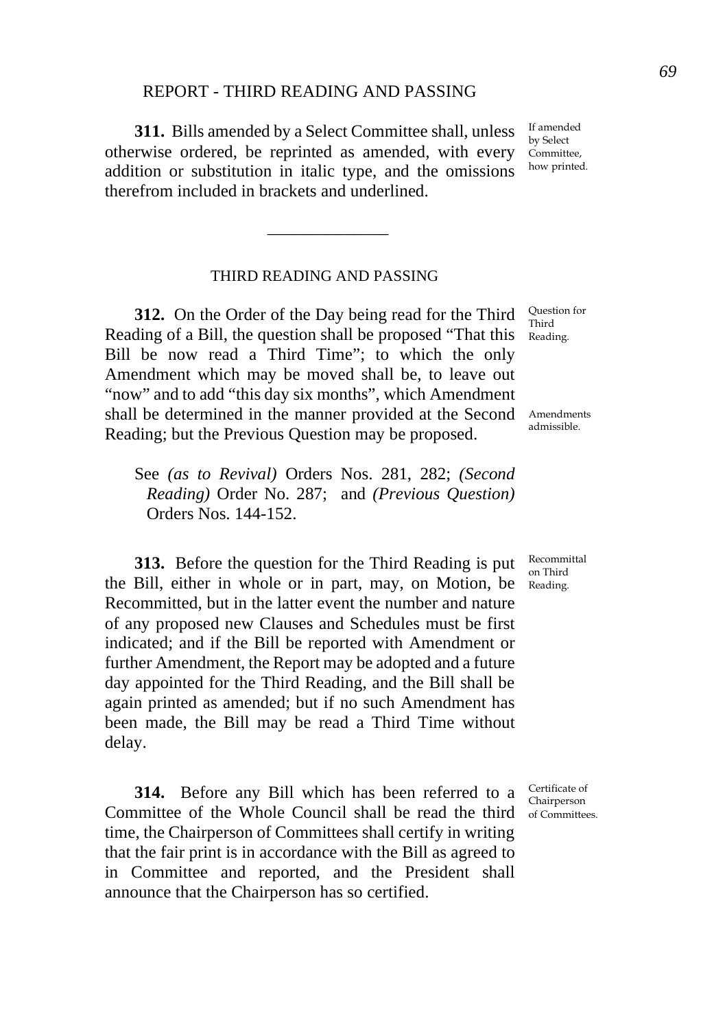REPORT - THIRD READING AND PASSING

**311.** Bills amended by a Select Committee shall, unless otherwise ordered, be reprinted as amended, with every addition or substitution in italic type, and the omissions therefrom included in brackets and underlined.

If amended by Select Committee, how printed.

---

## THIRD READING AND PASSING

**312.** On the Order of the Day being read for the Third Reading of a Bill, the question shall be proposed "That this Bill be now read a Third Time"; to which the only Amendment which may be moved shall be, to leave out "now" and to add "this day six months", which Amendment shall be determined in the manner provided at the Second Reading; but the Previous Question may be proposed.

Question for Third Reading.

Amendments admissible.

See *(as to Revival)* Orders Nos. 281, 282; *(Second Reading)* Order No. 287; and *(Previous Question)* Orders Nos. 144-152.

**313.** Before the question for the Third Reading is put the Bill, either in whole or in part, may, on Motion, be Recommitted, but in the latter event the number and nature of any proposed new Clauses and Schedules must be first indicated; and if the Bill be reported with Amendment or further Amendment, the Report may be adopted and a future day appointed for the Third Reading, and the Bill shall be again printed as amended; but if no such Amendment has been made, the Bill may be read a Third Time without delay.

Recommittal on Third Reading.

**314.** Before any Bill which has been referred to a Committee of the Whole Council shall be read the third time, the Chairperson of Committees shall certify in writing that the fair print is in accordance with the Bill as agreed to in Committee and reported, and the President shall announce that the Chairperson has so certified.

Certificate of Chairperson of Committees.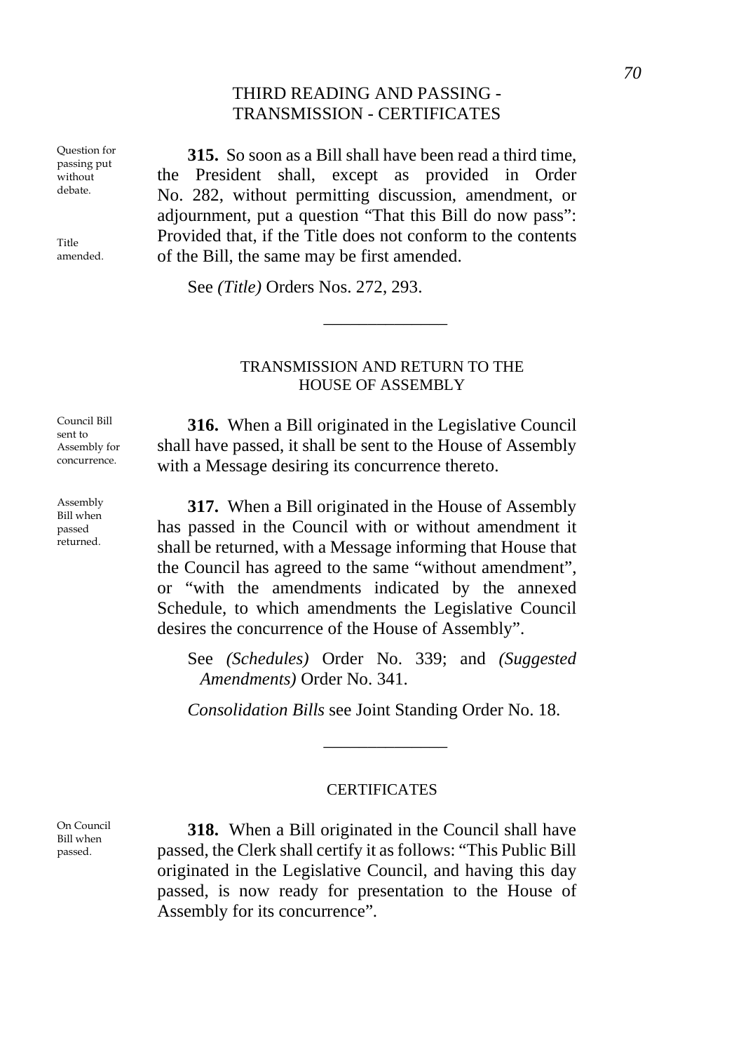## THIRD READING AND PASSING - TRANSMISSION - CERTIFICATES

*Question for passing put without debate.*

*Title amended.*

**315.** So soon as a Bill shall have been read a third time, the President shall, except as provided in Order No. 282, without permitting discussion, amendment, or adjournment, put a question "That this Bill do now pass": Provided that, if the Title does not conform to the contents of the Bill, the same may be first amended.

See *(Title)* Orders Nos. 272, 293.

---

### TRANSMISSION AND RETURN TO THE HOUSE OF ASSEMBLY

*Council Bill sent to Assembly for concurrence.*

**316.** When a Bill originated in the Legislative Council shall have passed, it shall be sent to the House of Assembly with a Message desiring its concurrence thereto.

*Assembly Bill when passed returned.*

**317.** When a Bill originated in the House of Assembly has passed in the Council with or without amendment it shall be returned, with a Message informing that House that the Council has agreed to the same "without amendment", or "with the amendments indicated by the annexed Schedule, to which amendments the Legislative Council desires the concurrence of the House of Assembly".

See *(Schedules)* Order No. 339; and *(Suggested Amendments)* Order No. 341.

*Consolidation Bills* see Joint Standing Order No. 18.

---

### CERTIFICATES

*On Council Bill when passed.*

**318.** When a Bill originated in the Council shall have passed, the Clerk shall certify it as follows: "This Public Bill originated in the Legislative Council, and having this day passed, is now ready for presentation to the House of Assembly for its concurrence".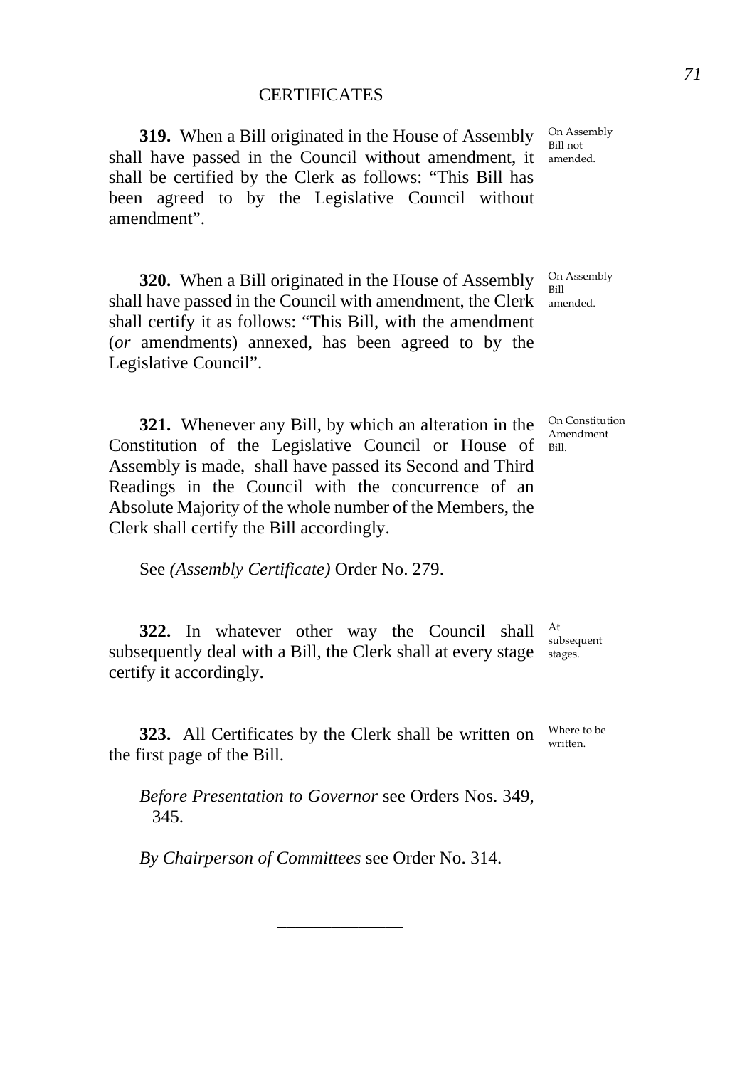## CERTIFICATES

**319.** When a Bill originated in the House of Assembly shall have passed in the Council without amendment, it shall be certified by the Clerk as follows: "This Bill has been agreed to by the Legislative Council without amendment".

On Assembly Bill not amended.

**320.** When a Bill originated in the House of Assembly shall have passed in the Council with amendment, the Clerk shall certify it as follows: "This Bill, with the amendment (*or* amendments) annexed, has been agreed to by the Legislative Council".

On Assembly Bill amended.

**321.** Whenever any Bill, by which an alteration in the Constitution of the Legislative Council or House of Assembly is made, shall have passed its Second and Third Readings in the Council with the concurrence of an Absolute Majority of the whole number of the Members, the Clerk shall certify the Bill accordingly.

On Constitution Amendment Bill.

See *(Assembly Certificate)* Order No. 279.

**322.** In whatever other way the Council shall subsequently deal with a Bill, the Clerk shall at every stage certify it accordingly.

At subsequent stages.

**323.** All Certificates by the Clerk shall be written on the first page of the Bill.

Where to be written.

*Before Presentation to Governor* see Orders Nos. 349, 345.

*By Chairperson of Committees* see Order No. 314.

______________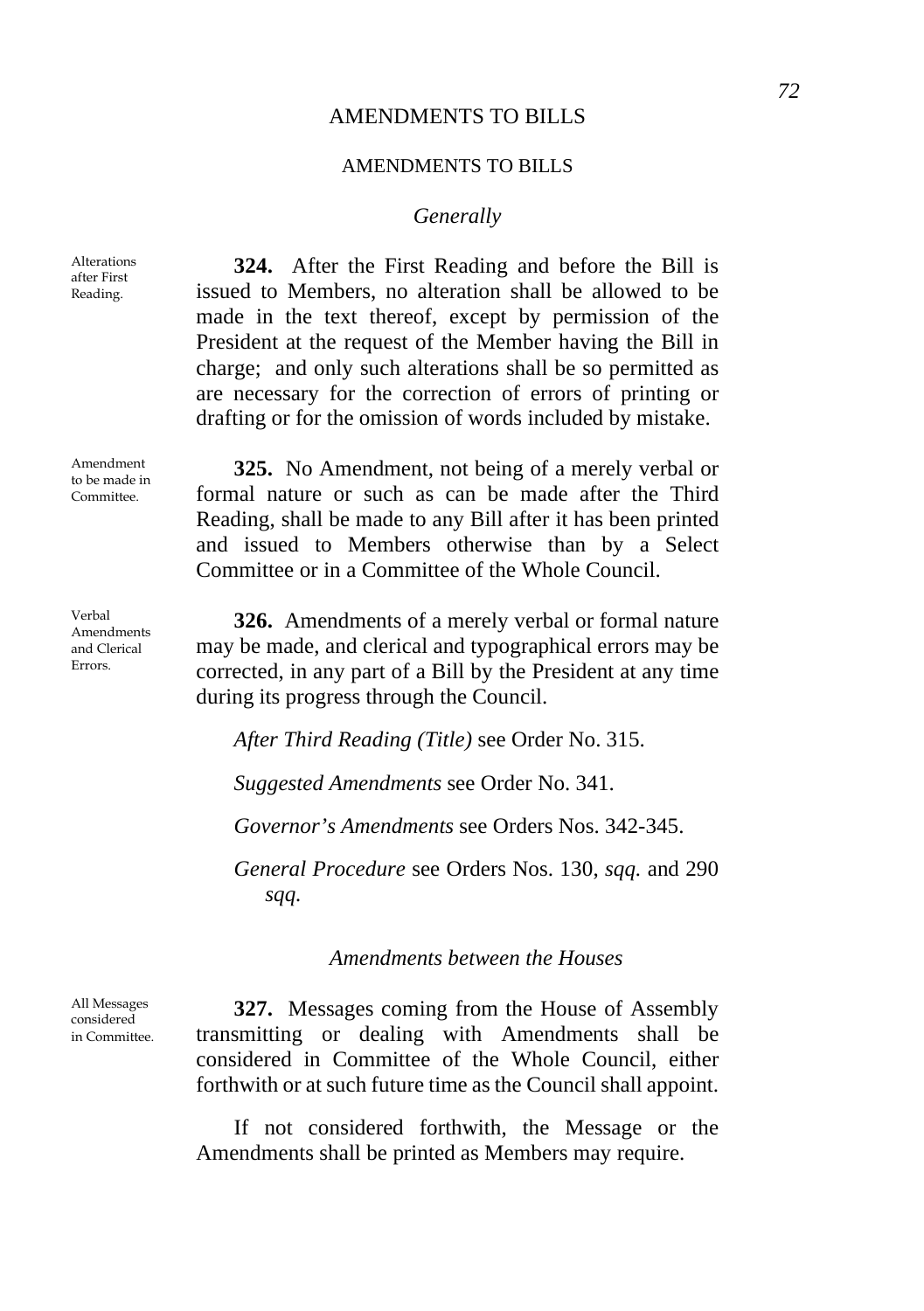# AMENDMENTS TO BILLS

## AMENDMENTS TO BILLS

### *Generally*

Alterations after First Reading.

**324.** After the First Reading and before the Bill is issued to Members, no alteration shall be allowed to be made in the text thereof, except by permission of the President at the request of the Member having the Bill in charge; and only such alterations shall be so permitted as are necessary for the correction of errors of printing or drafting or for the omission of words included by mistake.

Amendment to be made in Committee.

**325.** No Amendment, not being of a merely verbal or formal nature or such as can be made after the Third Reading, shall be made to any Bill after it has been printed and issued to Members otherwise than by a Select Committee or in a Committee of the Whole Council.

Verbal Amendments and Clerical Errors.

**326.** Amendments of a merely verbal or formal nature may be made, and clerical and typographical errors may be corrected, in any part of a Bill by the President at any time during its progress through the Council.

*After Third Reading (Title)* see Order No. 315.

*Suggested Amendments* see Order No. 341.

*Governor's Amendments* see Orders Nos. 342-345.

*General Procedure* see Orders Nos. 130, *sqq.* and 290 *sqq.*

### *Amendments between the Houses*

All Messages considered in Committee.

**327.** Messages coming from the House of Assembly transmitting or dealing with Amendments shall be considered in Committee of the Whole Council, either forthwith or at such future time as the Council shall appoint.

If not considered forthwith, the Message or the Amendments shall be printed as Members may require.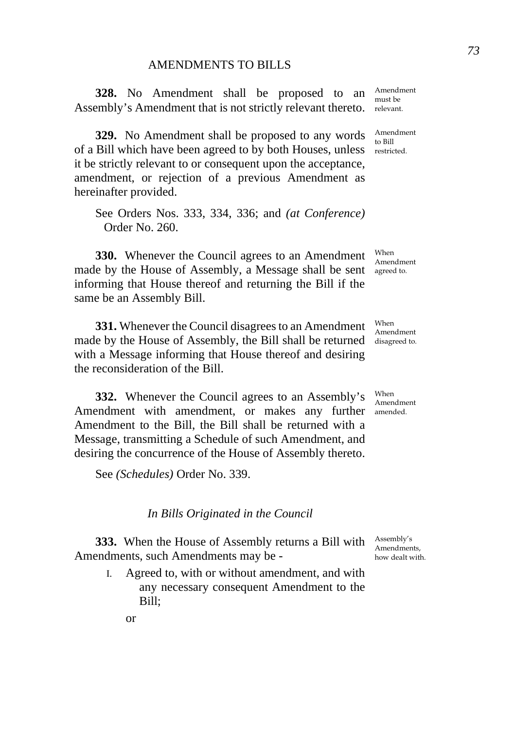## AMENDMENTS TO BILLS

**328.** No Amendment shall be proposed to an Assembly's Amendment that is not strictly relevant thereto.

Amendment must be relevant.

**329.** No Amendment shall be proposed to any words of a Bill which have been agreed to by both Houses, unless it be strictly relevant to or consequent upon the acceptance, amendment, or rejection of a previous Amendment as hereinafter provided.

Amendment to Bill restricted.

See Orders Nos. 333, 334, 336; and *(at Conference)* Order No. 260.

**330.** Whenever the Council agrees to an Amendment made by the House of Assembly, a Message shall be sent informing that House thereof and returning the Bill if the same be an Assembly Bill.

When Amendment agreed to.

**331.** Whenever the Council disagrees to an Amendment made by the House of Assembly, the Bill shall be returned with a Message informing that House thereof and desiring the reconsideration of the Bill.

When Amendment disagreed to.

**332.** Whenever the Council agrees to an Assembly's Amendment with amendment, or makes any further Amendment to the Bill, the Bill shall be returned with a Message, transmitting a Schedule of such Amendment, and desiring the concurrence of the House of Assembly thereto.

When Amendment amended.

See *(Schedules)* Order No. 339.

### *In Bills Originated in the Council*

**333.** When the House of Assembly returns a Bill with Amendments, such Amendments may be -

Assembly's Amendments, how dealt with.

I. Agreed to, with or without amendment, and with any necessary consequent Amendment to the Bill;

or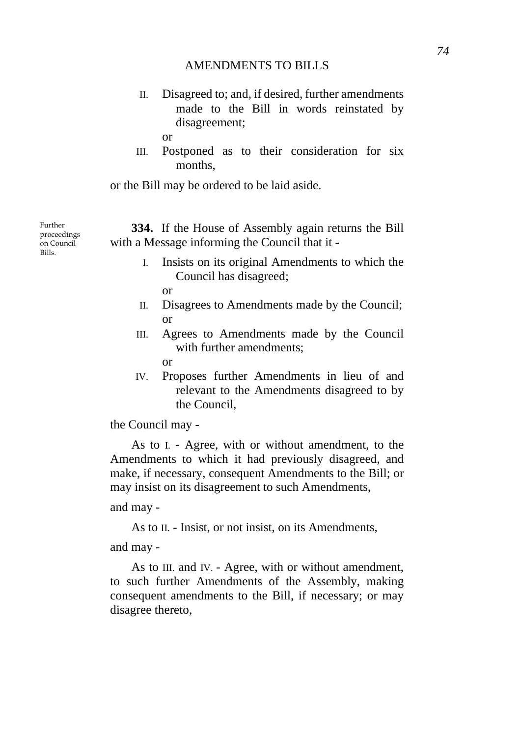II. Disagreed to; and, if desired, further amendments made to the Bill in words reinstated by disagreement;

or

III. Postponed as to their consideration for six months,

or the Bill may be ordered to be laid aside.

Further proceedings on Council Bills.

**334.** If the House of Assembly again returns the Bill with a Message informing the Council that it -

I. Insists on its original Amendments to which the Council has disagreed;

or

II. Disagrees to Amendments made by the Council;

or

III. Agrees to Amendments made by the Council with further amendments;

or

IV. Proposes further Amendments in lieu of and relevant to the Amendments disagreed to by the Council,

the Council may -

As to I. - Agree, with or without amendment, to the Amendments to which it had previously disagreed, and make, if necessary, consequent Amendments to the Bill; or may insist on its disagreement to such Amendments,

and may -

As to II. - Insist, or not insist, on its Amendments,

and may -

As to III. and IV. - Agree, with or without amendment, to such further Amendments of the Assembly, making consequent amendments to the Bill, if necessary; or may disagree thereto,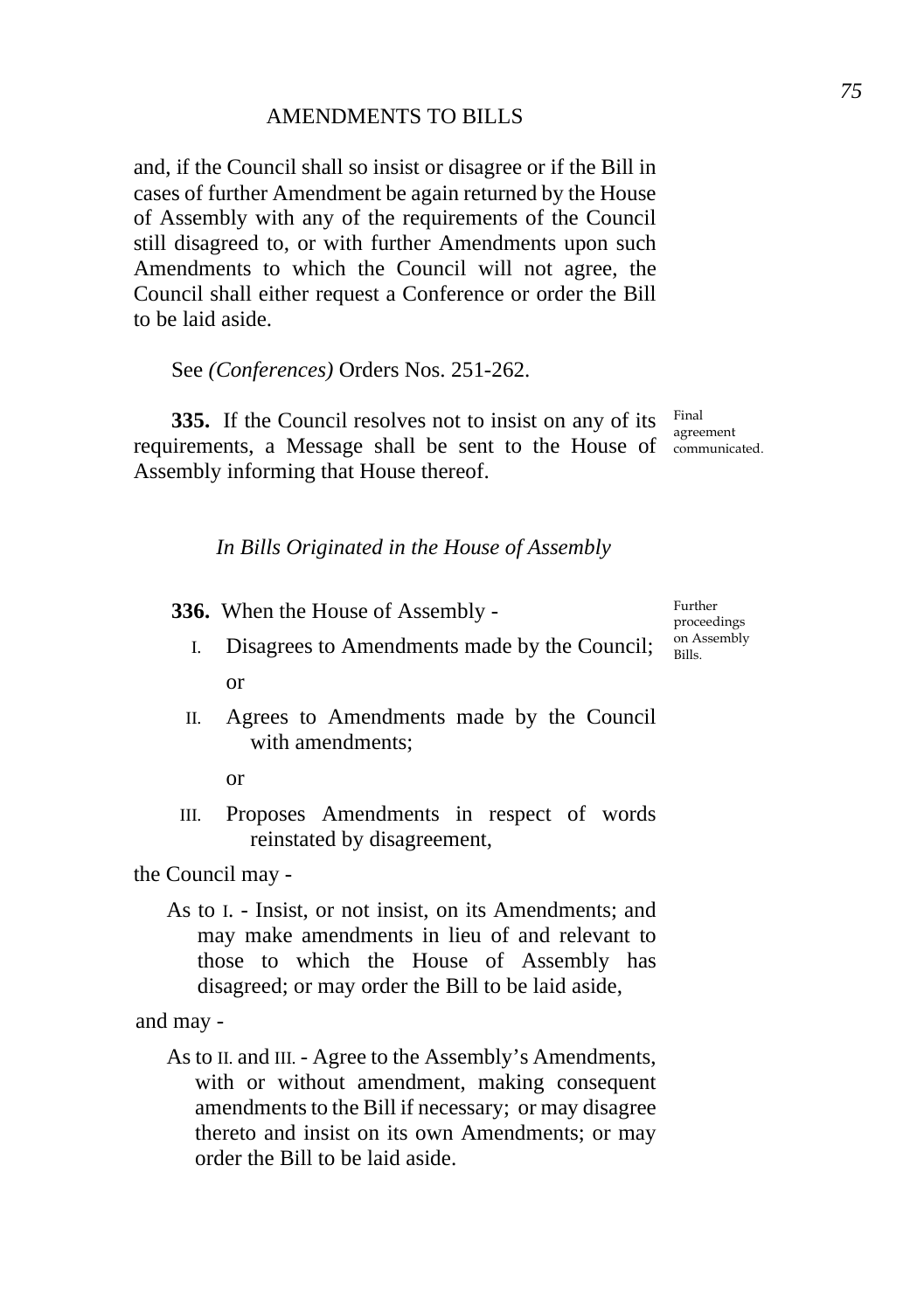and, if the Council shall so insist or disagree or if the Bill in cases of further Amendment be again returned by the House of Assembly with any of the requirements of the Council still disagreed to, or with further Amendments upon such Amendments to which the Council will not agree, the Council shall either request a Conference or order the Bill to be laid aside.

See *(Conferences)* Orders Nos. 251-262.

Final agreement communicated.

**335.** If the Council resolves not to insist on any of its requirements, a Message shall be sent to the House of Assembly informing that House thereof.

### *In Bills Originated in the House of Assembly*

Further proceedings on Assembly Bills.

**336.** When the House of Assembly -

I. Disagrees to Amendments made by the Council;

or

II. Agrees to Amendments made by the Council with amendments;

or

III. Proposes Amendments in respect of words reinstated by disagreement,

the Council may -

As to I. - Insist, or not insist, on its Amendments; and may make amendments in lieu of and relevant to those to which the House of Assembly has disagreed; or may order the Bill to be laid aside,

and may -

As to II. and III. - Agree to the Assembly's Amendments, with or without amendment, making consequent amendments to the Bill if necessary; or may disagree thereto and insist on its own Amendments; or may order the Bill to be laid aside.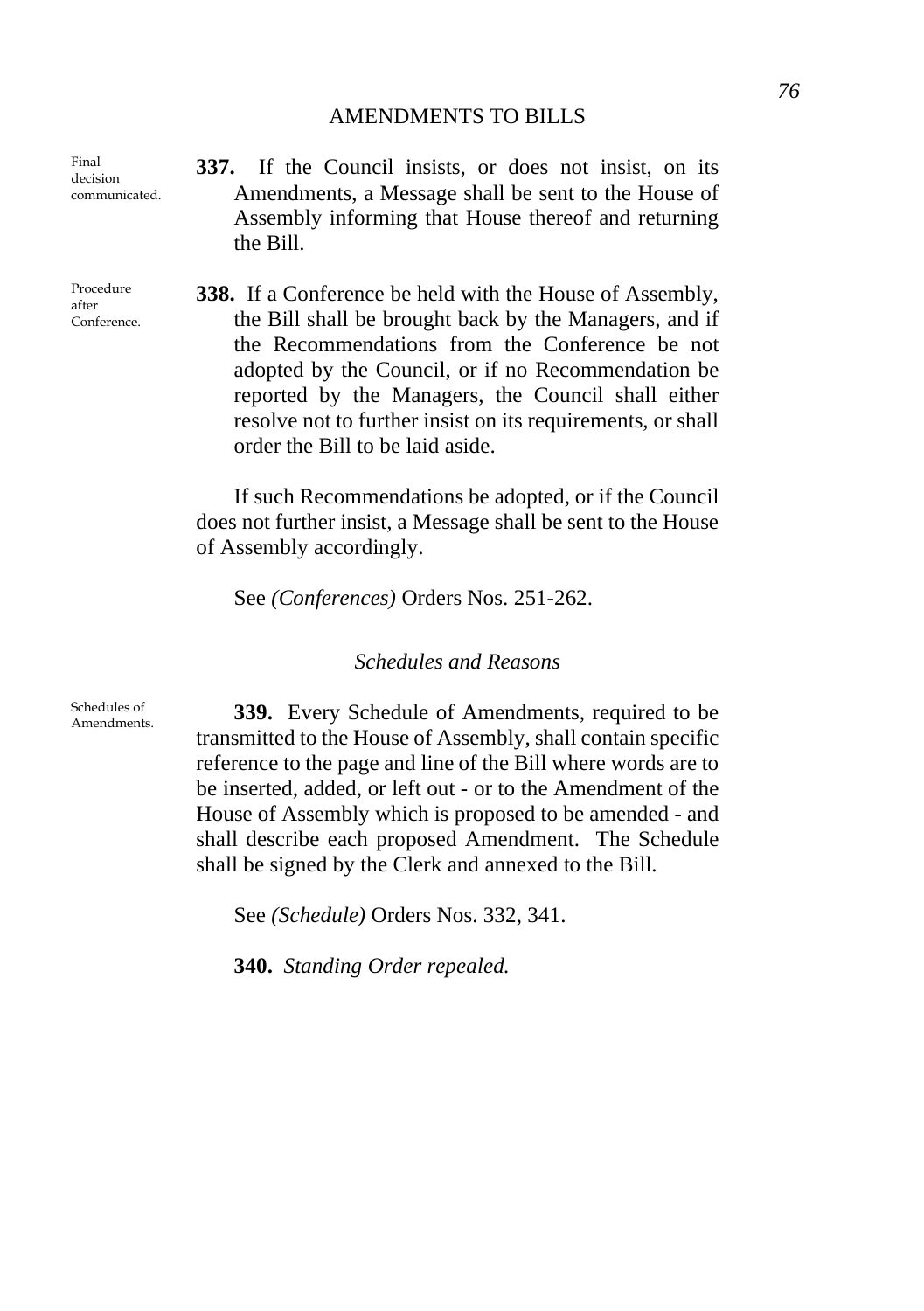*Final decision communicated.*

**337.** If the Council insists, or does not insist, on its Amendments, a Message shall be sent to the House of Assembly informing that House thereof and returning the Bill.

*Procedure after Conference.*

**338.** If a Conference be held with the House of Assembly, the Bill shall be brought back by the Managers, and if the Recommendations from the Conference be not adopted by the Council, or if no Recommendation be reported by the Managers, the Council shall either resolve not to further insist on its requirements, or shall order the Bill to be laid aside.

If such Recommendations be adopted, or if the Council does not further insist, a Message shall be sent to the House of Assembly accordingly.

See *(Conferences)* Orders Nos. 251-262.

### *Schedules and Reasons*

*Schedules of Amendments.*

**339.** Every Schedule of Amendments, required to be transmitted to the House of Assembly, shall contain specific reference to the page and line of the Bill where words are to be inserted, added, or left out - or to the Amendment of the House of Assembly which is proposed to be amended - and shall describe each proposed Amendment. The Schedule shall be signed by the Clerk and annexed to the Bill.

See *(Schedule)* Orders Nos. 332, 341.

**340.** *Standing Order repealed.*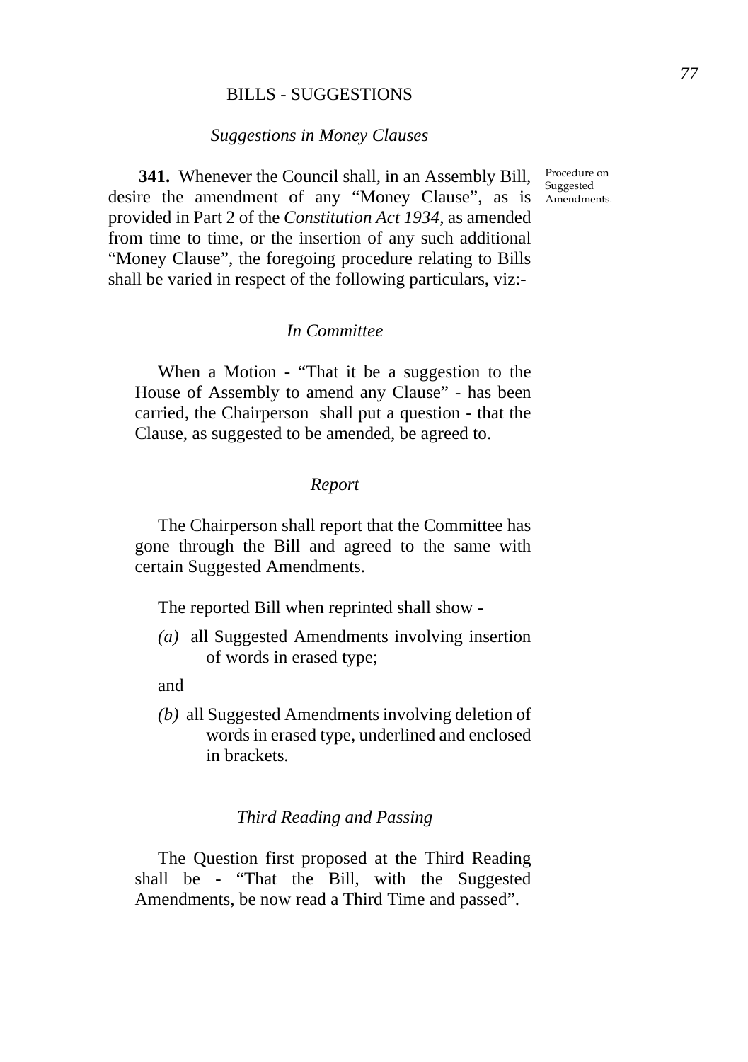## BILLS - SUGGESTIONS

### *Suggestions in Money Clauses*

**341.** Whenever the Council shall, in an Assembly Bill, desire the amendment of any "Money Clause", as is provided in Part 2 of the *Constitution Act 1934*, as amended from time to time, or the insertion of any such additional "Money Clause", the foregoing procedure relating to Bills shall be varied in respect of the following particulars, viz:-

Procedure on Suggested Amendments.

#### *In Committee*

When a Motion - "That it be a suggestion to the House of Assembly to amend any Clause" - has been carried, the Chairperson shall put a question - that the Clause, as suggested to be amended, be agreed to.

#### *Report*

The Chairperson shall report that the Committee has gone through the Bill and agreed to the same with certain Suggested Amendments.

The reported Bill when reprinted shall show -

*(a)* all Suggested Amendments involving insertion of words in erased type;

and

*(b)* all Suggested Amendments involving deletion of words in erased type, underlined and enclosed in brackets.

#### *Third Reading and Passing*

The Question first proposed at the Third Reading shall be - "That the Bill, with the Suggested Amendments, be now read a Third Time and passed".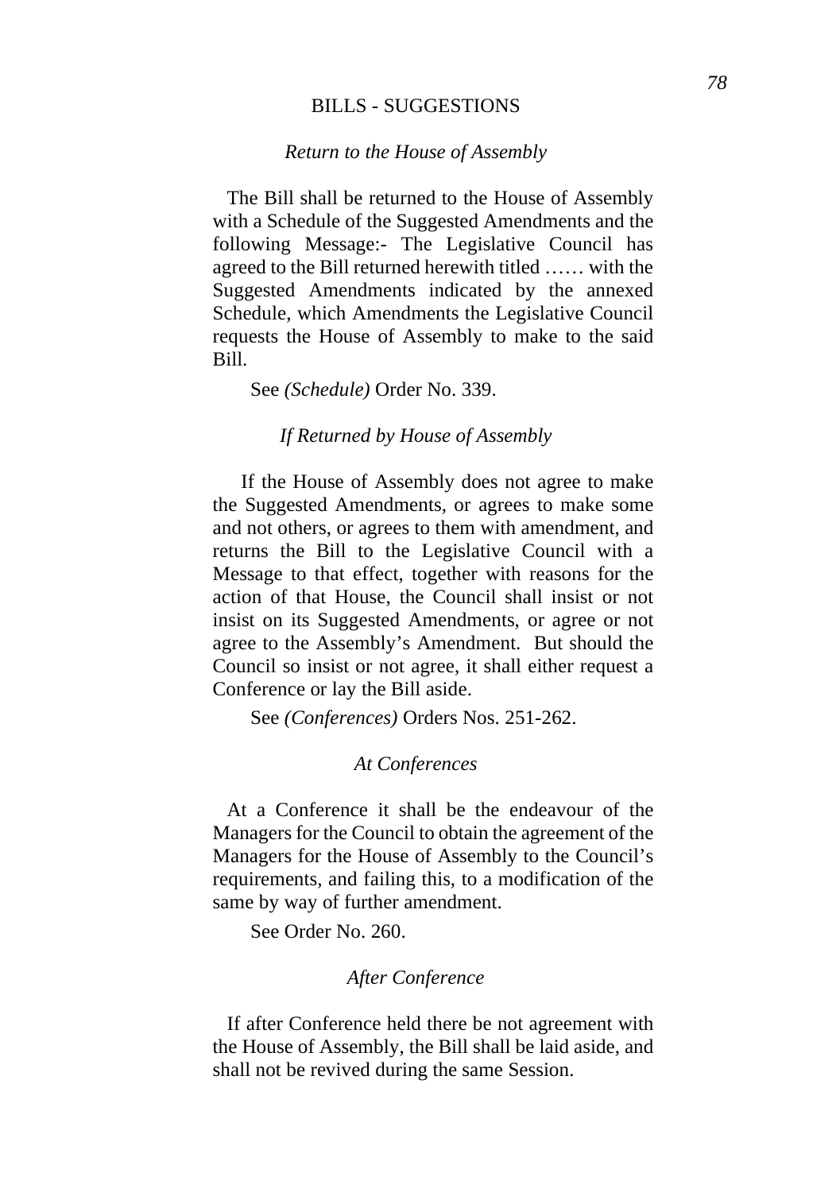## BILLS - SUGGESTIONS

### *Return to the House of Assembly*

The Bill shall be returned to the House of Assembly with a Schedule of the Suggested Amendments and the following Message:- The Legislative Council has agreed to the Bill returned herewith titled …… with the Suggested Amendments indicated by the annexed Schedule, which Amendments the Legislative Council requests the House of Assembly to make to the said Bill.

See *(Schedule)* Order No. 339.

### *If Returned by House of Assembly*

If the House of Assembly does not agree to make the Suggested Amendments, or agrees to make some and not others, or agrees to them with amendment, and returns the Bill to the Legislative Council with a Message to that effect, together with reasons for the action of that House, the Council shall insist or not insist on its Suggested Amendments, or agree or not agree to the Assembly's Amendment. But should the Council so insist or not agree, it shall either request a Conference or lay the Bill aside.

See *(Conferences)* Orders Nos. 251-262.

### *At Conferences*

At a Conference it shall be the endeavour of the Managers for the Council to obtain the agreement of the Managers for the House of Assembly to the Council's requirements, and failing this, to a modification of the same by way of further amendment.

See Order No. 260.

### *After Conference*

If after Conference held there be not agreement with the House of Assembly, the Bill shall be laid aside, and shall not be revived during the same Session.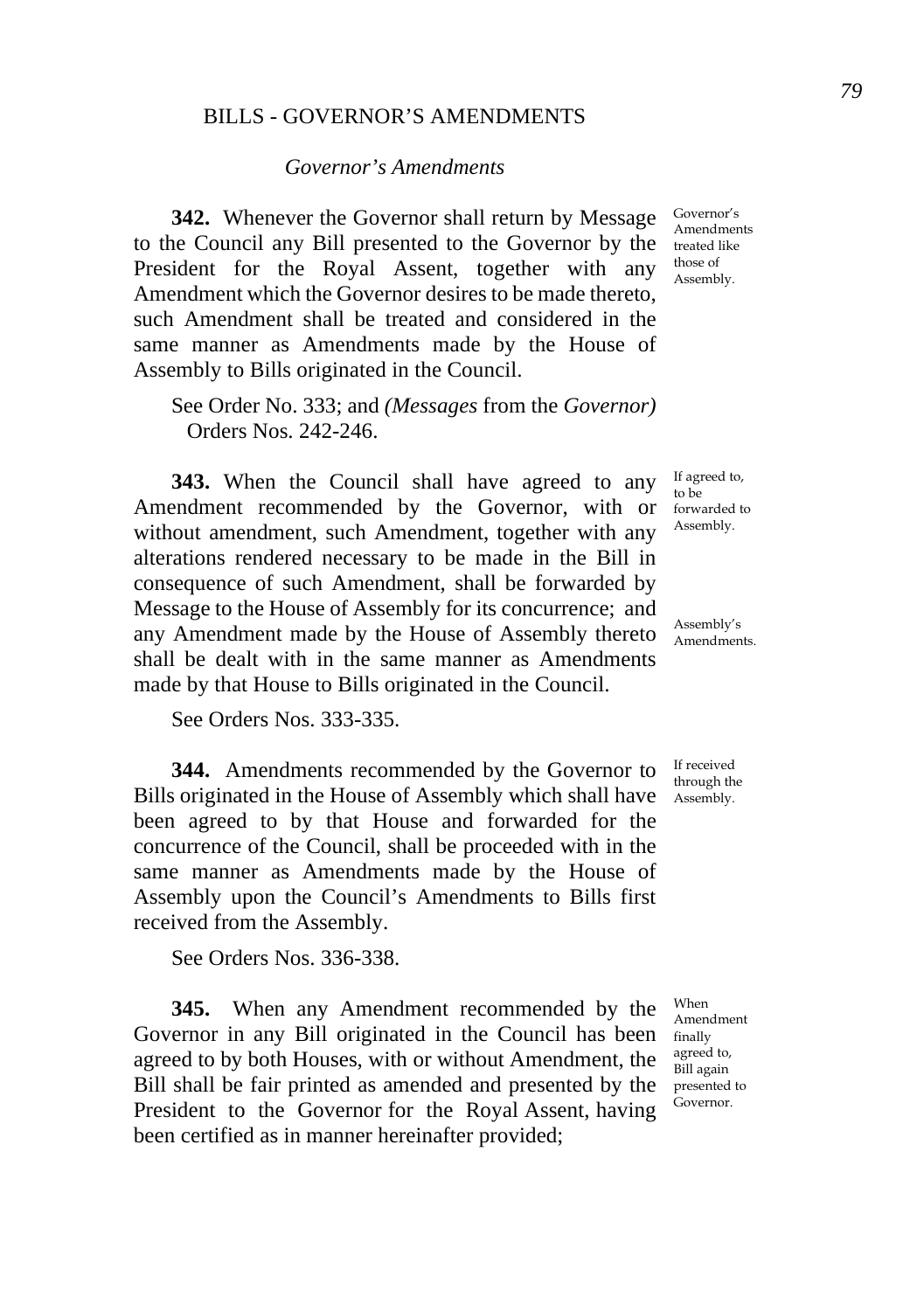## BILLS - GOVERNOR'S AMENDMENTS

### *Governor's Amendments*

**342.** Whenever the Governor shall return by Message to the Council any Bill presented to the Governor by the President for the Royal Assent, together with any Amendment which the Governor desires to be made thereto, such Amendment shall be treated and considered in the same manner as Amendments made by the House of Assembly to Bills originated in the Council.

*Governor's Amendments treated like those of Assembly.*

See Order No. 333; and *(Messages* from the *Governor)* Orders Nos. 242-246.

**343.** When the Council shall have agreed to any Amendment recommended by the Governor, with or without amendment, such Amendment, together with any alterations rendered necessary to be made in the Bill in consequence of such Amendment, shall be forwarded by Message to the House of Assembly for its concurrence; and any Amendment made by the House of Assembly thereto shall be dealt with in the same manner as Amendments made by that House to Bills originated in the Council.

*If agreed to, to be forwarded to Assembly.*

*Assembly's Amendments.*

See Orders Nos. 333-335.

**344.** Amendments recommended by the Governor to Bills originated in the House of Assembly which shall have been agreed to by that House and forwarded for the concurrence of the Council, shall be proceeded with in the same manner as Amendments made by the House of Assembly upon the Council's Amendments to Bills first received from the Assembly.

*If received through the Assembly.*

See Orders Nos. 336-338.

**345.** When any Amendment recommended by the Governor in any Bill originated in the Council has been agreed to by both Houses, with or without Amendment, the Bill shall be fair printed as amended and presented by the President to the Governor for the Royal Assent, having been certified as in manner hereinafter provided;

*When Amendment finally agreed to, Bill again presented to Governor.*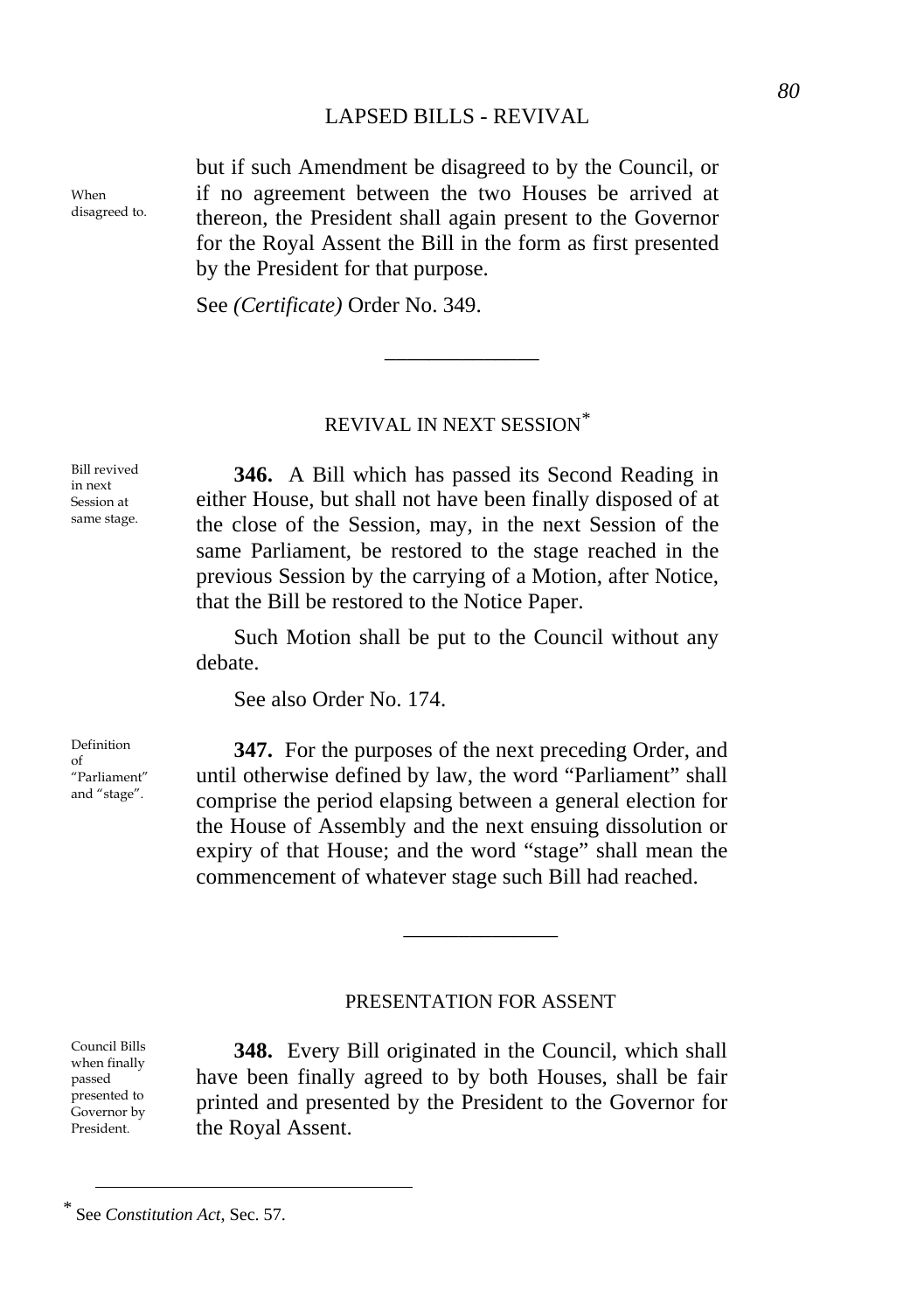When disagreed to.

but if such Amendment be disagreed to by the Council, or if no agreement between the two Houses be arrived at thereon, the President shall again present to the Governor for the Royal Assent the Bill in the form as first presented by the President for that purpose.

See *(Certificate)* Order No. 349.

---

## REVIVAL IN NEXT SESSION*

Bill revived in next Session at same stage.

**346.** A Bill which has passed its Second Reading in either House, but shall not have been finally disposed of at the close of the Session, may, in the next Session of the same Parliament, be restored to the stage reached in the previous Session by the carrying of a Motion, after Notice, that the Bill be restored to the Notice Paper.

Such Motion shall be put to the Council without any debate.

See also Order No. 174.

Definition of "Parliament" and "stage".

**347.** For the purposes of the next preceding Order, and until otherwise defined by law, the word "Parliament" shall comprise the period elapsing between a general election for the House of Assembly and the next ensuing dissolution or expiry of that House; and the word "stage" shall mean the commencement of whatever stage such Bill had reached.

---

## PRESENTATION FOR ASSENT

Council Bills when finally passed presented to Governor by President.

**348.** Every Bill originated in the Council, which shall have been finally agreed to by both Houses, shall be fair printed and presented by the President to the Governor for the Royal Assent.

---

* See *Constitution Act*, Sec. 57.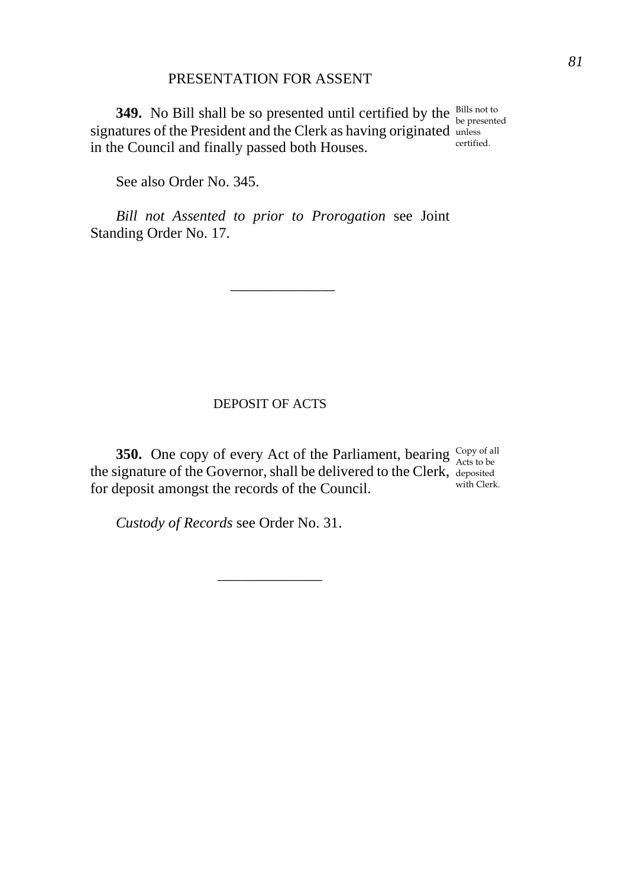## PRESENTATION FOR ASSENT

**349.** No Bill shall be so presented until certified by the signatures of the President and the Clerk as having originated in the Council and finally passed both Houses.

Bills not to be presented unless certified.

See also Order No. 345.

*Bill not Assented to prior to Prorogation* see Joint Standing Order No. 17.

---

## DEPOSIT OF ACTS

**350.** One copy of every Act of the Parliament, bearing the signature of the Governor, shall be delivered to the Clerk, for deposit amongst the records of the Council.

Copy of all Acts to be deposited with Clerk.

*Custody of Records* see Order No. 31.

---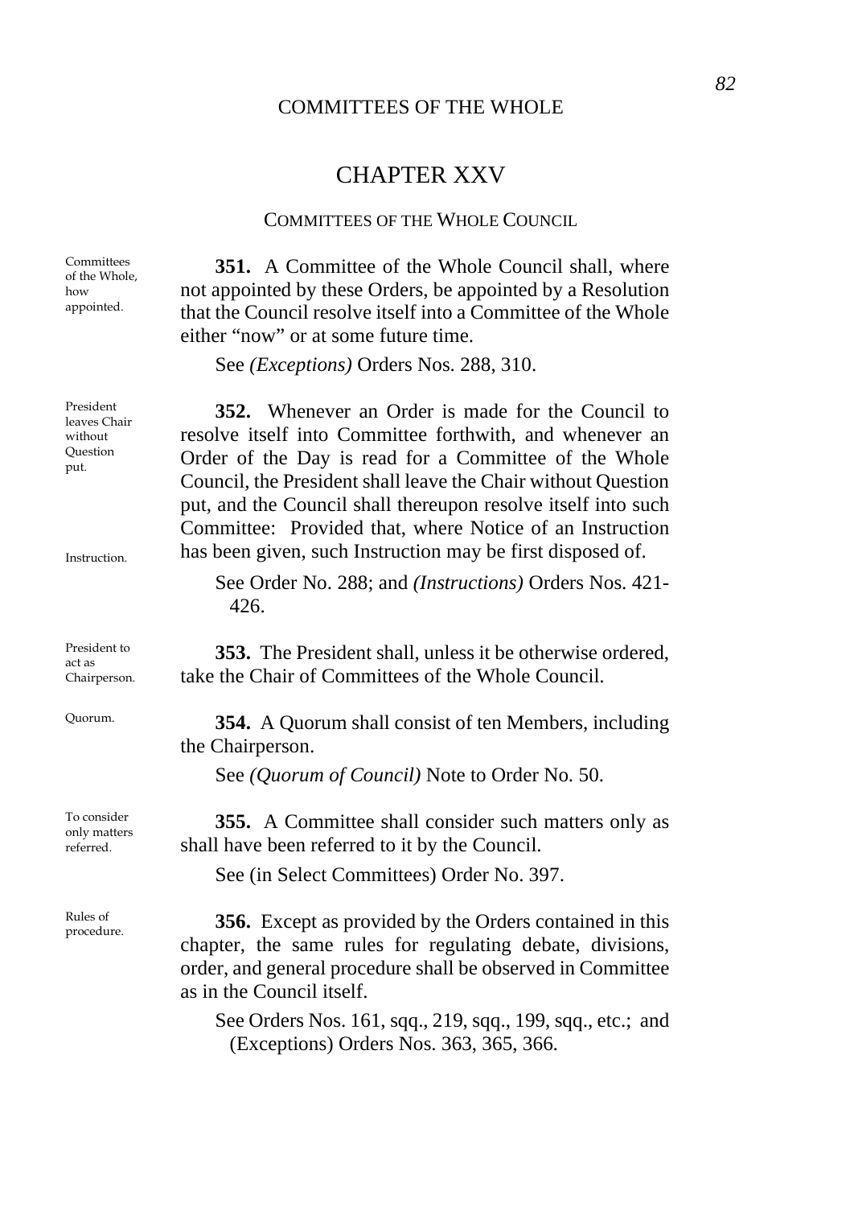# CHAPTER XXV

## COMMITTEES OF THE WHOLE COUNCIL

*Committees of the Whole, how appointed.*

**351.** A Committee of the Whole Council shall, where not appointed by these Orders, be appointed by a Resolution that the Council resolve itself into a Committee of the Whole either "now" or at some future time.

See *(Exceptions)* Orders Nos. 288, 310.

*President leaves Chair without Question put.*

**352.** Whenever an Order is made for the Council to resolve itself into Committee forthwith, and whenever an Order of the Day is read for a Committee of the Whole Council, the President shall leave the Chair without Question put, and the Council shall thereupon resolve itself into such Committee: Provided that, where Notice of an Instruction has been given, such Instruction may be first disposed of.

*Instruction.*

See Order No. 288; and *(Instructions)* Orders Nos. 421-426.

*President to act as Chairperson.*

**353.** The President shall, unless it be otherwise ordered, take the Chair of Committees of the Whole Council.

*Quorum.*

**354.** A Quorum shall consist of ten Members, including the Chairperson.

See *(Quorum of Council)* Note to Order No. 50.

*To consider only matters referred.*

**355.** A Committee shall consider such matters only as shall have been referred to it by the Council.

See (in Select Committees) Order No. 397.

*Rules of procedure.*

**356.** Except as provided by the Orders contained in this chapter, the same rules for regulating debate, divisions, order, and general procedure shall be observed in Committee as in the Council itself.

See Orders Nos. 161, sqq., 219, sqq., 199, sqq., etc.; and (Exceptions) Orders Nos. 363, 365, 366.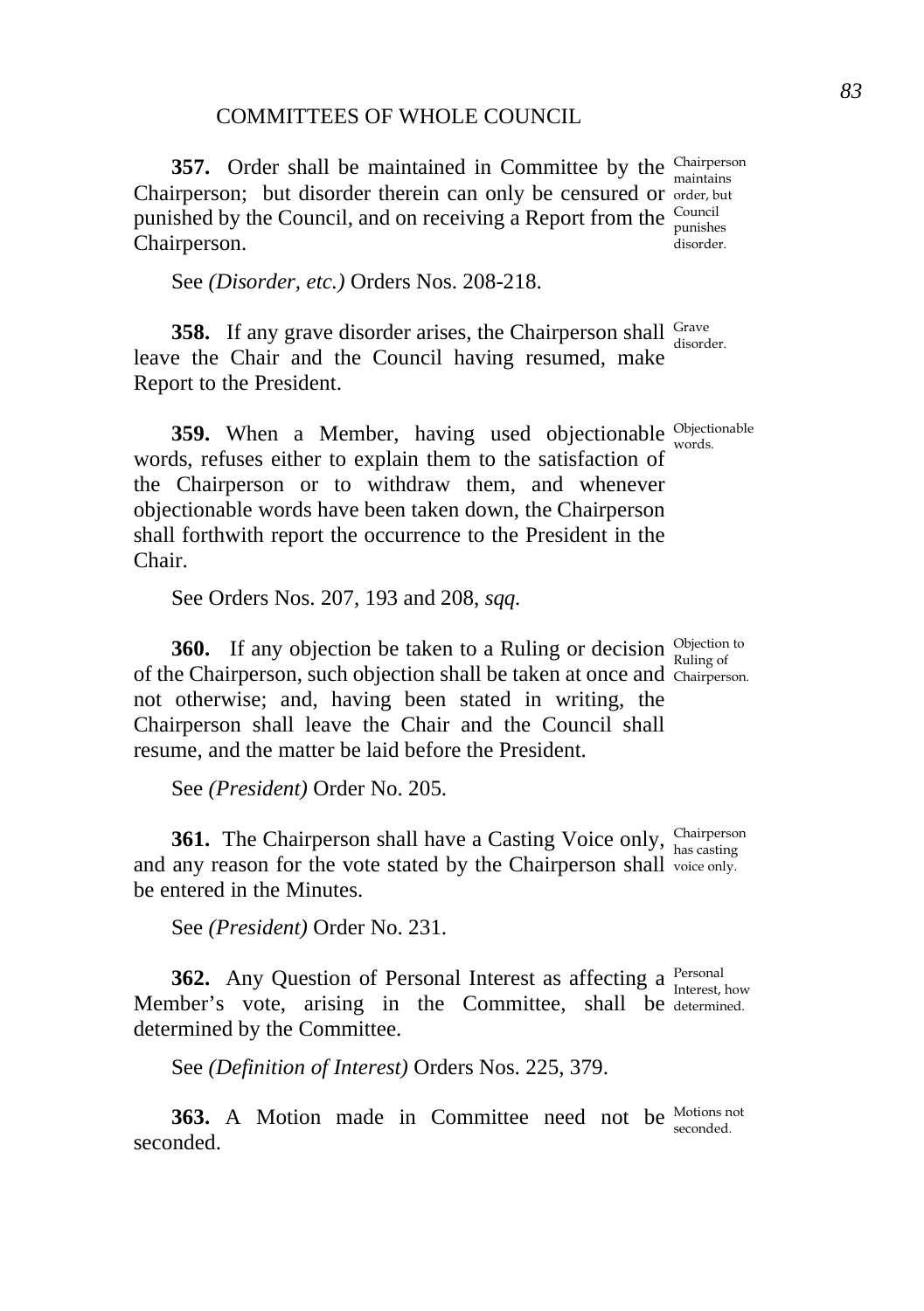## COMMITTEES OF WHOLE COUNCIL

**357.** Order shall be maintained in Committee by the Chairperson; but disorder therein can only be censured or punished by the Council, and on receiving a Report from the Chairperson.

*Chairperson maintains order, but Council punishes disorder.*

See *(Disorder, etc.)* Orders Nos. 208-218.

**358.** If any grave disorder arises, the Chairperson shall leave the Chair and the Council having resumed, make Report to the President.

*Grave disorder.*

**359.** When a Member, having used objectionable words, refuses either to explain them to the satisfaction of the Chairperson or to withdraw them, and whenever objectionable words have been taken down, the Chairperson shall forthwith report the occurrence to the President in the Chair.

*Objectionable words.*

See Orders Nos. 207, 193 and 208, *sqq.*

**360.** If any objection be taken to a Ruling or decision of the Chairperson, such objection shall be taken at once and not otherwise; and, having been stated in writing, the Chairperson shall leave the Chair and the Council shall resume, and the matter be laid before the President.

*Objection to Ruling of Chairperson.*

See *(President)* Order No. 205.

**361.** The Chairperson shall have a Casting Voice only, and any reason for the vote stated by the Chairperson shall be entered in the Minutes.

*Chairperson has casting voice only.*

See *(President)* Order No. 231.

**362.** Any Question of Personal Interest as affecting a Member's vote, arising in the Committee, shall be determined by the Committee.

*Personal Interest, how determined.*

See *(Definition of Interest)* Orders Nos. 225, 379.

**363.** A Motion made in Committee need not be seconded.

*Motions not seconded.*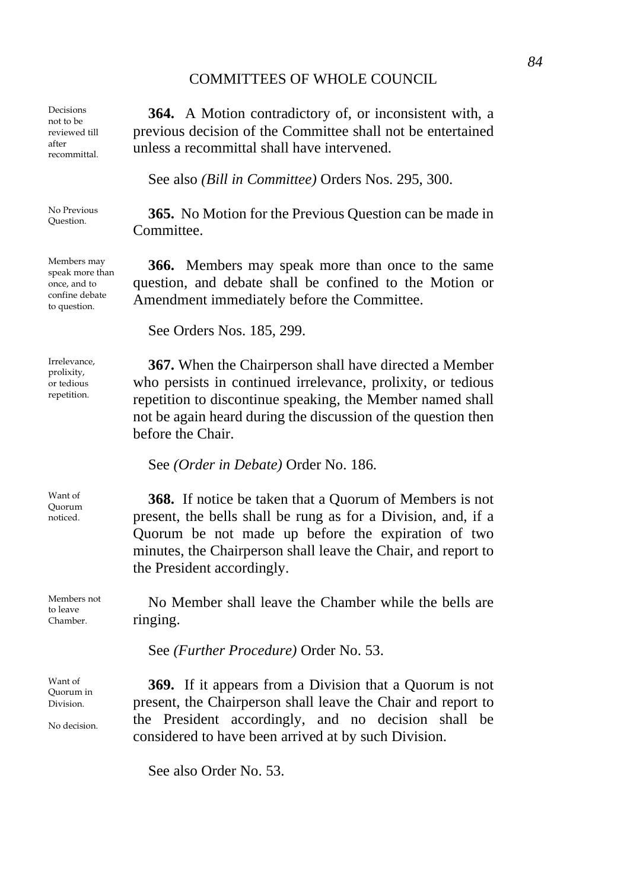Decisions not to be reviewed till after recommittal.

**364.** A Motion contradictory of, or inconsistent with, a previous decision of the Committee shall not be entertained unless a recommittal shall have intervened.

See also *(Bill in Committee)* Orders Nos. 295, 300.

No Previous Question.

**365.** No Motion for the Previous Question can be made in Committee.

Members may speak more than once, and to confine debate to question.

**366.** Members may speak more than once to the same question, and debate shall be confined to the Motion or Amendment immediately before the Committee.

See Orders Nos. 185, 299.

Irrelevance, prolixity, or tedious repetition.

**367.** When the Chairperson shall have directed a Member who persists in continued irrelevance, prolixity, or tedious repetition to discontinue speaking, the Member named shall not be again heard during the discussion of the question then before the Chair.

See *(Order in Debate)* Order No. 186.

Want of Quorum noticed.

**368.** If notice be taken that a Quorum of Members is not present, the bells shall be rung as for a Division, and, if a Quorum be not made up before the expiration of two minutes, the Chairperson shall leave the Chair, and report to the President accordingly.

Members not to leave Chamber.

No Member shall leave the Chamber while the bells are ringing.

See *(Further Procedure)* Order No. 53.

Want of Quorum in Division.

No decision.

**369.** If it appears from a Division that a Quorum is not present, the Chairperson shall leave the Chair and report to the President accordingly, and no decision shall be considered to have been arrived at by such Division.

See also Order No. 53.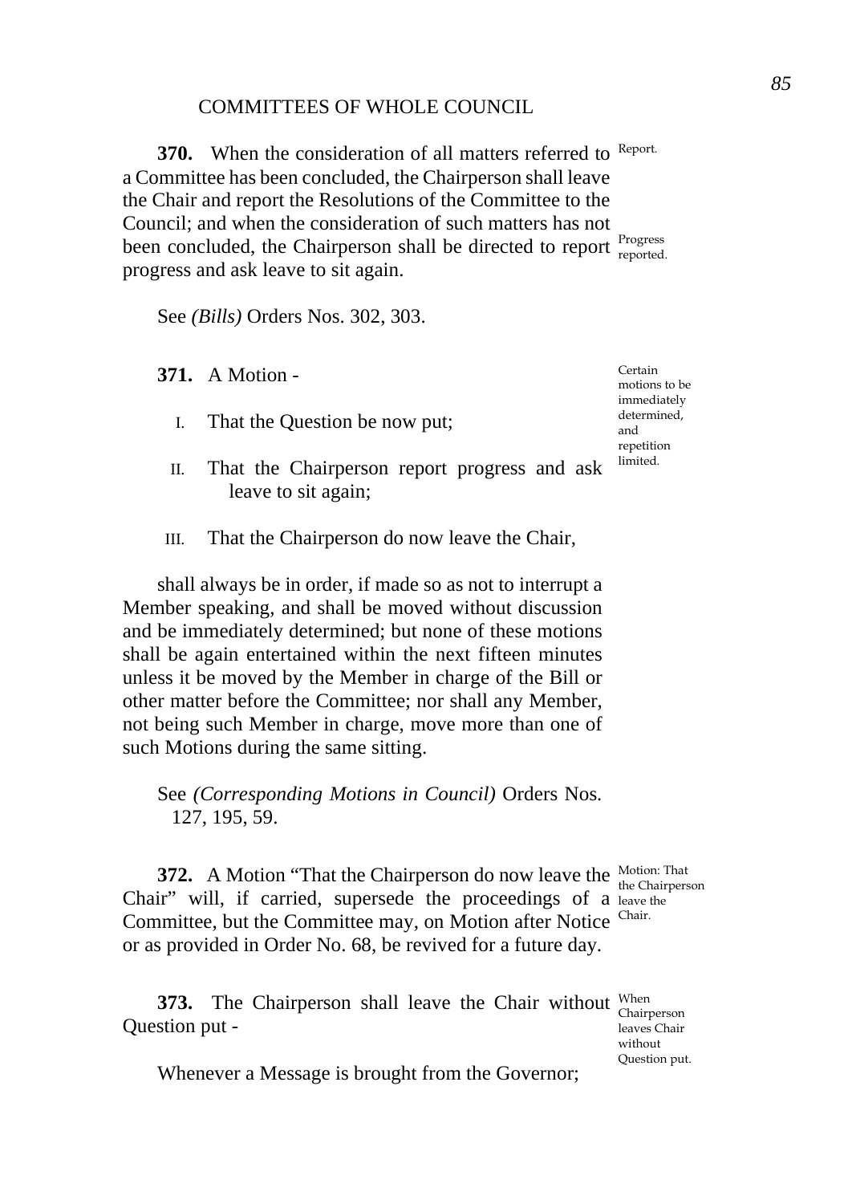COMMITTEES OF WHOLE COUNCIL

**370.** When the consideration of all matters referred to a Committee has been concluded, the Chairperson shall leave the Chair and report the Resolutions of the Committee to the Council; and when the consideration of such matters has not been concluded, the Chairperson shall be directed to report progress and ask leave to sit again.

Report.

Progress reported.

See *(Bills)* Orders Nos. 302, 303.

**371.** A Motion -

Certain motions to be immediately determined, and repetition limited.

I. That the Question be now put;

II. That the Chairperson report progress and ask leave to sit again;

III. That the Chairperson do now leave the Chair,

shall always be in order, if made so as not to interrupt a Member speaking, and shall be moved without discussion and be immediately determined; but none of these motions shall be again entertained within the next fifteen minutes unless it be moved by the Member in charge of the Bill or other matter before the Committee; nor shall any Member, not being such Member in charge, move more than one of such Motions during the same sitting.

See *(Corresponding Motions in Council)* Orders Nos. 127, 195, 59.

**372.** A Motion "That the Chairperson do now leave the Chair" will, if carried, supersede the proceedings of a Committee, but the Committee may, on Motion after Notice or as provided in Order No. 68, be revived for a future day.

Motion: That the Chairperson leave the Chair.

**373.** The Chairperson shall leave the Chair without Question put -

When Chairperson leaves Chair without Question put.

Whenever a Message is brought from the Governor;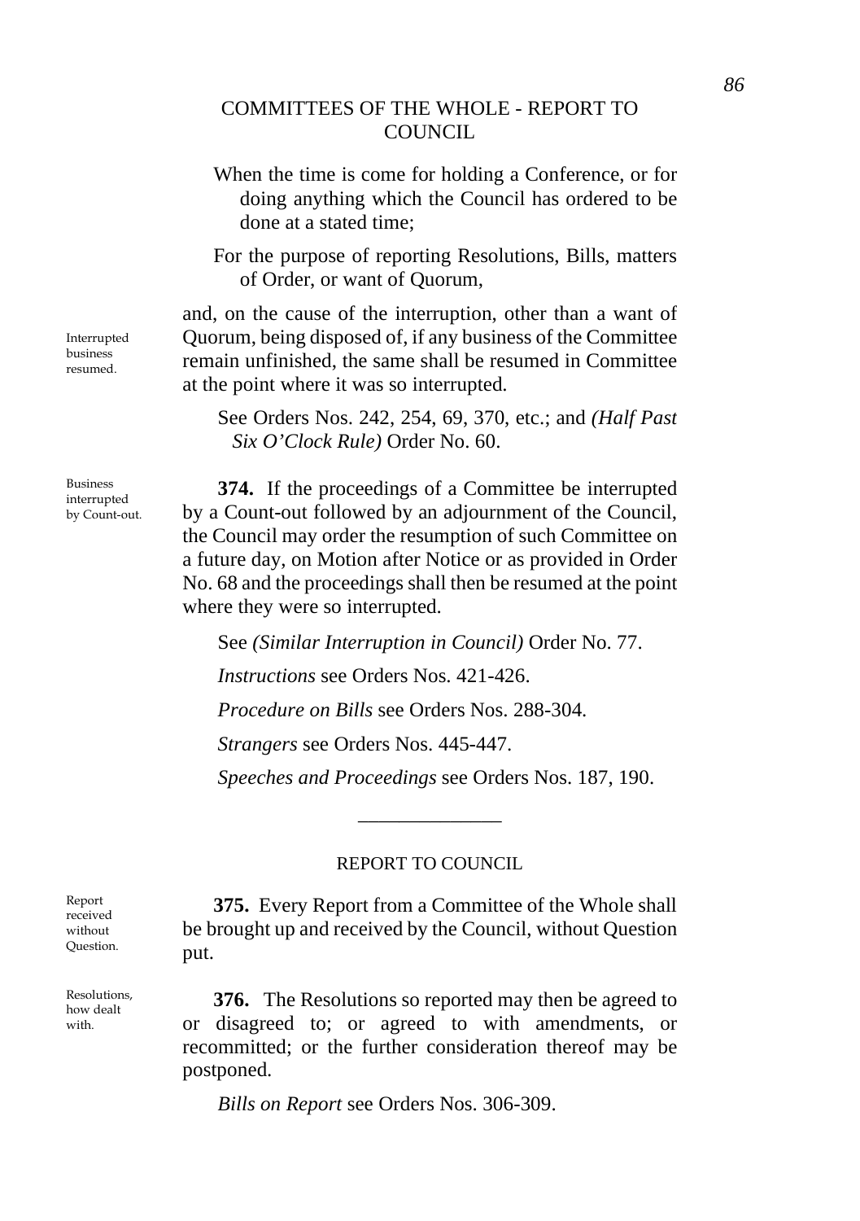## COMMITTEES OF THE WHOLE - REPORT TO COUNCIL

When the time is come for holding a Conference, or for doing anything which the Council has ordered to be done at a stated time;

For the purpose of reporting Resolutions, Bills, matters of Order, or want of Quorum,

Interrupted business resumed.

and, on the cause of the interruption, other than a want of Quorum, being disposed of, if any business of the Committee remain unfinished, the same shall be resumed in Committee at the point where it was so interrupted.

See Orders Nos. 242, 254, 69, 370, etc.; and *(Half Past Six O'Clock Rule)* Order No. 60.

Business interrupted by Count-out.

**374.** If the proceedings of a Committee be interrupted by a Count-out followed by an adjournment of the Council, the Council may order the resumption of such Committee on a future day, on Motion after Notice or as provided in Order No. 68 and the proceedings shall then be resumed at the point where they were so interrupted.

See *(Similar Interruption in Council)* Order No. 77.

*Instructions* see Orders Nos. 421-426.

*Procedure on Bills* see Orders Nos. 288-304.

*Strangers* see Orders Nos. 445-447.

*Speeches and Proceedings* see Orders Nos. 187, 190.

---

### REPORT TO COUNCIL

Report received without Question.

**375.** Every Report from a Committee of the Whole shall be brought up and received by the Council, without Question put.

Resolutions, how dealt with.

**376.** The Resolutions so reported may then be agreed to or disagreed to; or agreed to with amendments, or recommitted; or the further consideration thereof may be postponed.

*Bills on Report* see Orders Nos. 306-309.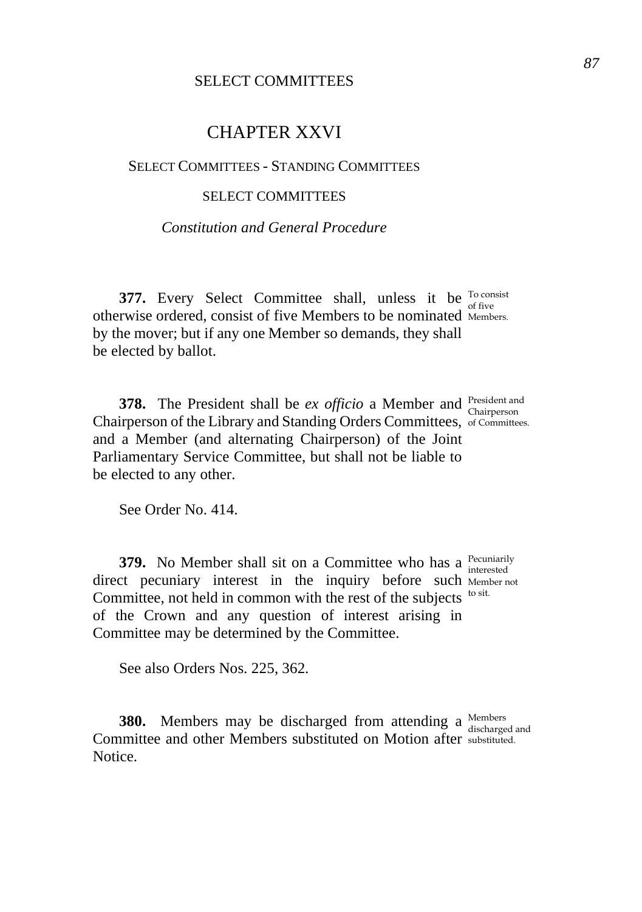# CHAPTER XXVI

## SELECT COMMITTEES - STANDING COMMITTEES

### SELECT COMMITTEES

*Constitution and General Procedure*

**377.** Every Select Committee shall, unless it be otherwise ordered, consist of five Members to be nominated by the mover; but if any one Member so demands, they shall be elected by ballot.

To consist of five Members.

**378.** The President shall be *ex officio* a Member and Chairperson of the Library and Standing Orders Committees, and a Member (and alternating Chairperson) of the Joint Parliamentary Service Committee, but shall not be liable to be elected to any other.

President and Chairperson of Committees.

See Order No. 414.

**379.** No Member shall sit on a Committee who has a direct pecuniary interest in the inquiry before such Committee, not held in common with the rest of the subjects of the Crown and any question of interest arising in Committee may be determined by the Committee.

Pecuniarily interested Member not to sit.

See also Orders Nos. 225, 362.

**380.** Members may be discharged from attending a Committee and other Members substituted on Motion after Notice.

Members discharged and substituted.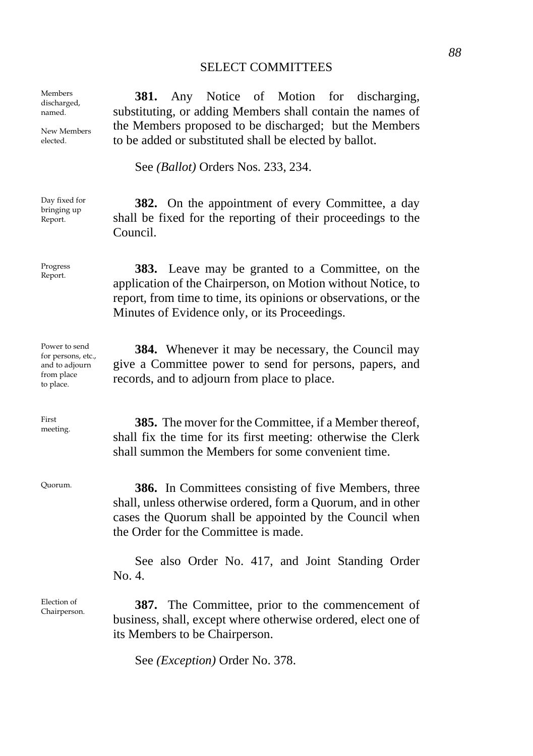## SELECT COMMITTEES

*Members discharged, named.*

*New Members elected.*

**381.** Any Notice of Motion for discharging, substituting, or adding Members shall contain the names of the Members proposed to be discharged; but the Members to be added or substituted shall be elected by ballot.

See *(Ballot)* Orders Nos. 233, 234.

*Day fixed for bringing up Report.*

**382.** On the appointment of every Committee, a day shall be fixed for the reporting of their proceedings to the Council.

*Progress Report.*

**383.** Leave may be granted to a Committee, on the application of the Chairperson, on Motion without Notice, to report, from time to time, its opinions or observations, or the Minutes of Evidence only, or its Proceedings.

*Power to send for persons, etc., and to adjourn from place to place.*

**384.** Whenever it may be necessary, the Council may give a Committee power to send for persons, papers, and records, and to adjourn from place to place.

*First meeting.*

**385.** The mover for the Committee, if a Member thereof, shall fix the time for its first meeting: otherwise the Clerk shall summon the Members for some convenient time.

*Quorum.*

**386.** In Committees consisting of five Members, three shall, unless otherwise ordered, form a Quorum, and in other cases the Quorum shall be appointed by the Council when the Order for the Committee is made.

See also Order No. 417, and Joint Standing Order No. 4.

*Election of Chairperson.*

**387.** The Committee, prior to the commencement of business, shall, except where otherwise ordered, elect one of its Members to be Chairperson.

See *(Exception)* Order No. 378.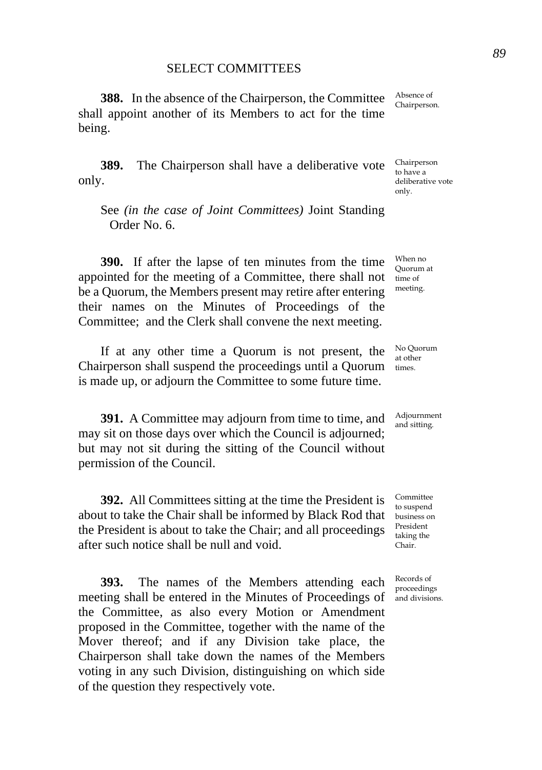SELECT COMMITTEES

**388.** In the absence of the Chairperson, the Committee shall appoint another of its Members to act for the time being.

Absence of Chairperson.

**389.** The Chairperson shall have a deliberative vote only.

Chairperson to have a deliberative vote only.

See *(in the case of Joint Committees)* Joint Standing Order No. 6.

**390.** If after the lapse of ten minutes from the time appointed for the meeting of a Committee, there shall not be a Quorum, the Members present may retire after entering their names on the Minutes of Proceedings of the Committee; and the Clerk shall convene the next meeting.

When no Quorum at time of meeting.

If at any other time a Quorum is not present, the Chairperson shall suspend the proceedings until a Quorum is made up, or adjourn the Committee to some future time.

No Quorum at other times.

**391.** A Committee may adjourn from time to time, and may sit on those days over which the Council is adjourned; but may not sit during the sitting of the Council without permission of the Council.

Adjournment and sitting.

**392.** All Committees sitting at the time the President is about to take the Chair shall be informed by Black Rod that the President is about to take the Chair; and all proceedings after such notice shall be null and void.

Committee to suspend business on President taking the Chair.

**393.** The names of the Members attending each meeting shall be entered in the Minutes of Proceedings of the Committee, as also every Motion or Amendment proposed in the Committee, together with the name of the Mover thereof; and if any Division take place, the Chairperson shall take down the names of the Members voting in any such Division, distinguishing on which side of the question they respectively vote.

Records of proceedings and divisions.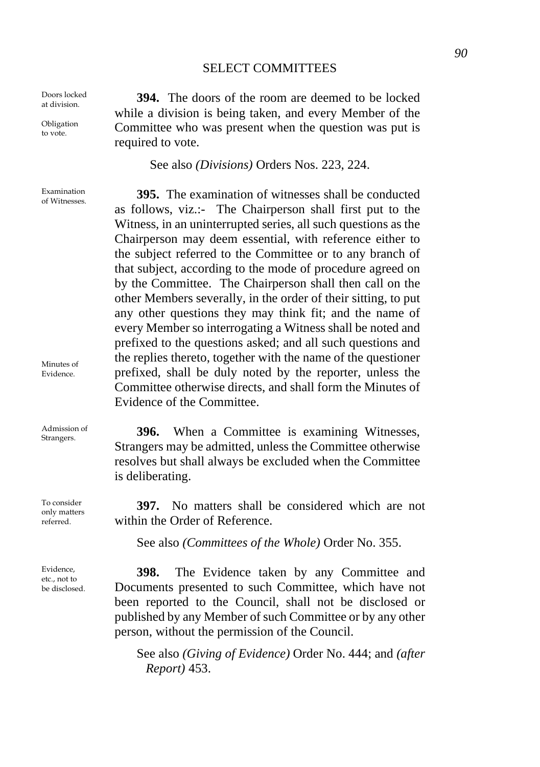Doors locked at division.

Obligation to vote.

**394.** The doors of the room are deemed to be locked while a division is being taken, and every Member of the Committee who was present when the question was put is required to vote.

See also *(Divisions)* Orders Nos. 223, 224.

Examination of Witnesses.

**395.** The examination of witnesses shall be conducted as follows, viz.:- The Chairperson shall first put to the Witness, in an uninterrupted series, all such questions as the Chairperson may deem essential, with reference either to the subject referred to the Committee or to any branch of that subject, according to the mode of procedure agreed on by the Committee. The Chairperson shall then call on the other Members severally, in the order of their sitting, to put any other questions they may think fit; and the name of every Member so interrogating a Witness shall be noted and prefixed to the questions asked; and all such questions and the replies thereto, together with the name of the questioner prefixed, shall be duly noted by the reporter, unless the Committee otherwise directs, and shall form the Minutes of Evidence of the Committee.

Minutes of Evidence.

Admission of Strangers.

**396.** When a Committee is examining Witnesses, Strangers may be admitted, unless the Committee otherwise resolves but shall always be excluded when the Committee is deliberating.

To consider only matters referred.

**397.** No matters shall be considered which are not within the Order of Reference.

See also *(Committees of the Whole)* Order No. 355.

Evidence, etc., not to be disclosed.

**398.** The Evidence taken by any Committee and Documents presented to such Committee, which have not been reported to the Council, shall not be disclosed or published by any Member of such Committee or by any other person, without the permission of the Council.

See also *(Giving of Evidence)* Order No. 444; and *(after Report)* 453.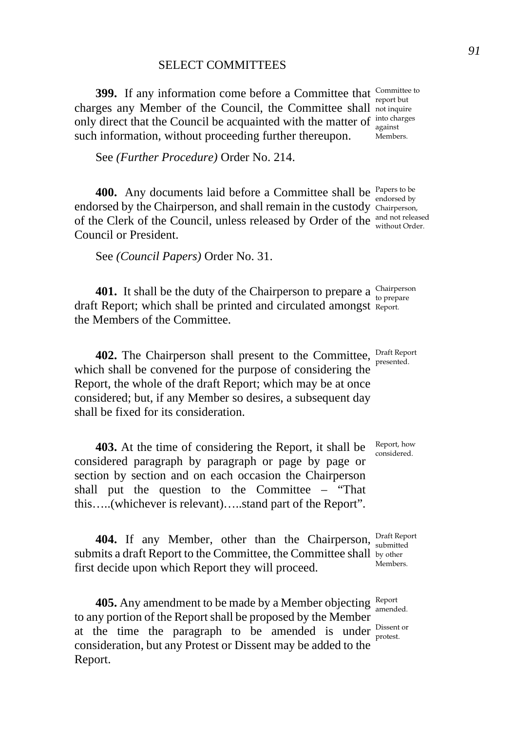**399.** If any information come before a Committee that charges any Member of the Council, the Committee shall only direct that the Council be acquainted with the matter of such information, without proceeding further thereupon.

Committee to report but not inquire into charges against Members.

See *(Further Procedure)* Order No. 214.

**400.** Any documents laid before a Committee shall be endorsed by the Chairperson, and shall remain in the custody of the Clerk of the Council, unless released by Order of the Council or President.

Papers to be endorsed by Chairperson, and not released without Order.

See *(Council Papers)* Order No. 31.

**401.** It shall be the duty of the Chairperson to prepare a draft Report; which shall be printed and circulated amongst the Members of the Committee.

Chairperson to prepare Report.

**402.** The Chairperson shall present to the Committee, which shall be convened for the purpose of considering the Report, the whole of the draft Report; which may be at once considered; but, if any Member so desires, a subsequent day shall be fixed for its consideration.

Draft Report presented.

**403.** At the time of considering the Report, it shall be considered paragraph by paragraph or page by page or section by section and on each occasion the Chairperson shall put the question to the Committee – "That this…..(whichever is relevant)…..stand part of the Report".

Report, how considered.

**404.** If any Member, other than the Chairperson, submits a draft Report to the Committee, the Committee shall first decide upon which Report they will proceed.

Draft Report submitted by other Members.

**405.** Any amendment to be made by a Member objecting to any portion of the Report shall be proposed by the Member at the time the paragraph to be amended is under consideration, but any Protest or Dissent may be added to the Report.

Report amended.

Dissent or protest.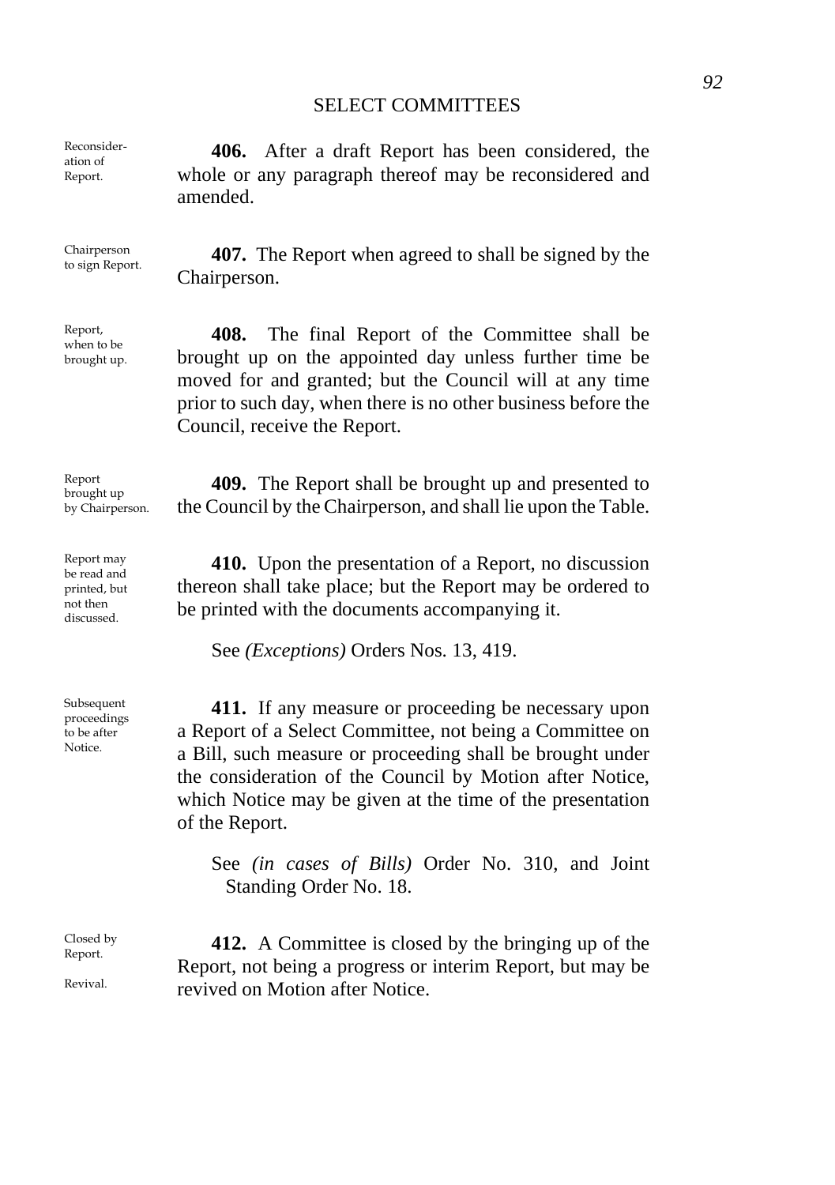## SELECT COMMITTEES

*Reconsideration of Report.*

**406.** After a draft Report has been considered, the whole or any paragraph thereof may be reconsidered and amended.

*Chairperson to sign Report.*

**407.** The Report when agreed to shall be signed by the Chairperson.

*Report, when to be brought up.*

**408.** The final Report of the Committee shall be brought up on the appointed day unless further time be moved for and granted; but the Council will at any time prior to such day, when there is no other business before the Council, receive the Report.

*Report brought up by Chairperson.*

**409.** The Report shall be brought up and presented to the Council by the Chairperson, and shall lie upon the Table.

*Report may be read and printed, but not then discussed.*

**410.** Upon the presentation of a Report, no discussion thereon shall take place; but the Report may be ordered to be printed with the documents accompanying it.

See *(Exceptions)* Orders Nos. 13, 419.

*Subsequent proceedings to be after Notice.*

**411.** If any measure or proceeding be necessary upon a Report of a Select Committee, not being a Committee on a Bill, such measure or proceeding shall be brought under the consideration of the Council by Motion after Notice, which Notice may be given at the time of the presentation of the Report.

See *(in cases of Bills)* Order No. 310, and Joint Standing Order No. 18.

*Closed by Report.*

*Revival.*

**412.** A Committee is closed by the bringing up of the Report, not being a progress or interim Report, but may be revived on Motion after Notice.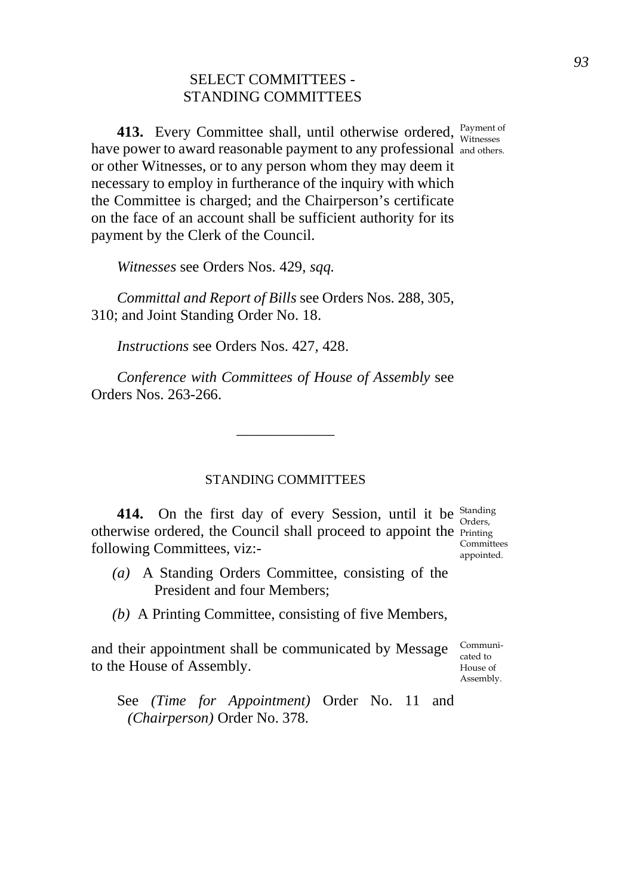## SELECT COMMITTEES - STANDING COMMITTEES

**413.** Every Committee shall, until otherwise ordered, have power to award reasonable payment to any professional or other Witnesses, or to any person whom they may deem it necessary to employ in furtherance of the inquiry with which the Committee is charged; and the Chairperson's certificate on the face of an account shall be sufficient authority for its payment by the Clerk of the Council.

Payment of Witnesses and others.

*Witnesses* see Orders Nos. 429, *sqq.*

*Committal and Report of Bills* see Orders Nos. 288, 305, 310; and Joint Standing Order No. 18.

*Instructions* see Orders Nos. 427, 428.

*Conference with Committees of House of Assembly* see Orders Nos. 263-266.

---

## STANDING COMMITTEES

**414.** On the first day of every Session, until it be otherwise ordered, the Council shall proceed to appoint the following Committees, viz:-

Standing Orders, Printing Committees appointed.

*(a)* A Standing Orders Committee, consisting of the President and four Members;

*(b)* A Printing Committee, consisting of five Members,

and their appointment shall be communicated by Message to the House of Assembly.

Communicated to House of Assembly.

See *(Time for Appointment)* Order No. 11 and *(Chairperson)* Order No. 378.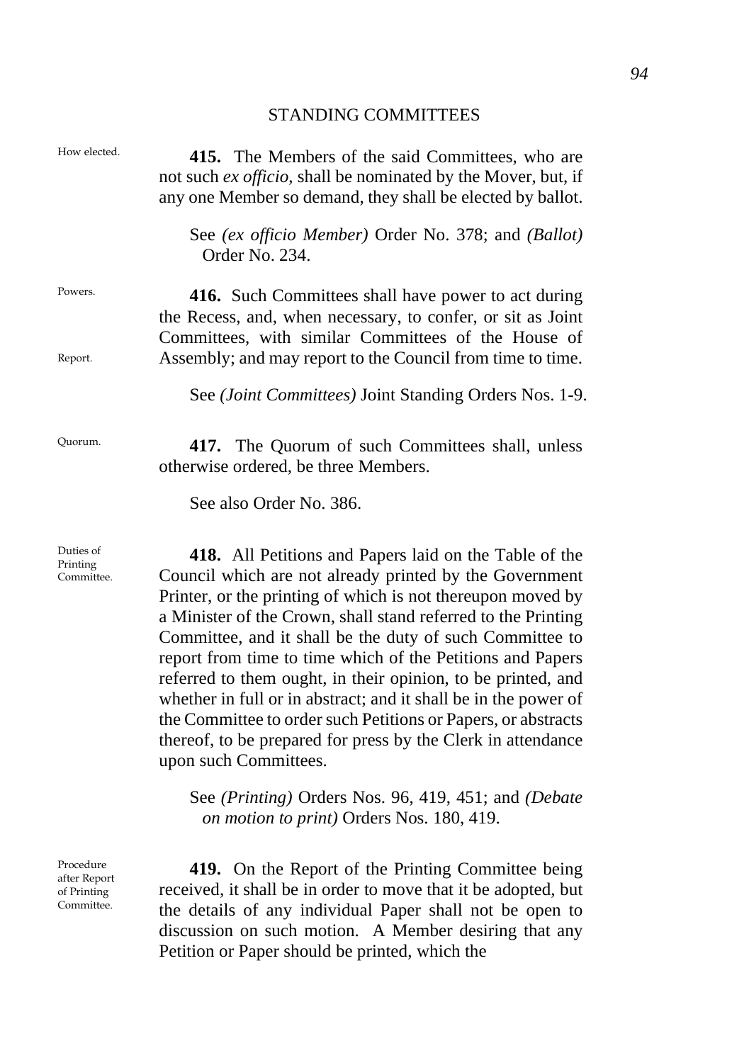STANDING COMMITTEES

*How elected.*

**415.** The Members of the said Committees, who are not such *ex officio*, shall be nominated by the Mover, but, if any one Member so demand, they shall be elected by ballot.

See *(ex officio Member)* Order No. 378; and *(Ballot)* Order No. 234.

*Powers.*

*Report.*

**416.** Such Committees shall have power to act during the Recess, and, when necessary, to confer, or sit as Joint Committees, with similar Committees of the House of Assembly; and may report to the Council from time to time.

See *(Joint Committees)* Joint Standing Orders Nos. 1-9.

*Quorum.*

**417.** The Quorum of such Committees shall, unless otherwise ordered, be three Members.

See also Order No. 386.

*Duties of Printing Committee.*

**418.** All Petitions and Papers laid on the Table of the Council which are not already printed by the Government Printer, or the printing of which is not thereupon moved by a Minister of the Crown, shall stand referred to the Printing Committee, and it shall be the duty of such Committee to report from time to time which of the Petitions and Papers referred to them ought, in their opinion, to be printed, and whether in full or in abstract; and it shall be in the power of the Committee to order such Petitions or Papers, or abstracts thereof, to be prepared for press by the Clerk in attendance upon such Committees.

See *(Printing)* Orders Nos. 96, 419, 451; and *(Debate on motion to print)* Orders Nos. 180, 419.

*Procedure after Report of Printing Committee.*

**419.** On the Report of the Printing Committee being received, it shall be in order to move that it be adopted, but the details of any individual Paper shall not be open to discussion on such motion. A Member desiring that any Petition or Paper should be printed, which the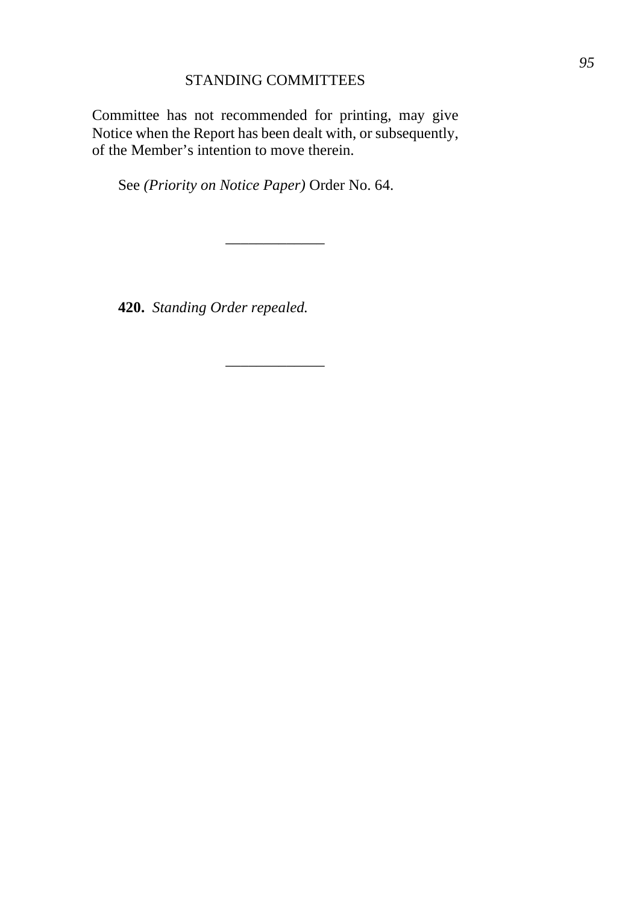Committee has not recommended for printing, may give Notice when the Report has been dealt with, or subsequently, of the Member's intention to move therein.

See *(Priority on Notice Paper)* Order No. 64.

---

**420.** *Standing Order repealed.*

---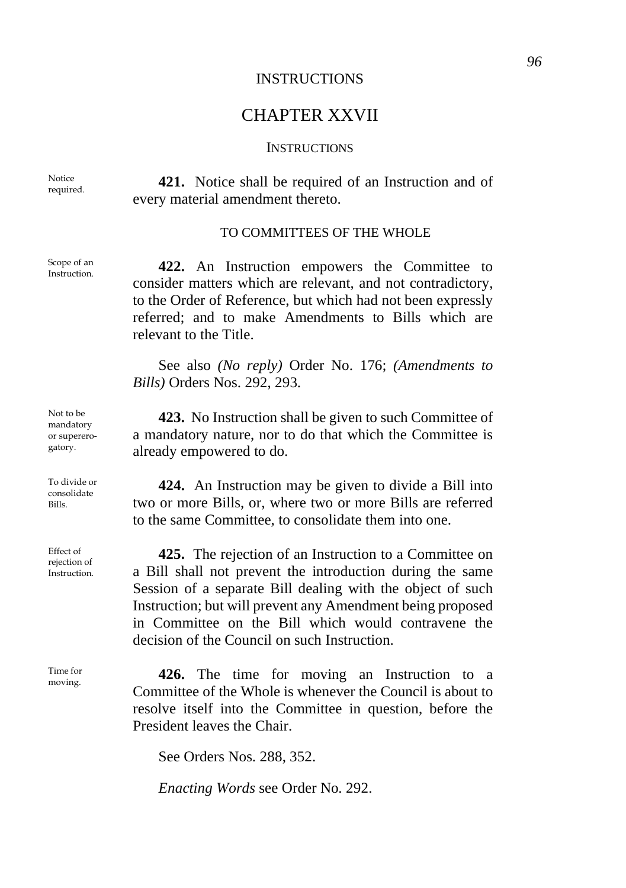INSTRUCTIONS

# CHAPTER XXVII

## INSTRUCTIONS

Notice required.

**421.** Notice shall be required of an Instruction and of every material amendment thereto.

### TO COMMITTEES OF THE WHOLE

Scope of an Instruction.

**422.** An Instruction empowers the Committee to consider matters which are relevant, and not contradictory, to the Order of Reference, but which had not been expressly referred; and to make Amendments to Bills which are relevant to the Title.

See also *(No reply)* Order No. 176; *(Amendments to Bills)* Orders Nos. 292, 293.

Not to be mandatory or supererogatory.

**423.** No Instruction shall be given to such Committee of a mandatory nature, nor to do that which the Committee is already empowered to do.

To divide or consolidate Bills.

**424.** An Instruction may be given to divide a Bill into two or more Bills, or, where two or more Bills are referred to the same Committee, to consolidate them into one.

Effect of rejection of Instruction.

**425.** The rejection of an Instruction to a Committee on a Bill shall not prevent the introduction during the same Session of a separate Bill dealing with the object of such Instruction; but will prevent any Amendment being proposed in Committee on the Bill which would contravene the decision of the Council on such Instruction.

Time for moving.

**426.** The time for moving an Instruction to a Committee of the Whole is whenever the Council is about to resolve itself into the Committee in question, before the President leaves the Chair.

See Orders Nos. 288, 352.

*Enacting Words* see Order No. 292.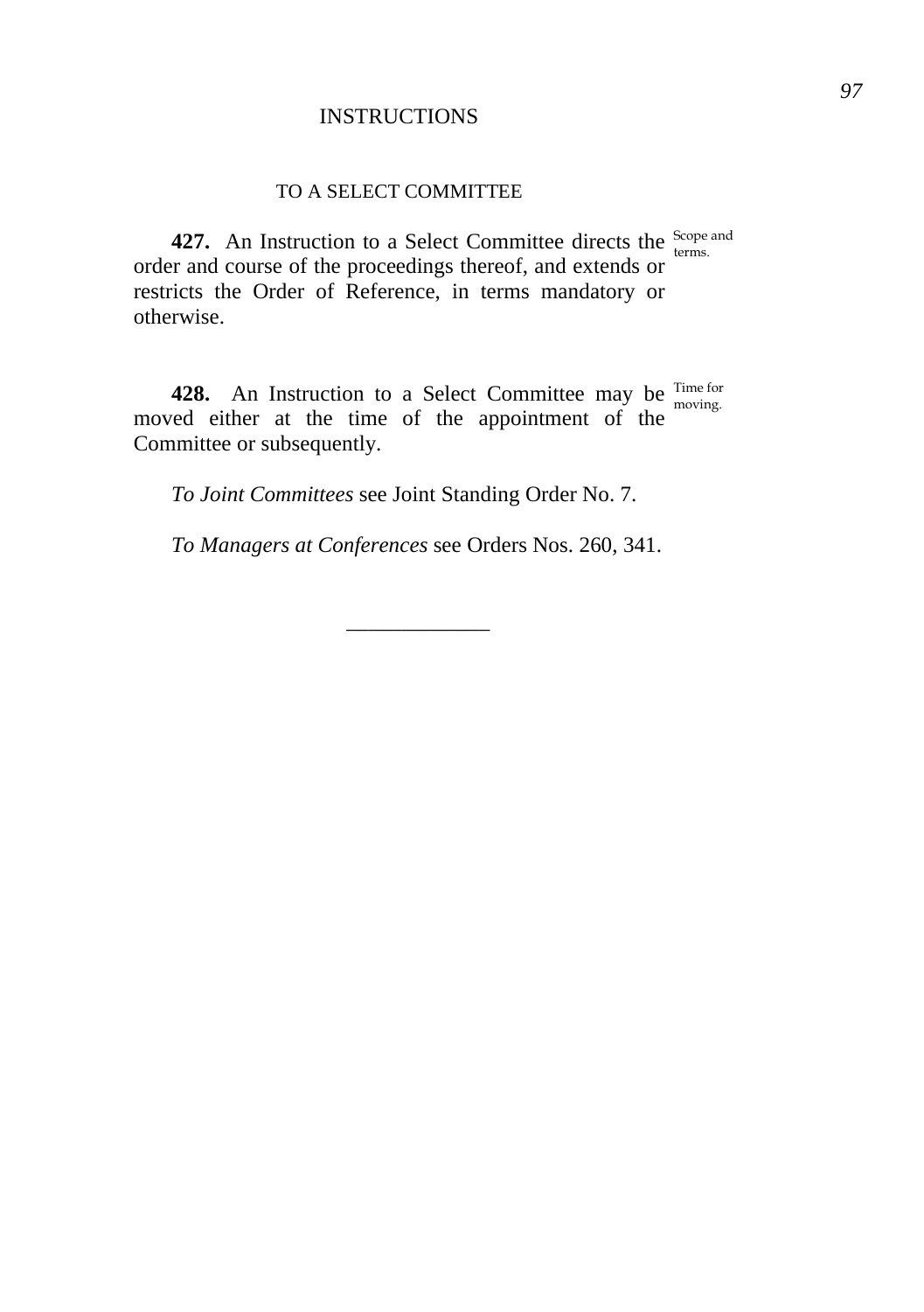## INSTRUCTIONS

### TO A SELECT COMMITTEE

**427.** An Instruction to a Select Committee directs the order and course of the proceedings thereof, and extends or restricts the Order of Reference, in terms mandatory or otherwise. *Scope and terms.*

**428.** An Instruction to a Select Committee may be moved either at the time of the appointment of the Committee or subsequently. *Time for moving.*

*To Joint Committees* see Joint Standing Order No. 7.

*To Managers at Conferences* see Orders Nos. 260, 341.

---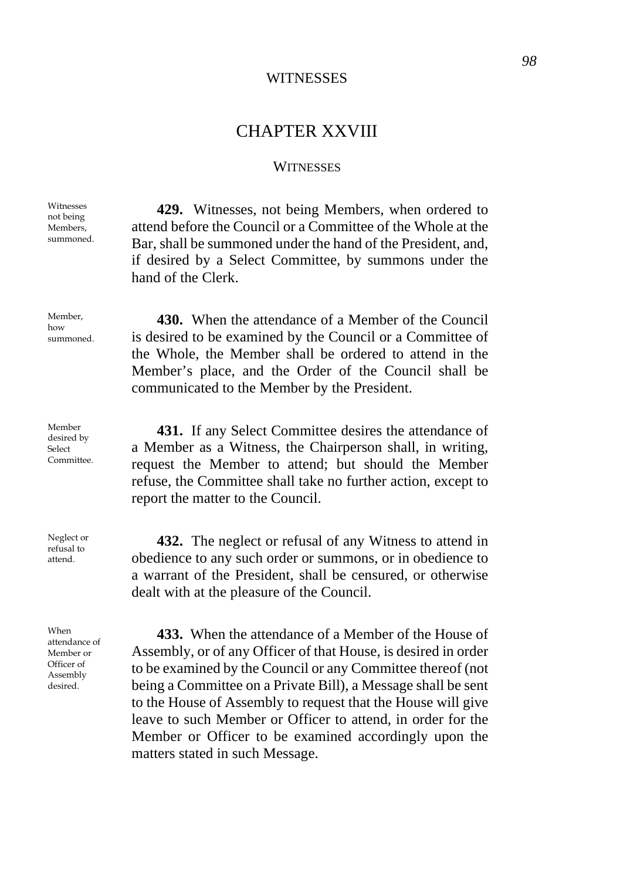# CHAPTER XXVIII

## WITNESSES

*Witnesses not being Members, summoned.*

**429.** Witnesses, not being Members, when ordered to attend before the Council or a Committee of the Whole at the Bar, shall be summoned under the hand of the President, and, if desired by a Select Committee, by summons under the hand of the Clerk.

*Member, how summoned.*

**430.** When the attendance of a Member of the Council is desired to be examined by the Council or a Committee of the Whole, the Member shall be ordered to attend in the Member's place, and the Order of the Council shall be communicated to the Member by the President.

*Member desired by Select Committee.*

**431.** If any Select Committee desires the attendance of a Member as a Witness, the Chairperson shall, in writing, request the Member to attend; but should the Member refuse, the Committee shall take no further action, except to report the matter to the Council.

*Neglect or refusal to attend.*

**432.** The neglect or refusal of any Witness to attend in obedience to any such order or summons, or in obedience to a warrant of the President, shall be censured, or otherwise dealt with at the pleasure of the Council.

*When attendance of Member or Officer of Assembly desired.*

**433.** When the attendance of a Member of the House of Assembly, or of any Officer of that House, is desired in order to be examined by the Council or any Committee thereof (not being a Committee on a Private Bill), a Message shall be sent to the House of Assembly to request that the House will give leave to such Member or Officer to attend, in order for the Member or Officer to be examined accordingly upon the matters stated in such Message.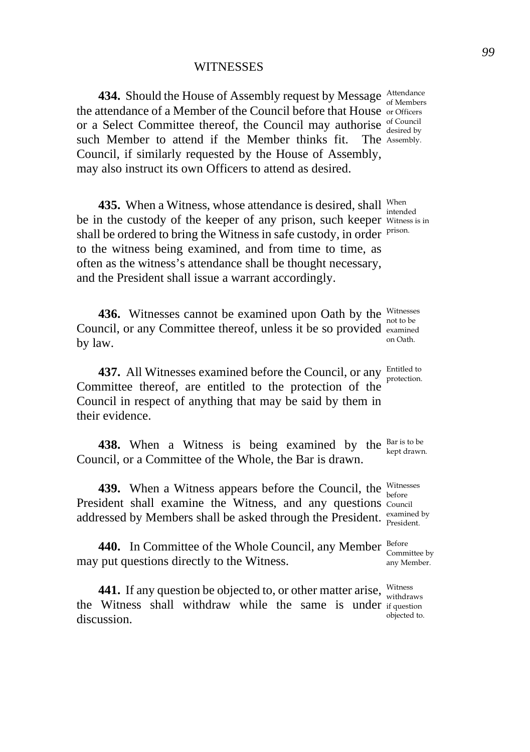## WITNESSES

**434.** Should the House of Assembly request by Message the attendance of a Member of the Council before that House or a Select Committee thereof, the Council may authorise such Member to attend if the Member thinks fit. The Council, if similarly requested by the House of Assembly, may also instruct its own Officers to attend as desired.

*Attendance of Members or Officers of Council desired by Assembly.*

**435.** When a Witness, whose attendance is desired, shall be in the custody of the keeper of any prison, such keeper shall be ordered to bring the Witness in safe custody, in order to the witness being examined, and from time to time, as often as the witness's attendance shall be thought necessary, and the President shall issue a warrant accordingly.

*When intended Witness is in prison.*

**436.** Witnesses cannot be examined upon Oath by the Council, or any Committee thereof, unless it be so provided by law.

*Witnesses not to be examined on Oath.*

**437.** All Witnesses examined before the Council, or any Committee thereof, are entitled to the protection of the Council in respect of anything that may be said by them in their evidence.

*Entitled to protection.*

**438.** When a Witness is being examined by the Council, or a Committee of the Whole, the Bar is drawn.

*Bar is to be kept drawn.*

**439.** When a Witness appears before the Council, the President shall examine the Witness, and any questions addressed by Members shall be asked through the President.

*Witnesses before Council examined by President.*

**440.** In Committee of the Whole Council, any Member may put questions directly to the Witness.

*Before Committee by any Member.*

**441.** If any question be objected to, or other matter arise, the Witness shall withdraw while the same is under discussion.

*Witness withdraws if question objected to.*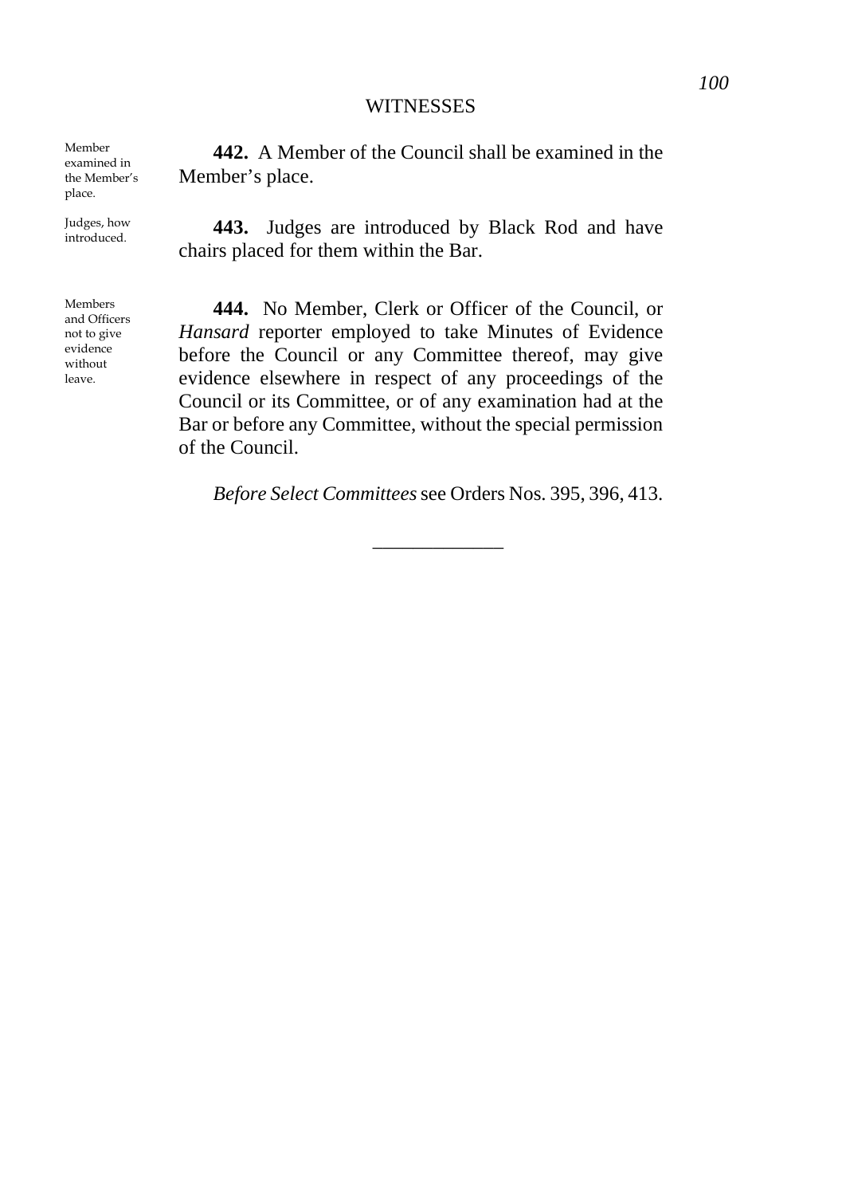## WITNESSES

*Member examined in the Member's place.*

**442.** A Member of the Council shall be examined in the Member's place.

*Judges, how introduced.*

**443.** Judges are introduced by Black Rod and have chairs placed for them within the Bar.

*Members and Officers not to give evidence without leave.*

**444.** No Member, Clerk or Officer of the Council, or *Hansard* reporter employed to take Minutes of Evidence before the Council or any Committee thereof, may give evidence elsewhere in respect of any proceedings of the Council or its Committee, or of any examination had at the Bar or before any Committee, without the special permission of the Council.

*Before Select Committees* see Orders Nos. 395, 396, 413.

---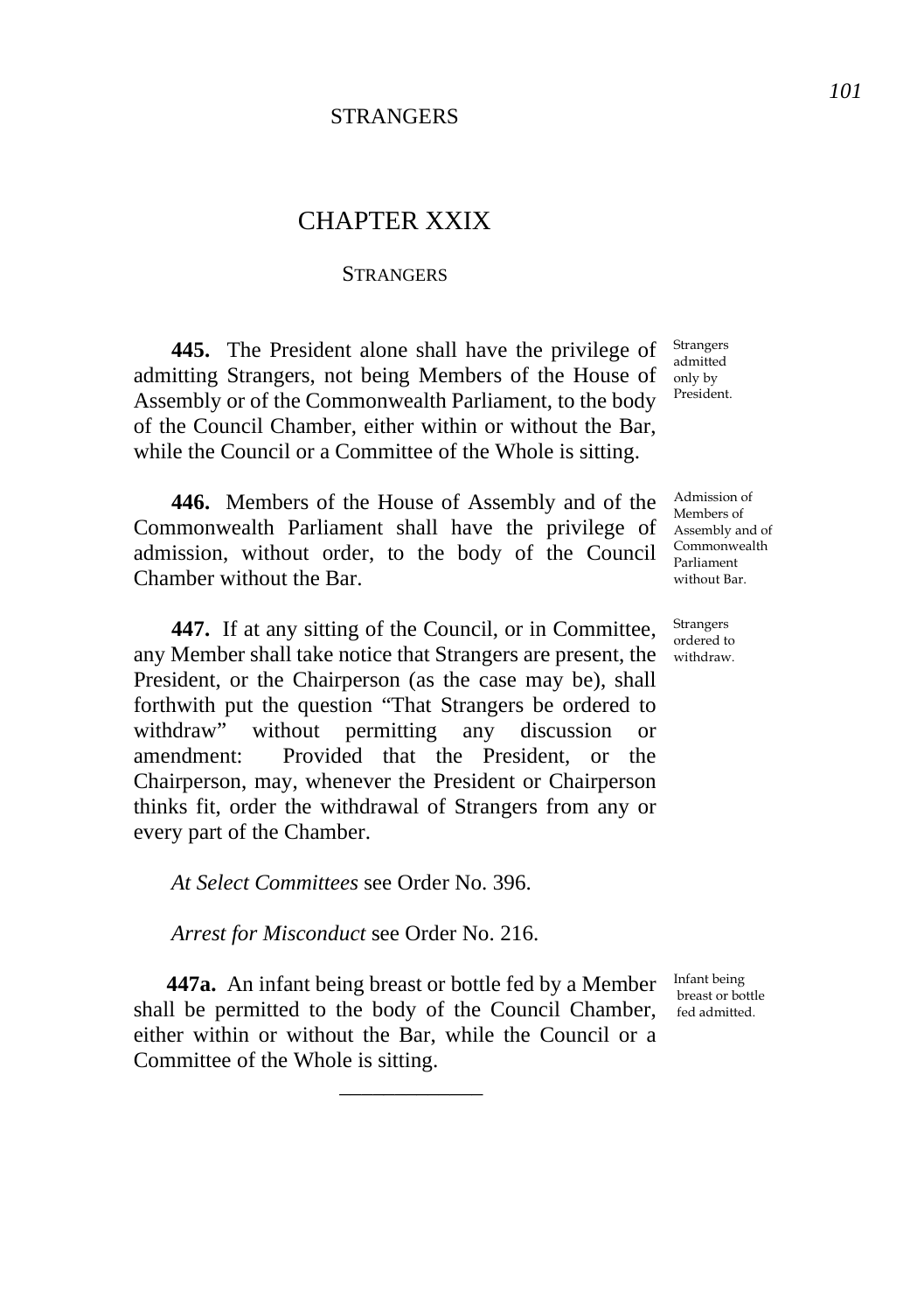# CHAPTER XXIX

## STRANGERS

**445.** The President alone shall have the privilege of admitting Strangers, not being Members of the House of Assembly or of the Commonwealth Parliament, to the body of the Council Chamber, either within or without the Bar, while the Council or a Committee of the Whole is sitting.

Strangers admitted only by President.

**446.** Members of the House of Assembly and of the Commonwealth Parliament shall have the privilege of admission, without order, to the body of the Council Chamber without the Bar.

Admission of Members of Assembly and of Commonwealth Parliament without Bar.

**447.** If at any sitting of the Council, or in Committee, any Member shall take notice that Strangers are present, the President, or the Chairperson (as the case may be), shall forthwith put the question "That Strangers be ordered to withdraw" without permitting any discussion or amendment: Provided that the President, or the Chairperson, may, whenever the President or Chairperson thinks fit, order the withdrawal of Strangers from any or every part of the Chamber.

Strangers ordered to withdraw.

*At Select Committees* see Order No. 396.

*Arrest for Misconduct* see Order No. 216.

**447a.** An infant being breast or bottle fed by a Member shall be permitted to the body of the Council Chamber, either within or without the Bar, while the Council or a Committee of the Whole is sitting.

Infant being breast or bottle fed admitted.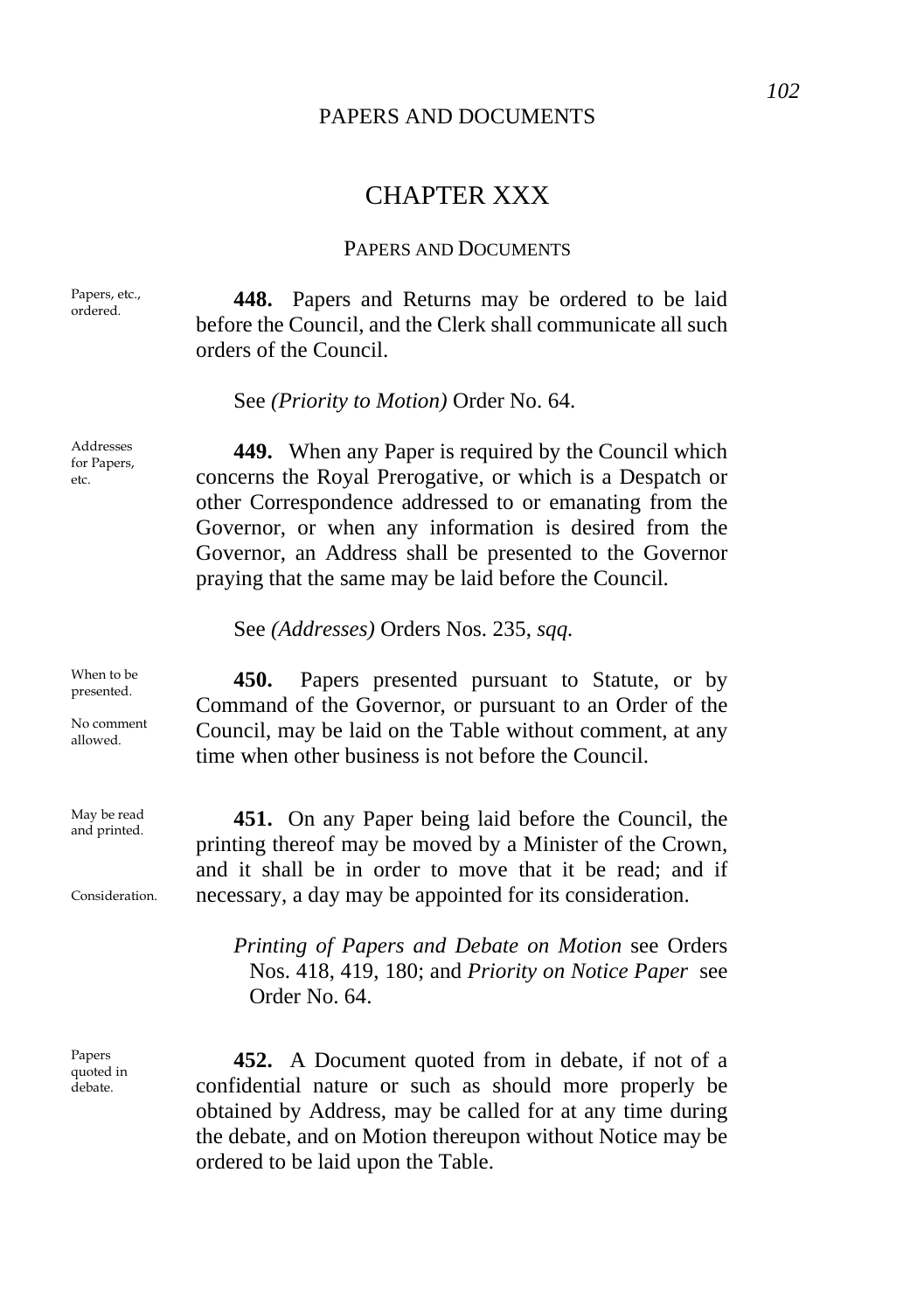# CHAPTER XXX

## PAPERS AND DOCUMENTS

Papers, etc., ordered.

**448.** Papers and Returns may be ordered to be laid before the Council, and the Clerk shall communicate all such orders of the Council.

See *(Priority to Motion)* Order No. 64.

Addresses for Papers, etc.

**449.** When any Paper is required by the Council which concerns the Royal Prerogative, or which is a Despatch or other Correspondence addressed to or emanating from the Governor, or when any information is desired from the Governor, an Address shall be presented to the Governor praying that the same may be laid before the Council.

See *(Addresses)* Orders Nos. 235, *sqq.*

When to be presented.

No comment allowed.

**450.** Papers presented pursuant to Statute, or by Command of the Governor, or pursuant to an Order of the Council, may be laid on the Table without comment, at any time when other business is not before the Council.

May be read and printed.

Consideration.

**451.** On any Paper being laid before the Council, the printing thereof may be moved by a Minister of the Crown, and it shall be in order to move that it be read; and if necessary, a day may be appointed for its consideration.

*Printing of Papers and Debate on Motion* see Orders Nos. 418, 419, 180; and *Priority on Notice Paper* see Order No. 64.

Papers quoted in debate.

**452.** A Document quoted from in debate, if not of a confidential nature or such as should more properly be obtained by Address, may be called for at any time during the debate, and on Motion thereupon without Notice may be ordered to be laid upon the Table.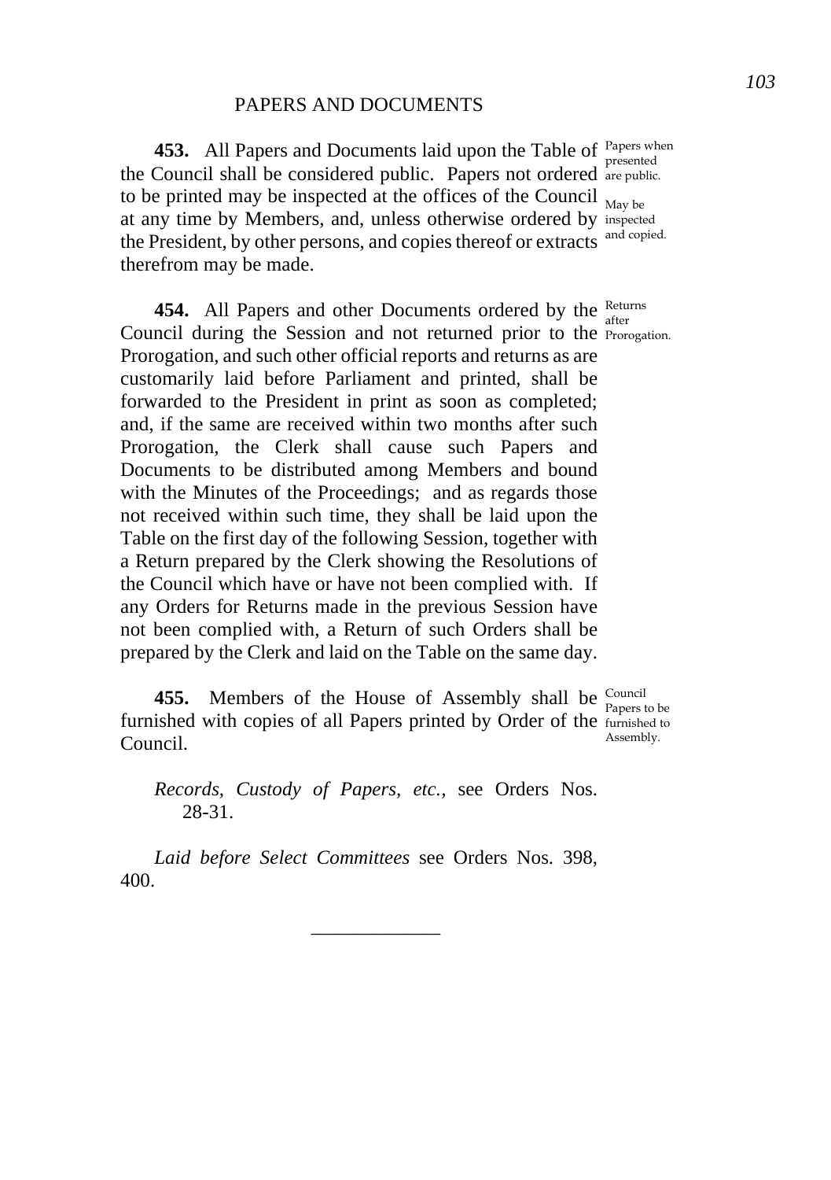## PAPERS AND DOCUMENTS

**453.** All Papers and Documents laid upon the Table of the Council shall be considered public. Papers not ordered to be printed may be inspected at the offices of the Council at any time by Members, and, unless otherwise ordered by the President, by other persons, and copies thereof or extracts therefrom may be made.

*Papers when presented are public.*

*May be inspected and copied.*

**454.** All Papers and other Documents ordered by the Council during the Session and not returned prior to the Prorogation, and such other official reports and returns as are customarily laid before Parliament and printed, shall be forwarded to the President in print as soon as completed; and, if the same are received within two months after such Prorogation, the Clerk shall cause such Papers and Documents to be distributed among Members and bound with the Minutes of the Proceedings; and as regards those not received within such time, they shall be laid upon the Table on the first day of the following Session, together with a Return prepared by the Clerk showing the Resolutions of the Council which have or have not been complied with. If any Orders for Returns made in the previous Session have not been complied with, a Return of such Orders shall be prepared by the Clerk and laid on the Table on the same day.

*Returns after Prorogation.*

**455.** Members of the House of Assembly shall be furnished with copies of all Papers printed by Order of the Council.

*Council Papers to be furnished to Assembly.*

*Records, Custody of Papers, etc.,* see Orders Nos. 28-31.

*Laid before Select Committees* see Orders Nos. 398, 400.

---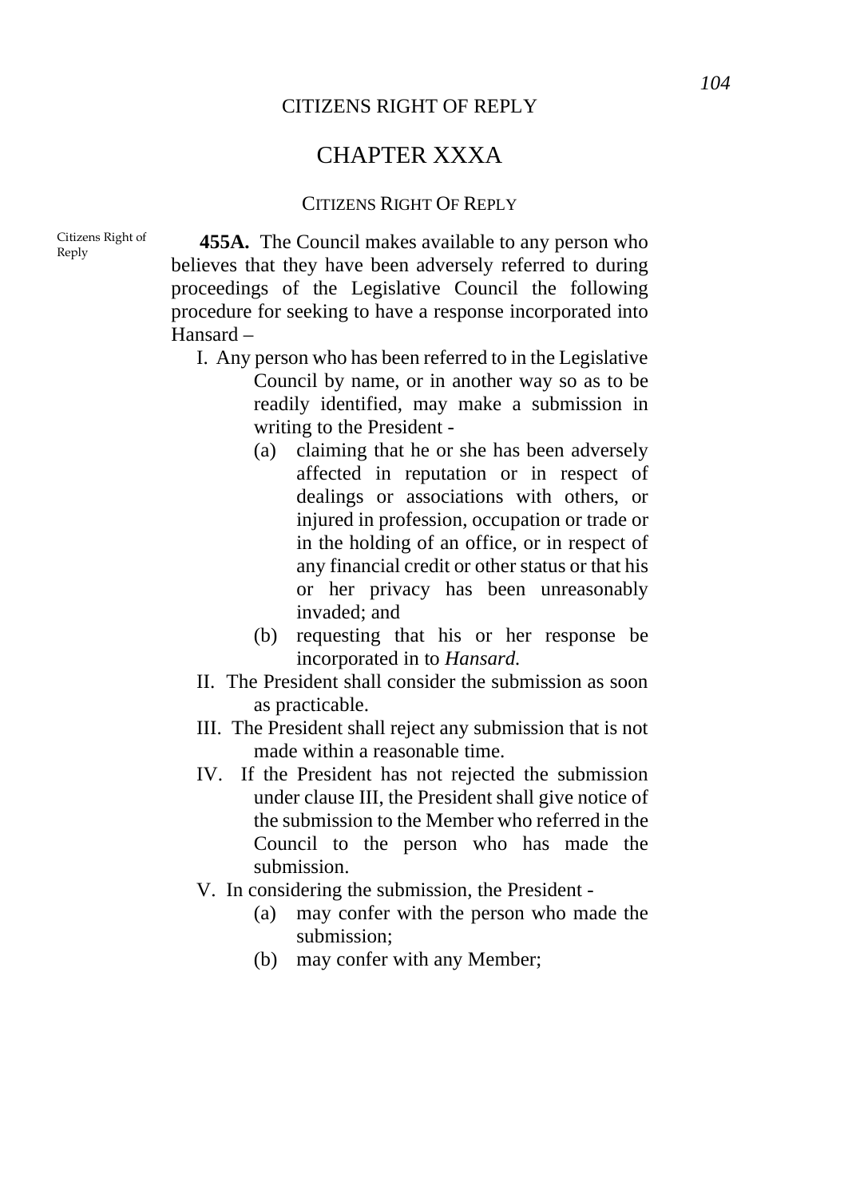# CHAPTER XXXA

## CITIZENS RIGHT OF REPLY

Citizens Right of Reply

**455A.** The Council makes available to any person who believes that they have been adversely referred to during proceedings of the Legislative Council the following procedure for seeking to have a response incorporated into Hansard –

I. Any person who has been referred to in the Legislative Council by name, or in another way so as to be readily identified, may make a submission in writing to the President -

   (a) claiming that he or she has been adversely affected in reputation or in respect of dealings or associations with others, or injured in profession, occupation or trade or in the holding of an office, or in respect of any financial credit or other status or that his or her privacy has been unreasonably invaded; and

   (b) requesting that his or her response be incorporated in to *Hansard.*

II. The President shall consider the submission as soon as practicable.

III. The President shall reject any submission that is not made within a reasonable time.

IV. If the President has not rejected the submission under clause III, the President shall give notice of the submission to the Member who referred in the Council to the person who has made the submission.

V. In considering the submission, the President -

   (a) may confer with the person who made the submission;

   (b) may confer with any Member;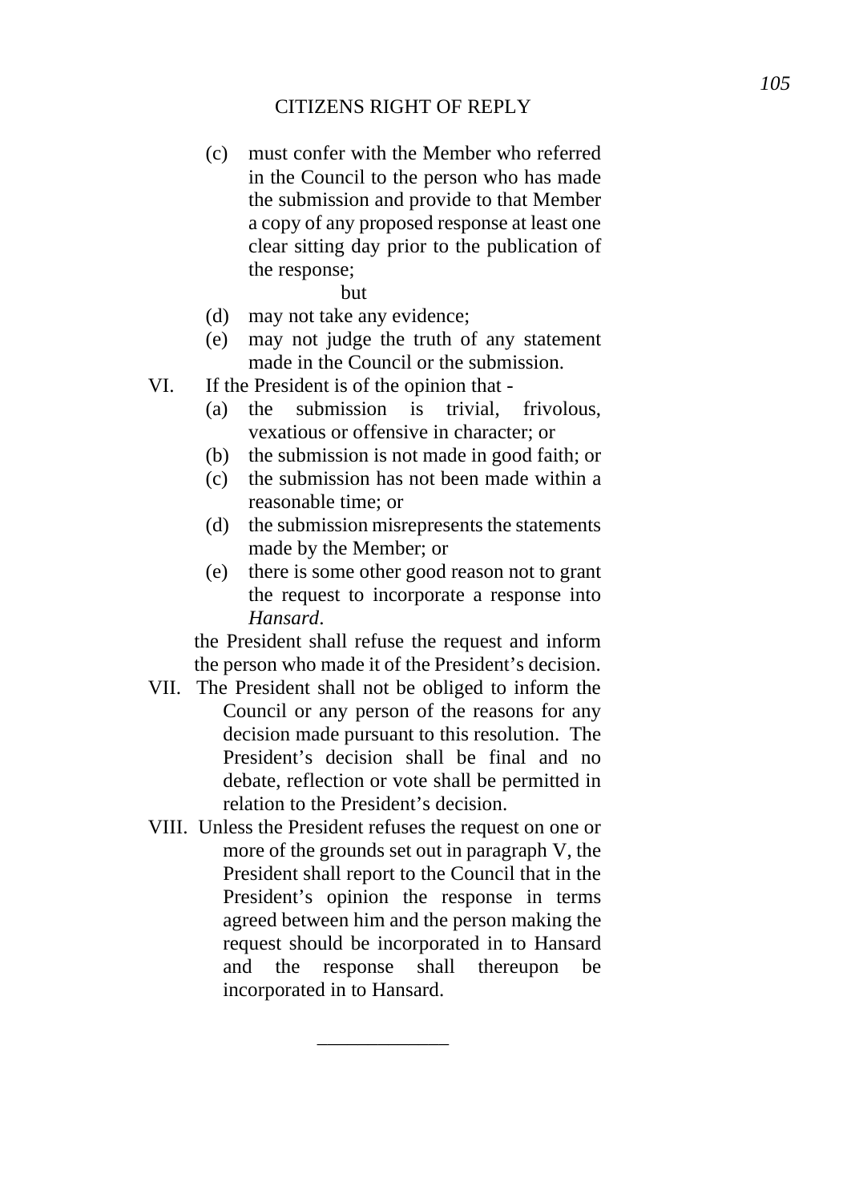(c) must confer with the Member who referred in the Council to the person who has made the submission and provide to that Member a copy of any proposed response at least one clear sitting day prior to the publication of the response;

but

(d) may not take any evidence;

(e) may not judge the truth of any statement made in the Council or the submission.

VI. If the President is of the opinion that -

(a) the submission is trivial, frivolous, vexatious or offensive in character; or

(b) the submission is not made in good faith; or

(c) the submission has not been made within a reasonable time; or

(d) the submission misrepresents the statements made by the Member; or

(e) there is some other good reason not to grant the request to incorporate a response into *Hansard*.

the President shall refuse the request and inform the person who made it of the President's decision.

VII. The President shall not be obliged to inform the Council or any person of the reasons for any decision made pursuant to this resolution. The President's decision shall be final and no debate, reflection or vote shall be permitted in relation to the President's decision.

VIII. Unless the President refuses the request on one or more of the grounds set out in paragraph V, the President shall report to the Council that in the President's opinion the response in terms agreed between him and the person making the request should be incorporated in to Hansard and the response shall thereupon be incorporated in to Hansard.

---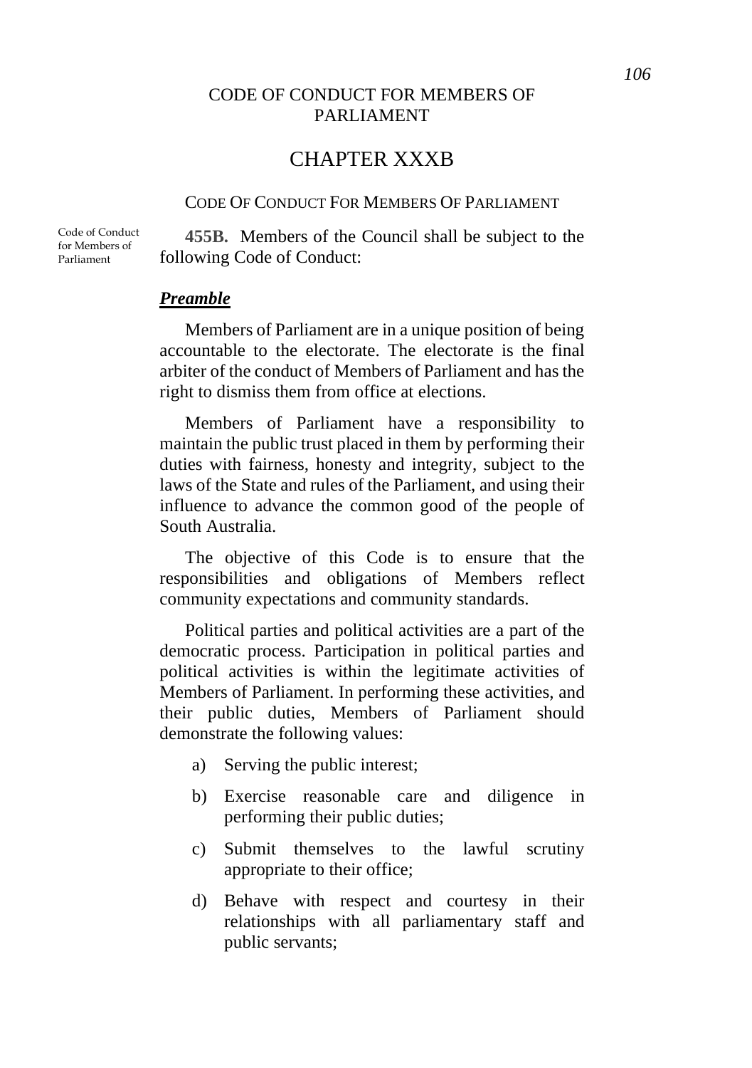CODE OF CONDUCT FOR MEMBERS OF PARLIAMENT

# CHAPTER XXXB

## Code Of Conduct For Members Of Parliament

Code of Conduct for Members of Parliament

**455B.** Members of the Council shall be subject to the following Code of Conduct:

### ***Preamble***

Members of Parliament are in a unique position of being accountable to the electorate. The electorate is the final arbiter of the conduct of Members of Parliament and has the right to dismiss them from office at elections.

Members of Parliament have a responsibility to maintain the public trust placed in them by performing their duties with fairness, honesty and integrity, subject to the laws of the State and rules of the Parliament, and using their influence to advance the common good of the people of South Australia.

The objective of this Code is to ensure that the responsibilities and obligations of Members reflect community expectations and community standards.

Political parties and political activities are a part of the democratic process. Participation in political parties and political activities is within the legitimate activities of Members of Parliament. In performing these activities, and their public duties, Members of Parliament should demonstrate the following values:

a) Serving the public interest;

b) Exercise reasonable care and diligence in performing their public duties;

c) Submit themselves to the lawful scrutiny appropriate to their office;

d) Behave with respect and courtesy in their relationships with all parliamentary staff and public servants;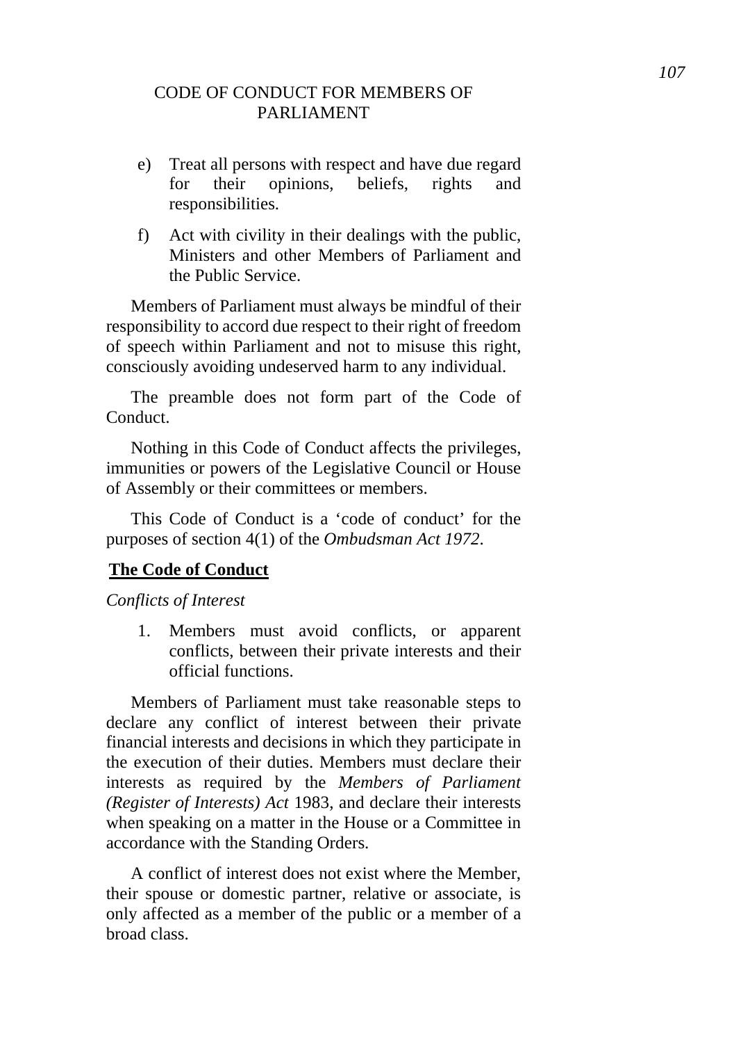CODE OF CONDUCT FOR MEMBERS OF PARLIAMENT

e) Treat all persons with respect and have due regard for their opinions, beliefs, rights and responsibilities.

f) Act with civility in their dealings with the public, Ministers and other Members of Parliament and the Public Service.

Members of Parliament must always be mindful of their responsibility to accord due respect to their right of freedom of speech within Parliament and not to misuse this right, consciously avoiding undeserved harm to any individual.

The preamble does not form part of the Code of Conduct.

Nothing in this Code of Conduct affects the privileges, immunities or powers of the Legislative Council or House of Assembly or their committees or members.

This Code of Conduct is a ‘code of conduct’ for the purposes of section 4(1) of the *Ombudsman Act 1972*.

**The Code of Conduct**

*Conflicts of Interest*

1. Members must avoid conflicts, or apparent conflicts, between their private interests and their official functions.

Members of Parliament must take reasonable steps to declare any conflict of interest between their private financial interests and decisions in which they participate in the execution of their duties. Members must declare their interests as required by the *Members of Parliament (Register of Interests) Act* 1983, and declare their interests when speaking on a matter in the House or a Committee in accordance with the Standing Orders.

A conflict of interest does not exist where the Member, their spouse or domestic partner, relative or associate, is only affected as a member of the public or a member of a broad class.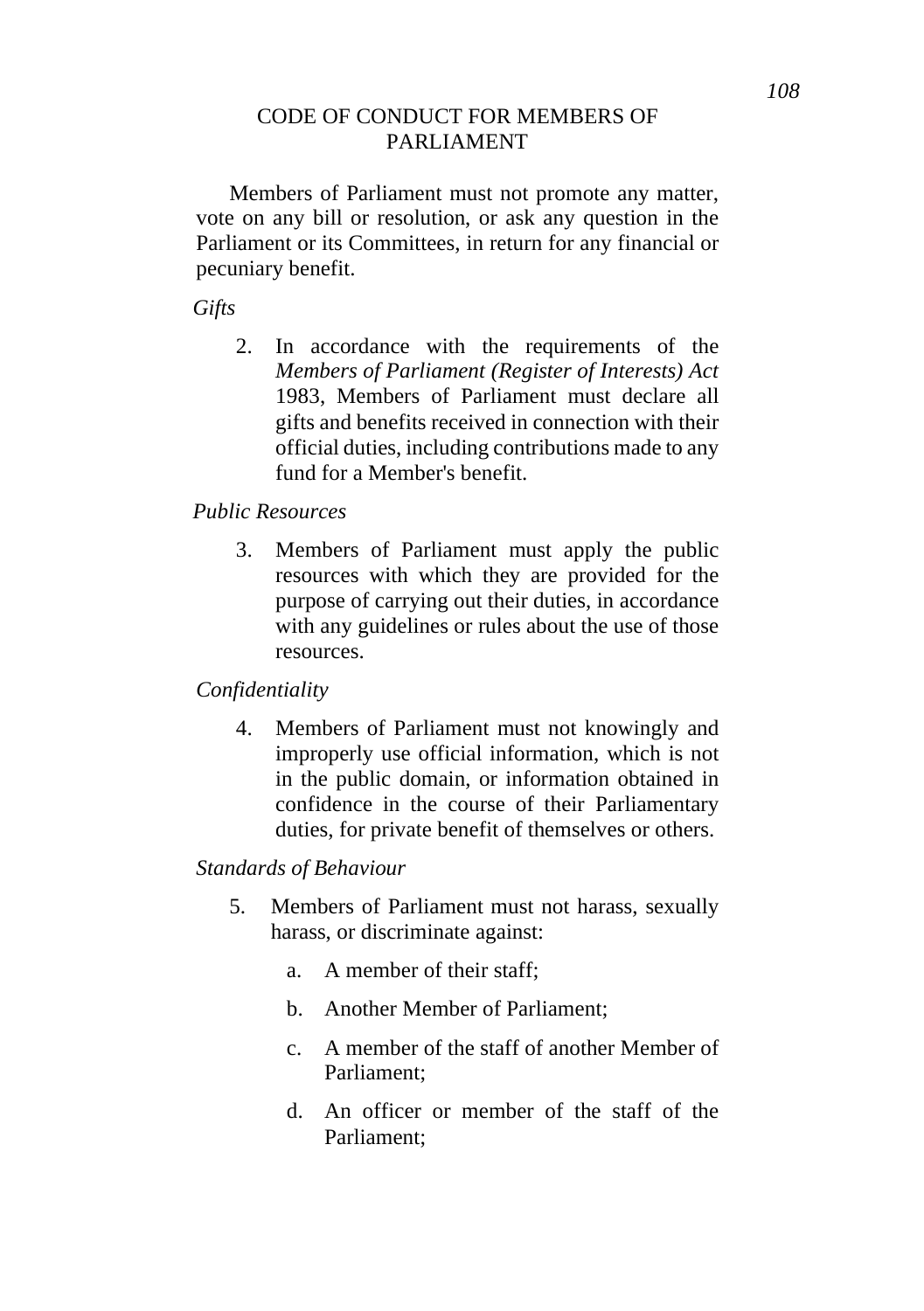# CODE OF CONDUCT FOR MEMBERS OF PARLIAMENT

Members of Parliament must not promote any matter, vote on any bill or resolution, or ask any question in the Parliament or its Committees, in return for any financial or pecuniary benefit.

*Gifts*

2. In accordance with the requirements of the *Members of Parliament (Register of Interests) Act* 1983, Members of Parliament must declare all gifts and benefits received in connection with their official duties, including contributions made to any fund for a Member's benefit.

*Public Resources*

3. Members of Parliament must apply the public resources with which they are provided for the purpose of carrying out their duties, in accordance with any guidelines or rules about the use of those resources.

*Confidentiality*

4. Members of Parliament must not knowingly and improperly use official information, which is not in the public domain, or information obtained in confidence in the course of their Parliamentary duties, for private benefit of themselves or others.

*Standards of Behaviour*

5. Members of Parliament must not harass, sexually harass, or discriminate against:

    a. A member of their staff;

    b. Another Member of Parliament;

    c. A member of the staff of another Member of Parliament;

    d. An officer or member of the staff of the Parliament;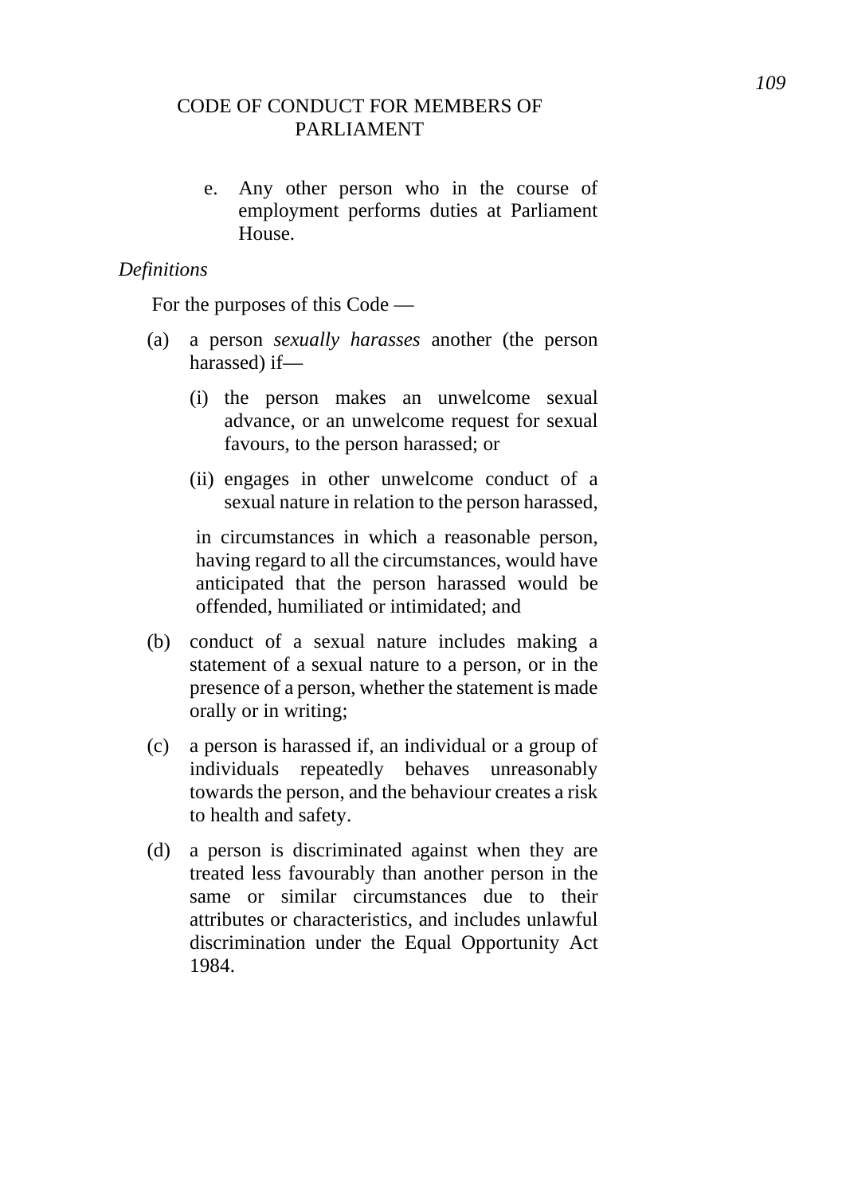e. Any other person who in the course of employment performs duties at Parliament House.

*Definitions*

For the purposes of this Code —

(a) a person *sexually harasses* another (the person harassed) if—

(i) the person makes an unwelcome sexual advance, or an unwelcome request for sexual favours, to the person harassed; or

(ii) engages in other unwelcome conduct of a sexual nature in relation to the person harassed,

in circumstances in which a reasonable person, having regard to all the circumstances, would have anticipated that the person harassed would be offended, humiliated or intimidated; and

(b) conduct of a sexual nature includes making a statement of a sexual nature to a person, or in the presence of a person, whether the statement is made orally or in writing;

(c) a person is harassed if, an individual or a group of individuals repeatedly behaves unreasonably towards the person, and the behaviour creates a risk to health and safety.

(d) a person is discriminated against when they are treated less favourably than another person in the same or similar circumstances due to their attributes or characteristics, and includes unlawful discrimination under the Equal Opportunity Act 1984.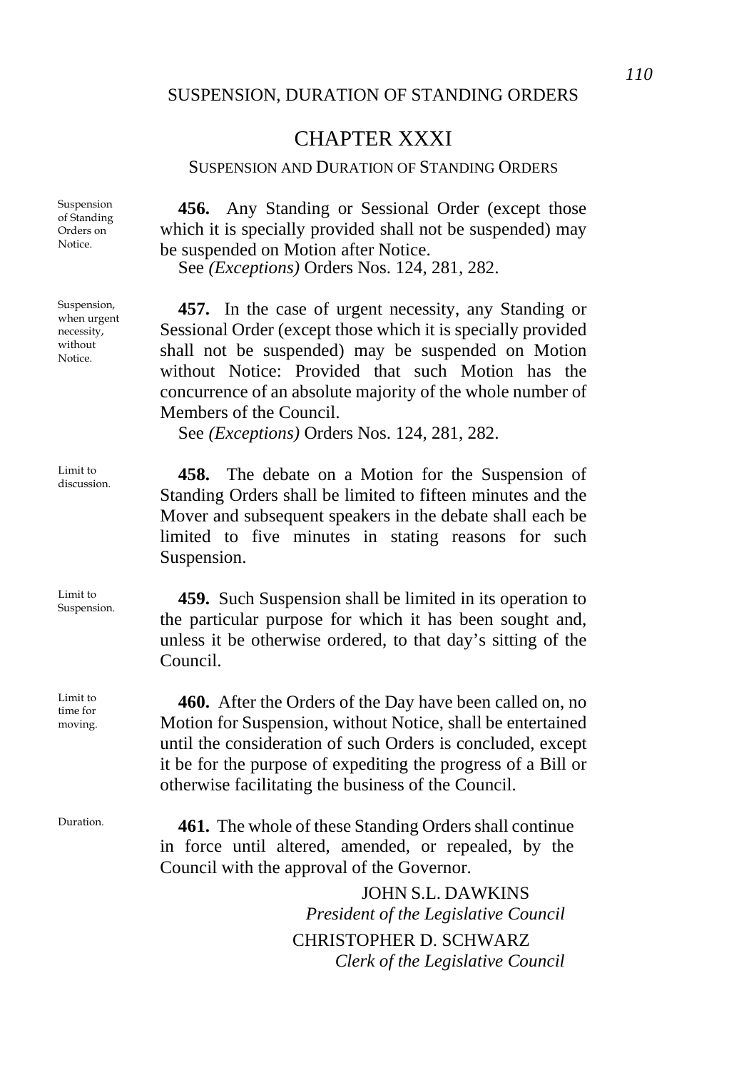# CHAPTER XXXI

## SUSPENSION AND DURATION OF STANDING ORDERS

Suspension of Standing Orders on Notice.

**456.** Any Standing or Sessional Order (except those which it is specially provided shall not be suspended) may be suspended on Motion after Notice.

See *(Exceptions)* Orders Nos. 124, 281, 282.

Suspension, when urgent necessity, without Notice.

**457.** In the case of urgent necessity, any Standing or Sessional Order (except those which it is specially provided shall not be suspended) may be suspended on Motion without Notice: Provided that such Motion has the concurrence of an absolute majority of the whole number of Members of the Council.

See *(Exceptions)* Orders Nos. 124, 281, 282.

Limit to discussion.

**458.** The debate on a Motion for the Suspension of Standing Orders shall be limited to fifteen minutes and the Mover and subsequent speakers in the debate shall each be limited to five minutes in stating reasons for such Suspension.

Limit to Suspension.

**459.** Such Suspension shall be limited in its operation to the particular purpose for which it has been sought and, unless it be otherwise ordered, to that day's sitting of the Council.

Limit to time for moving.

**460.** After the Orders of the Day have been called on, no Motion for Suspension, without Notice, shall be entertained until the consideration of such Orders is concluded, except it be for the purpose of expediting the progress of a Bill or otherwise facilitating the business of the Council.

Duration.

**461.** The whole of these Standing Orders shall continue in force until altered, amended, or repealed, by the Council with the approval of the Governor.

JOHN S.L. DAWKINS
*President of the Legislative Council*

CHRISTOPHER D. SCHWARZ
*Clerk of the Legislative Council*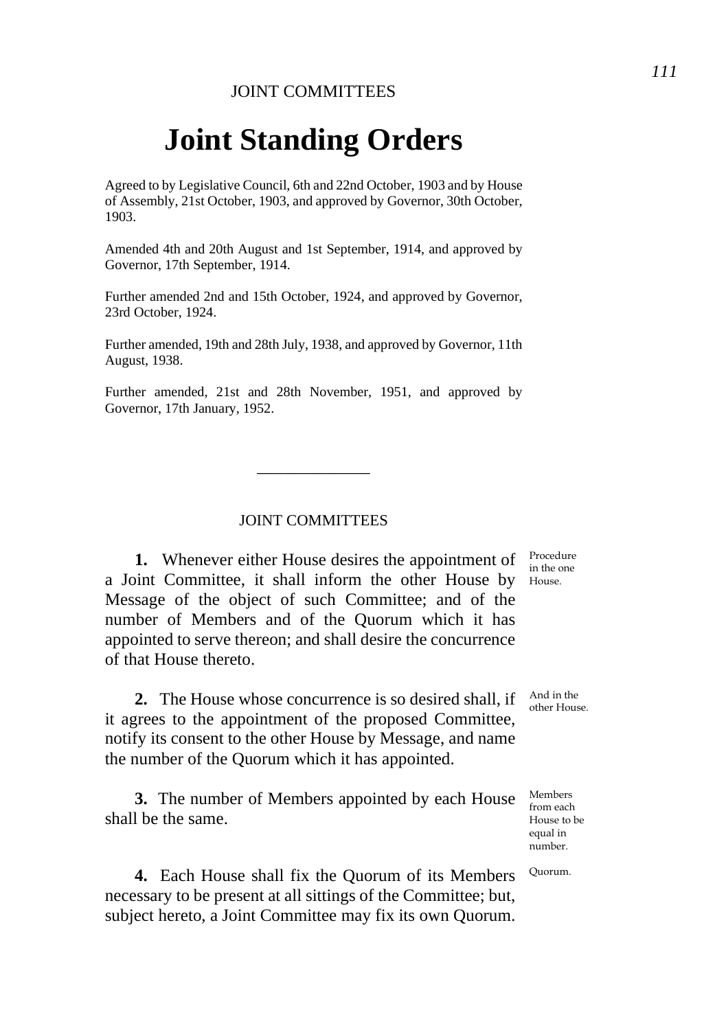# Joint Standing Orders

Agreed to by Legislative Council, 6th and 22nd October, 1903 and by House of Assembly, 21st October, 1903, and approved by Governor, 30th October, 1903.

Amended 4th and 20th August and 1st September, 1914, and approved by Governor, 17th September, 1914.

Further amended 2nd and 15th October, 1924, and approved by Governor, 23rd October, 1924.

Further amended, 19th and 28th July, 1938, and approved by Governor, 11th August, 1938.

Further amended, 21st and 28th November, 1951, and approved by Governor, 17th January, 1952.

---

## JOINT COMMITTEES

*Procedure in the one House.*

**1.** Whenever either House desires the appointment of a Joint Committee, it shall inform the other House by Message of the object of such Committee; and of the number of Members and of the Quorum which it has appointed to serve thereon; and shall desire the concurrence of that House thereto.

*And in the other House.*

**2.** The House whose concurrence is so desired shall, if it agrees to the appointment of the proposed Committee, notify its consent to the other House by Message, and name the number of the Quorum which it has appointed.

*Members from each House to be equal in number.*

**3.** The number of Members appointed by each House shall be the same.

*Quorum.*

**4.** Each House shall fix the Quorum of its Members necessary to be present at all sittings of the Committee; but, subject hereto, a Joint Committee may fix its own Quorum.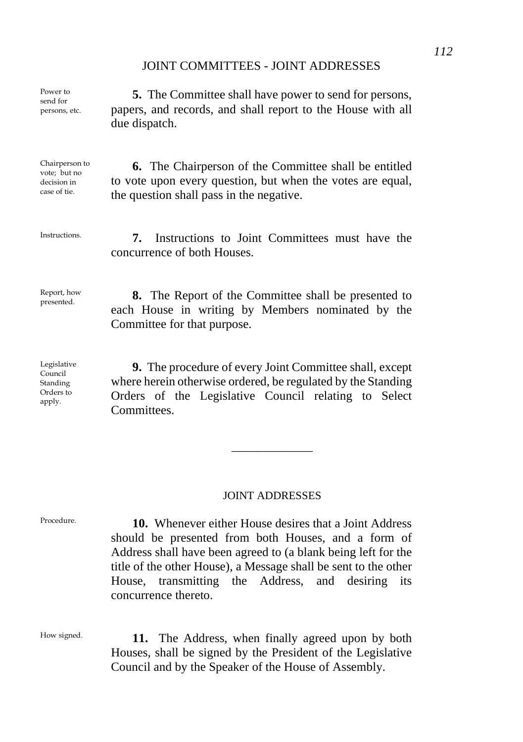Power to send for persons, etc.

**5.** The Committee shall have power to send for persons, papers, and records, and shall report to the House with all due dispatch.

Chairperson to vote; but no decision in case of tie.

**6.** The Chairperson of the Committee shall be entitled to vote upon every question, but when the votes are equal, the question shall pass in the negative.

Instructions.

**7.** Instructions to Joint Committees must have the concurrence of both Houses.

Report, how presented.

**8.** The Report of the Committee shall be presented to each House in writing by Members nominated by the Committee for that purpose.

Legislative Council Standing Orders to apply.

**9.** The procedure of every Joint Committee shall, except where herein otherwise ordered, be regulated by the Standing Orders of the Legislative Council relating to Select Committees.

---

## JOINT ADDRESSES

Procedure.

**10.** Whenever either House desires that a Joint Address should be presented from both Houses, and a form of Address shall have been agreed to (a blank being left for the title of the other House), a Message shall be sent to the other House, transmitting the Address, and desiring its concurrence thereto.

How signed.

**11.** The Address, when finally agreed upon by both Houses, shall be signed by the President of the Legislative Council and by the Speaker of the House of Assembly.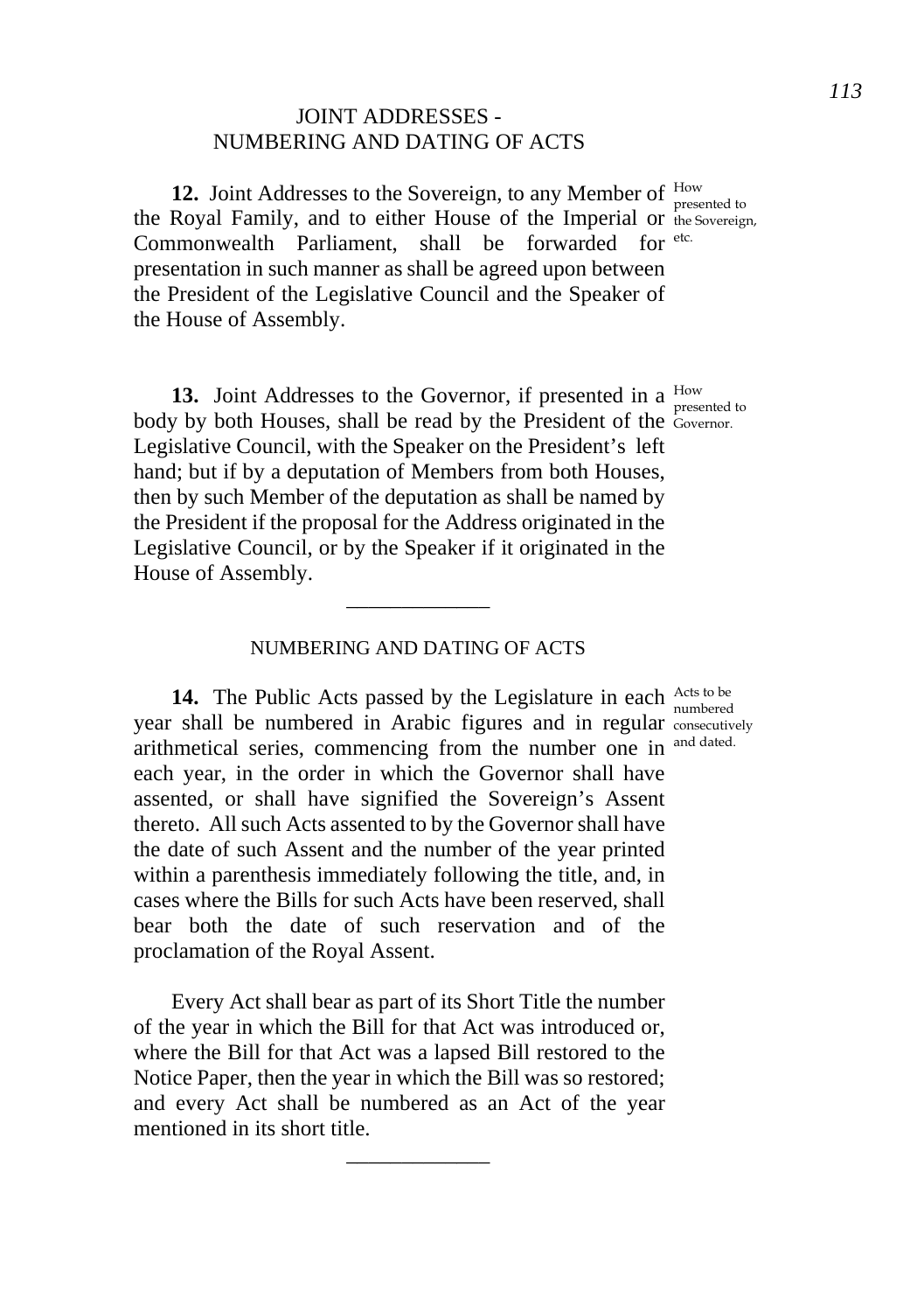## JOINT ADDRESSES - NUMBERING AND DATING OF ACTS

**12.** Joint Addresses to the Sovereign, to any Member of the Royal Family, and to either House of the Imperial or Commonwealth Parliament, shall be forwarded for presentation in such manner as shall be agreed upon between the President of the Legislative Council and the Speaker of the House of Assembly.

*How presented to the Sovereign, etc.*

**13.** Joint Addresses to the Governor, if presented in a body by both Houses, shall be read by the President of the Legislative Council, with the Speaker on the President's left hand; but if by a deputation of Members from both Houses, then by such Member of the deputation as shall be named by the President if the proposal for the Address originated in the Legislative Council, or by the Speaker if it originated in the House of Assembly.

*How presented to Governor.*

---

## NUMBERING AND DATING OF ACTS

**14.** The Public Acts passed by the Legislature in each year shall be numbered in Arabic figures and in regular arithmetical series, commencing from the number one in each year, in the order in which the Governor shall have assented, or shall have signified the Sovereign's Assent thereto. All such Acts assented to by the Governor shall have the date of such Assent and the number of the year printed within a parenthesis immediately following the title, and, in cases where the Bills for such Acts have been reserved, shall bear both the date of such reservation and of the proclamation of the Royal Assent.

*Acts to be numbered consecutively and dated.*

Every Act shall bear as part of its Short Title the number of the year in which the Bill for that Act was introduced or, where the Bill for that Act was a lapsed Bill restored to the Notice Paper, then the year in which the Bill was so restored; and every Act shall be numbered as an Act of the year mentioned in its short title.

---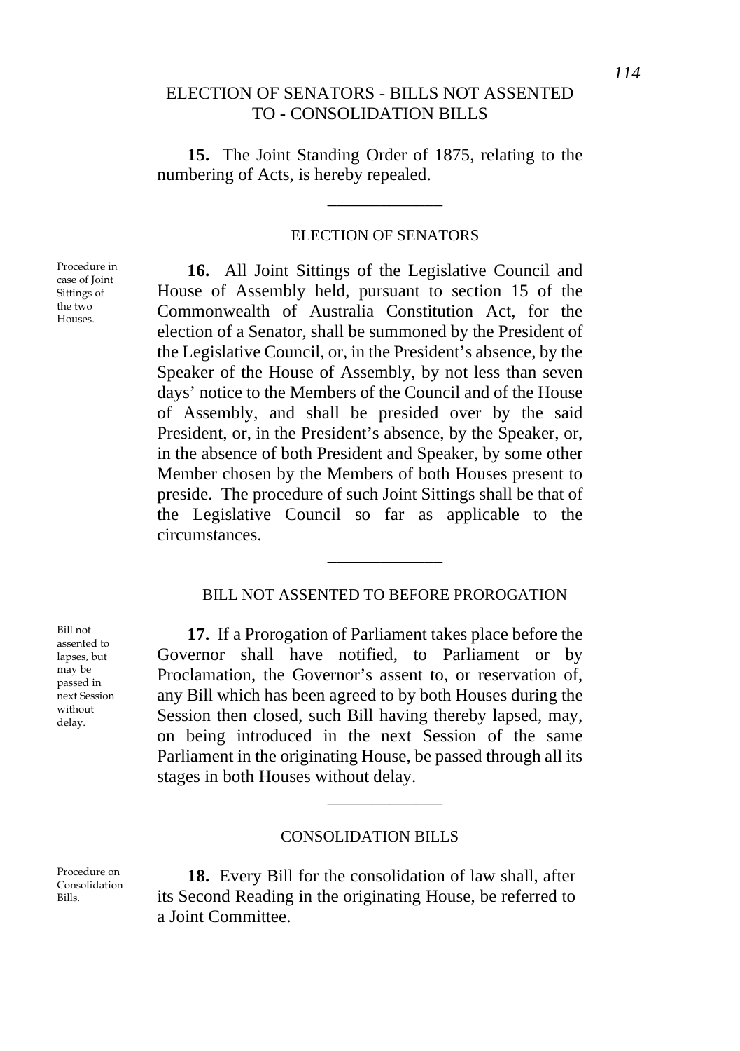## ELECTION OF SENATORS - BILLS NOT ASSENTED TO - CONSOLIDATION BILLS

**15.** The Joint Standing Order of 1875, relating to the numbering of Acts, is hereby repealed.

---

### ELECTION OF SENATORS

*Procedure in case of Joint Sittings of the two Houses.*

**16.** All Joint Sittings of the Legislative Council and House of Assembly held, pursuant to section 15 of the Commonwealth of Australia Constitution Act, for the election of a Senator, shall be summoned by the President of the Legislative Council, or, in the President's absence, by the Speaker of the House of Assembly, by not less than seven days' notice to the Members of the Council and of the House of Assembly, and shall be presided over by the said President, or, in the President's absence, by the Speaker, or, in the absence of both President and Speaker, by some other Member chosen by the Members of both Houses present to preside. The procedure of such Joint Sittings shall be that of the Legislative Council so far as applicable to the circumstances.

---

### BILL NOT ASSENTED TO BEFORE PROROGATION

*Bill not assented to lapses, but may be passed in next Session without delay.*

**17.** If a Prorogation of Parliament takes place before the Governor shall have notified, to Parliament or by Proclamation, the Governor's assent to, or reservation of, any Bill which has been agreed to by both Houses during the Session then closed, such Bill having thereby lapsed, may, on being introduced in the next Session of the same Parliament in the originating House, be passed through all its stages in both Houses without delay.

---

### CONSOLIDATION BILLS

*Procedure on Consolidation Bills.*

**18.** Every Bill for the consolidation of law shall, after its Second Reading in the originating House, be referred to a Joint Committee.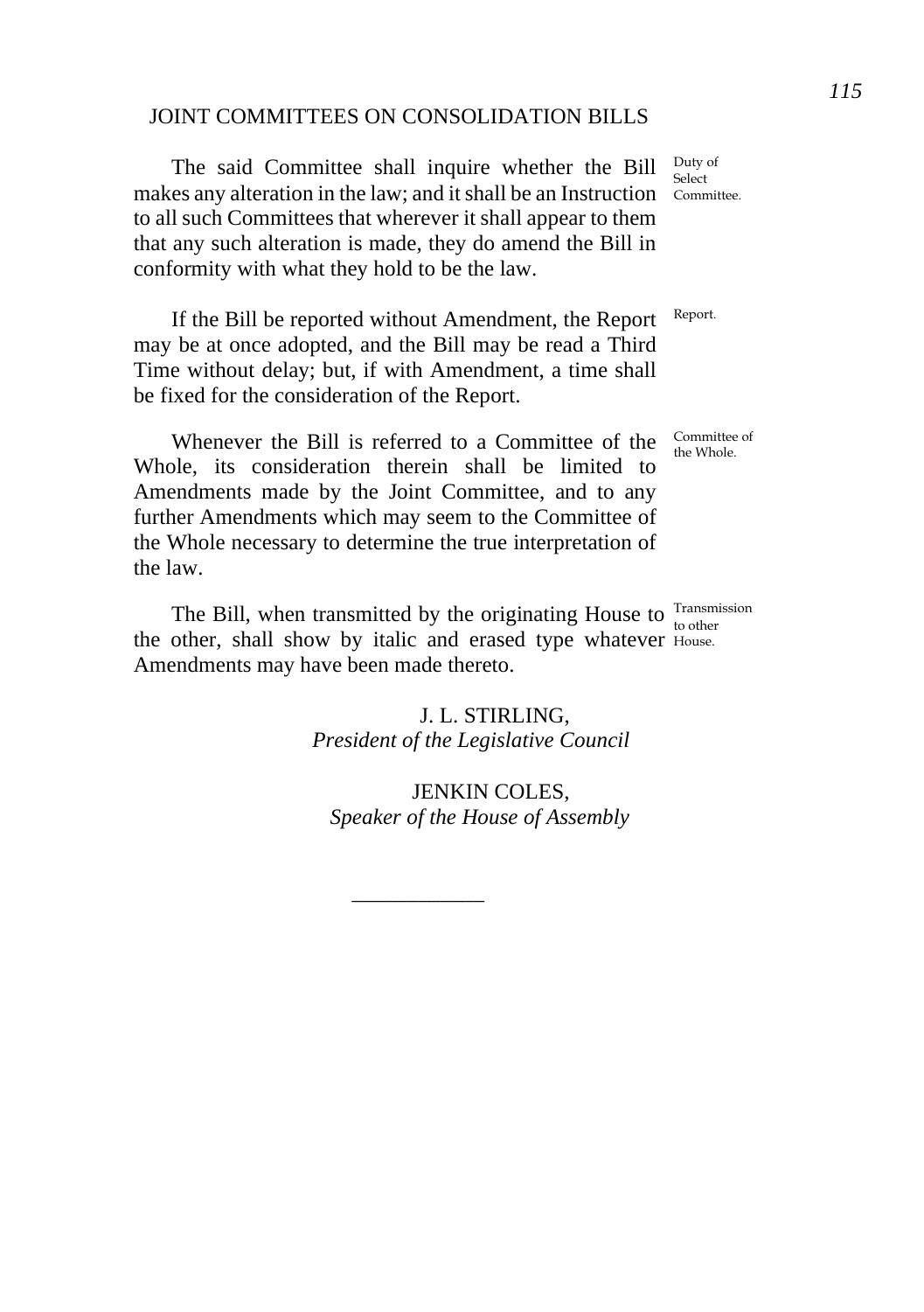## JOINT COMMITTEES ON CONSOLIDATION BILLS

The said Committee shall inquire whether the Bill makes any alteration in the law; and it shall be an Instruction to all such Committees that wherever it shall appear to them that any such alteration is made, they do amend the Bill in conformity with what they hold to be the law. Duty of Select Committee.

If the Bill be reported without Amendment, the Report may be at once adopted, and the Bill may be read a Third Time without delay; but, if with Amendment, a time shall be fixed for the consideration of the Report. Report.

Whenever the Bill is referred to a Committee of the Whole, its consideration therein shall be limited to Amendments made by the Joint Committee, and to any further Amendments which may seem to the Committee of the Whole necessary to determine the true interpretation of the law. Committee of the Whole.

The Bill, when transmitted by the originating House to the other, shall show by italic and erased type whatever Amendments may have been made thereto. Transmission to other House.

J. L. STIRLING,
*President of the Legislative Council*

JENKIN COLES,
*Speaker of the House of Assembly*

---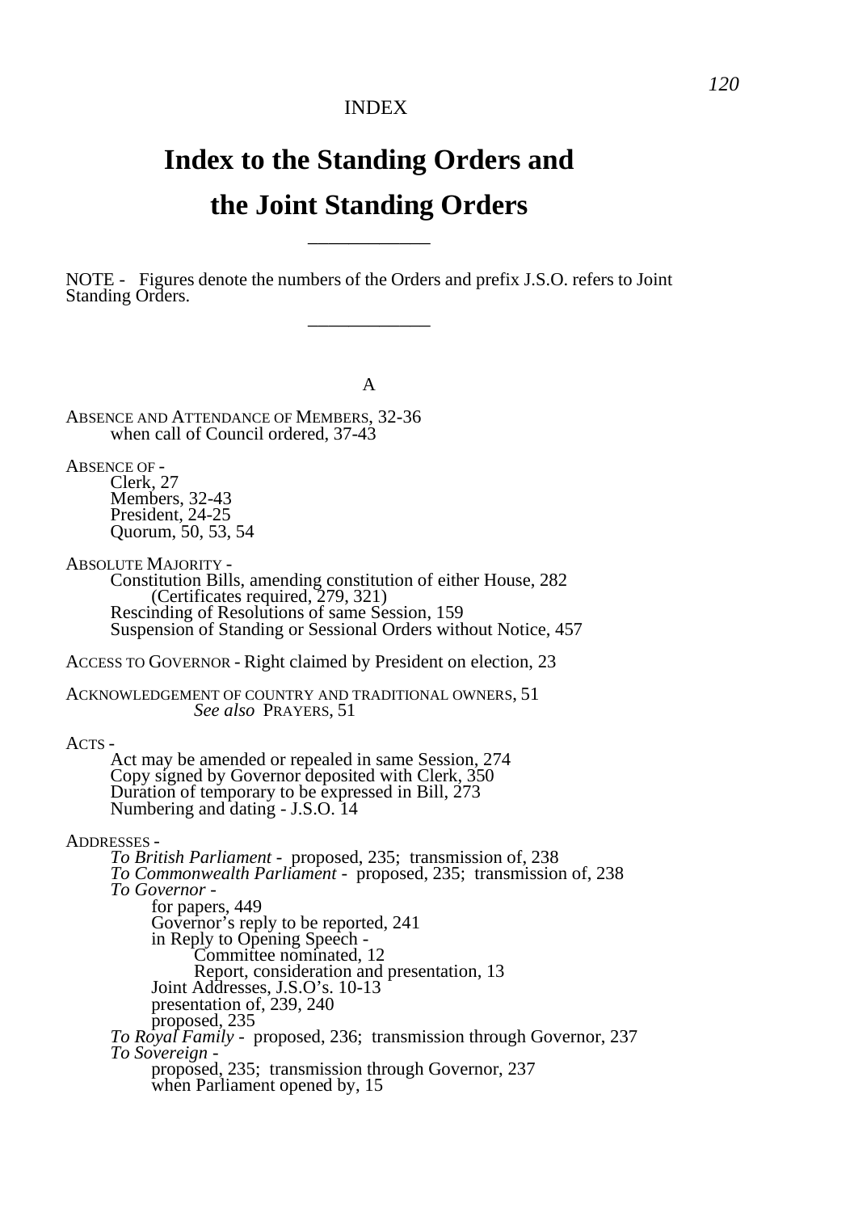INDEX

# Index to the Standing Orders and the Joint Standing Orders

---

NOTE - Figures denote the numbers of the Orders and prefix J.S.O. refers to Joint Standing Orders.

---

## A

ABSENCE AND ATTENDANCE OF MEMBERS, 32-36
- when call of Council ordered, 37-43

ABSENCE OF -
- Clerk, 27
- Members, 32-43
- President, 24-25
- Quorum, 50, 53, 54

ABSOLUTE MAJORITY -
- Constitution Bills, amending constitution of either House, 282
  - (Certificates required, 279, 321)
- Rescinding of Resolutions of same Session, 159
- Suspension of Standing or Sessional Orders without Notice, 457

ACCESS TO GOVERNOR - Right claimed by President on election, 23

ACKNOWLEDGEMENT OF COUNTRY AND TRADITIONAL OWNERS, 51
- *See also* PRAYERS, 51

ACTS -
- Act may be amended or repealed in same Session, 274
- Copy signed by Governor deposited with Clerk, 350
- Duration of temporary to be expressed in Bill, 273
- Numbering and dating - J.S.O. 14

ADDRESSES -
- *To British Parliament* - proposed, 235; transmission of, 238
- *To Commonwealth Parliament* - proposed, 235; transmission of, 238
- *To Governor* -
  - for papers, 449
  - Governor's reply to be reported, 241
  - in Reply to Opening Speech -
    - Committee nominated, 12
    - Report, consideration and presentation, 13
  - Joint Addresses, J.S.O's. 10-13
  - presentation of, 239, 240
  - proposed, 235
- *To Royal Family* - proposed, 236; transmission through Governor, 237
- *To Sovereign* -
  - proposed, 235; transmission through Governor, 237
  - when Parliament opened by, 15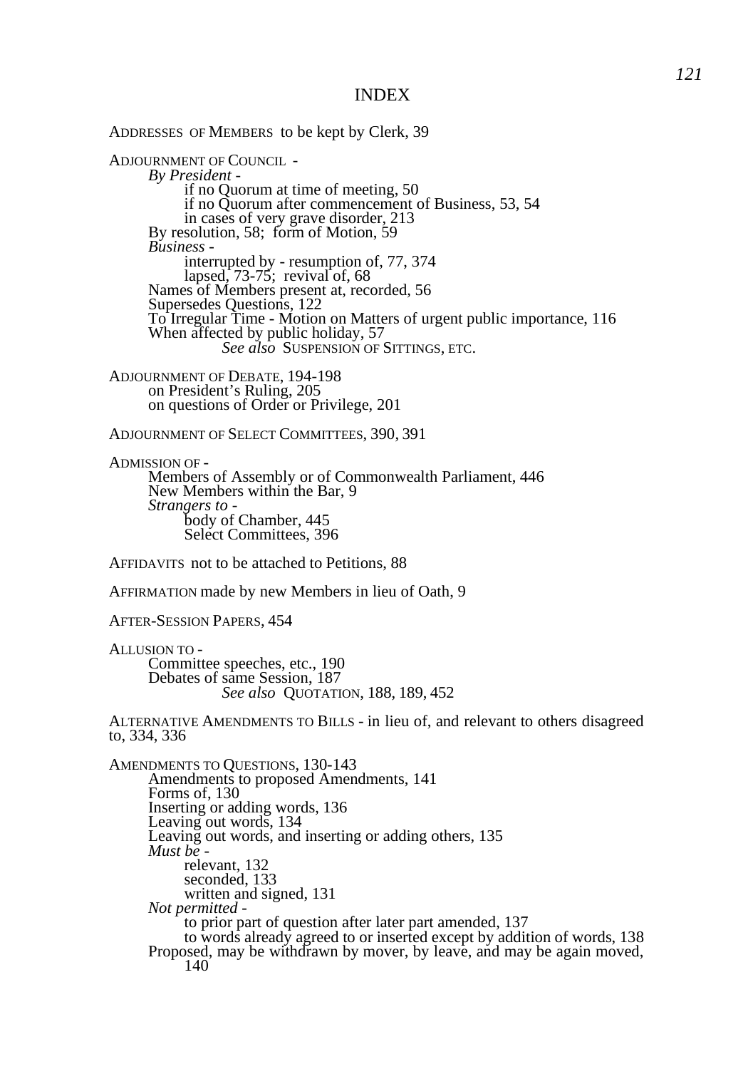# INDEX

ADDRESSES OF MEMBERS to be kept by Clerk, 39

ADJOURNMENT OF COUNCIL -
- *By President* -
  - if no Quorum at time of meeting, 50
  - if no Quorum after commencement of Business, 53, 54
  - in cases of very grave disorder, 213
- By resolution, 58; form of Motion, 59
- *Business* -
  - interrupted by - resumption of, 77, 374
  - lapsed, 73-75; revival of, 68
- Names of Members present at, recorded, 56
- Supersedes Questions, 122
- To Irregular Time - Motion on Matters of urgent public importance, 116
- When affected by public holiday, 57
  - *See also* SUSPENSION OF SITTINGS, ETC.

ADJOURNMENT OF DEBATE, 194-198
- on President's Ruling, 205
- on questions of Order or Privilege, 201

ADJOURNMENT OF SELECT COMMITTEES, 390, 391

ADMISSION OF -
- Members of Assembly or of Commonwealth Parliament, 446
- New Members within the Bar, 9
- *Strangers to* -
  - body of Chamber, 445
  - Select Committees, 396

AFFIDAVITS not to be attached to Petitions, 88

AFFIRMATION made by new Members in lieu of Oath, 9

AFTER-SESSION PAPERS, 454

ALLUSION TO -
- Committee speeches, etc., 190
- Debates of same Session, 187
  - *See also* QUOTATION, 188, 189, 452

ALTERNATIVE AMENDMENTS TO BILLS - in lieu of, and relevant to others disagreed to, 334, 336

AMENDMENTS TO QUESTIONS, 130-143
- Amendments to proposed Amendments, 141
- Forms of, 130
- Inserting or adding words, 136
- Leaving out words, 134
- Leaving out words, and inserting or adding others, 135
- *Must be* -
  - relevant, 132
  - seconded, 133
  - written and signed, 131
- *Not permitted* -
  - to prior part of question after later part amended, 137
  - to words already agreed to or inserted except by addition of words, 138
- Proposed, may be withdrawn by mover, by leave, and may be again moved, 140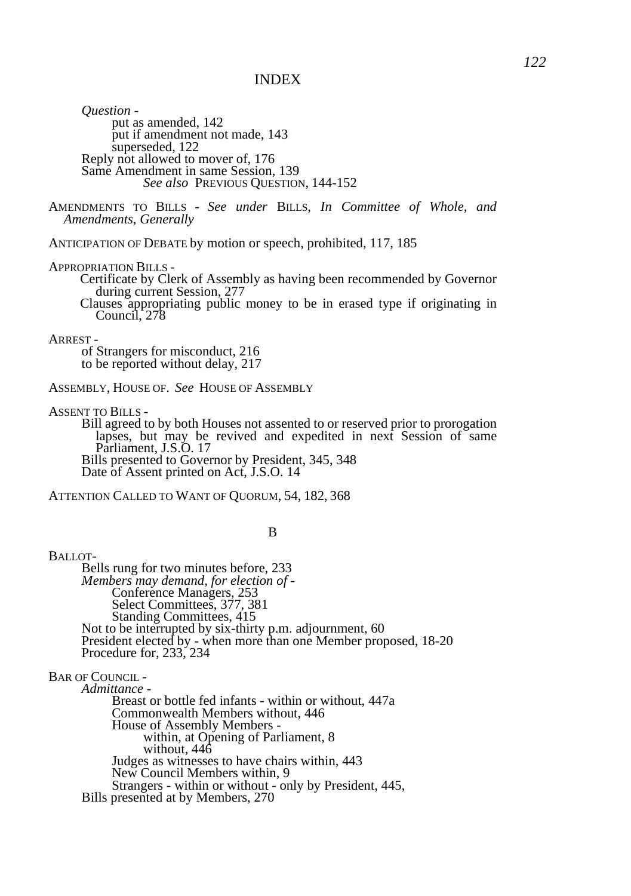# INDEX

*Question* -
- put as amended, 142
- put if amendment not made, 143
- superseded, 122

Reply not allowed to mover of, 176
Same Amendment in same Session, 139
*See also* PREVIOUS QUESTION, 144-152

AMENDMENTS TO BILLS - *See under* BILLS, *In Committee of Whole, and Amendments, Generally*

ANTICIPATION OF DEBATE by motion or speech, prohibited, 117, 185

APPROPRIATION BILLS -
- Certificate by Clerk of Assembly as having been recommended by Governor during current Session, 277
- Clauses appropriating public money to be in erased type if originating in Council, 278

ARREST -
- of Strangers for misconduct, 216
- to be reported without delay, 217

ASSEMBLY, HOUSE OF. *See* HOUSE OF ASSEMBLY

ASSENT TO BILLS -
- Bill agreed to by both Houses not assented to or reserved prior to prorogation lapses, but may be revived and expedited in next Session of same Parliament, J.S.O. 17
- Bills presented to Governor by President, 345, 348
- Date of Assent printed on Act, J.S.O. 14

ATTENTION CALLED TO WANT OF QUORUM, 54, 182, 368

## B

BALLOT-
- Bells rung for two minutes before, 233
- *Members may demand, for election of* -
  - Conference Managers, 253
  - Select Committees, 377, 381
  - Standing Committees, 415
- Not to be interrupted by six-thirty p.m. adjournment, 60
- President elected by - when more than one Member proposed, 18-20
- Procedure for, 233, 234

BAR OF COUNCIL -
- *Admittance* -
  - Breast or bottle fed infants - within or without, 447a
  - Commonwealth Members without, 446
  - House of Assembly Members -
    - within, at Opening of Parliament, 8
    - without, 446
  - Judges as witnesses to have chairs within, 443
  - New Council Members within, 9
  - Strangers - within or without - only by President, 445,
- Bills presented at by Members, 270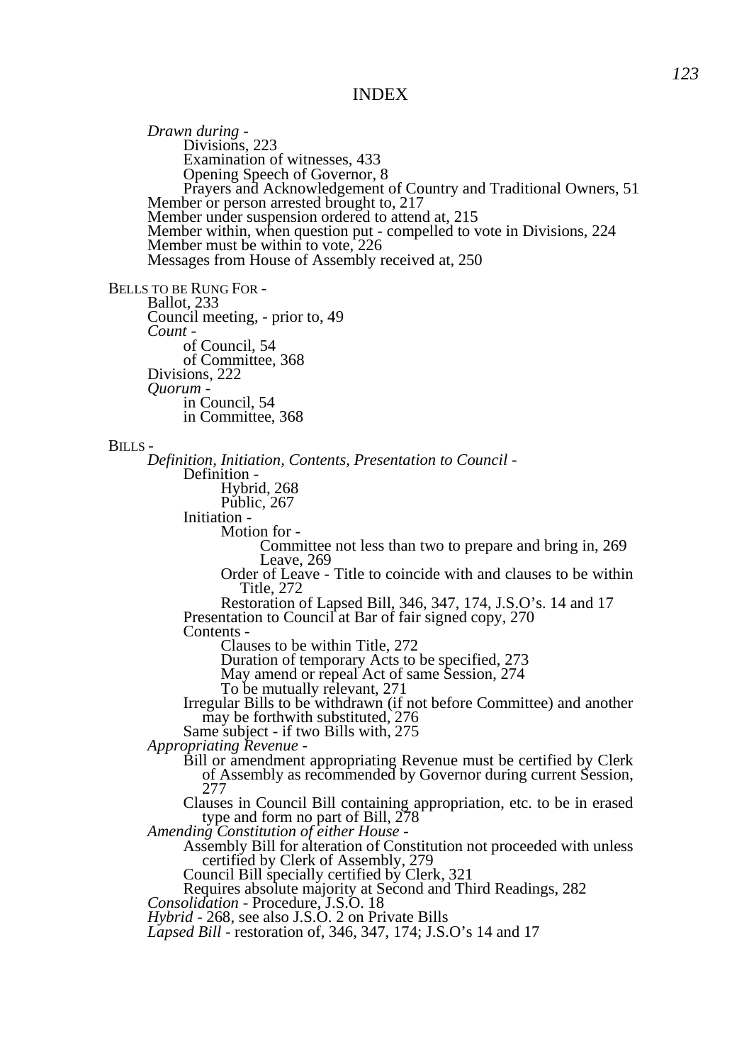# INDEX

*Drawn during* -
- Divisions, 223
- Examination of witnesses, 433
- Opening Speech of Governor, 8
- Prayers and Acknowledgement of Country and Traditional Owners, 51

Member or person arrested brought to, 217
Member under suspension ordered to attend at, 215
Member within, when question put - compelled to vote in Divisions, 224
Member must be within to vote, 226
Messages from House of Assembly received at, 250

BELLS TO BE RUNG FOR -
- Ballot, 233
- Council meeting, - prior to, 49
- *Count* -
  - of Council, 54
  - of Committee, 368
- Divisions, 222
- *Quorum* -
  - in Council, 54
  - in Committee, 368

BILLS -
- *Definition, Initiation, Contents, Presentation to Council* -
  - Definition -
    - Hybrid, 268
    - Public, 267
  - Initiation -
    - Motion for -
      - Committee not less than two to prepare and bring in, 269
      - Leave, 269
    - Order of Leave - Title to coincide with and clauses to be within Title, 272
    - Restoration of Lapsed Bill, 346, 347, 174, J.S.O's. 14 and 17
  - Presentation to Council at Bar of fair signed copy, 270
  - Contents -
    - Clauses to be within Title, 272
    - Duration of temporary Acts to be specified, 273
    - May amend or repeal Act of same Session, 274
    - To be mutually relevant, 271
  - Irregular Bills to be withdrawn (if not before Committee) and another may be forthwith substituted, 276
  - Same subject - if two Bills with, 275
- *Appropriating Revenue* -
  - Bill or amendment appropriating Revenue must be certified by Clerk of Assembly as recommended by Governor during current Session, 277
  - Clauses in Council Bill containing appropriation, etc. to be in erased type and form no part of Bill, 278
- *Amending Constitution of either House* -
  - Assembly Bill for alteration of Constitution not proceeded with unless certified by Clerk of Assembly, 279
  - Council Bill specially certified by Clerk, 321
  - Requires absolute majority at Second and Third Readings, 282
- *Consolidation* - Procedure, J.S.O. 18
- *Hybrid* - 268, see also J.S.O. 2 on Private Bills
- *Lapsed Bill* - restoration of, 346, 347, 174; J.S.O's 14 and 17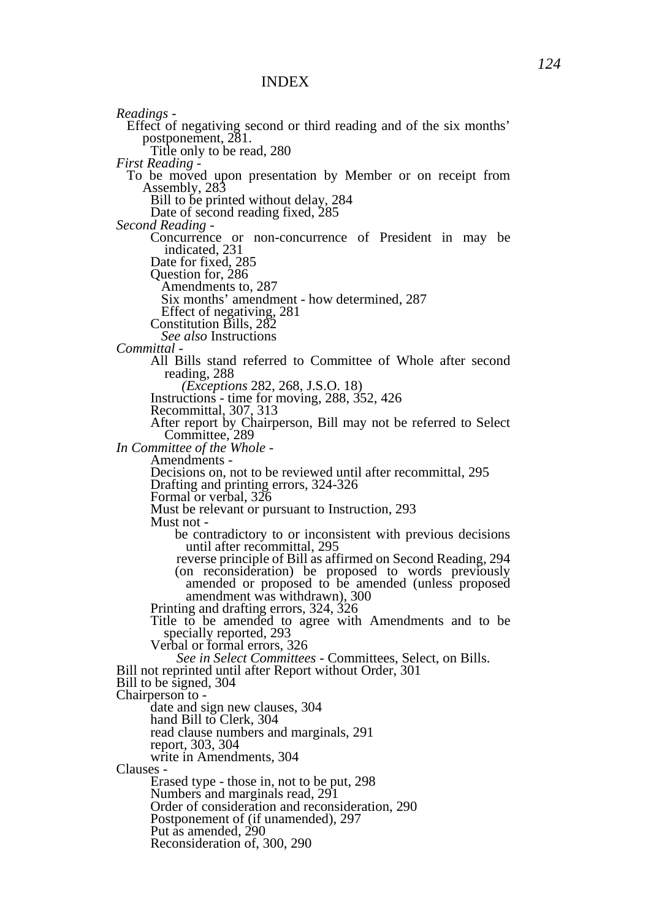# INDEX

*Readings* -

Effect of negativing second or third reading and of the six months' postponement, 281.

Title only to be read, 280

*First Reading* -

To be moved upon presentation by Member or on receipt from Assembly, 283

Bill to be printed without delay, 284

Date of second reading fixed, 285

*Second Reading* -

Concurrence or non-concurrence of President in may be indicated, 231

Date for fixed, 285

Question for, 286

Amendments to, 287

Six months' amendment - how determined, 287

Effect of negativing, 281

Constitution Bills, 282

*See also* Instructions

*Committal* -

All Bills stand referred to Committee of Whole after second reading, 288

*(Exceptions* 282, 268, J.S.O. 18)

Instructions - time for moving, 288, 352, 426

Recommittal, 307, 313

After report by Chairperson, Bill may not be referred to Select Committee, 289

*In Committee of the Whole* -

Amendments -

Decisions on, not to be reviewed until after recommittal, 295

Drafting and printing errors, 324-326

Formal or verbal, 326

Must be relevant or pursuant to Instruction, 293

Must not -

be contradictory to or inconsistent with previous decisions until after recommittal, 295

reverse principle of Bill as affirmed on Second Reading, 294

(on reconsideration) be proposed to words previously amended or proposed to be amended (unless proposed amendment was withdrawn), 300

Printing and drafting errors, 324, 326

Title to be amended to agree with Amendments and to be specially reported, 293

Verbal or formal errors, 326

*See in Select Committees* - Committees, Select, on Bills.

Bill not reprinted until after Report without Order, 301

Bill to be signed, 304

Chairperson to -

date and sign new clauses, 304

hand Bill to Clerk, 304

read clause numbers and marginals, 291

report, 303, 304

write in Amendments, 304

Clauses -

Erased type - those in, not to be put, 298

Numbers and marginals read, 291

Order of consideration and reconsideration, 290

Postponement of (if unamended), 297

Put as amended, 290

Reconsideration of, 300, 290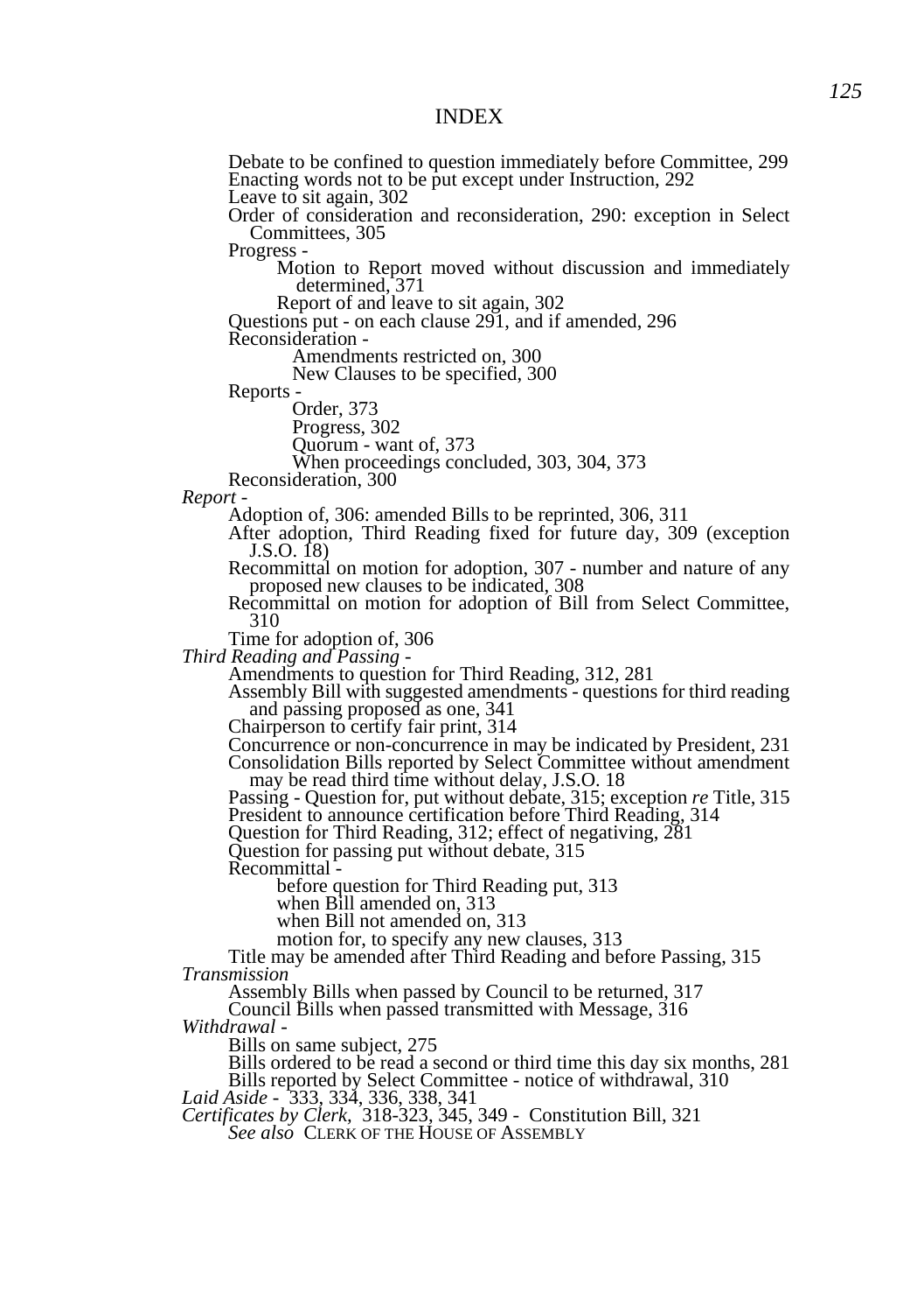# INDEX

- Debate to be confined to question immediately before Committee, 299
- Enacting words not to be put except under Instruction, 292
- Leave to sit again, 302
- Order of consideration and reconsideration, 290: exception in Select Committees, 305
- Progress -
  - Motion to Report moved without discussion and immediately determined, 371
  - Report of and leave to sit again, 302
- Questions put - on each clause 291, and if amended, 296
- Reconsideration -
  - Amendments restricted on, 300
  - New Clauses to be specified, 300
- Reports -
  - Order, 373
  - Progress, 302
  - Quorum - want of, 373
  - When proceedings concluded, 303, 304, 373
- Reconsideration, 300

*Report* -

- Adoption of, 306: amended Bills to be reprinted, 306, 311
- After adoption, Third Reading fixed for future day, 309 (exception J.S.O. 18)
- Recommittal on motion for adoption, 307 - number and nature of any proposed new clauses to be indicated, 308
- Recommittal on motion for adoption of Bill from Select Committee, 310
- Time for adoption of, 306

*Third Reading and Passing* -

- Amendments to question for Third Reading, 312, 281
- Assembly Bill with suggested amendments - questions for third reading and passing proposed as one, 341
- Chairperson to certify fair print, 314
- Concurrence or non-concurrence in may be indicated by President, 231
- Consolidation Bills reported by Select Committee without amendment may be read third time without delay, J.S.O. 18
- Passing - Question for, put without debate, 315; exception *re* Title, 315
- President to announce certification before Third Reading, 314
- Question for Third Reading, 312; effect of negativing, 281
- Question for passing put without debate, 315
- Recommittal -
  - before question for Third Reading put, 313
  - when Bill amended on, 313
  - when Bill not amended on, 313
  - motion for, to specify any new clauses, 313
- Title may be amended after Third Reading and before Passing, 315

*Transmission*

- Assembly Bills when passed by Council to be returned, 317
- Council Bills when passed transmitted with Message, 316

*Withdrawal* -

- Bills on same subject, 275
- Bills ordered to be read a second or third time this day six months, 281
- Bills reported by Select Committee - notice of withdrawal, 310

*Laid Aside* - 333, 334, 336, 338, 341

*Certificates by Clerk,* 318-323, 345, 349 - Constitution Bill, 321

*See also* CLERK OF THE HOUSE OF ASSEMBLY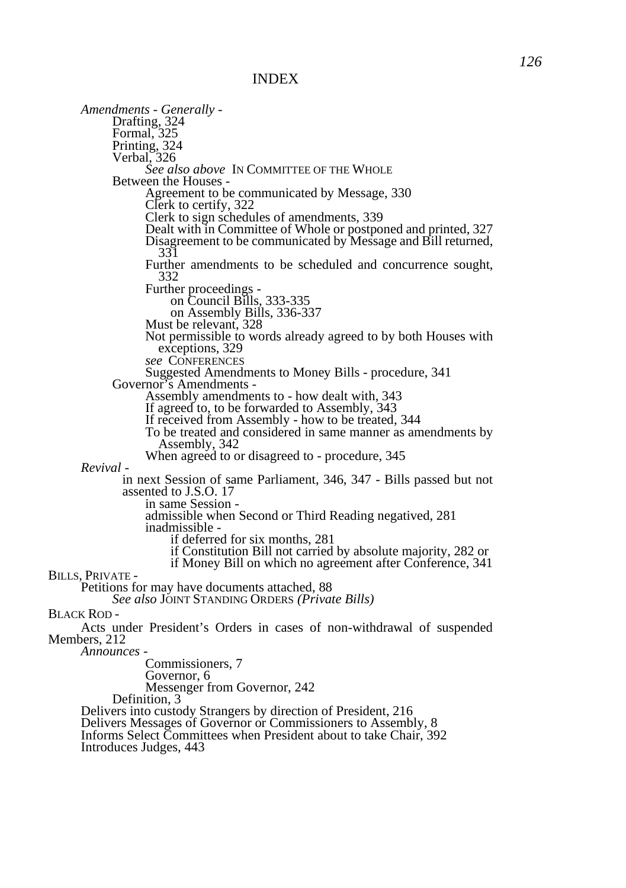# INDEX

*Amendments - Generally -*

- Drafting, 324
- Formal, 325
- Printing, 324
- Verbal, 326
  - *See also above* IN COMMITTEE OF THE WHOLE
- Between the Houses -
  - Agreement to be communicated by Message, 330
  - Clerk to certify, 322
  - Clerk to sign schedules of amendments, 339
  - Dealt with in Committee of Whole or postponed and printed, 327
  - Disagreement to be communicated by Message and Bill returned, 331
  - Further amendments to be scheduled and concurrence sought, 332
  - Further proceedings -
    - on Council Bills, 333-335
    - on Assembly Bills, 336-337
  - Must be relevant, 328
  - Not permissible to words already agreed to by both Houses with exceptions, 329
  - *see* CONFERENCES
  - Suggested Amendments to Money Bills - procedure, 341
- Governor's Amendments -
  - Assembly amendments to - how dealt with, 343
  - If agreed to, to be forwarded to Assembly, 343
  - If received from Assembly - how to be treated, 344
  - To be treated and considered in same manner as amendments by Assembly, 342
  - When agreed to or disagreed to - procedure, 345

*Revival -*

- in next Session of same Parliament, 346, 347 - Bills passed but not assented to J.S.O. 17
  - in same Session -
  - admissible when Second or Third Reading negatived, 281
  - inadmissible -
    - if deferred for six months, 281
    - if Constitution Bill not carried by absolute majority, 282 or
    - if Money Bill on which no agreement after Conference, 341

BILLS, PRIVATE -

- Petitions for may have documents attached, 88
  - *See also* JOINT STANDING ORDERS *(Private Bills)*

BLACK ROD -

- Acts under President's Orders in cases of non-withdrawal of suspended Members, 212
- *Announces -*
  - Commissioners, 7
  - Governor, 6
  - Messenger from Governor, 242
- Definition, 3
- Delivers into custody Strangers by direction of President, 216
- Delivers Messages of Governor or Commissioners to Assembly, 8
- Informs Select Committees when President about to take Chair, 392
- Introduces Judges, 443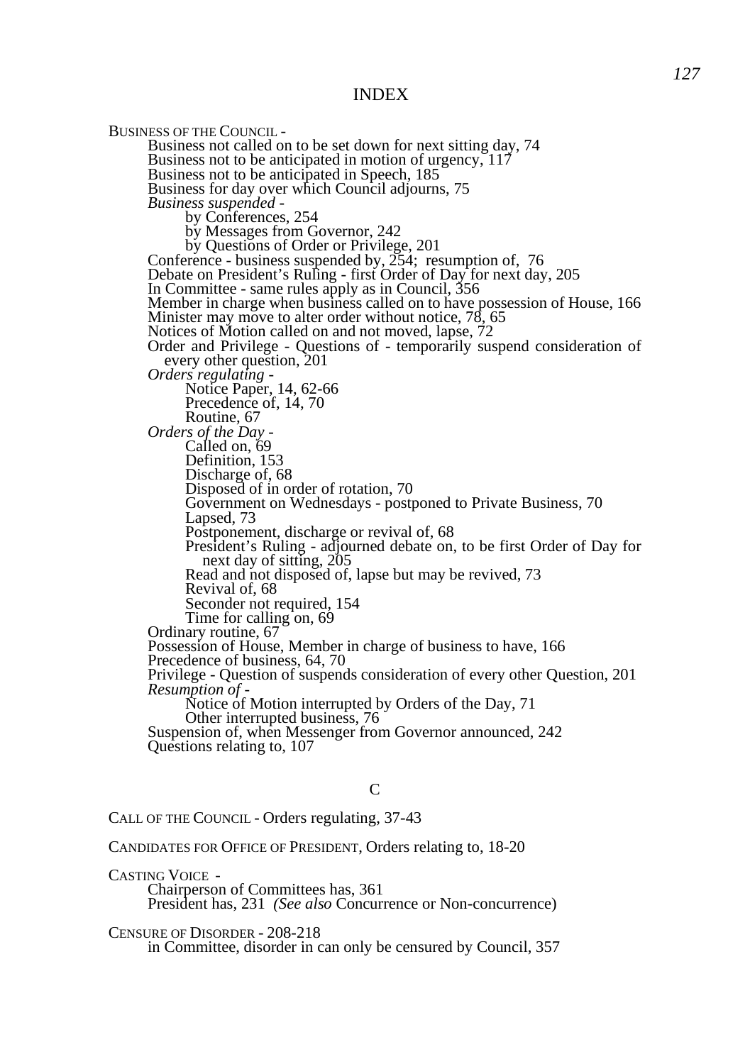# INDEX

BUSINESS OF THE COUNCIL -

- Business not called on to be set down for next sitting day, 74
- Business not to be anticipated in motion of urgency, 117
- Business not to be anticipated in Speech, 185
- Business for day over which Council adjourns, 75
- *Business suspended* -
  - by Conferences, 254
  - by Messages from Governor, 242
  - by Questions of Order or Privilege, 201
- Conference - business suspended by, 254; resumption of, 76
- Debate on President's Ruling - first Order of Day for next day, 205
- In Committee - same rules apply as in Council, 356
- Member in charge when business called on to have possession of House, 166
- Minister may move to alter order without notice, 78, 65
- Notices of Motion called on and not moved, lapse, 72
- Order and Privilege - Questions of - temporarily suspend consideration of every other question, 201
- *Orders regulating* -
  - Notice Paper, 14, 62-66
  - Precedence of, 14, 70
  - Routine, 67
- *Orders of the Day* -
  - Called on, 69
  - Definition, 153
  - Discharge of, 68
  - Disposed of in order of rotation, 70
  - Government on Wednesdays - postponed to Private Business, 70
  - Lapsed, 73
  - Postponement, discharge or revival of, 68
  - President's Ruling - adjourned debate on, to be first Order of Day for next day of sitting, 205
  - Read and not disposed of, lapse but may be revived, 73
  - Revival of, 68
  - Seconder not required, 154
  - Time for calling on, 69
- Ordinary routine, 67
- Possession of House, Member in charge of business to have, 166
- Precedence of business, 64, 70
- Privilege - Question of suspends consideration of every other Question, 201
- *Resumption of* -
  - Notice of Motion interrupted by Orders of the Day, 71
  - Other interrupted business, 76
- Suspension of, when Messenger from Governor announced, 242
- Questions relating to, 107

## C

CALL OF THE COUNCIL - Orders regulating, 37-43

CANDIDATES FOR OFFICE OF PRESIDENT, Orders relating to, 18-20

CASTING VOICE -

- Chairperson of Committees has, 361
- President has, 231 *(See also* Concurrence or Non-concurrence)

CENSURE OF DISORDER - 208-218

- in Committee, disorder in can only be censured by Council, 357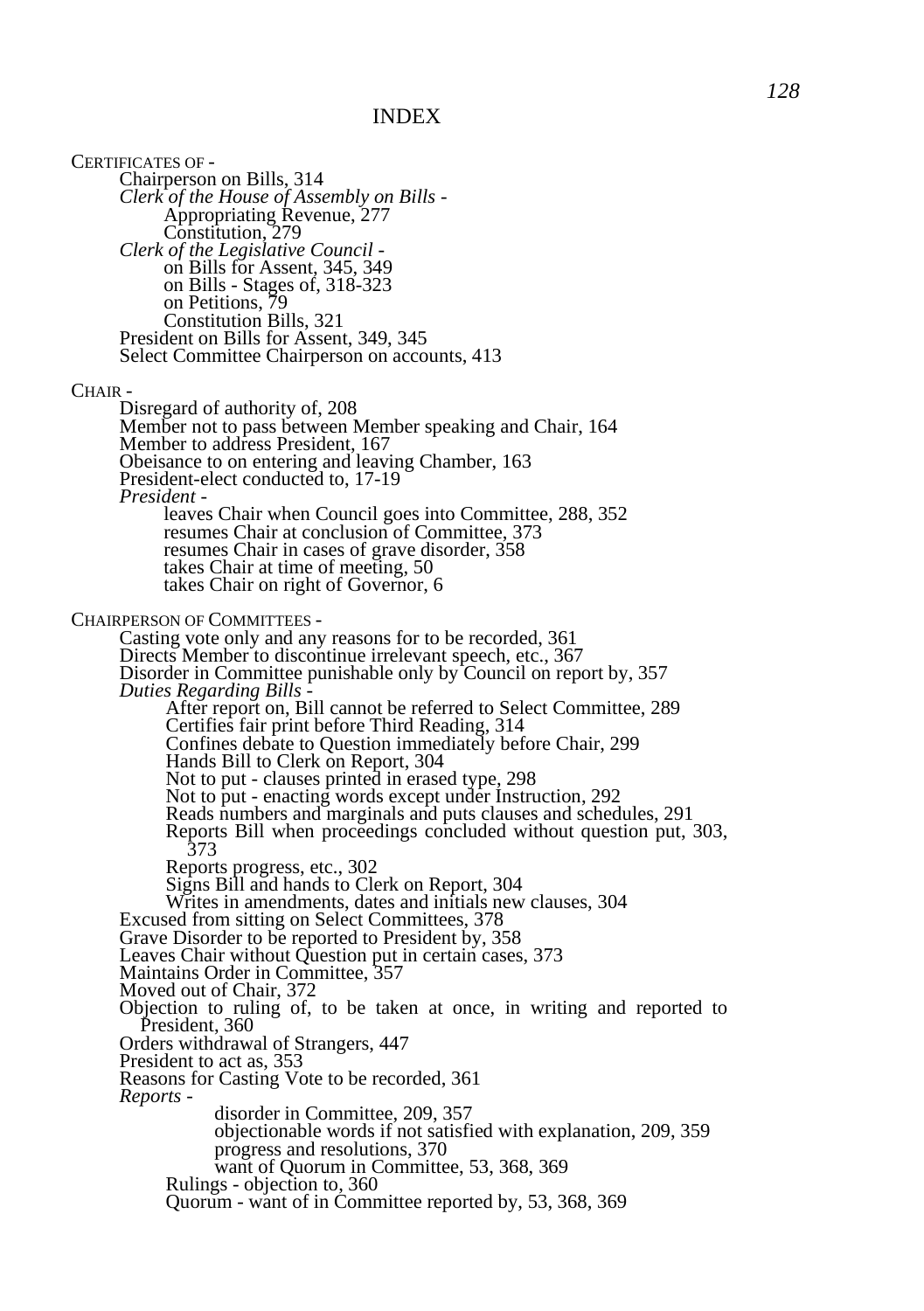# INDEX

CERTIFICATES OF -

- Chairperson on Bills, 314
- *Clerk of the House of Assembly on Bills* -
  - Appropriating Revenue, 277
  - Constitution, 279
- *Clerk of the Legislative Council* -
  - on Bills for Assent, 345, 349
  - on Bills - Stages of, 318-323
  - on Petitions, 79
  - Constitution Bills, 321
- President on Bills for Assent, 349, 345
- Select Committee Chairperson on accounts, 413

CHAIR -

- Disregard of authority of, 208
- Member not to pass between Member speaking and Chair, 164
- Member to address President, 167
- Obeisance to on entering and leaving Chamber, 163
- President-elect conducted to, 17-19
- *President* -
  - leaves Chair when Council goes into Committee, 288, 352
  - resumes Chair at conclusion of Committee, 373
  - resumes Chair in cases of grave disorder, 358
  - takes Chair at time of meeting, 50
  - takes Chair on right of Governor, 6

CHAIRPERSON OF COMMITTEES -

- Casting vote only and any reasons for to be recorded, 361
- Directs Member to discontinue irrelevant speech, etc., 367
- Disorder in Committee punishable only by Council on report by, 357
- *Duties Regarding Bills* -
  - After report on, Bill cannot be referred to Select Committee, 289
  - Certifies fair print before Third Reading, 314
  - Confines debate to Question immediately before Chair, 299
  - Hands Bill to Clerk on Report, 304
  - Not to put - clauses printed in erased type, 298
  - Not to put - enacting words except under Instruction, 292
  - Reads numbers and marginals and puts clauses and schedules, 291
  - Reports Bill when proceedings concluded without question put, 303, 373
  - Reports progress, etc., 302
  - Signs Bill and hands to Clerk on Report, 304
  - Writes in amendments, dates and initials new clauses, 304
- Excused from sitting on Select Committees, 378
- Grave Disorder to be reported to President by, 358
- Leaves Chair without Question put in certain cases, 373
- Maintains Order in Committee, 357
- Moved out of Chair, 372
- Objection to ruling of, to be taken at once, in writing and reported to President, 360
- Orders withdrawal of Strangers, 447
- President to act as, 353
- Reasons for Casting Vote to be recorded, 361
- *Reports* -
  - disorder in Committee, 209, 357
  - objectionable words if not satisfied with explanation, 209, 359
  - progress and resolutions, 370
  - want of Quorum in Committee, 53, 368, 369
  - Rulings - objection to, 360
  - Quorum - want of in Committee reported by, 53, 368, 369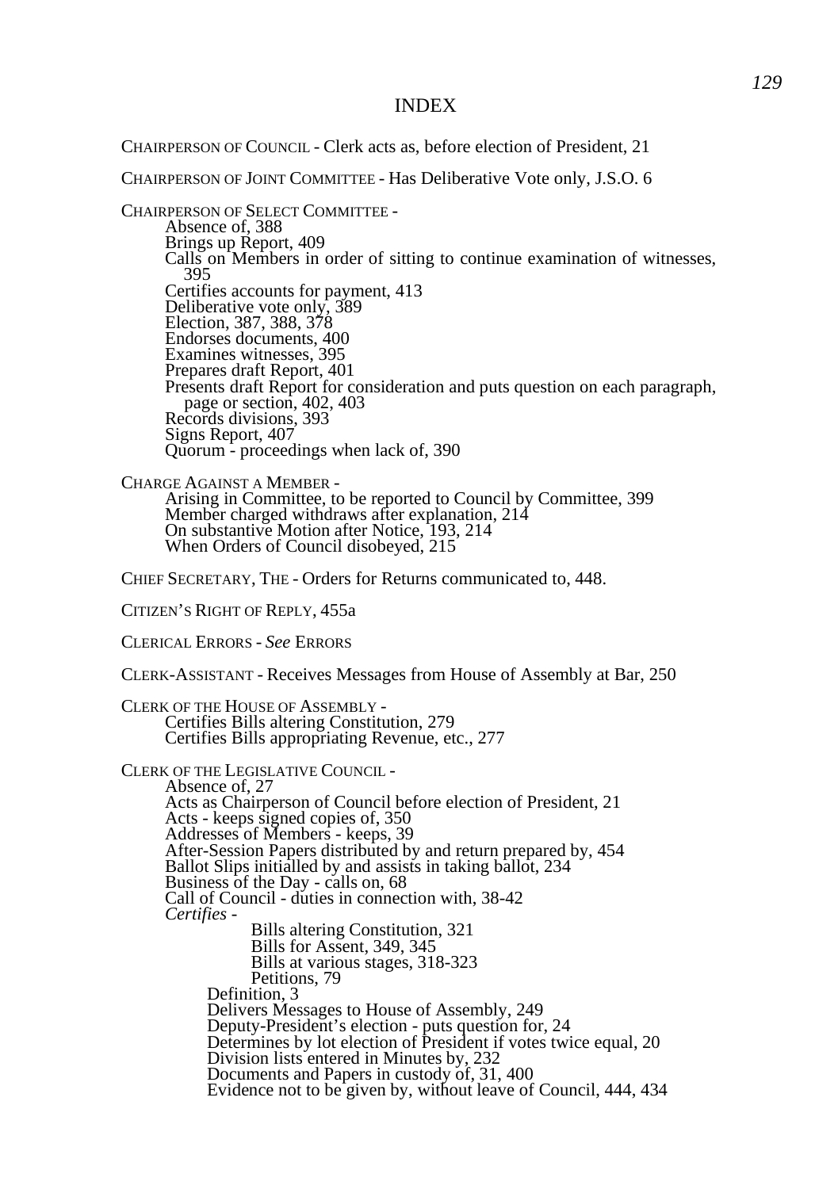# INDEX

CHAIRPERSON OF COUNCIL - Clerk acts as, before election of President, 21

CHAIRPERSON OF JOINT COMMITTEE - Has Deliberative Vote only, J.S.O. 6

CHAIRPERSON OF SELECT COMMITTEE -

- Absence of, 388
- Brings up Report, 409
- Calls on Members in order of sitting to continue examination of witnesses, 395
- Certifies accounts for payment, 413
- Deliberative vote only, 389
- Election, 387, 388, 378
- Endorses documents, 400
- Examines witnesses, 395
- Prepares draft Report, 401
- Presents draft Report for consideration and puts question on each paragraph, page or section, 402, 403
- Records divisions, 393
- Signs Report, 407
- Quorum - proceedings when lack of, 390

CHARGE AGAINST A MEMBER -

- Arising in Committee, to be reported to Council by Committee, 399
- Member charged withdraws after explanation, 214
- On substantive Motion after Notice, 193, 214
- When Orders of Council disobeyed, 215

CHIEF SECRETARY, THE - Orders for Returns communicated to, 448.

CITIZEN'S RIGHT OF REPLY, 455a

CLERICAL ERRORS - *See* ERRORS

CLERK-ASSISTANT - Receives Messages from House of Assembly at Bar, 250

CLERK OF THE HOUSE OF ASSEMBLY -

- Certifies Bills altering Constitution, 279
- Certifies Bills appropriating Revenue, etc., 277

CLERK OF THE LEGISLATIVE COUNCIL -

- Absence of, 27
- Acts as Chairperson of Council before election of President, 21
- Acts - keeps signed copies of, 350
- Addresses of Members - keeps, 39
- After-Session Papers distributed by and return prepared by, 454
- Ballot Slips initialled by and assists in taking ballot, 234
- Business of the Day - calls on, 68
- Call of Council - duties in connection with, 38-42
- *Certifies* -
  - Bills altering Constitution, 321
  - Bills for Assent, 349, 345
  - Bills at various stages, 318-323
  - Petitions, 79
- Definition, 3
- Delivers Messages to House of Assembly, 249
- Deputy-President's election - puts question for, 24
- Determines by lot election of President if votes twice equal, 20
- Division lists entered in Minutes by, 232
- Documents and Papers in custody of, 31, 400
- Evidence not to be given by, without leave of Council, 444, 434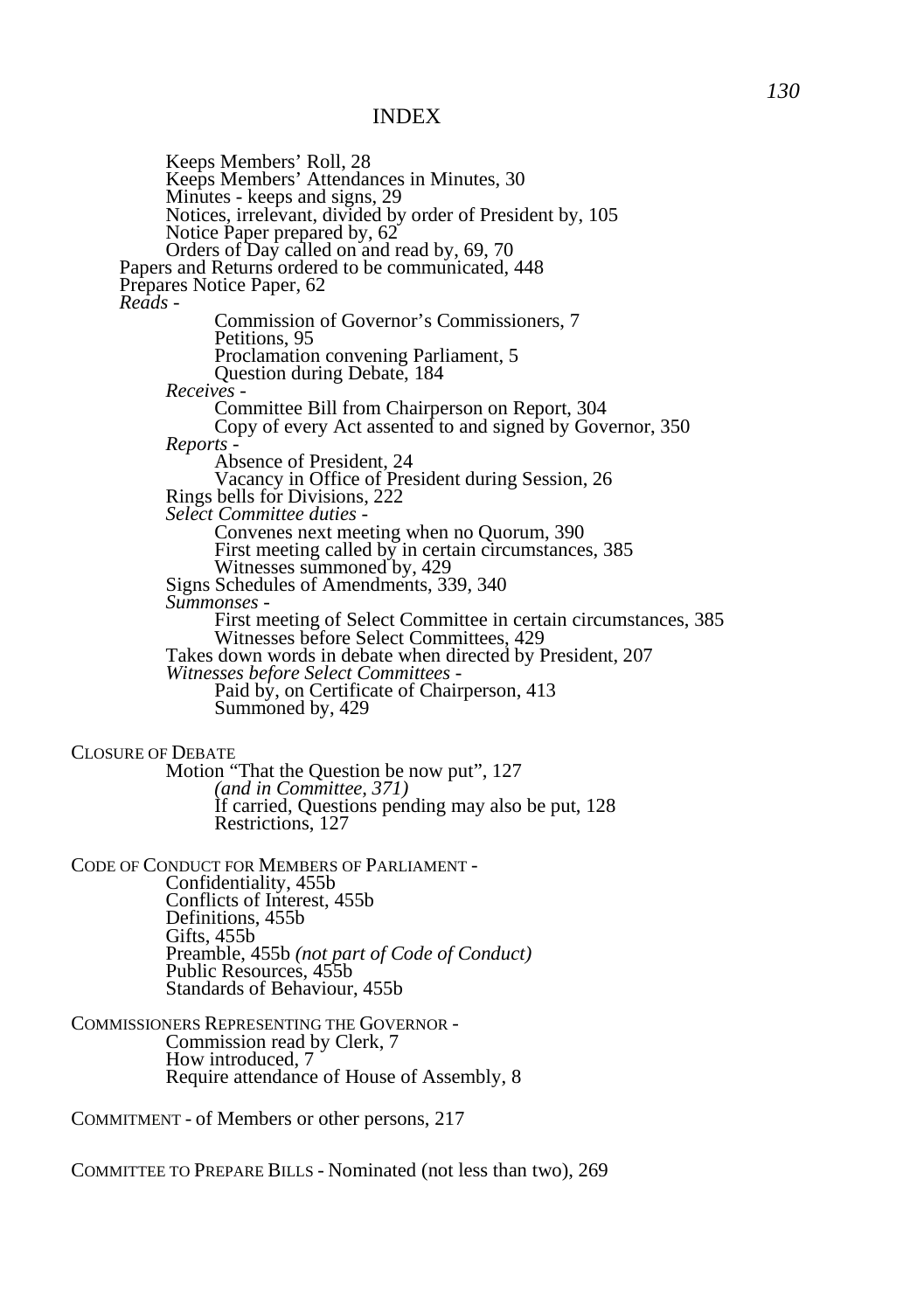INDEX

Keeps Members' Roll, 28
Keeps Members' Attendances in Minutes, 30
Minutes - keeps and signs, 29
Notices, irrelevant, divided by order of President by, 105
Notice Paper prepared by, 62
Orders of Day called on and read by, 69, 70

Papers and Returns ordered to be communicated, 448
Prepares Notice Paper, 62

*Reads* -

Commission of Governor's Commissioners, 7
Petitions, 95
Proclamation convening Parliament, 5
Question during Debate, 184

*Receives* -

Committee Bill from Chairperson on Report, 304
Copy of every Act assented to and signed by Governor, 350

*Reports* -

Absence of President, 24
Vacancy in Office of President during Session, 26

Rings bells for Divisions, 222

*Select Committee duties* -

Convenes next meeting when no Quorum, 390
First meeting called by in certain circumstances, 385
Witnesses summoned by, 429

Signs Schedules of Amendments, 339, 340

*Summonses* -

First meeting of Select Committee in certain circumstances, 385
Witnesses before Select Committees, 429

Takes down words in debate when directed by President, 207

*Witnesses before Select Committees* -

Paid by, on Certificate of Chairperson, 413
Summoned by, 429

CLOSURE OF DEBATE

Motion "That the Question be now put", 127
*(and in Committee, 371)*
If carried, Questions pending may also be put, 128
Restrictions, 127

CODE OF CONDUCT FOR MEMBERS OF PARLIAMENT -

Confidentiality, 455b
Conflicts of Interest, 455b
Definitions, 455b
Gifts, 455b
Preamble, 455b *(not part of Code of Conduct)*
Public Resources, 455b
Standards of Behaviour, 455b

COMMISSIONERS REPRESENTING THE GOVERNOR -

Commission read by Clerk, 7
How introduced, 7
Require attendance of House of Assembly, 8

COMMITMENT - of Members or other persons, 217

COMMITTEE TO PREPARE BILLS - Nominated (not less than two), 269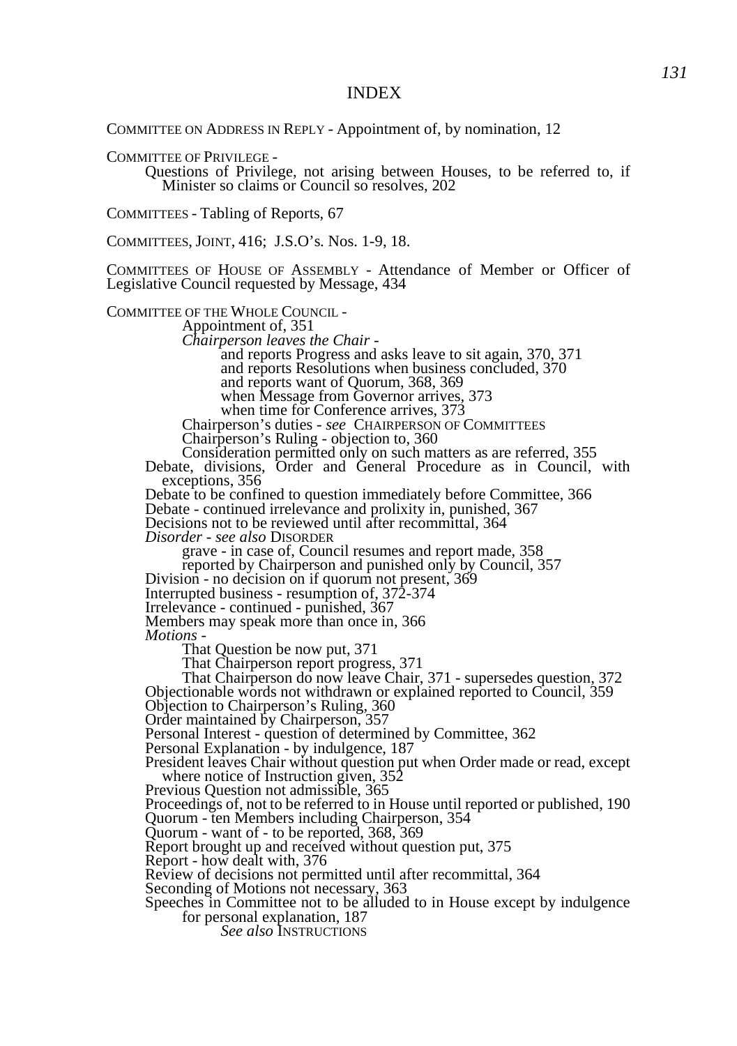# INDEX

COMMITTEE ON ADDRESS IN REPLY - Appointment of, by nomination, 12

COMMITTEE OF PRIVILEGE -

Questions of Privilege, not arising between Houses, to be referred to, if Minister so claims or Council so resolves, 202

COMMITTEES - Tabling of Reports, 67

COMMITTEES, JOINT, 416; J.S.O's. Nos. 1-9, 18.

COMMITTEES OF HOUSE OF ASSEMBLY - Attendance of Member or Officer of Legislative Council requested by Message, 434

COMMITTEE OF THE WHOLE COUNCIL -

- Appointment of, 351
- *Chairperson leaves the Chair* -
    - and reports Progress and asks leave to sit again, 370, 371
    - and reports Resolutions when business concluded, 370
    - and reports want of Quorum, 368, 369
    - when Message from Governor arrives, 373
    - when time for Conference arrives, 373
- Chairperson's duties - *see* CHAIRPERSON OF COMMITTEES
- Chairperson's Ruling - objection to, 360
- Consideration permitted only on such matters as are referred, 355
- Debate, divisions, Order and General Procedure as in Council, with exceptions, 356
- Debate to be confined to question immediately before Committee, 366
- Debate - continued irrelevance and prolixity in, punished, 367
- Decisions not to be reviewed until after recommittal, 364
- *Disorder* - *see also* DISORDER
    - grave - in case of, Council resumes and report made, 358
    - reported by Chairperson and punished only by Council, 357
- Division - no decision on if quorum not present, 369
- Interrupted business - resumption of, 372-374
- Irrelevance - continued - punished, 367
- Members may speak more than once in, 366
- *Motions* -
    - That Question be now put, 371
    - That Chairperson report progress, 371
    - That Chairperson do now leave Chair, 371 - supersedes question, 372
- Objectionable words not withdrawn or explained reported to Council, 359
- Objection to Chairperson's Ruling, 360
- Order maintained by Chairperson, 357
- Personal Interest - question of determined by Committee, 362
- Personal Explanation - by indulgence, 187
- President leaves Chair without question put when Order made or read, except where notice of Instruction given, 352
- Previous Question not admissible, 365
- Proceedings of, not to be referred to in House until reported or published, 190
- Quorum - ten Members including Chairperson, 354
- Quorum - want of - to be reported, 368, 369
- Report brought up and received without question put, 375
- Report - how dealt with, 376
- Review of decisions not permitted until after recommittal, 364
- Seconding of Motions not necessary, 363
- Speeches in Committee not to be alluded to in House except by indulgence for personal explanation, 187

*See also* INSTRUCTIONS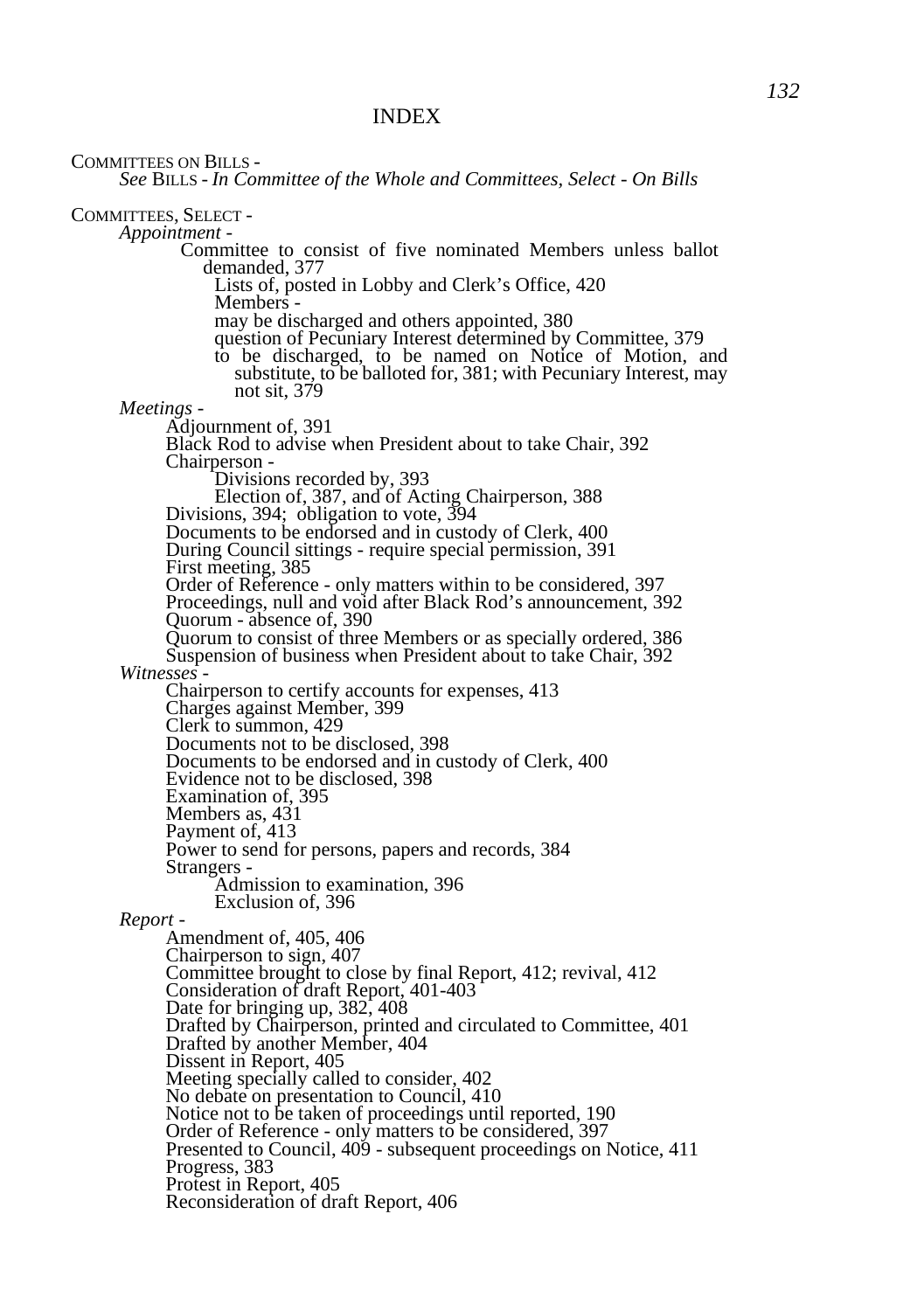# INDEX

COMMITTEES ON BILLS -
*See* BILLS - *In Committee of the Whole and Committees, Select - On Bills*

COMMITTEES, SELECT -

*Appointment* -

- Committee to consist of five nominated Members unless ballot demanded, 377
  - Lists of, posted in Lobby and Clerk's Office, 420
  - Members -
  - may be discharged and others appointed, 380
  - question of Pecuniary Interest determined by Committee, 379
  - to be discharged, to be named on Notice of Motion, and substitute, to be balloted for, 381; with Pecuniary Interest, may not sit, 379

*Meetings* -

- Adjournment of, 391
- Black Rod to advise when President about to take Chair, 392
- Chairperson -
  - Divisions recorded by, 393
  - Election of, 387, and of Acting Chairperson, 388
- Divisions, 394; obligation to vote, 394
- Documents to be endorsed and in custody of Clerk, 400
- During Council sittings - require special permission, 391
- First meeting, 385
- Order of Reference - only matters within to be considered, 397
- Proceedings, null and void after Black Rod's announcement, 392
- Quorum - absence of, 390
- Quorum to consist of three Members or as specially ordered, 386
- Suspension of business when President about to take Chair, 392

*Witnesses* -

- Chairperson to certify accounts for expenses, 413
- Charges against Member, 399
- Clerk to summon, 429
- Documents not to be disclosed, 398
- Documents to be endorsed and in custody of Clerk, 400
- Evidence not to be disclosed, 398
- Examination of, 395
- Members as, 431
- Payment of, 413
- Power to send for persons, papers and records, 384
- Strangers -
  - Admission to examination, 396
  - Exclusion of, 396

*Report* -

- Amendment of, 405, 406
- Chairperson to sign, 407
- Committee brought to close by final Report, 412; revival, 412
- Consideration of draft Report, 401-403
- Date for bringing up, 382, 408
- Drafted by Chairperson, printed and circulated to Committee, 401
- Drafted by another Member, 404
- Dissent in Report, 405
- Meeting specially called to consider, 402
- No debate on presentation to Council, 410
- Notice not to be taken of proceedings until reported, 190
- Order of Reference - only matters to be considered, 397
- Presented to Council, 409 - subsequent proceedings on Notice, 411
- Progress, 383
- Protest in Report, 405
- Reconsideration of draft Report, 406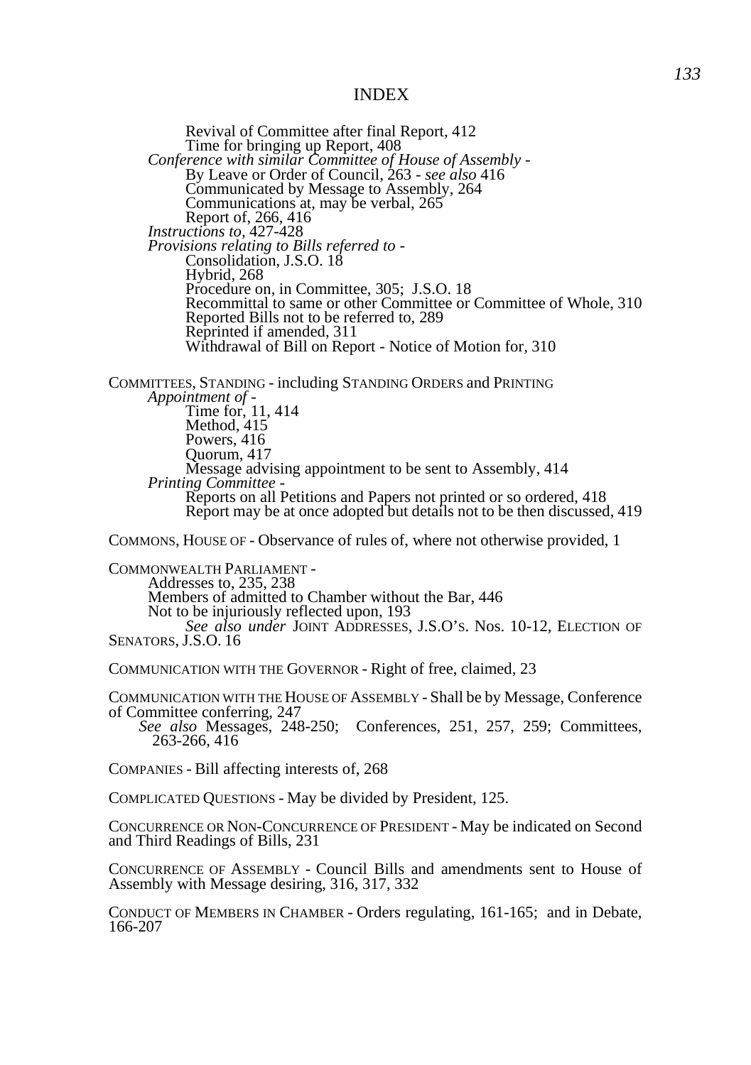Revival of Committee after final Report, 412
Time for bringing up Report, 408

*Conference with similar Committee of House of Assembly -*
By Leave or Order of Council, 263 - *see also* 416
Communicated by Message to Assembly, 264
Communications at, may be verbal, 265
Report of, 266, 416

*Instructions to*, 427-428

*Provisions relating to Bills referred to -*
Consolidation, J.S.O. 18
Hybrid, 268
Procedure on, in Committee, 305; J.S.O. 18
Recommittal to same or other Committee or Committee of Whole, 310
Reported Bills not to be referred to, 289
Reprinted if amended, 311
Withdrawal of Bill on Report - Notice of Motion for, 310

COMMITTEES, STANDING - including STANDING ORDERS and PRINTING

*Appointment of -*
Time for, 11, 414
Method, 415
Powers, 416
Quorum, 417
Message advising appointment to be sent to Assembly, 414

*Printing Committee -*
Reports on all Petitions and Papers not printed or so ordered, 418
Report may be at once adopted but details not to be then discussed, 419

COMMONS, HOUSE OF - Observance of rules of, where not otherwise provided, 1

COMMONWEALTH PARLIAMENT -
Addresses to, 235, 238
Members of admitted to Chamber without the Bar, 446
Not to be injuriously reflected upon, 193
*See also under* JOINT ADDRESSES, J.S.O'S. Nos. 10-12, ELECTION OF SENATORS, J.S.O. 16

COMMUNICATION WITH THE GOVERNOR - Right of free, claimed, 23

COMMUNICATION WITH THE HOUSE OF ASSEMBLY - Shall be by Message, Conference of Committee conferring, 247
*See also* Messages, 248-250; Conferences, 251, 257, 259; Committees, 263-266, 416

COMPANIES - Bill affecting interests of, 268

COMPLICATED QUESTIONS - May be divided by President, 125.

CONCURRENCE OR NON-CONCURRENCE OF PRESIDENT - May be indicated on Second and Third Readings of Bills, 231

CONCURRENCE OF ASSEMBLY - Council Bills and amendments sent to House of Assembly with Message desiring, 316, 317, 332

CONDUCT OF MEMBERS IN CHAMBER - Orders regulating, 161-165; and in Debate, 166-207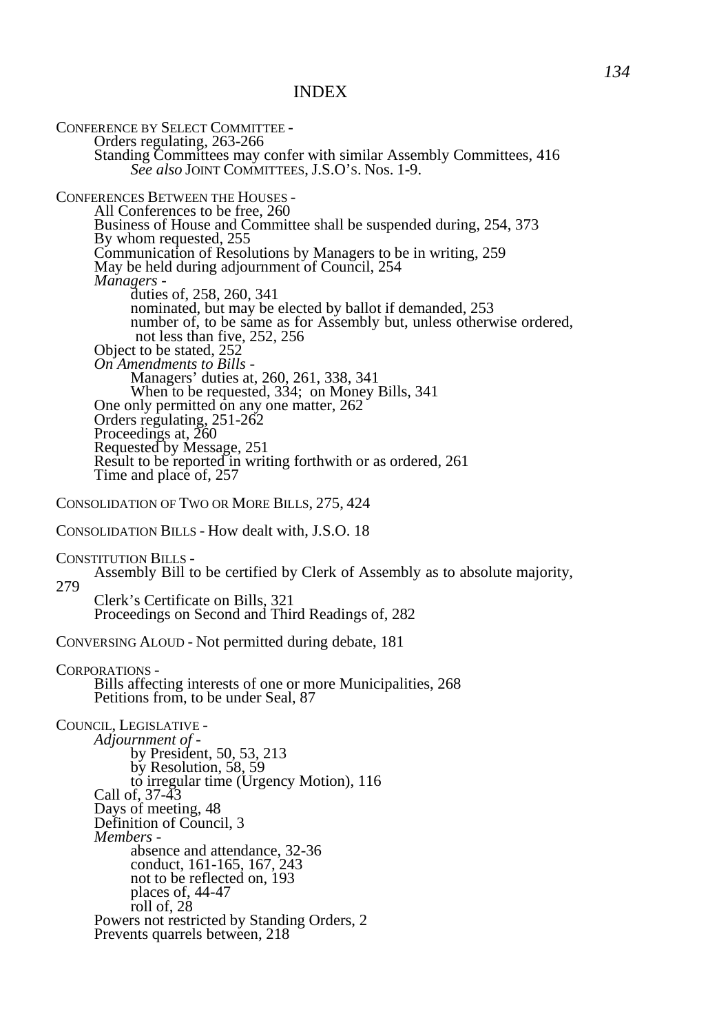# INDEX

CONFERENCE BY SELECT COMMITTEE -
- Orders regulating, 263-266
- Standing Committees may confer with similar Assembly Committees, 416
  - *See also* JOINT COMMITTEES, J.S.O's. Nos. 1-9.

CONFERENCES BETWEEN THE HOUSES -
- All Conferences to be free, 260
- Business of House and Committee shall be suspended during, 254, 373
- By whom requested, 255
- Communication of Resolutions by Managers to be in writing, 259
- May be held during adjournment of Council, 254
- *Managers* -
  - duties of, 258, 260, 341
  - nominated, but may be elected by ballot if demanded, 253
  - number of, to be same as for Assembly but, unless otherwise ordered, not less than five, 252, 256
- Object to be stated, 252
- *On Amendments to Bills* -
  - Managers' duties at, 260, 261, 338, 341
  - When to be requested, 334; on Money Bills, 341
- One only permitted on any one matter, 262
- Orders regulating, 251-262
- Proceedings at, 260
- Requested by Message, 251
- Result to be reported in writing forthwith or as ordered, 261
- Time and place of, 257

CONSOLIDATION OF TWO OR MORE BILLS, 275, 424

CONSOLIDATION BILLS - How dealt with, J.S.O. 18

CONSTITUTION BILLS -
- Assembly Bill to be certified by Clerk of Assembly as to absolute majority, 279
- Clerk's Certificate on Bills, 321
- Proceedings on Second and Third Readings of, 282

CONVERSING ALOUD - Not permitted during debate, 181

CORPORATIONS -
- Bills affecting interests of one or more Municipalities, 268
- Petitions from, to be under Seal, 87

COUNCIL, LEGISLATIVE -
- *Adjournment of* -
  - by President, 50, 53, 213
  - by Resolution, 58, 59
  - to irregular time (Urgency Motion), 116
- Call of, 37-43
- Days of meeting, 48
- Definition of Council, 3
- *Members* -
  - absence and attendance, 32-36
  - conduct, 161-165, 167, 243
  - not to be reflected on, 193
  - places of, 44-47
  - roll of, 28
- Powers not restricted by Standing Orders, 2
- Prevents quarrels between, 218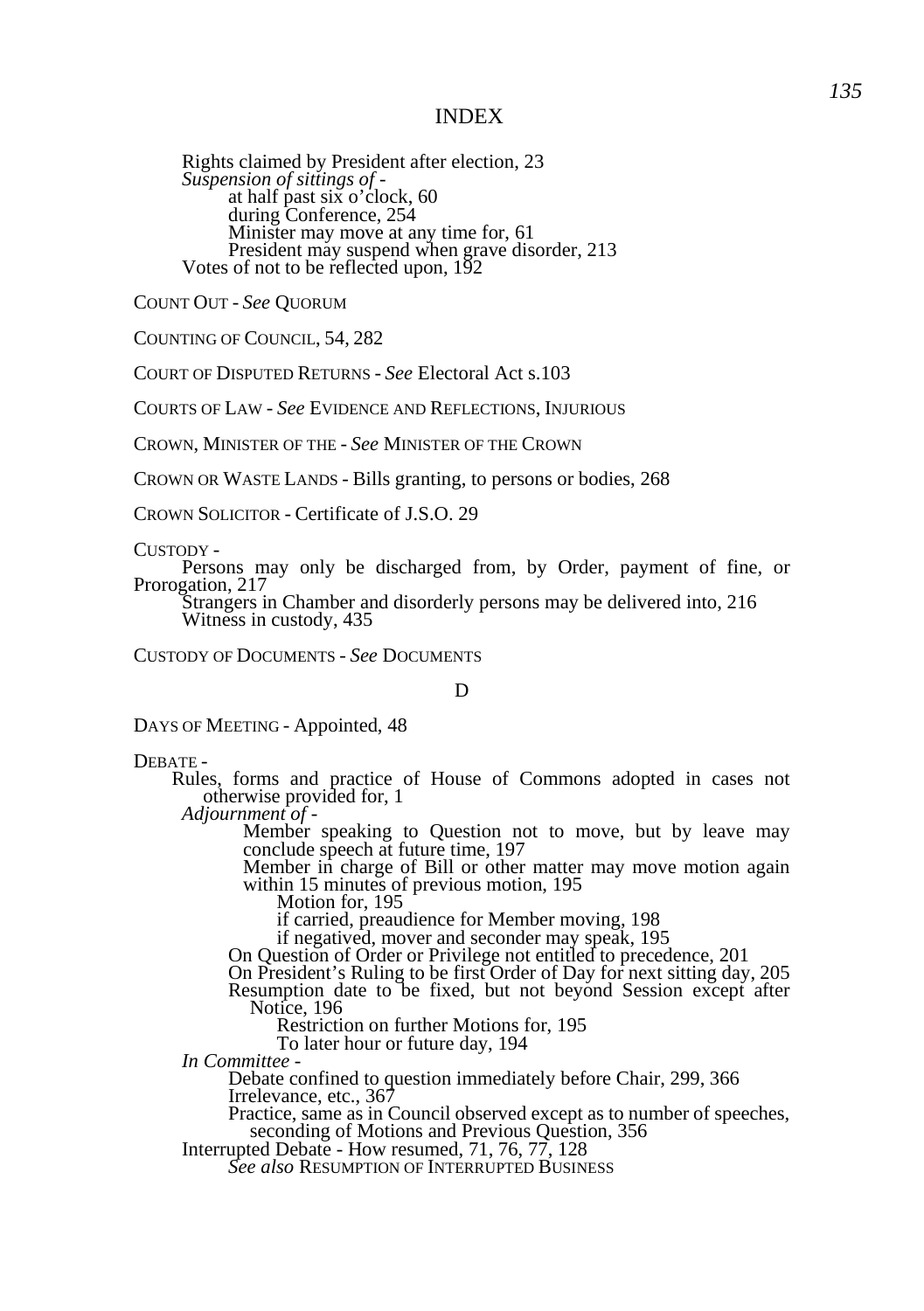# INDEX

Rights claimed by President after election, 23

*Suspension of sittings of* -

- at half past six o'clock, 60
- during Conference, 254
- Minister may move at any time for, 61
- President may suspend when grave disorder, 213

Votes of not to be reflected upon, 192

COUNT OUT - *See* QUORUM

COUNTING OF COUNCIL, 54, 282

COURT OF DISPUTED RETURNS - *See* Electoral Act s.103

COURTS OF LAW - *See* EVIDENCE AND REFLECTIONS, INJURIOUS

CROWN, MINISTER OF THE - *See* MINISTER OF THE CROWN

CROWN OR WASTE LANDS - Bills granting, to persons or bodies, 268

CROWN SOLICITOR - Certificate of J.S.O. 29

CUSTODY -

- Persons may only be discharged from, by Order, payment of fine, or Prorogation, 217
- Strangers in Chamber and disorderly persons may be delivered into, 216
- Witness in custody, 435

CUSTODY OF DOCUMENTS - *See* DOCUMENTS

## D

DAYS OF MEETING - Appointed, 48

DEBATE -

- Rules, forms and practice of House of Commons adopted in cases not otherwise provided for, 1
- *Adjournment of* -
  - Member speaking to Question not to move, but by leave may conclude speech at future time, 197
  - Member in charge of Bill or other matter may move motion again within 15 minutes of previous motion, 195
    - Motion for, 195
    - if carried, preaudience for Member moving, 198
    - if negatived, mover and seconder may speak, 195
  - On Question of Order or Privilege not entitled to precedence, 201
  - On President's Ruling to be first Order of Day for next sitting day, 205
  - Resumption date to be fixed, but not beyond Session except after Notice, 196
    - Restriction on further Motions for, 195
    - To later hour or future day, 194
- *In Committee* -
  - Debate confined to question immediately before Chair, 299, 366
  - Irrelevance, etc., 367
  - Practice, same as in Council observed except as to number of speeches, seconding of Motions and Previous Question, 356
- Interrupted Debate - How resumed, 71, 76, 77, 128
  - *See also* RESUMPTION OF INTERRUPTED BUSINESS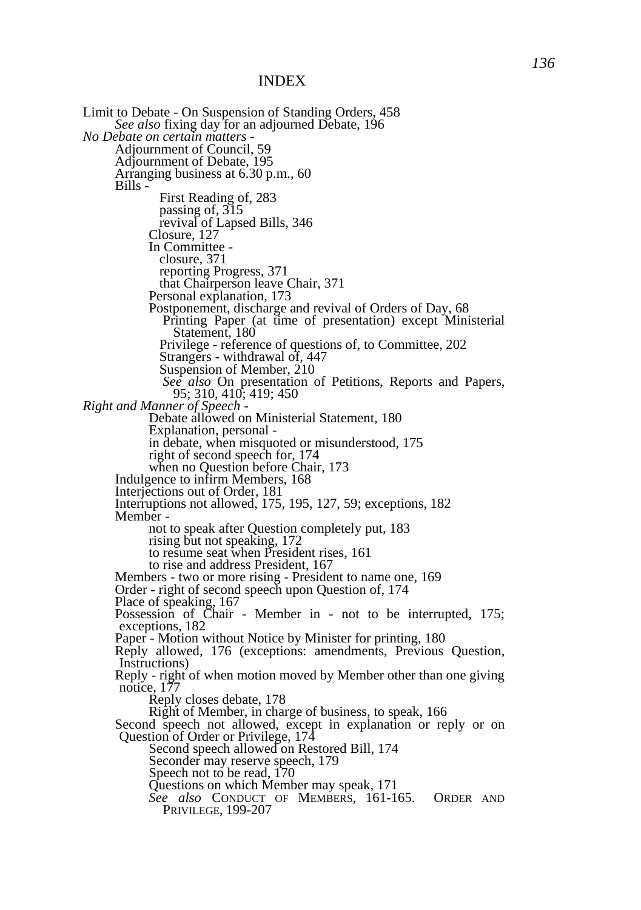# INDEX

Limit to Debate - On Suspension of Standing Orders, 458
- *See also* fixing day for an adjourned Debate, 196

*No Debate on certain matters* -
- Adjournment of Council, 59
- Adjournment of Debate, 195
- Arranging business at 6.30 p.m., 60
- Bills -
  - First Reading of, 283
  - passing of, 315
  - revival of Lapsed Bills, 346
  - Closure, 127
  - In Committee -
    - closure, 371
    - reporting Progress, 371
    - that Chairperson leave Chair, 371
  - Personal explanation, 173
  - Postponement, discharge and revival of Orders of Day, 68
    - Printing Paper (at time of presentation) except Ministerial Statement, 180
    - Privilege - reference of questions of, to Committee, 202
    - Strangers - withdrawal of, 447
    - Suspension of Member, 210
    - *See also* On presentation of Petitions, Reports and Papers, 95; 310, 410; 419; 450

*Right and Manner of Speech* -
- Debate allowed on Ministerial Statement, 180
- Explanation, personal -
  - in debate, when misquoted or misunderstood, 175
  - right of second speech for, 174
  - when no Question before Chair, 173
- Indulgence to infirm Members, 168
- Interjections out of Order, 181
- Interruptions not allowed, 175, 195, 127, 59; exceptions, 182
- Member -
  - not to speak after Question completely put, 183
  - rising but not speaking, 172
  - to resume seat when President rises, 161
  - to rise and address President, 167
- Members - two or more rising - President to name one, 169
- Order - right of second speech upon Question of, 174
- Place of speaking, 167
- Possession of Chair - Member in - not to be interrupted, 175; exceptions, 182
- Paper - Motion without Notice by Minister for printing, 180
- Reply allowed, 176 (exceptions: amendments, Previous Question, Instructions)
- Reply - right of when motion moved by Member other than one giving notice, 177
  - Reply closes debate, 178
  - Right of Member, in charge of business, to speak, 166
- Second speech not allowed, except in explanation or reply or on Question of Order or Privilege, 174
  - Second speech allowed on Restored Bill, 174
  - Seconder may reserve speech, 179
  - Speech not to be read, 170
  - Questions on which Member may speak, 171
  - *See also* CONDUCT OF MEMBERS, 161-165. ORDER AND PRIVILEGE, 199-207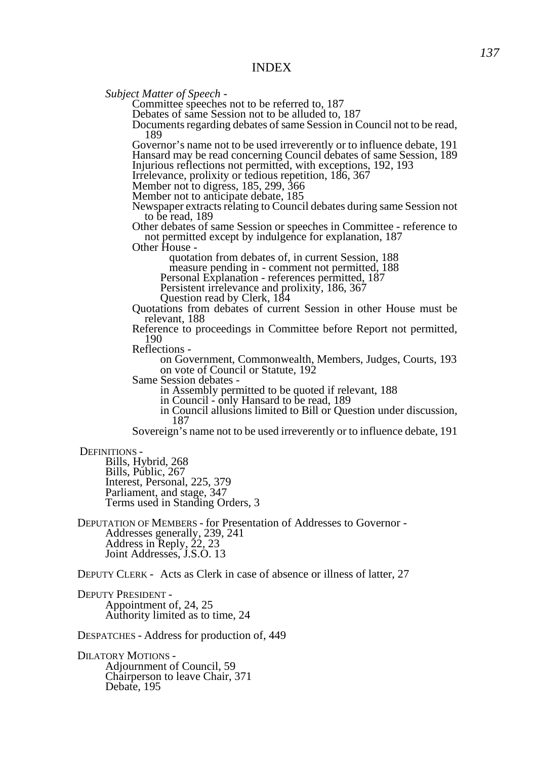# INDEX

*Subject Matter of Speech -*

- Committee speeches not to be referred to, 187
- Debates of same Session not to be alluded to, 187
- Documents regarding debates of same Session in Council not to be read, 189
- Governor's name not to be used irreverently or to influence debate, 191
- Hansard may be read concerning Council debates of same Session, 189
- Injurious reflections not permitted, with exceptions, 192, 193
- Irrelevance, prolixity or tedious repetition, 186, 367
- Member not to digress, 185, 299, 366
- Member not to anticipate debate, 185
- Newspaper extracts relating to Council debates during same Session not to be read, 189
- Other debates of same Session or speeches in Committee - reference to not permitted except by indulgence for explanation, 187
- Other House -
  - quotation from debates of, in current Session, 188
  - measure pending in - comment not permitted, 188
  - Personal Explanation - references permitted, 187
  - Persistent irrelevance and prolixity, 186, 367
  - Question read by Clerk, 184
- Quotations from debates of current Session in other House must be relevant, 188
- Reference to proceedings in Committee before Report not permitted, 190
- Reflections -
  - on Government, Commonwealth, Members, Judges, Courts, 193
  - on vote of Council or Statute, 192
- Same Session debates -
  - in Assembly permitted to be quoted if relevant, 188
  - in Council - only Hansard to be read, 189
  - in Council allusions limited to Bill or Question under discussion, 187
- Sovereign's name not to be used irreverently or to influence debate, 191

DEFINITIONS -

- Bills, Hybrid, 268
- Bills, Public, 267
- Interest, Personal, 225, 379
- Parliament, and stage, 347
- Terms used in Standing Orders, 3

DEPUTATION OF MEMBERS - for Presentation of Addresses to Governor -

- Addresses generally, 239, 241
- Address in Reply, 22, 23
- Joint Addresses, J.S.O. 13

DEPUTY CLERK - Acts as Clerk in case of absence or illness of latter, 27

DEPUTY PRESIDENT -

- Appointment of, 24, 25
- Authority limited as to time, 24

DESPATCHES - Address for production of, 449

DILATORY MOTIONS -

- Adjournment of Council, 59
- Chairperson to leave Chair, 371
- Debate, 195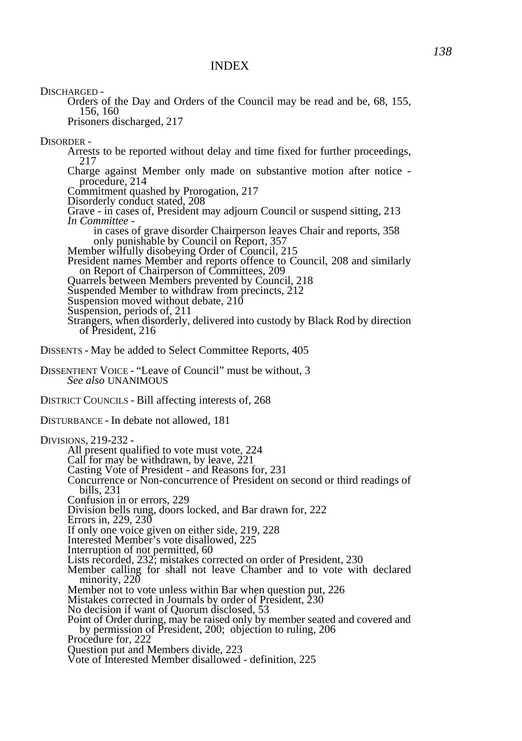# INDEX

DISCHARGED -

- Orders of the Day and Orders of the Council may be read and be, 68, 155, 156, 160
- Prisoners discharged, 217

DISORDER -

- Arrests to be reported without delay and time fixed for further proceedings, 217
- Charge against Member only made on substantive motion after notice - procedure, 214
- Commitment quashed by Prorogation, 217
- Disorderly conduct stated, 208
- Grave - in cases of, President may adjourn Council or suspend sitting, 213
- *In Committee* -
  - in cases of grave disorder Chairperson leaves Chair and reports, 358
  - only punishable by Council on Report, 357
- Member wilfully disobeying Order of Council, 215
- President names Member and reports offence to Council, 208 and similarly on Report of Chairperson of Committees, 209
- Quarrels between Members prevented by Council, 218
- Suspended Member to withdraw from precincts, 212
- Suspension moved without debate, 210
- Suspension, periods of, 211
- Strangers, when disorderly, delivered into custody by Black Rod by direction of President, 216

DISSENTS - May be added to Select Committee Reports, 405

DISSENTIENT VOICE - "Leave of Council" must be without, 3
*See also* UNANIMOUS

DISTRICT COUNCILS - Bill affecting interests of, 268

DISTURBANCE - In debate not allowed, 181

DIVISIONS, 219-232 -

- All present qualified to vote must vote, 224
- Call for may be withdrawn, by leave, 221
- Casting Vote of President - and Reasons for, 231
- Concurrence or Non-concurrence of President on second or third readings of bills, 231
- Confusion in or errors, 229
- Division bells rung, doors locked, and Bar drawn for, 222
- Errors in, 229, 230
- If only one voice given on either side, 219, 228
- Interested Member's vote disallowed, 225
- Interruption of not permitted, 60
- Lists recorded, 232; mistakes corrected on order of President, 230
- Member calling for shall not leave Chamber and to vote with declared minority, 220
- Member not to vote unless within Bar when question put, 226
- Mistakes corrected in Journals by order of President, 230
- No decision if want of Quorum disclosed, 53
- Point of Order during, may be raised only by member seated and covered and by permission of President, 200; objection to ruling, 206
- Procedure for, 222
- Question put and Members divide, 223
- Vote of Interested Member disallowed - definition, 225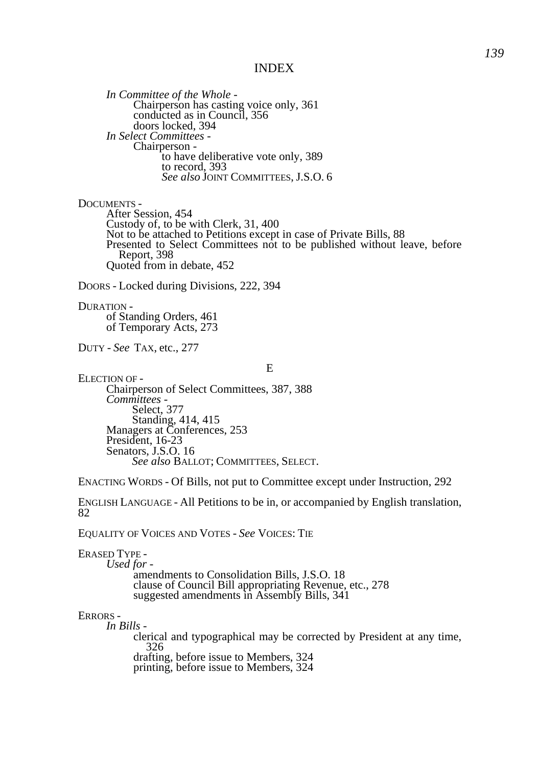# INDEX

*In Committee of the Whole* -
- Chairperson has casting voice only, 361
- conducted as in Council, 356
- doors locked, 394

*In Select Committees* -
- Chairperson -
  - to have deliberative vote only, 389
  - to record, 393
  - *See also* JOINT COMMITTEES, J.S.O. 6

DOCUMENTS -
- After Session, 454
- Custody of, to be with Clerk, 31, 400
- Not to be attached to Petitions except in case of Private Bills, 88
- Presented to Select Committees not to be published without leave, before Report, 398
- Quoted from in debate, 452

DOORS - Locked during Divisions, 222, 394

DURATION -
- of Standing Orders, 461
- of Temporary Acts, 273

DUTY - *See* TAX, etc., 277

## E

ELECTION OF -
- Chairperson of Select Committees, 387, 388
- *Committees* -
  - Select, 377
  - Standing, 414, 415
- Managers at Conferences, 253
- President, 16-23
- Senators, J.S.O. 16
  - *See also* BALLOT; COMMITTEES, SELECT.

ENACTING WORDS - Of Bills, not put to Committee except under Instruction, 292

ENGLISH LANGUAGE - All Petitions to be in, or accompanied by English translation, 82

EQUALITY OF VOICES AND VOTES - *See* VOICES: TIE

ERASED TYPE -
- *Used for* -
  - amendments to Consolidation Bills, J.S.O. 18
  - clause of Council Bill appropriating Revenue, etc., 278
  - suggested amendments in Assembly Bills, 341

ERRORS -
- *In Bills* -
  - clerical and typographical may be corrected by President at any time, 326
  - drafting, before issue to Members, 324
  - printing, before issue to Members, 324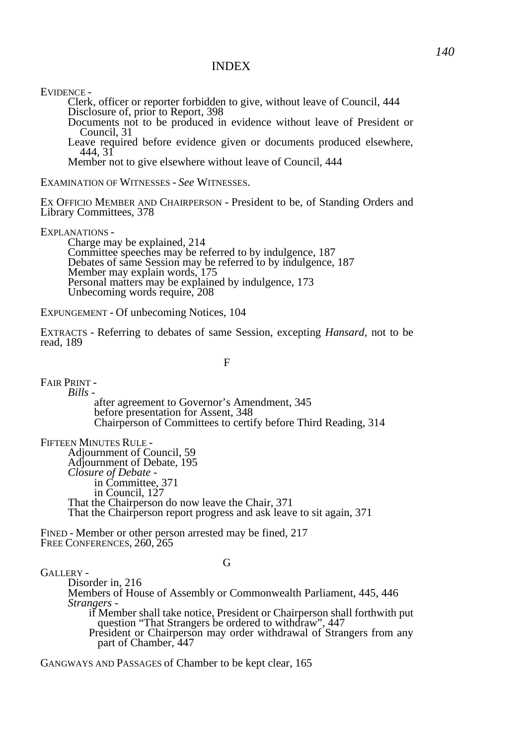# INDEX

EVIDENCE -

- Clerk, officer or reporter forbidden to give, without leave of Council, 444
- Disclosure of, prior to Report, 398
- Documents not to be produced in evidence without leave of President or Council, 31
- Leave required before evidence given or documents produced elsewhere, 444, 31
- Member not to give elsewhere without leave of Council, 444

EXAMINATION OF WITNESSES - *See* WITNESSES.

EX OFFICIO MEMBER AND CHAIRPERSON - President to be, of Standing Orders and Library Committees, 378

EXPLANATIONS -

- Charge may be explained, 214
- Committee speeches may be referred to by indulgence, 187
- Debates of same Session may be referred to by indulgence, 187
- Member may explain words, 175
- Personal matters may be explained by indulgence, 173
- Unbecoming words require, 208

EXPUNGEMENT - Of unbecoming Notices, 104

EXTRACTS - Referring to debates of same Session, excepting *Hansard*, not to be read, 189

## F

FAIR PRINT -

- *Bills* -
  - after agreement to Governor's Amendment, 345
  - before presentation for Assent, 348
  - Chairperson of Committees to certify before Third Reading, 314

FIFTEEN MINUTES RULE -

- Adjournment of Council, 59
- Adjournment of Debate, 195
- *Closure of Debate* -
  - in Committee, 371
  - in Council, 127
- That the Chairperson do now leave the Chair, 371
- That the Chairperson report progress and ask leave to sit again, 371

FINED - Member or other person arrested may be fined, 217

FREE CONFERENCES, 260, 265

## G

GALLERY -

- Disorder in, 216
- Members of House of Assembly or Commonwealth Parliament, 445, 446
- *Strangers* -
  - if Member shall take notice, President or Chairperson shall forthwith put question "That Strangers be ordered to withdraw", 447
  - President or Chairperson may order withdrawal of Strangers from any part of Chamber, 447

GANGWAYS AND PASSAGES of Chamber to be kept clear, 165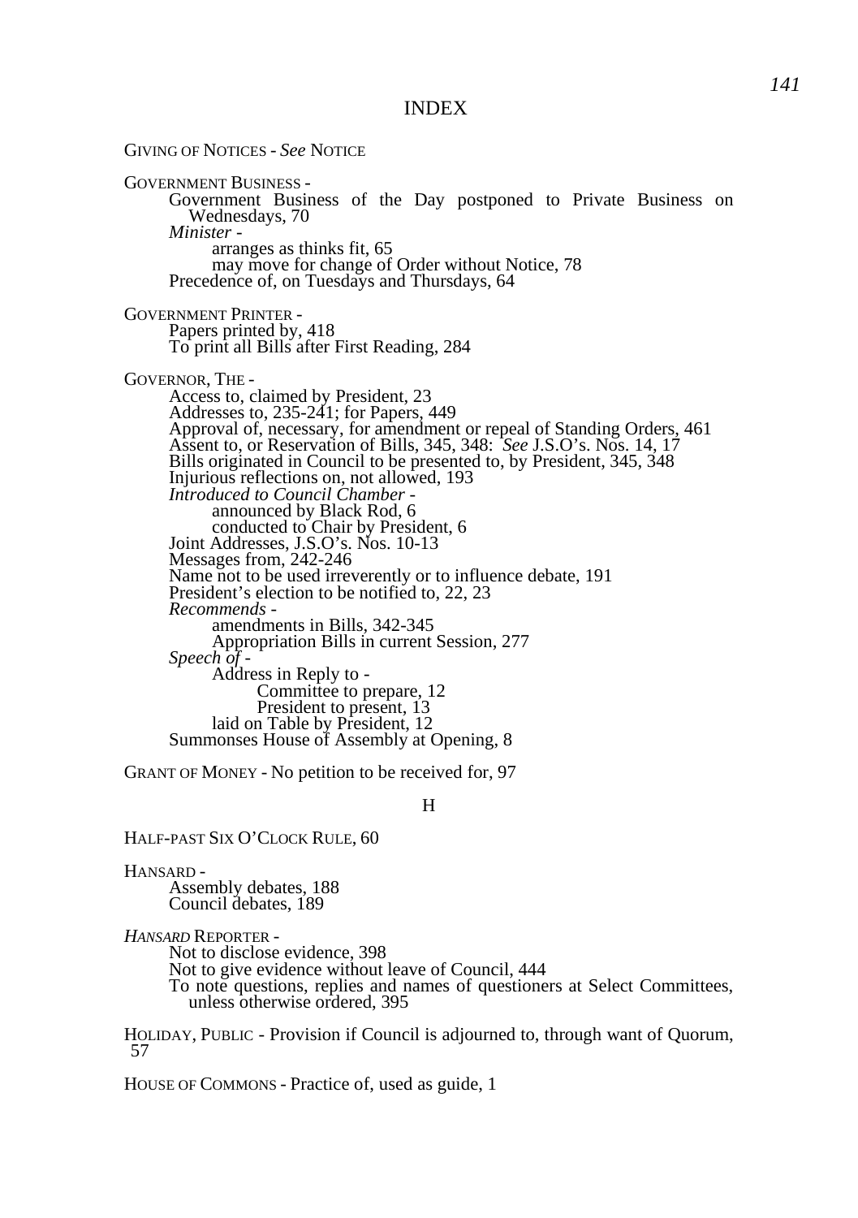# INDEX

GIVING OF NOTICES - *See* NOTICE

GOVERNMENT BUSINESS -
- Government Business of the Day postponed to Private Business on Wednesdays, 70
- *Minister* -
  - arranges as thinks fit, 65
  - may move for change of Order without Notice, 78
- Precedence of, on Tuesdays and Thursdays, 64

GOVERNMENT PRINTER -
- Papers printed by, 418
- To print all Bills after First Reading, 284

GOVERNOR, THE -
- Access to, claimed by President, 23
- Addresses to, 235-241; for Papers, 449
- Approval of, necessary, for amendment or repeal of Standing Orders, 461
- Assent to, or Reservation of Bills, 345, 348: *See* J.S.O's. Nos. 14, 17
- Bills originated in Council to be presented to, by President, 345, 348
- Injurious reflections on, not allowed, 193
- *Introduced to Council Chamber* -
  - announced by Black Rod, 6
  - conducted to Chair by President, 6
- Joint Addresses, J.S.O's. Nos. 10-13
- Messages from, 242-246
- Name not to be used irreverently or to influence debate, 191
- President's election to be notified to, 22, 23
- *Recommends* -
  - amendments in Bills, 342-345
  - Appropriation Bills in current Session, 277
- *Speech of* -
  - Address in Reply to -
    - Committee to prepare, 12
    - President to present, 13
  - laid on Table by President, 12
- Summonses House of Assembly at Opening, 8

GRANT OF MONEY - No petition to be received for, 97

## H

HALF-PAST SIX O'CLOCK RULE, 60

HANSARD -
- Assembly debates, 188
- Council debates, 189

*HANSARD* REPORTER -
- Not to disclose evidence, 398
- Not to give evidence without leave of Council, 444
- To note questions, replies and names of questioners at Select Committees, unless otherwise ordered, 395

HOLIDAY, PUBLIC - Provision if Council is adjourned to, through want of Quorum, 57

HOUSE OF COMMONS - Practice of, used as guide, 1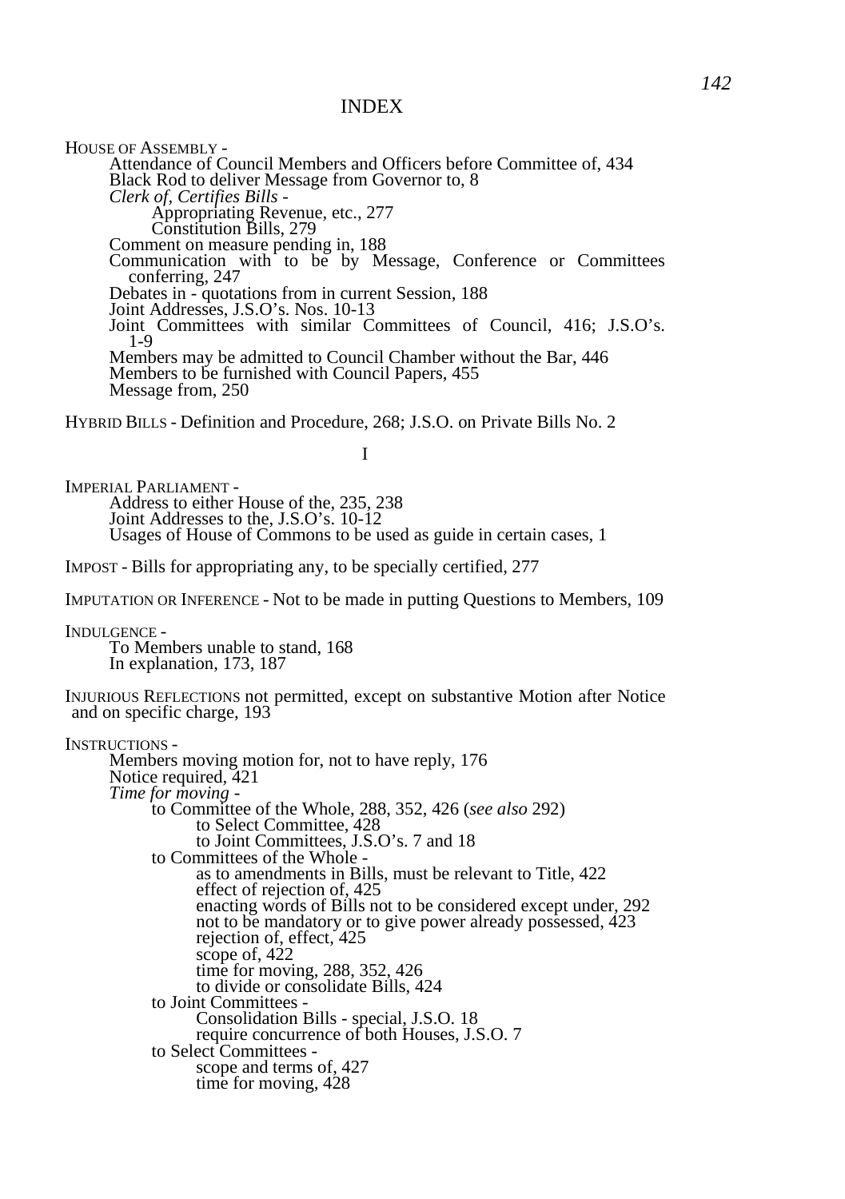# INDEX

HOUSE OF ASSEMBLY -
- Attendance of Council Members and Officers before Committee of, 434
- Black Rod to deliver Message from Governor to, 8
- *Clerk of, Certifies Bills -*
  - Appropriating Revenue, etc., 277
  - Constitution Bills, 279
- Comment on measure pending in, 188
- Communication with to be by Message, Conference or Committees conferring, 247
- Debates in - quotations from in current Session, 188
- Joint Addresses, J.S.O's. Nos. 10-13
- Joint Committees with similar Committees of Council, 416; J.S.O's. 1-9
- Members may be admitted to Council Chamber without the Bar, 446
- Members to be furnished with Council Papers, 455
- Message from, 250

HYBRID BILLS - Definition and Procedure, 268; J.S.O. on Private Bills No. 2

## I

IMPERIAL PARLIAMENT -
- Address to either House of the, 235, 238
- Joint Addresses to the, J.S.O's. 10-12
- Usages of House of Commons to be used as guide in certain cases, 1

IMPOST - Bills for appropriating any, to be specially certified, 277

IMPUTATION OR INFERENCE - Not to be made in putting Questions to Members, 109

INDULGENCE -
- To Members unable to stand, 168
- In explanation, 173, 187

INJURIOUS REFLECTIONS not permitted, except on substantive Motion after Notice and on specific charge, 193

INSTRUCTIONS -
- Members moving motion for, not to have reply, 176
- Notice required, 421
- *Time for moving -*
  - to Committee of the Whole, 288, 352, 426 (*see also* 292)
    - to Select Committee, 428
    - to Joint Committees, J.S.O's. 7 and 18
  - to Committees of the Whole -
    - as to amendments in Bills, must be relevant to Title, 422
    - effect of rejection of, 425
    - enacting words of Bills not to be considered except under, 292
    - not to be mandatory or to give power already possessed, 423
    - rejection of, effect, 425
    - scope of, 422
    - time for moving, 288, 352, 426
    - to divide or consolidate Bills, 424
  - to Joint Committees -
    - Consolidation Bills - special, J.S.O. 18
    - require concurrence of both Houses, J.S.O. 7
  - to Select Committees -
    - scope and terms of, 427
    - time for moving, 428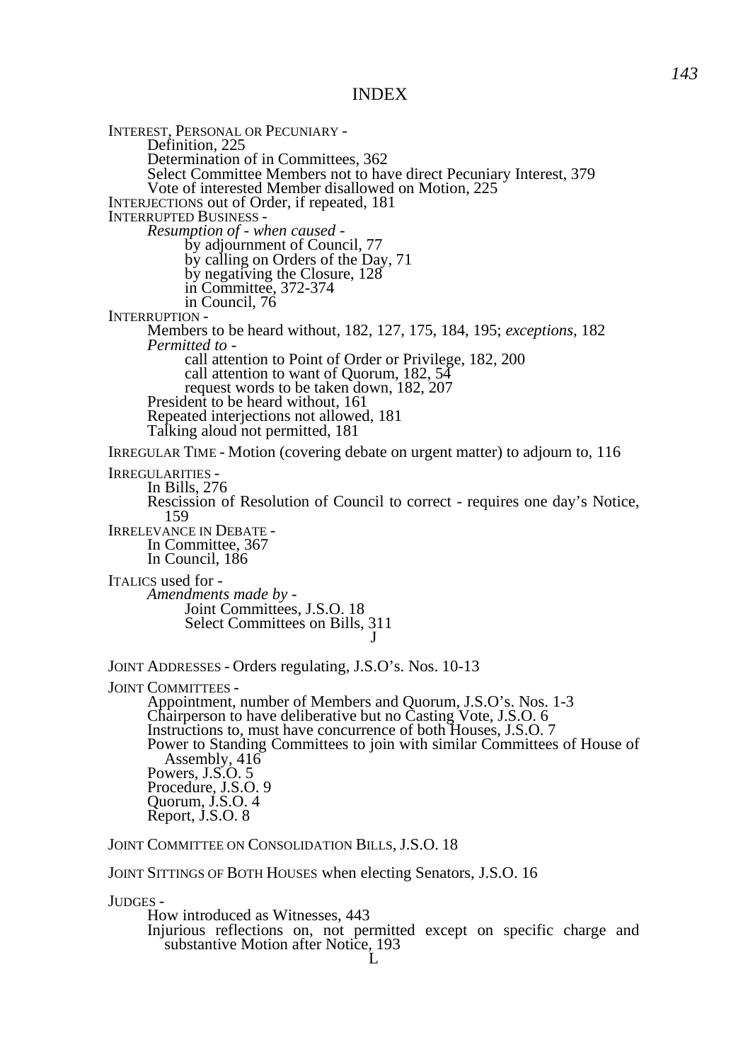# INDEX

INTEREST, PERSONAL OR PECUNIARY -
- Definition, 225
- Determination of in Committees, 362
- Select Committee Members not to have direct Pecuniary Interest, 379
- Vote of interested Member disallowed on Motion, 225

INTERJECTIONS out of Order, if repeated, 181

INTERRUPTED BUSINESS -
- *Resumption of - when caused -*
  - by adjournment of Council, 77
  - by calling on Orders of the Day, 71
  - by negativing the Closure, 128
  - in Committee, 372-374
  - in Council, 76

INTERRUPTION -
- Members to be heard without, 182, 127, 175, 184, 195; *exceptions*, 182
- *Permitted to -*
  - call attention to Point of Order or Privilege, 182, 200
  - call attention to want of Quorum, 182, 54
  - request words to be taken down, 182, 207
- President to be heard without, 161
- Repeated interjections not allowed, 181
- Talking aloud not permitted, 181

IRREGULAR TIME - Motion (covering debate on urgent matter) to adjourn to, 116

IRREGULARITIES -
- In Bills, 276
- Rescission of Resolution of Council to correct - requires one day's Notice, 159

IRRELEVANCE IN DEBATE -
- In Committee, 367
- In Council, 186

ITALICS used for -
- *Amendments made by -*
  - Joint Committees, J.S.O. 18
  - Select Committees on Bills, 311

## J

JOINT ADDRESSES - Orders regulating, J.S.O's. Nos. 10-13

JOINT COMMITTEES -
- Appointment, number of Members and Quorum, J.S.O's. Nos. 1-3
- Chairperson to have deliberative but no Casting Vote, J.S.O. 6
- Instructions to, must have concurrence of both Houses, J.S.O. 7
- Power to Standing Committees to join with similar Committees of House of Assembly, 416
- Powers, J.S.O. 5
- Procedure, J.S.O. 9
- Quorum, J.S.O. 4
- Report, J.S.O. 8

JOINT COMMITTEE ON CONSOLIDATION BILLS, J.S.O. 18

JOINT SITTINGS OF BOTH HOUSES when electing Senators, J.S.O. 16

JUDGES -
- How introduced as Witnesses, 443
- Injurious reflections on, not permitted except on specific charge and substantive Motion after Notice, 193

## L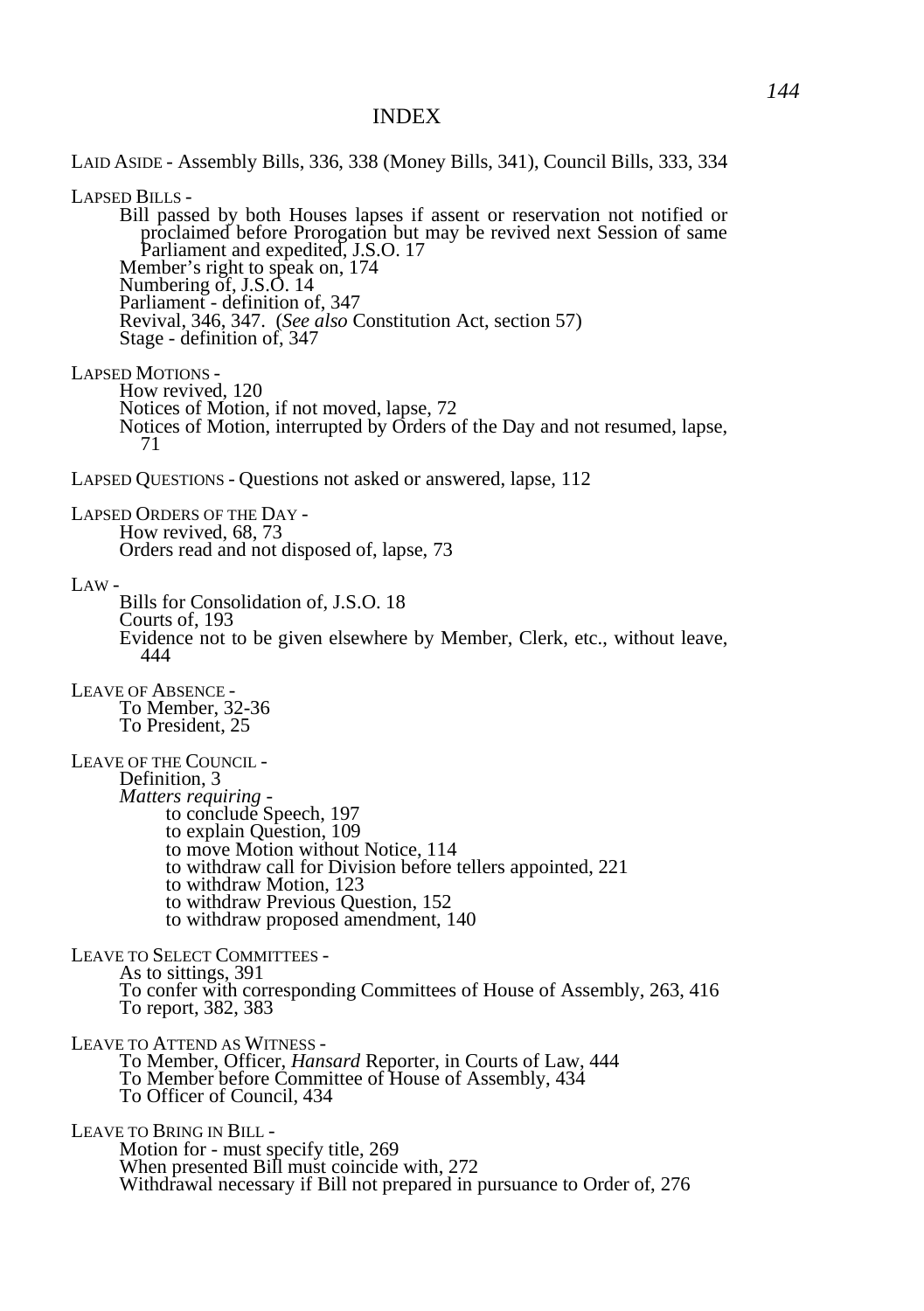# INDEX

LAID ASIDE - Assembly Bills, 336, 338 (Money Bills, 341), Council Bills, 333, 334

LAPSED BILLS -

- Bill passed by both Houses lapses if assent or reservation not notified or proclaimed before Prorogation but may be revived next Session of same Parliament and expedited, J.S.O. 17
- Member's right to speak on, 174
- Numbering of, J.S.O. 14
- Parliament - definition of, 347
- Revival, 346, 347. (*See also* Constitution Act, section 57)
- Stage - definition of, 347

LAPSED MOTIONS -

- How revived, 120
- Notices of Motion, if not moved, lapse, 72
- Notices of Motion, interrupted by Orders of the Day and not resumed, lapse, 71

LAPSED QUESTIONS - Questions not asked or answered, lapse, 112

LAPSED ORDERS OF THE DAY -

- How revived, 68, 73
- Orders read and not disposed of, lapse, 73

LAW -

- Bills for Consolidation of, J.S.O. 18
- Courts of, 193
- Evidence not to be given elsewhere by Member, Clerk, etc., without leave, 444

LEAVE OF ABSENCE -

- To Member, 32-36
- To President, 25

LEAVE OF THE COUNCIL -

- Definition, 3
- *Matters requiring -*
  - to conclude Speech, 197
  - to explain Question, 109
  - to move Motion without Notice, 114
  - to withdraw call for Division before tellers appointed, 221
  - to withdraw Motion, 123
  - to withdraw Previous Question, 152
  - to withdraw proposed amendment, 140

LEAVE TO SELECT COMMITTEES -

- As to sittings, 391
- To confer with corresponding Committees of House of Assembly, 263, 416
- To report, 382, 383

LEAVE TO ATTEND AS WITNESS -

- To Member, Officer, *Hansard* Reporter, in Courts of Law, 444
- To Member before Committee of House of Assembly, 434
- To Officer of Council, 434

LEAVE TO BRING IN BILL -

- Motion for - must specify title, 269
- When presented Bill must coincide with, 272
- Withdrawal necessary if Bill not prepared in pursuance to Order of, 276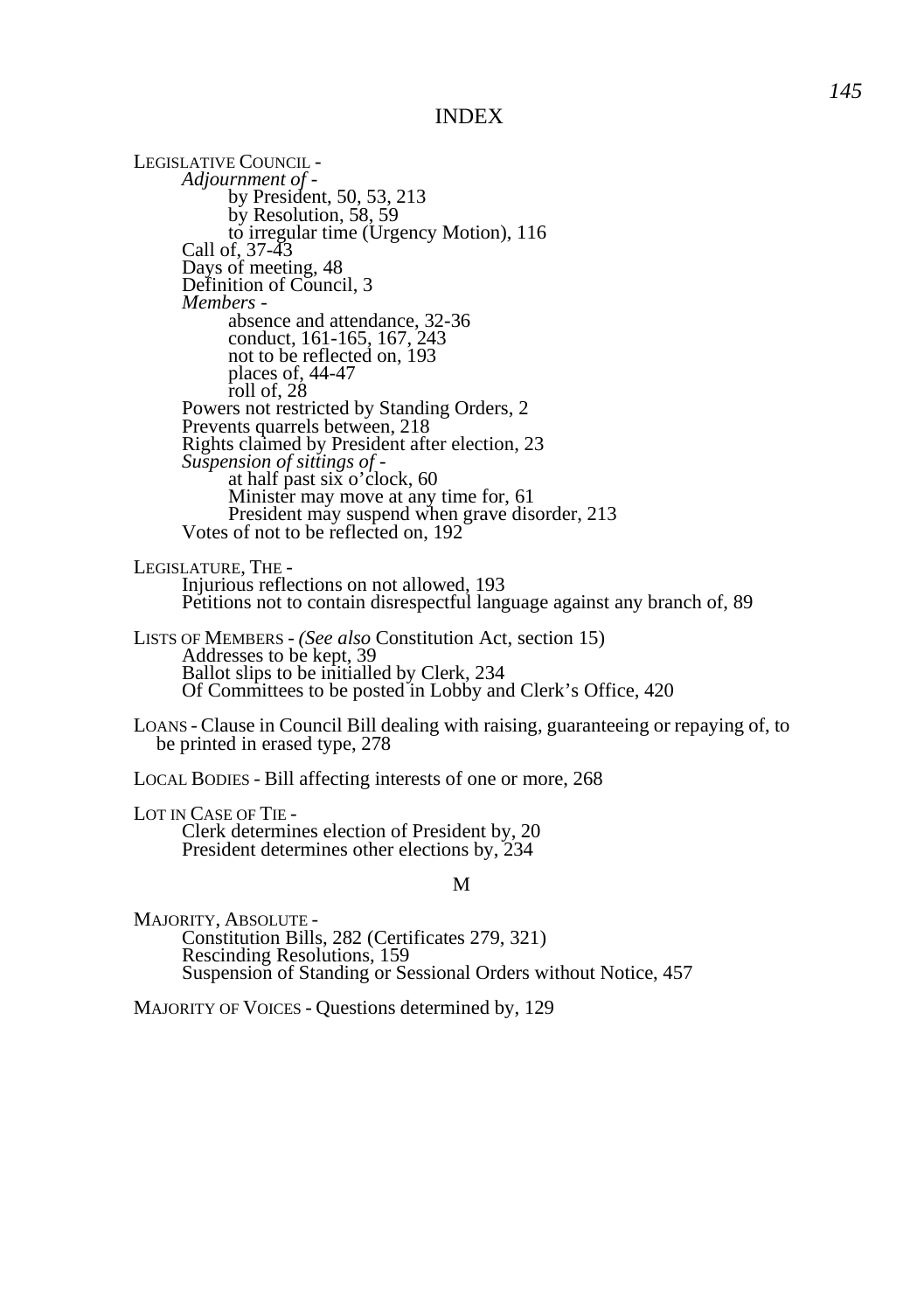INDEX

LEGISLATIVE COUNCIL -
- *Adjournment of* -
  - by President, 50, 53, 213
  - by Resolution, 58, 59
  - to irregular time (Urgency Motion), 116
- Call of, 37-43
- Days of meeting, 48
- Definition of Council, 3
- *Members* -
  - absence and attendance, 32-36
  - conduct, 161-165, 167, 243
  - not to be reflected on, 193
  - places of, 44-47
  - roll of, 28
- Powers not restricted by Standing Orders, 2
- Prevents quarrels between, 218
- Rights claimed by President after election, 23
- *Suspension of sittings of* -
  - at half past six o'clock, 60
  - Minister may move at any time for, 61
  - President may suspend when grave disorder, 213
- Votes of not to be reflected on, 192

LEGISLATURE, THE -
- Injurious reflections on not allowed, 193
- Petitions not to contain disrespectful language against any branch of, 89

LISTS OF MEMBERS - *(See also* Constitution Act, section 15)
- Addresses to be kept, 39
- Ballot slips to be initialled by Clerk, 234
- Of Committees to be posted in Lobby and Clerk's Office, 420

LOANS - Clause in Council Bill dealing with raising, guaranteeing or repaying of, to be printed in erased type, 278

LOCAL BODIES - Bill affecting interests of one or more, 268

LOT IN CASE OF TIE -
- Clerk determines election of President by, 20
- President determines other elections by, 234

## M

MAJORITY, ABSOLUTE -
- Constitution Bills, 282 (Certificates 279, 321)
- Rescinding Resolutions, 159
- Suspension of Standing or Sessional Orders without Notice, 457

MAJORITY OF VOICES - Questions determined by, 129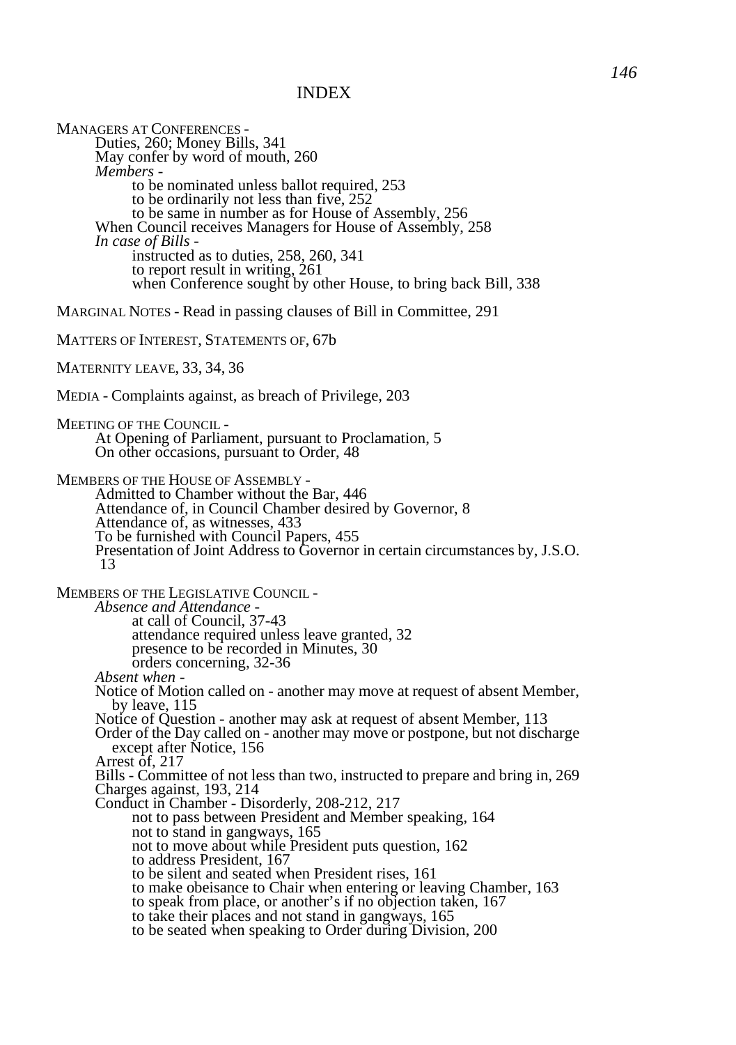# INDEX

MANAGERS AT CONFERENCES -
- Duties, 260; Money Bills, 341
- May confer by word of mouth, 260
- *Members* -
  - to be nominated unless ballot required, 253
  - to be ordinarily not less than five, 252
  - to be same in number as for House of Assembly, 256
- When Council receives Managers for House of Assembly, 258
- *In case of Bills* -
  - instructed as to duties, 258, 260, 341
  - to report result in writing, 261
  - when Conference sought by other House, to bring back Bill, 338

MARGINAL NOTES - Read in passing clauses of Bill in Committee, 291

MATTERS OF INTEREST, STATEMENTS OF, 67b

MATERNITY LEAVE, 33, 34, 36

MEDIA - Complaints against, as breach of Privilege, 203

MEETING OF THE COUNCIL -
- At Opening of Parliament, pursuant to Proclamation, 5
- On other occasions, pursuant to Order, 48

MEMBERS OF THE HOUSE OF ASSEMBLY -
- Admitted to Chamber without the Bar, 446
- Attendance of, in Council Chamber desired by Governor, 8
- Attendance of, as witnesses, 433
- To be furnished with Council Papers, 455
- Presentation of Joint Address to Governor in certain circumstances by, J.S.O. 13

MEMBERS OF THE LEGISLATIVE COUNCIL -
- *Absence and Attendance* -
  - at call of Council, 37-43
  - attendance required unless leave granted, 32
  - presence to be recorded in Minutes, 30
  - orders concerning, 32-36
- *Absent when* -
- Notice of Motion called on - another may move at request of absent Member, by leave, 115
- Notice of Question - another may ask at request of absent Member, 113
- Order of the Day called on - another may move or postpone, but not discharge except after Notice, 156
- Arrest of, 217
- Bills - Committee of not less than two, instructed to prepare and bring in, 269
- Charges against, 193, 214
- Conduct in Chamber - Disorderly, 208-212, 217
  - not to pass between President and Member speaking, 164
  - not to stand in gangways, 165
  - not to move about while President puts question, 162
  - to address President, 167
  - to be silent and seated when President rises, 161
  - to make obeisance to Chair when entering or leaving Chamber, 163
  - to speak from place, or another's if no objection taken, 167
  - to take their places and not stand in gangways, 165
  - to be seated when speaking to Order during Division, 200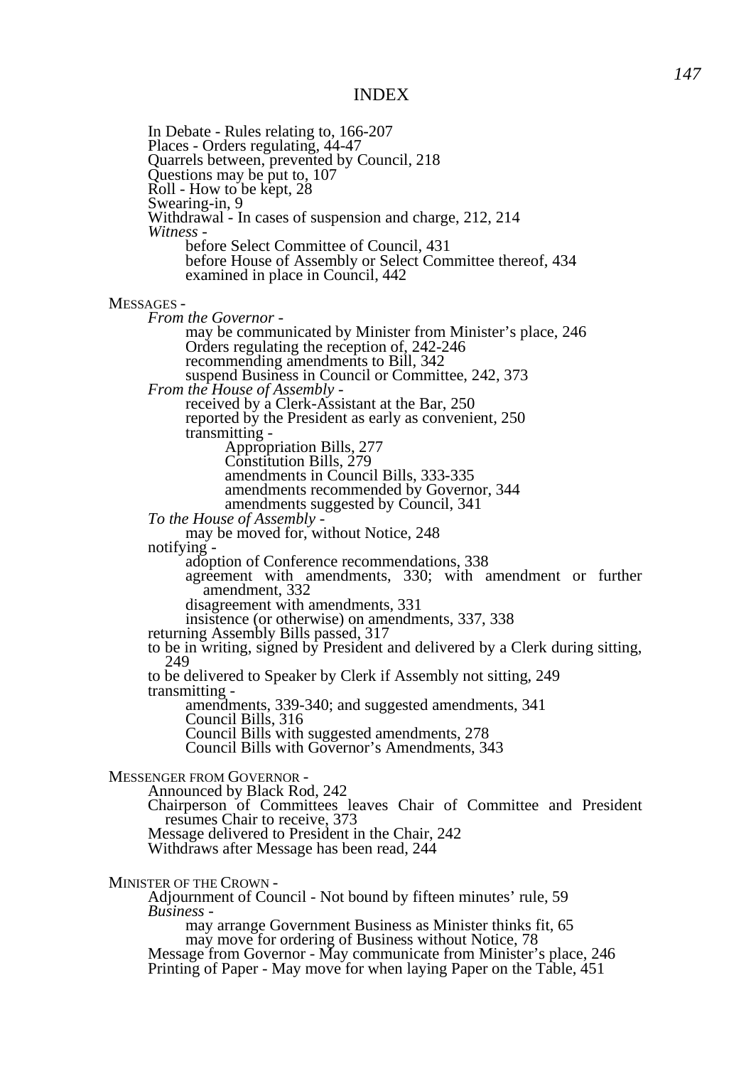INDEX

- In Debate - Rules relating to, 166-207
- Places - Orders regulating, 44-47
- Quarrels between, prevented by Council, 218
- Questions may be put to, 107
- Roll - How to be kept, 28
- Swearing-in, 9
- Withdrawal - In cases of suspension and charge, 212, 214
- *Witness* -
  - before Select Committee of Council, 431
  - before House of Assembly or Select Committee thereof, 434
  - examined in place in Council, 442

MESSAGES -

- *From the Governor* -
  - may be communicated by Minister from Minister's place, 246
  - Orders regulating the reception of, 242-246
  - recommending amendments to Bill, 342
  - suspend Business in Council or Committee, 242, 373
- *From the House of Assembly* -
  - received by a Clerk-Assistant at the Bar, 250
  - reported by the President as early as convenient, 250
  - transmitting -
    - Appropriation Bills, 277
    - Constitution Bills, 279
    - amendments in Council Bills, 333-335
    - amendments recommended by Governor, 344
    - amendments suggested by Council, 341
- *To the House of Assembly* -
  - may be moved for, without Notice, 248
- notifying -
  - adoption of Conference recommendations, 338
  - agreement with amendments, 330; with amendment or further amendment, 332
  - disagreement with amendments, 331
  - insistence (or otherwise) on amendments, 337, 338
- returning Assembly Bills passed, 317
- to be in writing, signed by President and delivered by a Clerk during sitting, 249
- to be delivered to Speaker by Clerk if Assembly not sitting, 249
- transmitting -
  - amendments, 339-340; and suggested amendments, 341
  - Council Bills, 316
  - Council Bills with suggested amendments, 278
  - Council Bills with Governor's Amendments, 343

MESSENGER FROM GOVERNOR -

- Announced by Black Rod, 242
- Chairperson of Committees leaves Chair of Committee and President resumes Chair to receive, 373
- Message delivered to President in the Chair, 242
- Withdraws after Message has been read, 244

MINISTER OF THE CROWN -

- Adjournment of Council - Not bound by fifteen minutes' rule, 59
- *Business* -
  - may arrange Government Business as Minister thinks fit, 65
  - may move for ordering of Business without Notice, 78
- Message from Governor - May communicate from Minister's place, 246
- Printing of Paper - May move for when laying Paper on the Table, 451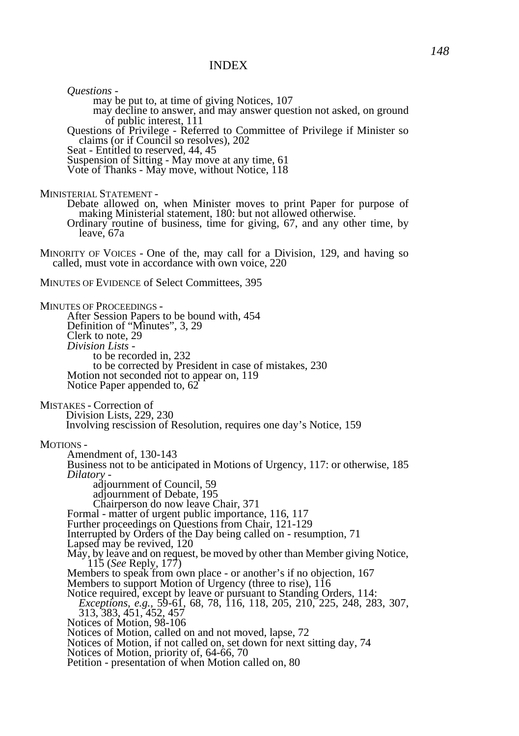# INDEX

*Questions* -
- may be put to, at time of giving Notices, 107
- may decline to answer, and may answer question not asked, on ground of public interest, 111

Questions of Privilege - Referred to Committee of Privilege if Minister so claims (or if Council so resolves), 202
Seat - Entitled to reserved, 44, 45
Suspension of Sitting - May move at any time, 61
Vote of Thanks - May move, without Notice, 118

MINISTERIAL STATEMENT -
- Debate allowed on, when Minister moves to print Paper for purpose of making Ministerial statement, 180: but not allowed otherwise.
- Ordinary routine of business, time for giving, 67, and any other time, by leave, 67a

MINORITY OF VOICES - One of the, may call for a Division, 129, and having so called, must vote in accordance with own voice, 220

MINUTES OF EVIDENCE of Select Committees, 395

MINUTES OF PROCEEDINGS -
- After Session Papers to be bound with, 454
- Definition of "Minutes", 3, 29
- Clerk to note, 29
- *Division Lists* -
  - to be recorded in, 232
  - to be corrected by President in case of mistakes, 230
- Motion not seconded not to appear on, 119
- Notice Paper appended to, 62

MISTAKES - Correction of
- Division Lists, 229, 230
- Involving rescission of Resolution, requires one day's Notice, 159

MOTIONS -
- Amendment of, 130-143
- Business not to be anticipated in Motions of Urgency, 117: or otherwise, 185
- *Dilatory* -
  - adjournment of Council, 59
  - adjournment of Debate, 195
  - Chairperson do now leave Chair, 371
- Formal - matter of urgent public importance, 116, 117
- Further proceedings on Questions from Chair, 121-129
- Interrupted by Orders of the Day being called on - resumption, 71
- Lapsed may be revived, 120
- May, by leave and on request, be moved by other than Member giving Notice, 115 (*See* Reply, 177)
- Members to speak from own place - or another's if no objection, 167
- Members to support Motion of Urgency (three to rise), 116
- Notice required, except by leave or pursuant to Standing Orders, 114: *Exceptions, e.g.,* 59-61, 68, 78, 116, 118, 205, 210, 225, 248, 283, 307, 313, 383, 451, 452, 457
- Notices of Motion, 98-106
- Notices of Motion, called on and not moved, lapse, 72
- Notices of Motion, if not called on, set down for next sitting day, 74
- Notices of Motion, priority of, 64-66, 70
- Petition - presentation of when Motion called on, 80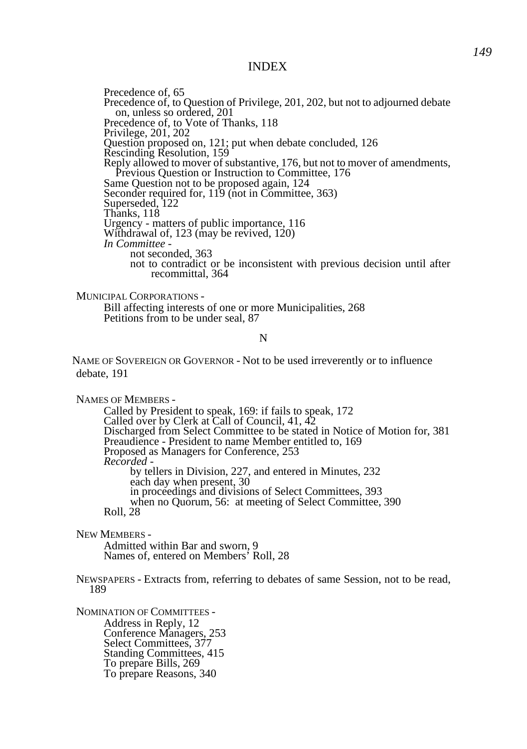# INDEX

Precedence of, 65
Precedence of, to Question of Privilege, 201, 202, but not to adjourned debate on, unless so ordered, 201
Precedence of, to Vote of Thanks, 118
Privilege, 201, 202
Question proposed on, 121; put when debate concluded, 126
Rescinding Resolution, 159
Reply allowed to mover of substantive, 176, but not to mover of amendments, Previous Question or Instruction to Committee, 176
Same Question not to be proposed again, 124
Seconder required for, 119 (not in Committee, 363)
Superseded, 122
Thanks, 118
Urgency - matters of public importance, 116
Withdrawal of, 123 (may be revived, 120)
*In Committee* -
- not seconded, 363
- not to contradict or be inconsistent with previous decision until after recommittal, 364

MUNICIPAL CORPORATIONS -
Bill affecting interests of one or more Municipalities, 268
Petitions from to be under seal, 87

## N

NAME OF SOVEREIGN OR GOVERNOR - Not to be used irreverently or to influence debate, 191

NAMES OF MEMBERS -
Called by President to speak, 169: if fails to speak, 172
Called over by Clerk at Call of Council, 41, 42
Discharged from Select Committee to be stated in Notice of Motion for, 381
Preaudience - President to name Member entitled to, 169
Proposed as Managers for Conference, 253
*Recorded* -
- by tellers in Division, 227, and entered in Minutes, 232
- each day when present, 30
- in proceedings and divisions of Select Committees, 393
- when no Quorum, 56: at meeting of Select Committee, 390

Roll, 28

NEW MEMBERS -
Admitted within Bar and sworn, 9
Names of, entered on Members' Roll, 28

NEWSPAPERS - Extracts from, referring to debates of same Session, not to be read, 189

NOMINATION OF COMMITTEES -
Address in Reply, 12
Conference Managers, 253
Select Committees, 377
Standing Committees, 415
To prepare Bills, 269
To prepare Reasons, 340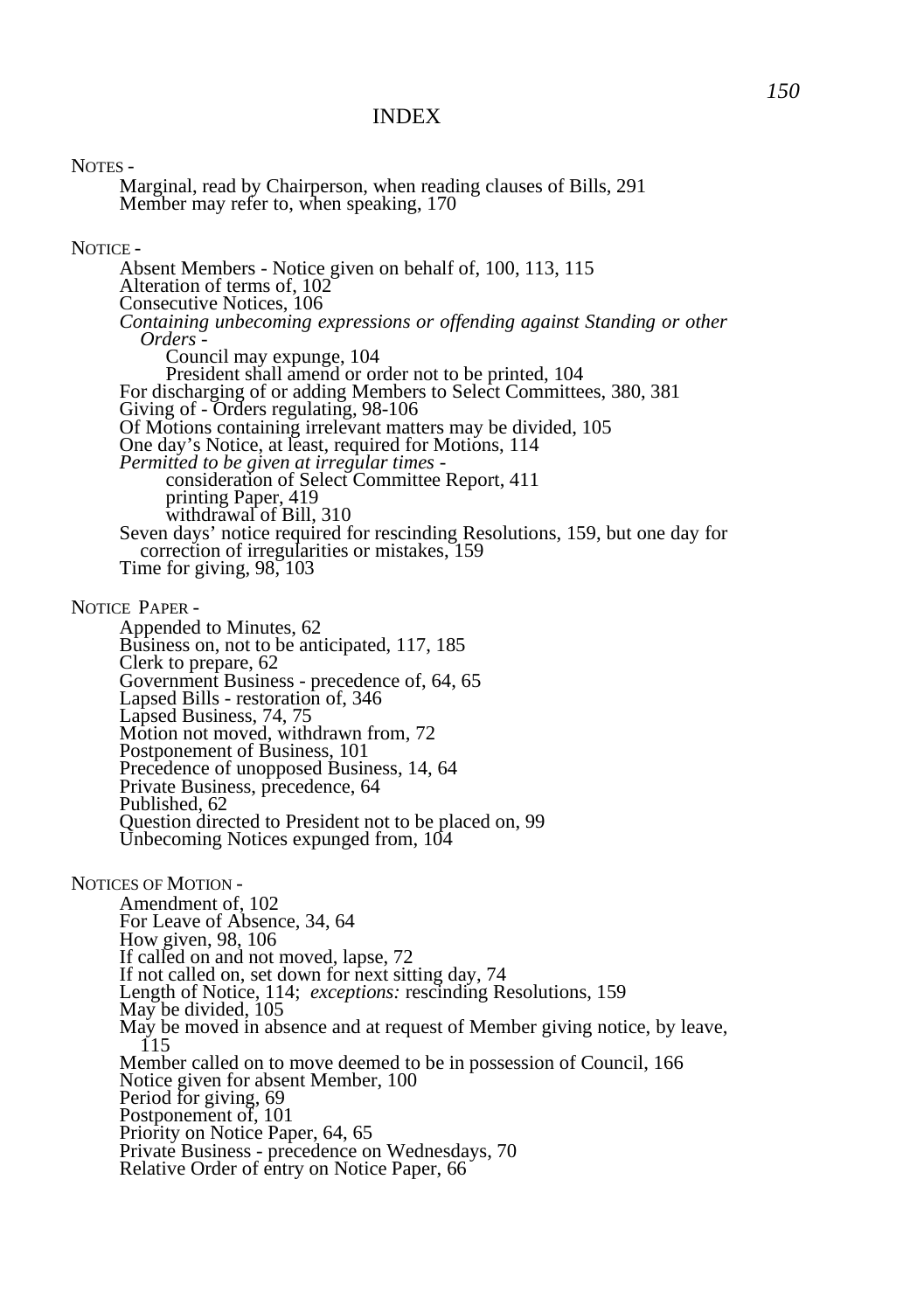# INDEX

NOTES -

- Marginal, read by Chairperson, when reading clauses of Bills, 291
- Member may refer to, when speaking, 170

NOTICE -

- Absent Members - Notice given on behalf of, 100, 113, 115
- Alteration of terms of, 102
- Consecutive Notices, 106
- *Containing unbecoming expressions or offending against Standing or other Orders -*
  - Council may expunge, 104
  - President shall amend or order not to be printed, 104
- For discharging of or adding Members to Select Committees, 380, 381
- Giving of - Orders regulating, 98-106
- Of Motions containing irrelevant matters may be divided, 105
- One day's Notice, at least, required for Motions, 114
- *Permitted to be given at irregular times -*
  - consideration of Select Committee Report, 411
  - printing Paper, 419
  - withdrawal of Bill, 310
- Seven days' notice required for rescinding Resolutions, 159, but one day for correction of irregularities or mistakes, 159
- Time for giving, 98, 103

NOTICE PAPER -

- Appended to Minutes, 62
- Business on, not to be anticipated, 117, 185
- Clerk to prepare, 62
- Government Business - precedence of, 64, 65
- Lapsed Bills - restoration of, 346
- Lapsed Business, 74, 75
- Motion not moved, withdrawn from, 72
- Postponement of Business, 101
- Precedence of unopposed Business, 14, 64
- Private Business, precedence, 64
- Published, 62
- Question directed to President not to be placed on, 99
- Unbecoming Notices expunged from, 104

NOTICES OF MOTION -

- Amendment of, 102
- For Leave of Absence, 34, 64
- How given, 98, 106
- If called on and not moved, lapse, 72
- If not called on, set down for next sitting day, 74
- Length of Notice, 114; *exceptions:* rescinding Resolutions, 159
- May be divided, 105
- May be moved in absence and at request of Member giving notice, by leave, 115
- Member called on to move deemed to be in possession of Council, 166
- Notice given for absent Member, 100
- Period for giving, 69
- Postponement of, 101
- Priority on Notice Paper, 64, 65
- Private Business - precedence on Wednesdays, 70
- Relative Order of entry on Notice Paper, 66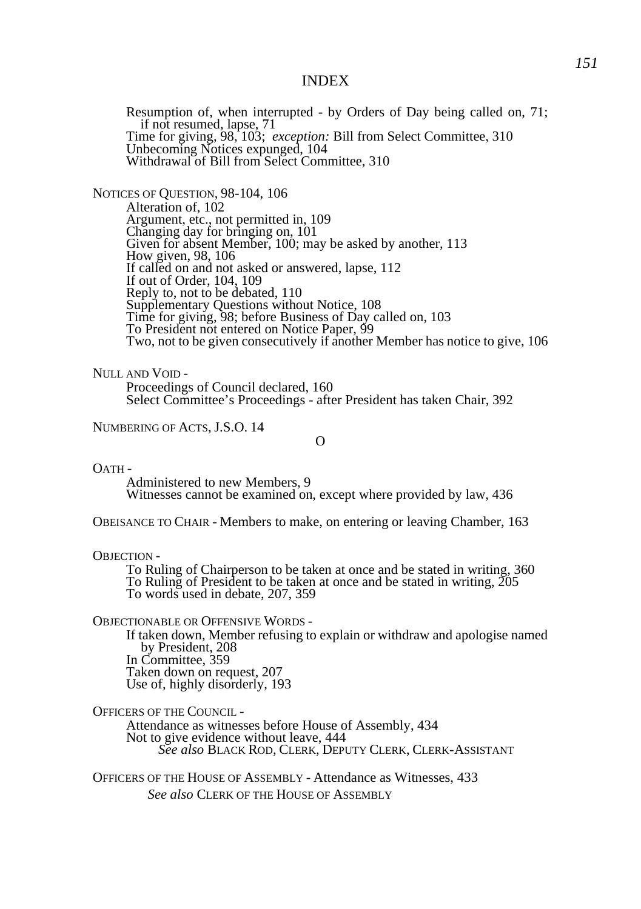# INDEX

Resumption of, when interrupted - by Orders of Day being called on, 71; if not resumed, lapse, 71
Time for giving, 98, 103; *exception:* Bill from Select Committee, 310
Unbecoming Notices expunged, 104
Withdrawal of Bill from Select Committee, 310

NOTICES OF QUESTION, 98-104, 106
Alteration of, 102
Argument, etc., not permitted in, 109
Changing day for bringing on, 101
Given for absent Member, 100; may be asked by another, 113
How given, 98, 106
If called on and not asked or answered, lapse, 112
If out of Order, 104, 109
Reply to, not to be debated, 110
Supplementary Questions without Notice, 108
Time for giving, 98; before Business of Day called on, 103
To President not entered on Notice Paper, 99
Two, not to be given consecutively if another Member has notice to give, 106

NULL AND VOID -
Proceedings of Council declared, 160
Select Committee's Proceedings - after President has taken Chair, 392

NUMBERING OF ACTS, J.S.O. 14

## O

OATH -
Administered to new Members, 9
Witnesses cannot be examined on, except where provided by law, 436

OBEISANCE TO CHAIR - Members to make, on entering or leaving Chamber, 163

OBJECTION -
To Ruling of Chairperson to be taken at once and be stated in writing, 360
To Ruling of President to be taken at once and be stated in writing, 205
To words used in debate, 207, 359

OBJECTIONABLE OR OFFENSIVE WORDS -
If taken down, Member refusing to explain or withdraw and apologise named by President, 208
In Committee, 359
Taken down on request, 207
Use of, highly disorderly, 193

OFFICERS OF THE COUNCIL -
Attendance as witnesses before House of Assembly, 434
Not to give evidence without leave, 444
*See also* BLACK ROD, CLERK, DEPUTY CLERK, CLERK-ASSISTANT

OFFICERS OF THE HOUSE OF ASSEMBLY - Attendance as Witnesses, 433
*See also* CLERK OF THE HOUSE OF ASSEMBLY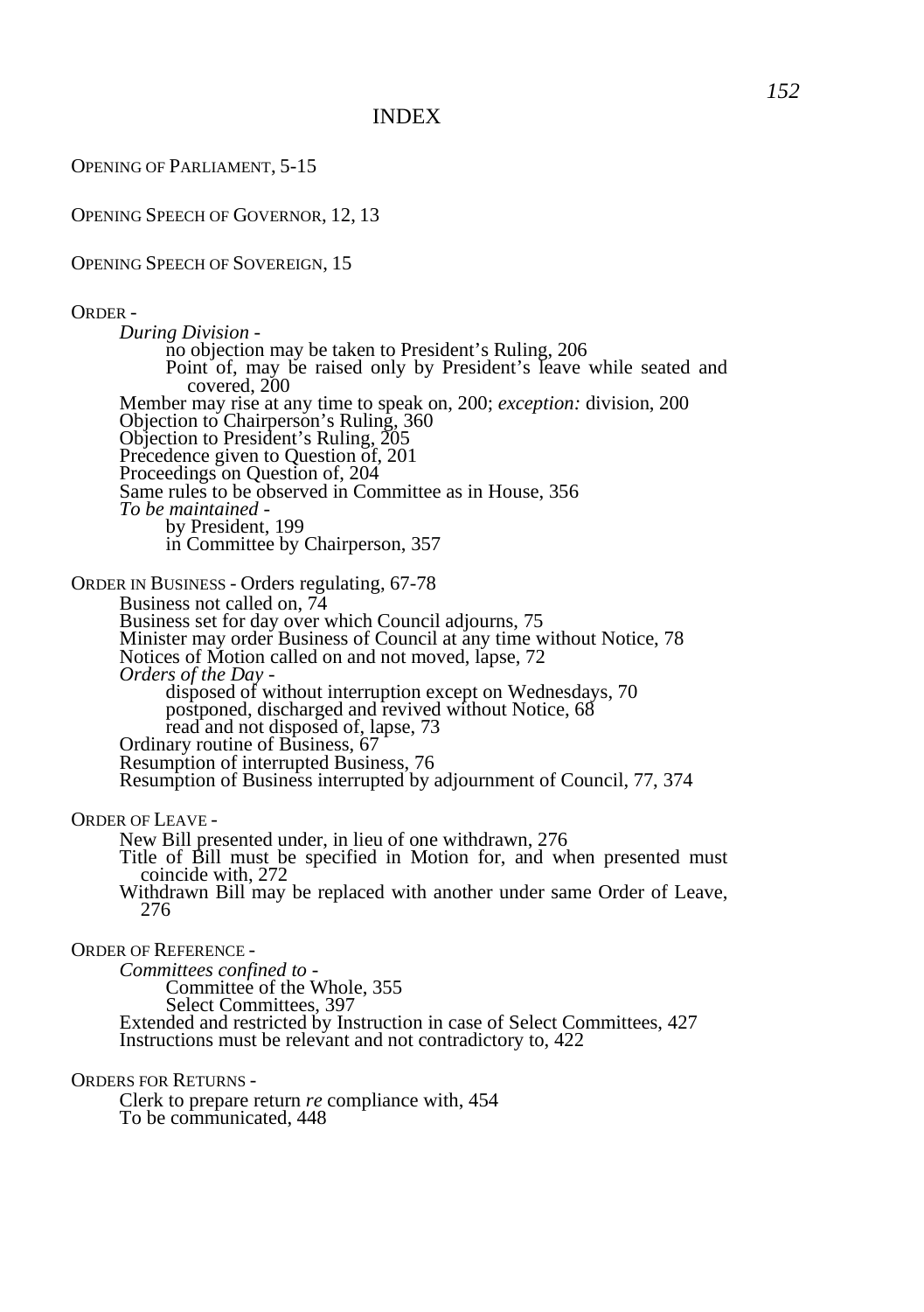# INDEX

OPENING OF PARLIAMENT, 5-15

OPENING SPEECH OF GOVERNOR, 12, 13

OPENING SPEECH OF SOVEREIGN, 15

ORDER -

- *During Division* -
  - no objection may be taken to President's Ruling, 206
  - Point of, may be raised only by President's leave while seated and covered, 200
- Member may rise at any time to speak on, 200; *exception:* division, 200
- Objection to Chairperson's Ruling, 360
- Objection to President's Ruling, 205
- Precedence given to Question of, 201
- Proceedings on Question of, 204
- Same rules to be observed in Committee as in House, 356
- *To be maintained* -
  - by President, 199
  - in Committee by Chairperson, 357

ORDER IN BUSINESS - Orders regulating, 67-78

- Business not called on, 74
- Business set for day over which Council adjourns, 75
- Minister may order Business of Council at any time without Notice, 78
- Notices of Motion called on and not moved, lapse, 72
- *Orders of the Day* -
  - disposed of without interruption except on Wednesdays, 70
  - postponed, discharged and revived without Notice, 68
  - read and not disposed of, lapse, 73
- Ordinary routine of Business, 67
- Resumption of interrupted Business, 76
- Resumption of Business interrupted by adjournment of Council, 77, 374

ORDER OF LEAVE -

- New Bill presented under, in lieu of one withdrawn, 276
- Title of Bill must be specified in Motion for, and when presented must coincide with, 272
- Withdrawn Bill may be replaced with another under same Order of Leave, 276

ORDER OF REFERENCE -

- *Committees confined to* -
  - Committee of the Whole, 355
  - Select Committees, 397
- Extended and restricted by Instruction in case of Select Committees, 427
- Instructions must be relevant and not contradictory to, 422

ORDERS FOR RETURNS -

- Clerk to prepare return *re* compliance with, 454
- To be communicated, 448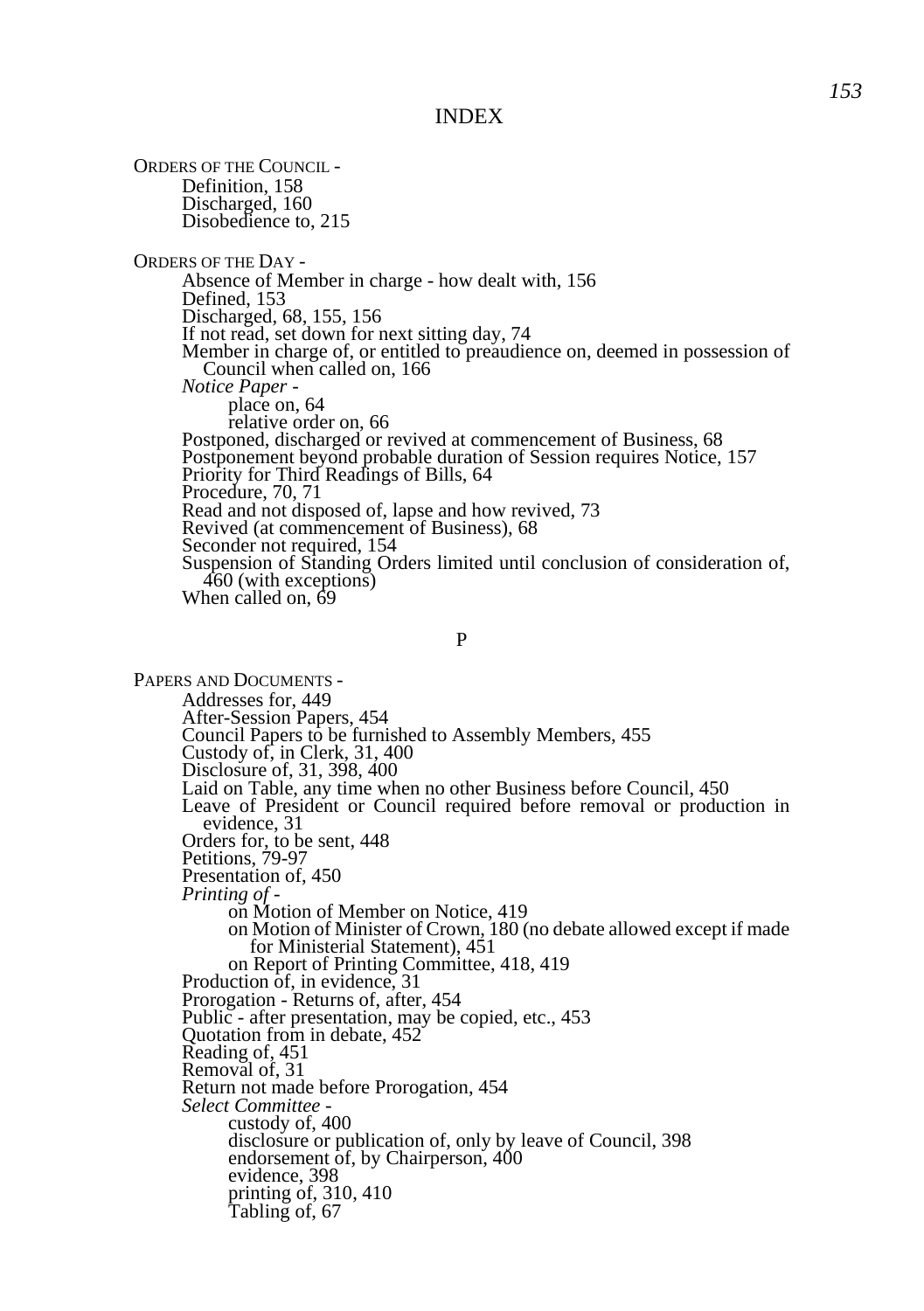# INDEX

ORDERS OF THE COUNCIL -
- Definition, 158
- Discharged, 160
- Disobedience to, 215

ORDERS OF THE DAY -
- Absence of Member in charge - how dealt with, 156
- Defined, 153
- Discharged, 68, 155, 156
- If not read, set down for next sitting day, 74
- Member in charge of, or entitled to preaudience on, deemed in possession of Council when called on, 166
- *Notice Paper* -
  - place on, 64
  - relative order on, 66
- Postponed, discharged or revived at commencement of Business, 68
- Postponement beyond probable duration of Session requires Notice, 157
- Priority for Third Readings of Bills, 64
- Procedure, 70, 71
- Read and not disposed of, lapse and how revived, 73
- Revived (at commencement of Business), 68
- Seconder not required, 154
- Suspension of Standing Orders limited until conclusion of consideration of, 460 (with exceptions)
- When called on, 69

## P

PAPERS AND DOCUMENTS -
- Addresses for, 449
- After-Session Papers, 454
- Council Papers to be furnished to Assembly Members, 455
- Custody of, in Clerk, 31, 400
- Disclosure of, 31, 398, 400
- Laid on Table, any time when no other Business before Council, 450
- Leave of President or Council required before removal or production in evidence, 31
- Orders for, to be sent, 448
- Petitions, 79-97
- Presentation of, 450
- *Printing of* -
  - on Motion of Member on Notice, 419
  - on Motion of Minister of Crown, 180 (no debate allowed except if made for Ministerial Statement), 451
  - on Report of Printing Committee, 418, 419
- Production of, in evidence, 31
- Prorogation - Returns of, after, 454
- Public - after presentation, may be copied, etc., 453
- Quotation from in debate, 452
- Reading of, 451
- Removal of, 31
- Return not made before Prorogation, 454
- *Select Committee* -
  - custody of, 400
  - disclosure or publication of, only by leave of Council, 398
  - endorsement of, by Chairperson, 400
  - evidence, 398
  - printing of, 310, 410
  - Tabling of, 67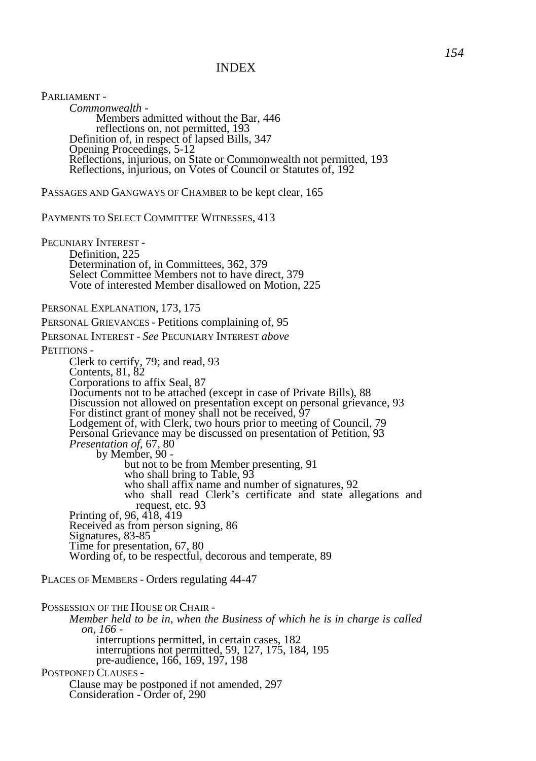# INDEX

PARLIAMENT -

- *Commonwealth* -
  - Members admitted without the Bar, 446
  - reflections on, not permitted, 193
- Definition of, in respect of lapsed Bills, 347
- Opening Proceedings, 5-12
- Reflections, injurious, on State or Commonwealth not permitted, 193
- Reflections, injurious, on Votes of Council or Statutes of, 192

PASSAGES AND GANGWAYS OF CHAMBER to be kept clear, 165

PAYMENTS TO SELECT COMMITTEE WITNESSES, 413

PECUNIARY INTEREST -

- Definition, 225
- Determination of, in Committees, 362, 379
- Select Committee Members not to have direct, 379
- Vote of interested Member disallowed on Motion, 225

PERSONAL EXPLANATION, 173, 175

PERSONAL GRIEVANCES - Petitions complaining of, 95

PERSONAL INTEREST - *See* PECUNIARY INTEREST *above*

PETITIONS -

- Clerk to certify, 79; and read, 93
- Contents, 81, 82
- Corporations to affix Seal, 87
- Documents not to be attached (except in case of Private Bills), 88
- Discussion not allowed on presentation except on personal grievance, 93
- For distinct grant of money shall not be received, 97
- Lodgement of, with Clerk, two hours prior to meeting of Council, 79
- Personal Grievance may be discussed on presentation of Petition, 93
- *Presentation of*, 67, 80
  - by Member, 90 -
    - but not to be from Member presenting, 91
    - who shall bring to Table, 93
    - who shall affix name and number of signatures, 92
    - who shall read Clerk's certificate and state allegations and request, etc. 93
- Printing of, 96, 418, 419
- Received as from person signing, 86
- Signatures, 83-85
- Time for presentation, 67, 80
- Wording of, to be respectful, decorous and temperate, 89

PLACES OF MEMBERS - Orders regulating 44-47

POSSESSION OF THE HOUSE OR CHAIR -

- *Member held to be in, when the Business of which he is in charge is called on, 166* -
  - interruptions permitted, in certain cases, 182
  - interruptions not permitted, 59, 127, 175, 184, 195
  - pre-audience, 166, 169, 197, 198

POSTPONED CLAUSES -

- Clause may be postponed if not amended, 297
- Consideration - Order of, 290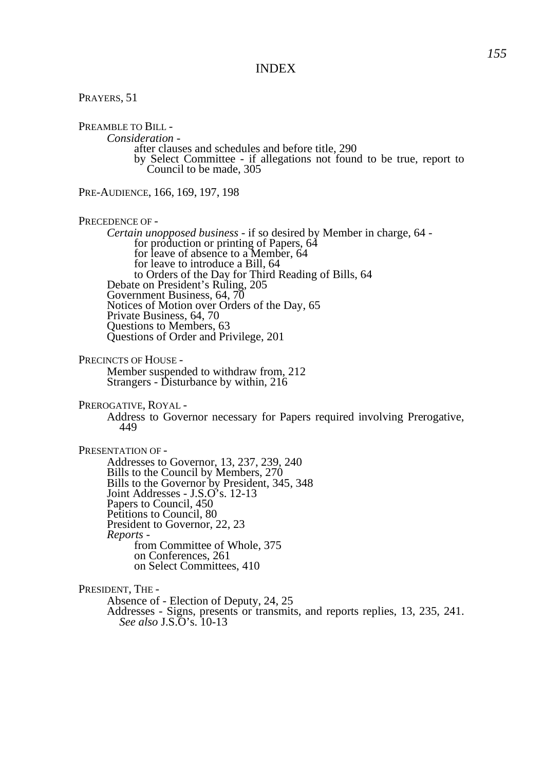# INDEX

PRAYERS, 51

PREAMBLE TO BILL -

*Consideration* -

after clauses and schedules and before title, 290

by Select Committee - if allegations not found to be true, report to Council to be made, 305

PRE-AUDIENCE, 166, 169, 197, 198

PRECEDENCE OF -

*Certain unopposed business* - if so desired by Member in charge, 64 -

for production or printing of Papers, 64

for leave of absence to a Member, 64

for leave to introduce a Bill, 64

to Orders of the Day for Third Reading of Bills, 64

Debate on President's Ruling, 205

Government Business, 64, 70

Notices of Motion over Orders of the Day, 65

Private Business, 64, 70

Questions to Members, 63

Questions of Order and Privilege, 201

PRECINCTS OF HOUSE -

Member suspended to withdraw from, 212

Strangers - Disturbance by within, 216

PREROGATIVE, ROYAL -

Address to Governor necessary for Papers required involving Prerogative, 449

PRESENTATION OF -

Addresses to Governor, 13, 237, 239, 240

Bills to the Council by Members, 270

Bills to the Governor by President, 345, 348

Joint Addresses - J.S.O's. 12-13

Papers to Council, 450

Petitions to Council, 80

President to Governor, 22, 23

*Reports* -

from Committee of Whole, 375

on Conferences, 261

on Select Committees, 410

PRESIDENT, THE -

Absence of - Election of Deputy, 24, 25

Addresses - Signs, presents or transmits, and reports replies, 13, 235, 241. *See also* J.S.O's. 10-13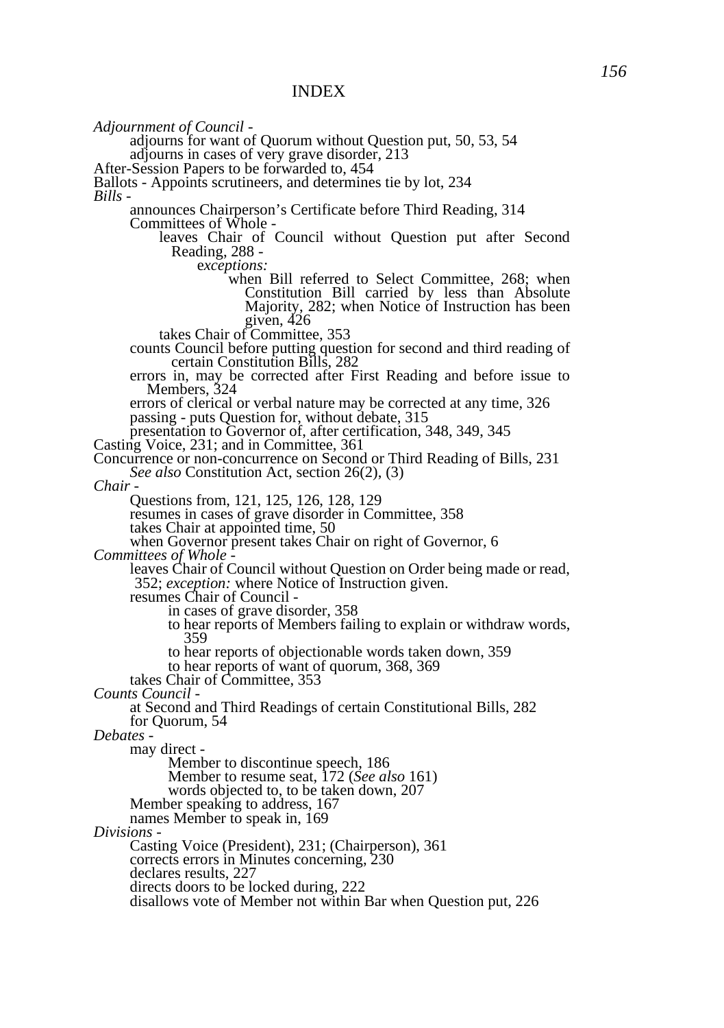# INDEX

*Adjournment of Council* -

- adjourns for want of Quorum without Question put, 50, 53, 54
- adjourns in cases of very grave disorder, 213

After-Session Papers to be forwarded to, 454

Ballots - Appoints scrutineers, and determines tie by lot, 234

*Bills* -

- announces Chairperson's Certificate before Third Reading, 314
- Committees of Whole -
  - leaves Chair of Council without Question put after Second Reading, 288 -
    - e*xceptions:*
      - when Bill referred to Select Committee, 268; when Constitution Bill carried by less than Absolute Majority, 282; when Notice of Instruction has been given, 426
  - takes Chair of Committee, 353
- counts Council before putting question for second and third reading of certain Constitution Bills, 282
- errors in, may be corrected after First Reading and before issue to Members, 324
- errors of clerical or verbal nature may be corrected at any time, 326
- passing - puts Question for, without debate, 315
- presentation to Governor of, after certification, 348, 349, 345

Casting Voice, 231; and in Committee, 361

Concurrence or non-concurrence on Second or Third Reading of Bills, 231

- *See also* Constitution Act, section 26(2), (3)

*Chair* -

- Questions from, 121, 125, 126, 128, 129
- resumes in cases of grave disorder in Committee, 358
- takes Chair at appointed time, 50
- when Governor present takes Chair on right of Governor, 6

*Committees of Whole* -

- leaves Chair of Council without Question on Order being made or read, 352; *exception:* where Notice of Instruction given.
- resumes Chair of Council -
  - in cases of grave disorder, 358
  - to hear reports of Members failing to explain or withdraw words, 359
  - to hear reports of objectionable words taken down, 359
  - to hear reports of want of quorum, 368, 369
- takes Chair of Committee, 353

*Counts Council* -

- at Second and Third Readings of certain Constitutional Bills, 282
- for Quorum, 54

*Debates* -

- may direct -
  - Member to discontinue speech, 186
  - Member to resume seat, 172 (*See also* 161)
  - words objected to, to be taken down, 207
- Member speaking to address, 167
- names Member to speak in, 169

*Divisions* -

- Casting Voice (President), 231; (Chairperson), 361
- corrects errors in Minutes concerning, 230
- declares results, 227
- directs doors to be locked during, 222
- disallows vote of Member not within Bar when Question put, 226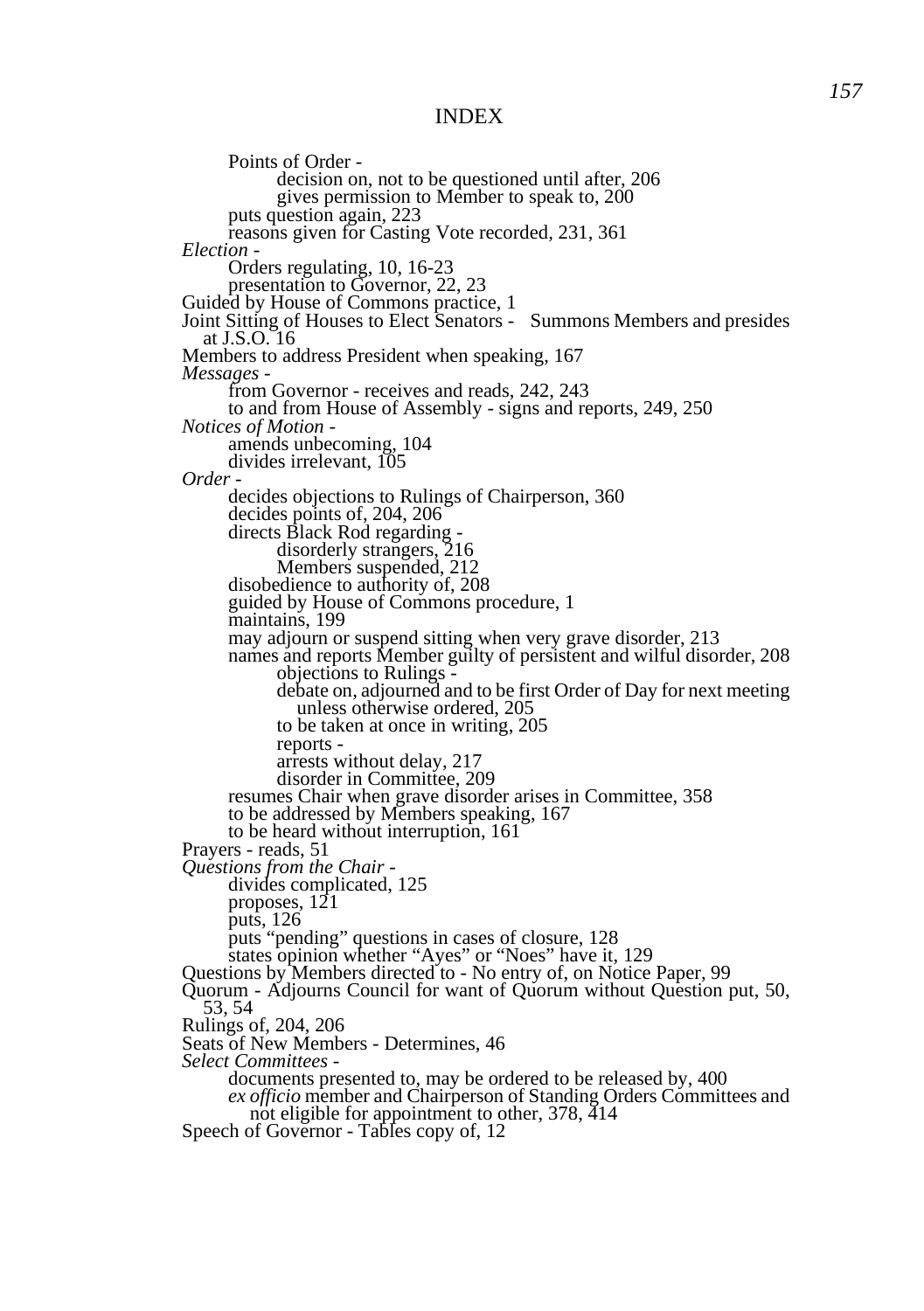# INDEX

- Points of Order -
  - decision on, not to be questioned until after, 206
  - gives permission to Member to speak to, 200
- puts question again, 223
- reasons given for Casting Vote recorded, 231, 361

*Election* -
- Orders regulating, 10, 16-23
- presentation to Governor, 22, 23

Guided by House of Commons practice, 1

Joint Sitting of Houses to Elect Senators - Summons Members and presides at J.S.O. 16

Members to address President when speaking, 167

*Messages* -
- from Governor - receives and reads, 242, 243
- to and from House of Assembly - signs and reports, 249, 250

*Notices of Motion* -
- amends unbecoming, 104
- divides irrelevant, 105

*Order* -
- decides objections to Rulings of Chairperson, 360
- decides points of, 204, 206
- directs Black Rod regarding -
  - disorderly strangers, 216
  - Members suspended, 212
- disobedience to authority of, 208
- guided by House of Commons procedure, 1
- maintains, 199
- may adjourn or suspend sitting when very grave disorder, 213
- names and reports Member guilty of persistent and wilful disorder, 208
  - objections to Rulings -
  - debate on, adjourned and to be first Order of Day for next meeting unless otherwise ordered, 205
  - to be taken at once in writing, 205
  - reports -
  - arrests without delay, 217
  - disorder in Committee, 209
- resumes Chair when grave disorder arises in Committee, 358
- to be addressed by Members speaking, 167
- to be heard without interruption, 161

Prayers - reads, 51

*Questions from the Chair* -
- divides complicated, 125
- proposes, 121
- puts, 126
- puts "pending" questions in cases of closure, 128
- states opinion whether "Ayes" or "Noes" have it, 129

Questions by Members directed to - No entry of, on Notice Paper, 99

Quorum - Adjourns Council for want of Quorum without Question put, 50, 53, 54

Rulings of, 204, 206

Seats of New Members - Determines, 46

*Select Committees* -
- documents presented to, may be ordered to be released by, 400
- *ex officio* member and Chairperson of Standing Orders Committees and not eligible for appointment to other, 378, 414

Speech of Governor - Tables copy of, 12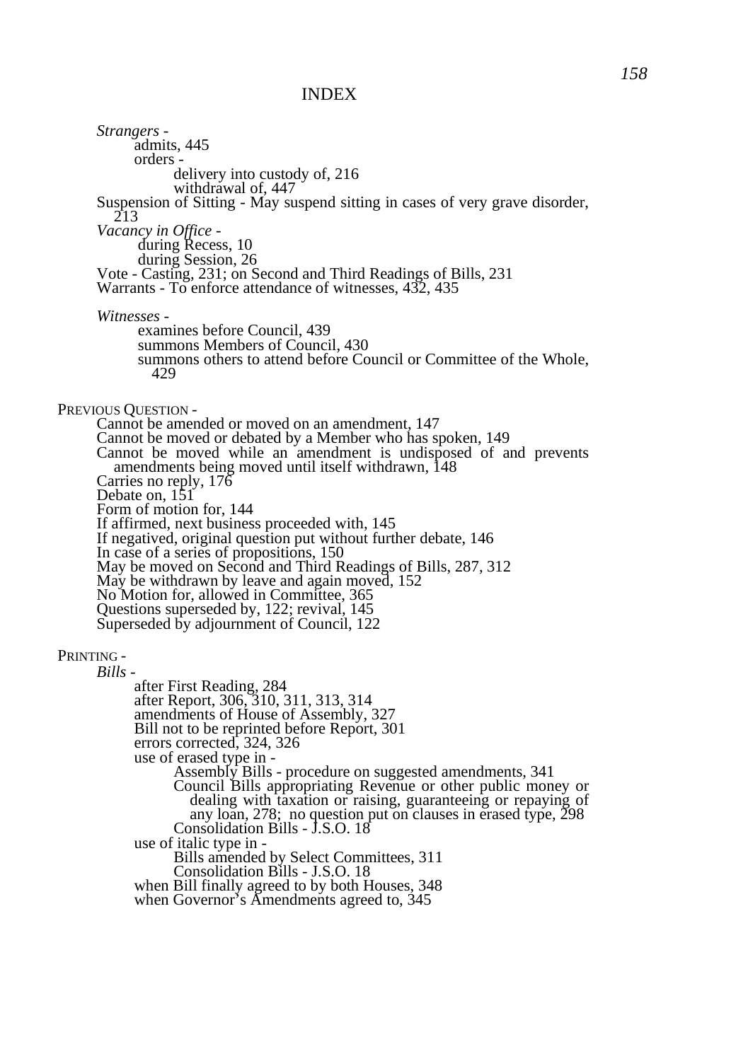# INDEX

*Strangers* -
- admits, 445
- orders -
  - delivery into custody of, 216
  - withdrawal of, 447

Suspension of Sitting - May suspend sitting in cases of very grave disorder, 213

*Vacancy in Office* -
- during Recess, 10
- during Session, 26

Vote - Casting, 231; on Second and Third Readings of Bills, 231

Warrants - To enforce attendance of witnesses, 432, 435

*Witnesses* -
- examines before Council, 439
- summons Members of Council, 430
- summons others to attend before Council or Committee of the Whole, 429

PREVIOUS QUESTION -
- Cannot be amended or moved on an amendment, 147
- Cannot be moved or debated by a Member who has spoken, 149
- Cannot be moved while an amendment is undisposed of and prevents amendments being moved until itself withdrawn, 148
- Carries no reply, 176
- Debate on, 151
- Form of motion for, 144
- If affirmed, next business proceeded with, 145
- If negatived, original question put without further debate, 146
- In case of a series of propositions, 150
- May be moved on Second and Third Readings of Bills, 287, 312
- May be withdrawn by leave and again moved, 152
- No Motion for, allowed in Committee, 365
- Questions superseded by, 122; revival, 145
- Superseded by adjournment of Council, 122

PRINTING -
- *Bills* -
  - after First Reading, 284
  - after Report, 306, 310, 311, 313, 314
  - amendments of House of Assembly, 327
  - Bill not to be reprinted before Report, 301
  - errors corrected, 324, 326
  - use of erased type in -
    - Assembly Bills - procedure on suggested amendments, 341
    - Council Bills appropriating Revenue or other public money or dealing with taxation or raising, guaranteeing or repaying of any loan, 278; no question put on clauses in erased type, 298
    - Consolidation Bills - J.S.O. 18
  - use of italic type in -
    - Bills amended by Select Committees, 311
    - Consolidation Bills - J.S.O. 18
  - when Bill finally agreed to by both Houses, 348
  - when Governor's Amendments agreed to, 345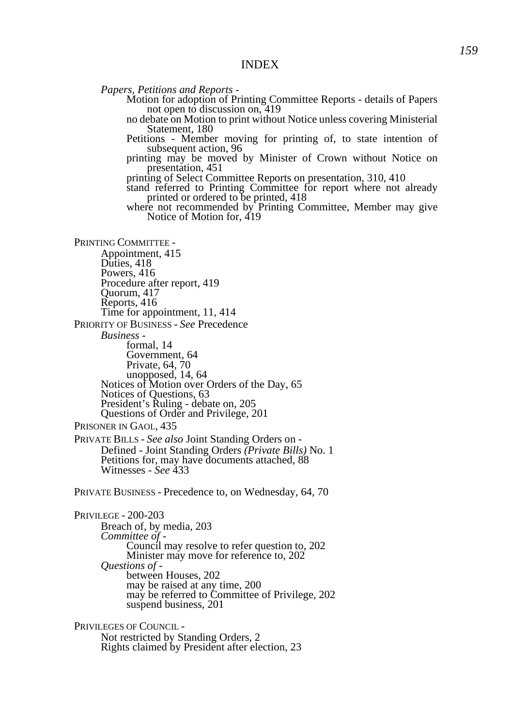# INDEX

*Papers, Petitions and Reports* -

- Motion for adoption of Printing Committee Reports - details of Papers not open to discussion on, 419
- no debate on Motion to print without Notice unless covering Ministerial Statement, 180
- Petitions - Member moving for printing of, to state intention of subsequent action, 96
- printing may be moved by Minister of Crown without Notice on presentation, 451
- printing of Select Committee Reports on presentation, 310, 410
- stand referred to Printing Committee for report where not already printed or ordered to be printed, 418
- where not recommended by Printing Committee, Member may give Notice of Motion for, 419

PRINTING COMMITTEE -

- Appointment, 415
- Duties, 418
- Powers, 416
- Procedure after report, 419
- Quorum, 417
- Reports, 416
- Time for appointment, 11, 414

PRIORITY OF BUSINESS - *See* Precedence

- *Business* -
    - formal, 14
    - Government, 64
    - Private, 64, 70
    - unopposed, 14, 64
- Notices of Motion over Orders of the Day, 65
- Notices of Questions, 63
- President's Ruling - debate on, 205
- Questions of Order and Privilege, 201

PRISONER IN GAOL, 435

PRIVATE BILLS - *See also* Joint Standing Orders on -

- Defined - Joint Standing Orders *(Private Bills)* No. 1
- Petitions for, may have documents attached, 88
- Witnesses - *See* 433

PRIVATE BUSINESS - Precedence to, on Wednesday, 64, 70

PRIVILEGE - 200-203

- Breach of, by media, 203
- *Committee of* -
    - Council may resolve to refer question to, 202
    - Minister may move for reference to, 202
- *Questions of* -
    - between Houses, 202
    - may be raised at any time, 200
    - may be referred to Committee of Privilege, 202
    - suspend business, 201

PRIVILEGES OF COUNCIL -

- Not restricted by Standing Orders, 2
- Rights claimed by President after election, 23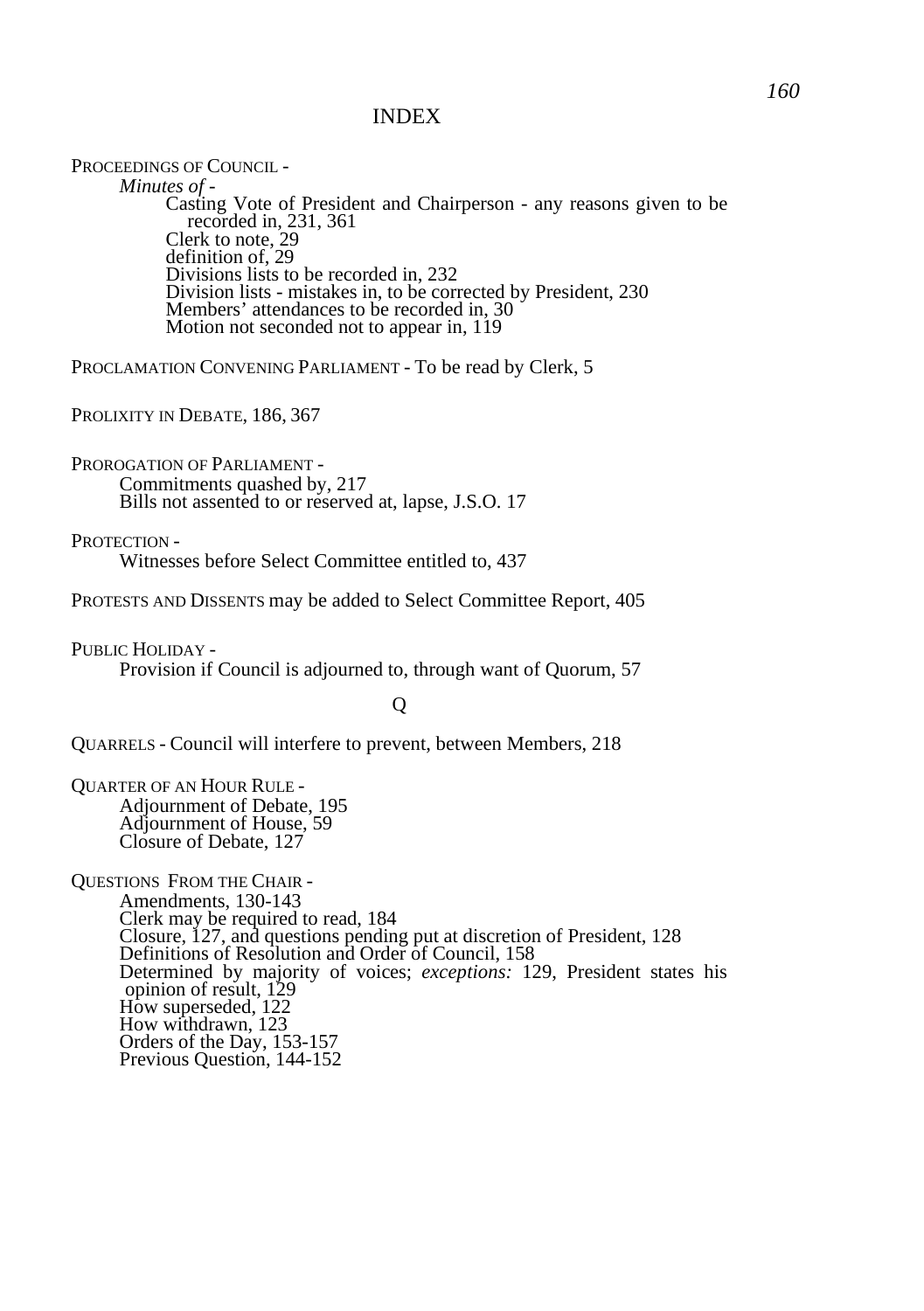# INDEX

PROCEEDINGS OF COUNCIL -

*Minutes of* -

- Casting Vote of President and Chairperson - any reasons given to be recorded in, 231, 361
- Clerk to note, 29
- definition of, 29
- Divisions lists to be recorded in, 232
- Division lists - mistakes in, to be corrected by President, 230
- Members' attendances to be recorded in, 30
- Motion not seconded not to appear in, 119

PROCLAMATION CONVENING PARLIAMENT - To be read by Clerk, 5

PROLIXITY IN DEBATE, 186, 367

PROROGATION OF PARLIAMENT -

- Commitments quashed by, 217
- Bills not assented to or reserved at, lapse, J.S.O. 17

PROTECTION -

- Witnesses before Select Committee entitled to, 437

PROTESTS AND DISSENTS may be added to Select Committee Report, 405

PUBLIC HOLIDAY -

- Provision if Council is adjourned to, through want of Quorum, 57

## Q

QUARRELS - Council will interfere to prevent, between Members, 218

QUARTER OF AN HOUR RULE -

- Adjournment of Debate, 195
- Adjournment of House, 59
- Closure of Debate, 127

QUESTIONS FROM THE CHAIR -

- Amendments, 130-143
- Clerk may be required to read, 184
- Closure, 127, and questions pending put at discretion of President, 128
- Definitions of Resolution and Order of Council, 158
- Determined by majority of voices; *exceptions:* 129, President states his opinion of result, 129
- How superseded, 122
- How withdrawn, 123
- Orders of the Day, 153-157
- Previous Question, 144-152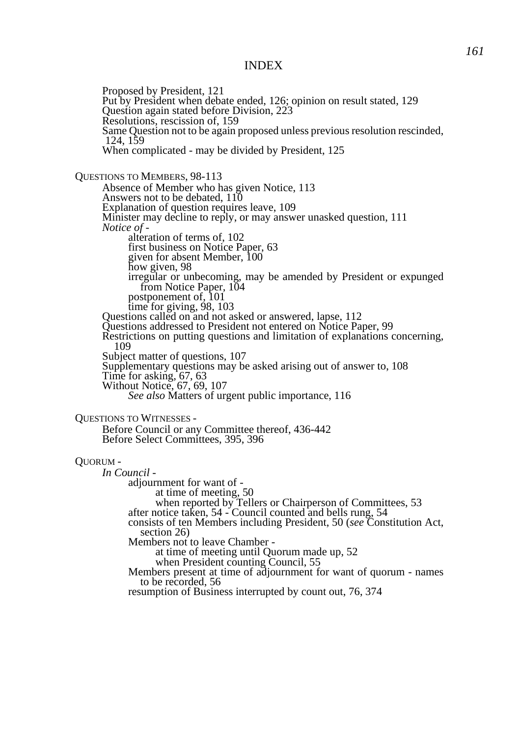# INDEX

Proposed by President, 121
Put by President when debate ended, 126; opinion on result stated, 129
Question again stated before Division, 223
Resolutions, rescission of, 159
Same Question not to be again proposed unless previous resolution rescinded, 124, 159
When complicated - may be divided by President, 125

QUESTIONS TO MEMBERS, 98-113
- Absence of Member who has given Notice, 113
- Answers not to be debated, 110
- Explanation of question requires leave, 109
- Minister may decline to reply, or may answer unasked question, 111
- *Notice of* -
  - alteration of terms of, 102
  - first business on Notice Paper, 63
  - given for absent Member, 100
  - how given, 98
  - irregular or unbecoming, may be amended by President or expunged from Notice Paper, 104
  - postponement of, 101
  - time for giving, 98, 103
- Questions called on and not asked or answered, lapse, 112
- Questions addressed to President not entered on Notice Paper, 99
- Restrictions on putting questions and limitation of explanations concerning, 109
- Subject matter of questions, 107
- Supplementary questions may be asked arising out of answer to, 108
- Time for asking, 67, 63
- Without Notice, 67, 69, 107
  - *See also* Matters of urgent public importance, 116

QUESTIONS TO WITNESSES -
- Before Council or any Committee thereof, 436-442
- Before Select Committees, 395, 396

QUORUM -
- *In Council* -
  - adjournment for want of -
    - at time of meeting, 50
    - when reported by Tellers or Chairperson of Committees, 53
  - after notice taken, 54 - Council counted and bells rung, 54
  - consists of ten Members including President, 50 (*see* Constitution Act, section 26)
  - Members not to leave Chamber -
    - at time of meeting until Quorum made up, 52
    - when President counting Council, 55
  - Members present at time of adjournment for want of quorum - names to be recorded, 56
  - resumption of Business interrupted by count out, 76, 374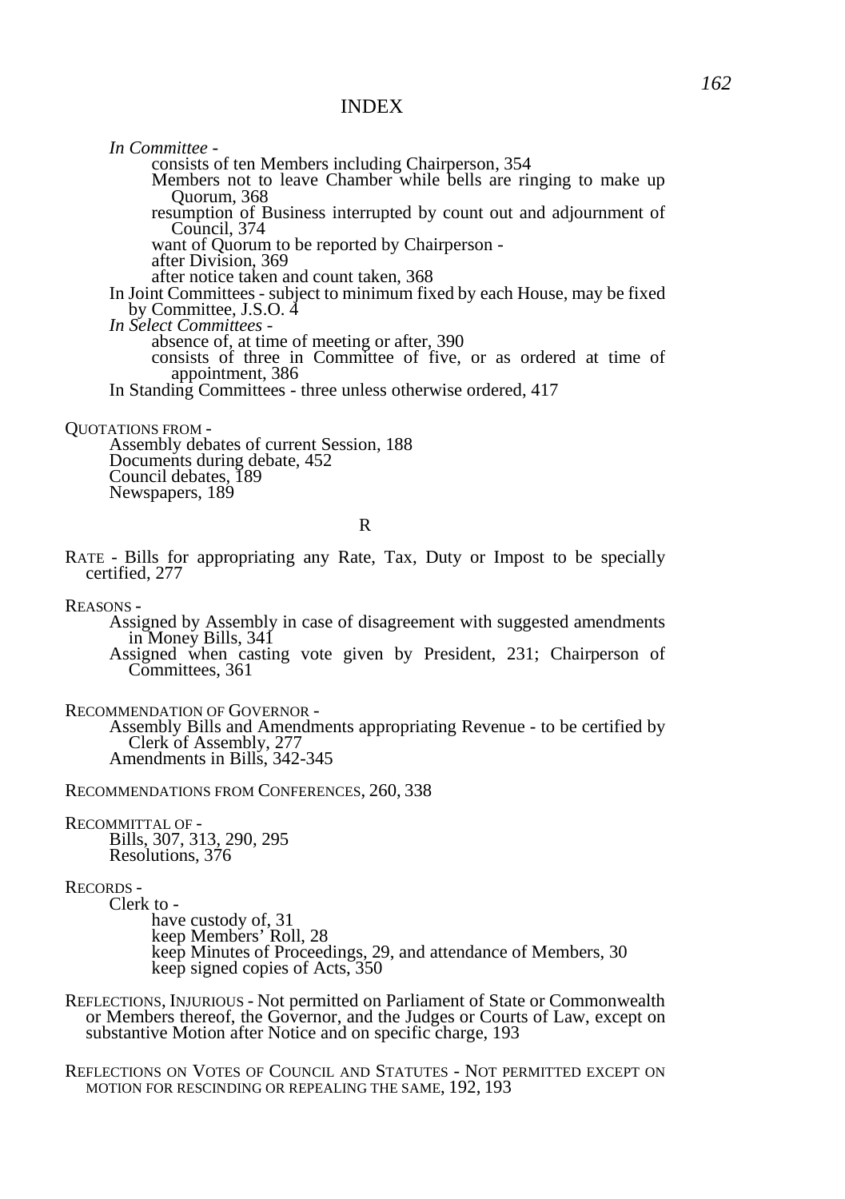# INDEX

*In Committee* -

- consists of ten Members including Chairperson, 354
- Members not to leave Chamber while bells are ringing to make up Quorum, 368
- resumption of Business interrupted by count out and adjournment of Council, 374
- want of Quorum to be reported by Chairperson -
- after Division, 369
- after notice taken and count taken, 368

In Joint Committees - subject to minimum fixed by each House, may be fixed by Committee, J.S.O. 4

*In Select Committees* -

- absence of, at time of meeting or after, 390
- consists of three in Committee of five, or as ordered at time of appointment, 386

In Standing Committees - three unless otherwise ordered, 417

QUOTATIONS FROM -

- Assembly debates of current Session, 188
- Documents during debate, 452
- Council debates, 189
- Newspapers, 189

## R

RATE - Bills for appropriating any Rate, Tax, Duty or Impost to be specially certified, 277

REASONS -

- Assigned by Assembly in case of disagreement with suggested amendments in Money Bills, 341
- Assigned when casting vote given by President, 231; Chairperson of Committees, 361

RECOMMENDATION OF GOVERNOR -

- Assembly Bills and Amendments appropriating Revenue - to be certified by Clerk of Assembly, 277
- Amendments in Bills, 342-345

RECOMMENDATIONS FROM CONFERENCES, 260, 338

RECOMMITTAL OF -

- Bills, 307, 313, 290, 295
- Resolutions, 376

RECORDS -

- Clerk to -
  - have custody of, 31
  - keep Members' Roll, 28
  - keep Minutes of Proceedings, 29, and attendance of Members, 30
  - keep signed copies of Acts, 350

REFLECTIONS, INJURIOUS - Not permitted on Parliament of State or Commonwealth or Members thereof, the Governor, and the Judges or Courts of Law, except on substantive Motion after Notice and on specific charge, 193

REFLECTIONS ON VOTES OF COUNCIL AND STATUTES - NOT PERMITTED EXCEPT ON MOTION FOR RESCINDING OR REPEALING THE SAME, 192, 193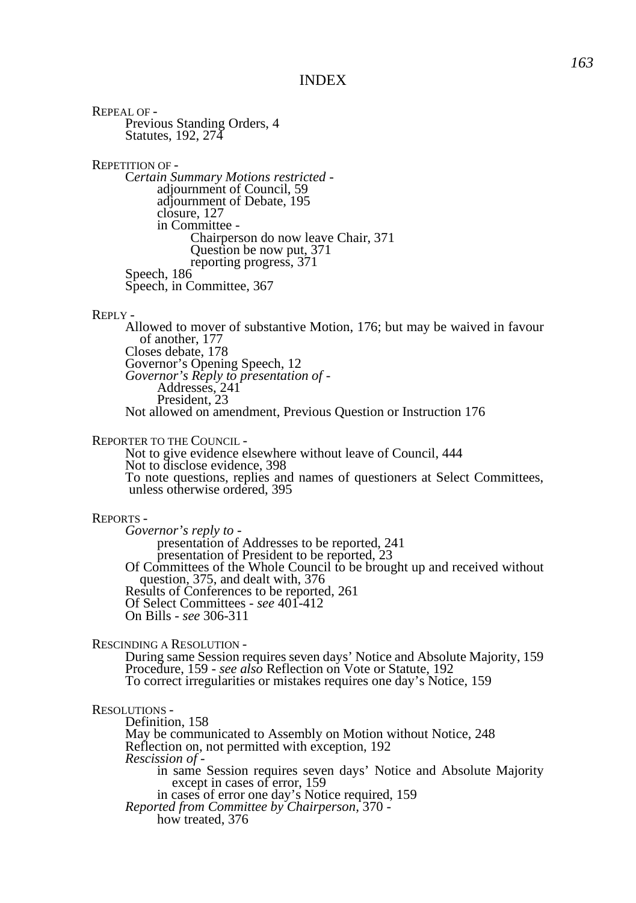## INDEX

REPEAL OF -
- Previous Standing Orders, 4
- Statutes, 192, 274

REPETITION OF -
- *Certain Summary Motions restricted* -
  - adjournment of Council, 59
  - adjournment of Debate, 195
  - closure, 127
  - in Committee -
    - Chairperson do now leave Chair, 371
    - Question be now put, 371
    - reporting progress, 371
- Speech, 186
- Speech, in Committee, 367

REPLY -
- Allowed to mover of substantive Motion, 176; but may be waived in favour of another, 177
- Closes debate, 178
- Governor's Opening Speech, 12
- *Governor's Reply to presentation of* -
  - Addresses, 241
  - President, 23
- Not allowed on amendment, Previous Question or Instruction 176

REPORTER TO THE COUNCIL -
- Not to give evidence elsewhere without leave of Council, 444
- Not to disclose evidence, 398
- To note questions, replies and names of questioners at Select Committees, unless otherwise ordered, 395

REPORTS -
- *Governor's reply to* -
  - presentation of Addresses to be reported, 241
  - presentation of President to be reported, 23
- Of Committees of the Whole Council to be brought up and received without question, 375, and dealt with, 376
- Results of Conferences to be reported, 261
- Of Select Committees - *see* 401-412
- On Bills - *see* 306-311

RESCINDING A RESOLUTION -
- During same Session requires seven days' Notice and Absolute Majority, 159
- Procedure, 159 - *see also* Reflection on Vote or Statute, 192
- To correct irregularities or mistakes requires one day's Notice, 159

RESOLUTIONS -
- Definition, 158
- May be communicated to Assembly on Motion without Notice, 248
- Reflection on, not permitted with exception, 192
- *Rescission of* -
  - in same Session requires seven days' Notice and Absolute Majority except in cases of error, 159
  - in cases of error one day's Notice required, 159
- *Reported from Committee by Chairperson,* 370 -
  - how treated, 376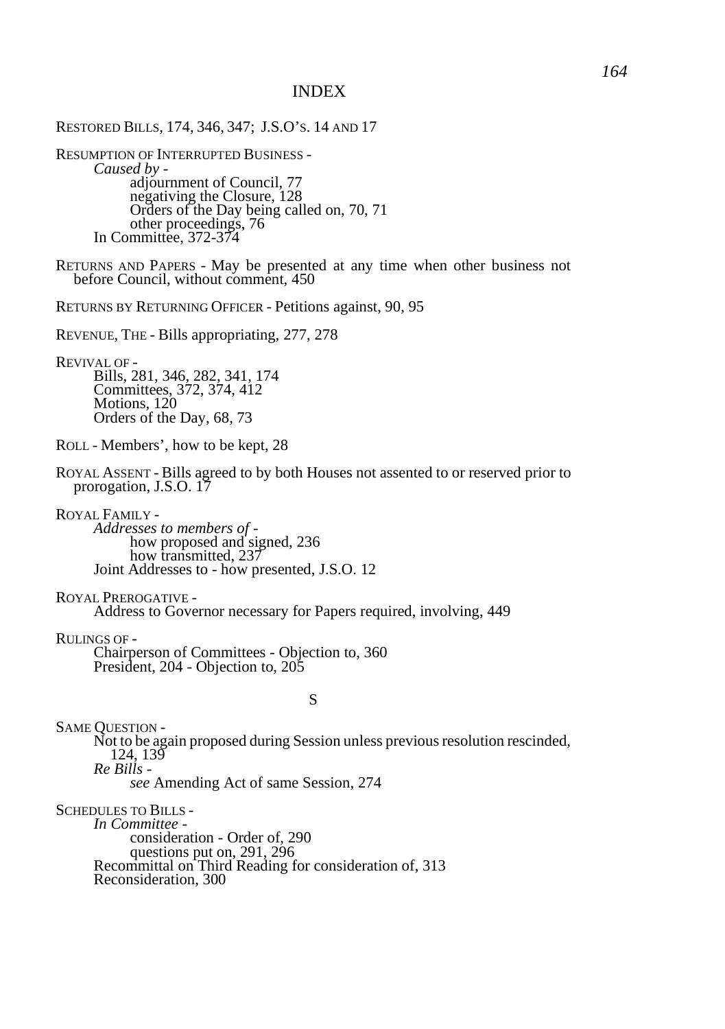# INDEX

RESTORED BILLS, 174, 346, 347; J.S.O'S. 14 AND 17

RESUMPTION OF INTERRUPTED BUSINESS -
- *Caused by* -
  - adjournment of Council, 77
  - negativing the Closure, 128
  - Orders of the Day being called on, 70, 71
  - other proceedings, 76
- In Committee, 372-374

RETURNS AND PAPERS - May be presented at any time when other business not before Council, without comment, 450

RETURNS BY RETURNING OFFICER - Petitions against, 90, 95

REVENUE, THE - Bills appropriating, 277, 278

REVIVAL OF -
- Bills, 281, 346, 282, 341, 174
- Committees, 372, 374, 412
- Motions, 120
- Orders of the Day, 68, 73

ROLL - Members', how to be kept, 28

ROYAL ASSENT - Bills agreed to by both Houses not assented to or reserved prior to prorogation, J.S.O. 17

ROYAL FAMILY -
- *Addresses to members of* -
  - how proposed and signed, 236
  - how transmitted, 237
- Joint Addresses to - how presented, J.S.O. 12

ROYAL PREROGATIVE -
- Address to Governor necessary for Papers required, involving, 449

RULINGS OF -
- Chairperson of Committees - Objection to, 360
- President, 204 - Objection to, 205

## S

SAME QUESTION -
- Not to be again proposed during Session unless previous resolution rescinded, 124, 139
- *Re Bills* -
  - *see* Amending Act of same Session, 274

SCHEDULES TO BILLS -
- *In Committee* -
  - consideration - Order of, 290
  - questions put on, 291, 296
- Recommittal on Third Reading for consideration of, 313
- Reconsideration, 300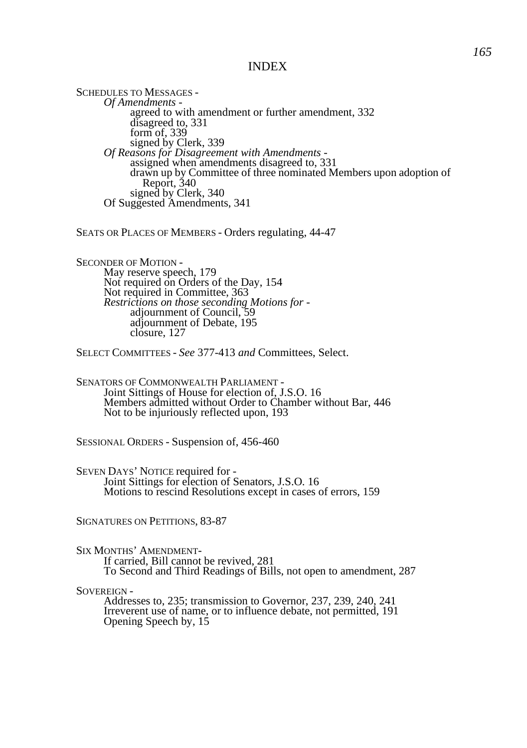# INDEX

SCHEDULES TO MESSAGES -
- *Of Amendments* -
  - agreed to with amendment or further amendment, 332
  - disagreed to, 331
  - form of, 339
  - signed by Clerk, 339
- *Of Reasons for Disagreement with Amendments* -
  - assigned when amendments disagreed to, 331
  - drawn up by Committee of three nominated Members upon adoption of Report, 340
  - signed by Clerk, 340
- Of Suggested Amendments, 341

SEATS OR PLACES OF MEMBERS - Orders regulating, 44-47

SECONDER OF MOTION -
- May reserve speech, 179
- Not required on Orders of the Day, 154
- Not required in Committee, 363
- *Restrictions on those seconding Motions for* -
  - adjournment of Council, 59
  - adjournment of Debate, 195
  - closure, 127

SELECT COMMITTEES - *See* 377-413 *and* Committees, Select.

SENATORS OF COMMONWEALTH PARLIAMENT -
- Joint Sittings of House for election of, J.S.O. 16
- Members admitted without Order to Chamber without Bar, 446
- Not to be injuriously reflected upon, 193

SESSIONAL ORDERS - Suspension of, 456-460

SEVEN DAYS' NOTICE required for -
- Joint Sittings for election of Senators, J.S.O. 16
- Motions to rescind Resolutions except in cases of errors, 159

SIGNATURES ON PETITIONS, 83-87

SIX MONTHS' AMENDMENT-
- If carried, Bill cannot be revived, 281
- To Second and Third Readings of Bills, not open to amendment, 287

SOVEREIGN -
- Addresses to, 235; transmission to Governor, 237, 239, 240, 241
- Irreverent use of name, or to influence debate, not permitted, 191
- Opening Speech by, 15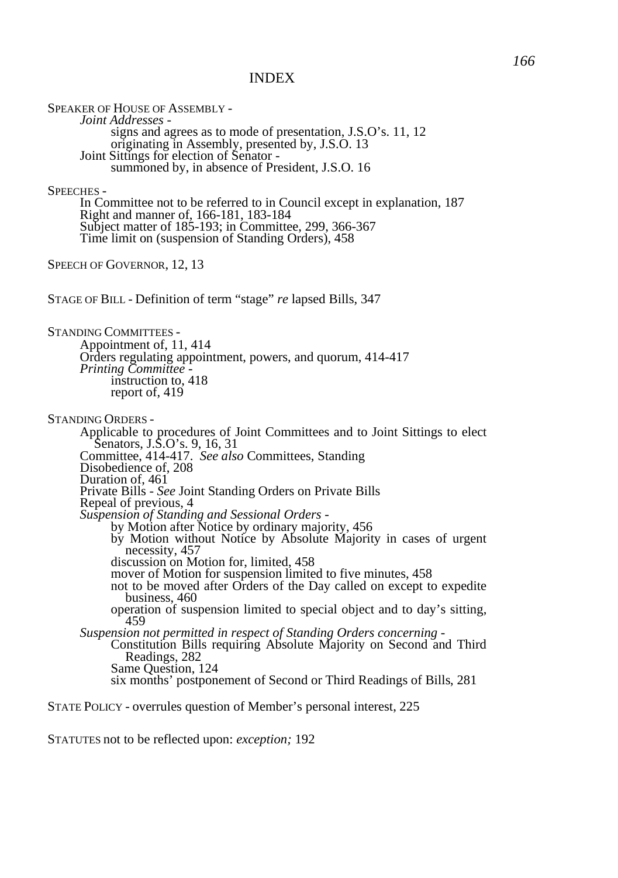# INDEX

SPEAKER OF HOUSE OF ASSEMBLY -
- *Joint Addresses -*
  - signs and agrees as to mode of presentation, J.S.O's. 11, 12
  - originating in Assembly, presented by, J.S.O. 13
- Joint Sittings for election of Senator -
  - summoned by, in absence of President, J.S.O. 16

SPEECHES -
- In Committee not to be referred to in Council except in explanation, 187
- Right and manner of, 166-181, 183-184
- Subject matter of 185-193; in Committee, 299, 366-367
- Time limit on (suspension of Standing Orders), 458

SPEECH OF GOVERNOR, 12, 13

STAGE OF BILL - Definition of term "stage" *re* lapsed Bills, 347

STANDING COMMITTEES -
- Appointment of, 11, 414
- Orders regulating appointment, powers, and quorum, 414-417
- *Printing Committee -*
  - instruction to, 418
  - report of, 419

STANDING ORDERS -
- Applicable to procedures of Joint Committees and to Joint Sittings to elect Senators, J.S.O's. 9, 16, 31
- Committee, 414-417. *See also* Committees, Standing
- Disobedience of, 208
- Duration of, 461
- Private Bills - *See* Joint Standing Orders on Private Bills
- Repeal of previous, 4
- *Suspension of Standing and Sessional Orders -*
  - by Motion after Notice by ordinary majority, 456
  - by Motion without Notice by Absolute Majority in cases of urgent necessity, 457
  - discussion on Motion for, limited, 458
  - mover of Motion for suspension limited to five minutes, 458
  - not to be moved after Orders of the Day called on except to expedite business, 460
  - operation of suspension limited to special object and to day's sitting, 459
- *Suspension not permitted in respect of Standing Orders concerning -*
  - Constitution Bills requiring Absolute Majority on Second and Third Readings, 282
  - Same Question, 124
  - six months' postponement of Second or Third Readings of Bills, 281

STATE POLICY - overrules question of Member's personal interest, 225

STATUTES not to be reflected upon: *exception;* 192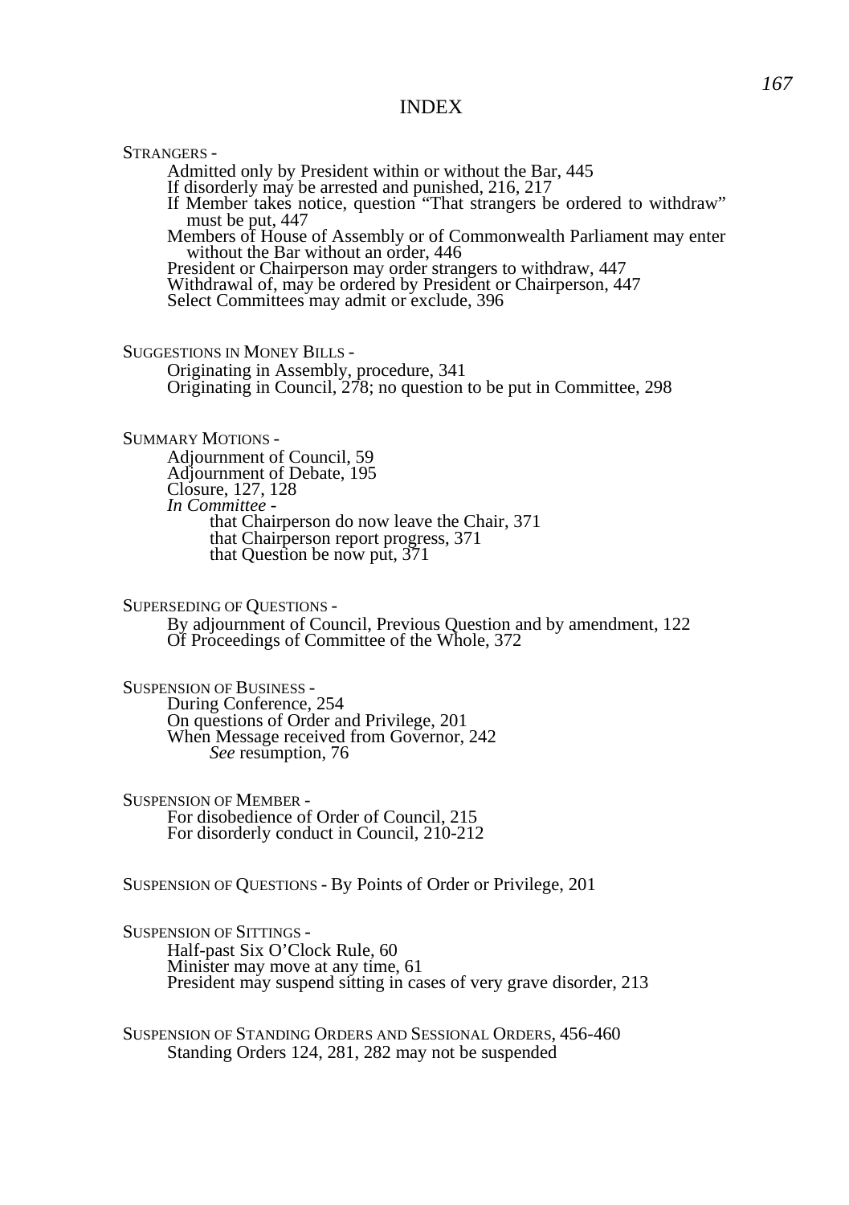# INDEX

STRANGERS -

- Admitted only by President within or without the Bar, 445
- If disorderly may be arrested and punished, 216, 217
- If Member takes notice, question "That strangers be ordered to withdraw" must be put, 447
- Members of House of Assembly or of Commonwealth Parliament may enter without the Bar without an order, 446
- President or Chairperson may order strangers to withdraw, 447
- Withdrawal of, may be ordered by President or Chairperson, 447
- Select Committees may admit or exclude, 396

SUGGESTIONS IN MONEY BILLS -

- Originating in Assembly, procedure, 341
- Originating in Council, 278; no question to be put in Committee, 298

SUMMARY MOTIONS -

- Adjournment of Council, 59
- Adjournment of Debate, 195
- Closure, 127, 128
- *In Committee* -
  - that Chairperson do now leave the Chair, 371
  - that Chairperson report progress, 371
  - that Question be now put, 371

SUPERSEDING OF QUESTIONS -

- By adjournment of Council, Previous Question and by amendment, 122
- Of Proceedings of Committee of the Whole, 372

SUSPENSION OF BUSINESS -

- During Conference, 254
- On questions of Order and Privilege, 201
- When Message received from Governor, 242
  - *See* resumption, 76

SUSPENSION OF MEMBER -

- For disobedience of Order of Council, 215
- For disorderly conduct in Council, 210-212

SUSPENSION OF QUESTIONS - By Points of Order or Privilege, 201

SUSPENSION OF SITTINGS -

- Half-past Six O'Clock Rule, 60
- Minister may move at any time, 61
- President may suspend sitting in cases of very grave disorder, 213

SUSPENSION OF STANDING ORDERS AND SESSIONAL ORDERS, 456-460

- Standing Orders 124, 281, 282 may not be suspended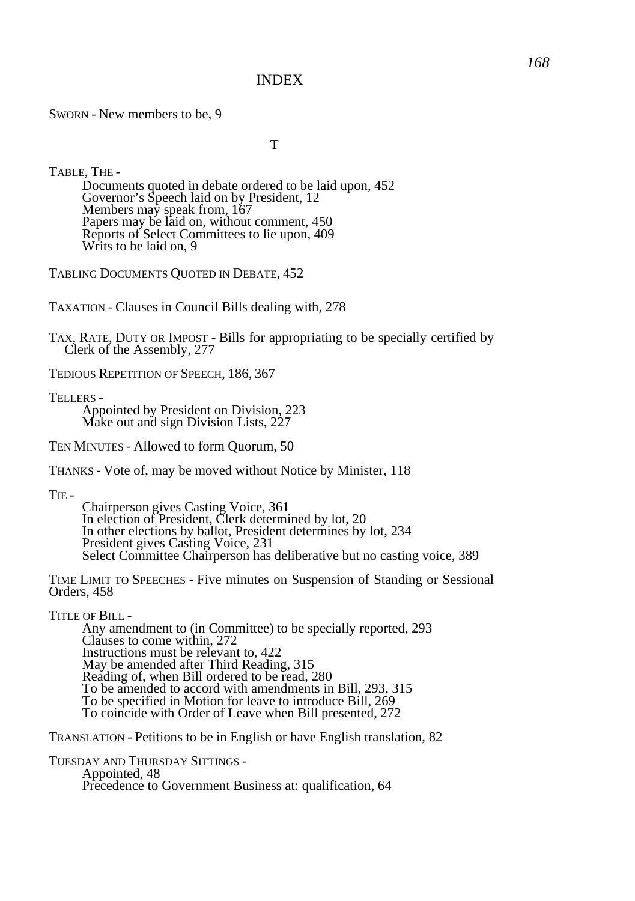# INDEX

SWORN - New members to be, 9

## T

TABLE, THE -

- Documents quoted in debate ordered to be laid upon, 452
- Governor's Speech laid on by President, 12
- Members may speak from, 167
- Papers may be laid on, without comment, 450
- Reports of Select Committees to lie upon, 409
- Writs to be laid on, 9

TABLING DOCUMENTS QUOTED IN DEBATE, 452

TAXATION - Clauses in Council Bills dealing with, 278

TAX, RATE, DUTY OR IMPOST - Bills for appropriating to be specially certified by Clerk of the Assembly, 277

TEDIOUS REPETITION OF SPEECH, 186, 367

TELLERS -

- Appointed by President on Division, 223
- Make out and sign Division Lists, 227

TEN MINUTES - Allowed to form Quorum, 50

THANKS - Vote of, may be moved without Notice by Minister, 118

TIE -

- Chairperson gives Casting Voice, 361
- In election of President, Clerk determined by lot, 20
- In other elections by ballot, President determines by lot, 234
- President gives Casting Voice, 231
- Select Committee Chairperson has deliberative but no casting voice, 389

TIME LIMIT TO SPEECHES - Five minutes on Suspension of Standing or Sessional Orders, 458

TITLE OF BILL -

- Any amendment to (in Committee) to be specially reported, 293
- Clauses to come within, 272
- Instructions must be relevant to, 422
- May be amended after Third Reading, 315
- Reading of, when Bill ordered to be read, 280
- To be amended to accord with amendments in Bill, 293, 315
- To be specified in Motion for leave to introduce Bill, 269
- To coincide with Order of Leave when Bill presented, 272

TRANSLATION - Petitions to be in English or have English translation, 82

TUESDAY AND THURSDAY SITTINGS -

- Appointed, 48
- Precedence to Government Business at: qualification, 64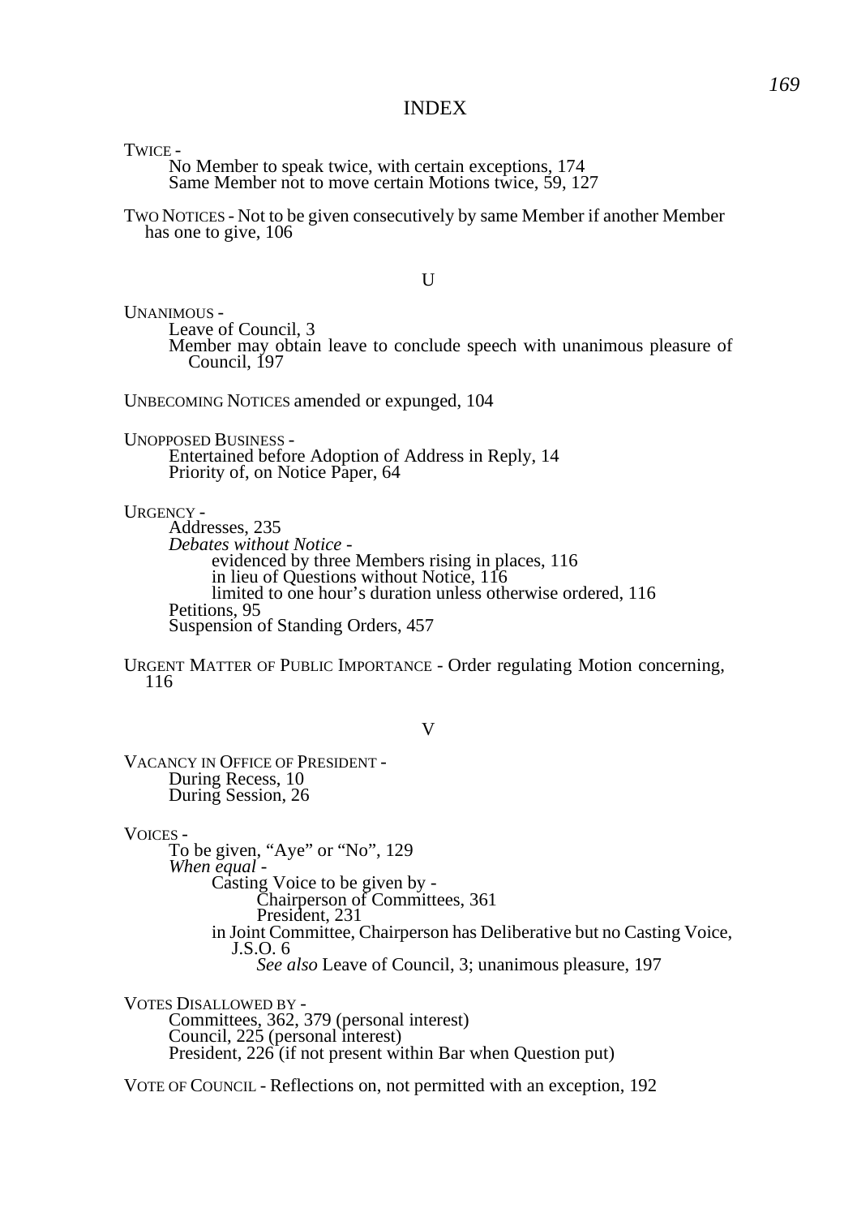# INDEX

TWICE -

- No Member to speak twice, with certain exceptions, 174
- Same Member not to move certain Motions twice, 59, 127

TWO NOTICES - Not to be given consecutively by same Member if another Member has one to give, 106

## U

UNANIMOUS -

- Leave of Council, 3
- Member may obtain leave to conclude speech with unanimous pleasure of Council, 197

UNBECOMING NOTICES amended or expunged, 104

UNOPPOSED BUSINESS -

- Entertained before Adoption of Address in Reply, 14
- Priority of, on Notice Paper, 64

URGENCY -

- Addresses, 235
- *Debates without Notice* -
  - evidenced by three Members rising in places, 116
  - in lieu of Questions without Notice, 116
  - limited to one hour's duration unless otherwise ordered, 116
- Petitions, 95
- Suspension of Standing Orders, 457

URGENT MATTER OF PUBLIC IMPORTANCE - Order regulating Motion concerning, 116

## V

VACANCY IN OFFICE OF PRESIDENT -

- During Recess, 10
- During Session, 26

VOICES -

- To be given, "Aye" or "No", 129
- *When equal* -
  - Casting Voice to be given by -
    - Chairperson of Committees, 361
    - President, 231
  - in Joint Committee, Chairperson has Deliberative but no Casting Voice, J.S.O. 6
    - *See also* Leave of Council, 3; unanimous pleasure, 197

VOTES DISALLOWED BY -

- Committees, 362, 379 (personal interest)
- Council, 225 (personal interest)
- President, 226 (if not present within Bar when Question put)

VOTE OF COUNCIL - Reflections on, not permitted with an exception, 192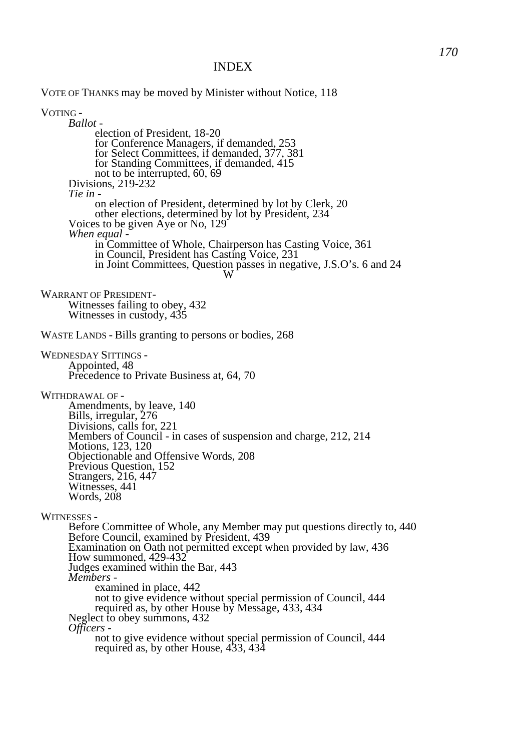# INDEX

VOTE OF THANKS may be moved by Minister without Notice, 118

VOTING -
- *Ballot* -
  - election of President, 18-20
  - for Conference Managers, if demanded, 253
  - for Select Committees, if demanded, 377, 381
  - for Standing Committees, if demanded, 415
  - not to be interrupted, 60, 69
- Divisions, 219-232
- *Tie in* -
  - on election of President, determined by lot by Clerk, 20
  - other elections, determined by lot by President, 234
- Voices to be given Aye or No, 129
- *When equal* -
  - in Committee of Whole, Chairperson has Casting Voice, 361
  - in Council, President has Casting Voice, 231
  - in Joint Committees, Question passes in negative, J.S.O's. 6 and 24

W

WARRANT OF PRESIDENT-
- Witnesses failing to obey, 432
- Witnesses in custody, 435

WASTE LANDS - Bills granting to persons or bodies, 268

WEDNESDAY SITTINGS -
- Appointed, 48
- Precedence to Private Business at, 64, 70

WITHDRAWAL OF -
- Amendments, by leave, 140
- Bills, irregular, 276
- Divisions, calls for, 221
- Members of Council - in cases of suspension and charge, 212, 214
- Motions, 123, 120
- Objectionable and Offensive Words, 208
- Previous Question, 152
- Strangers, 216, 447
- Witnesses, 441
- Words, 208

WITNESSES -
- Before Committee of Whole, any Member may put questions directly to, 440
- Before Council, examined by President, 439
- Examination on Oath not permitted except when provided by law, 436
- How summoned, 429-432
- Judges examined within the Bar, 443
- *Members* -
  - examined in place, 442
  - not to give evidence without special permission of Council, 444
  - required as, by other House by Message, 433, 434
- Neglect to obey summons, 432
- *Officers* -
  - not to give evidence without special permission of Council, 444
  - required as, by other House, 433, 434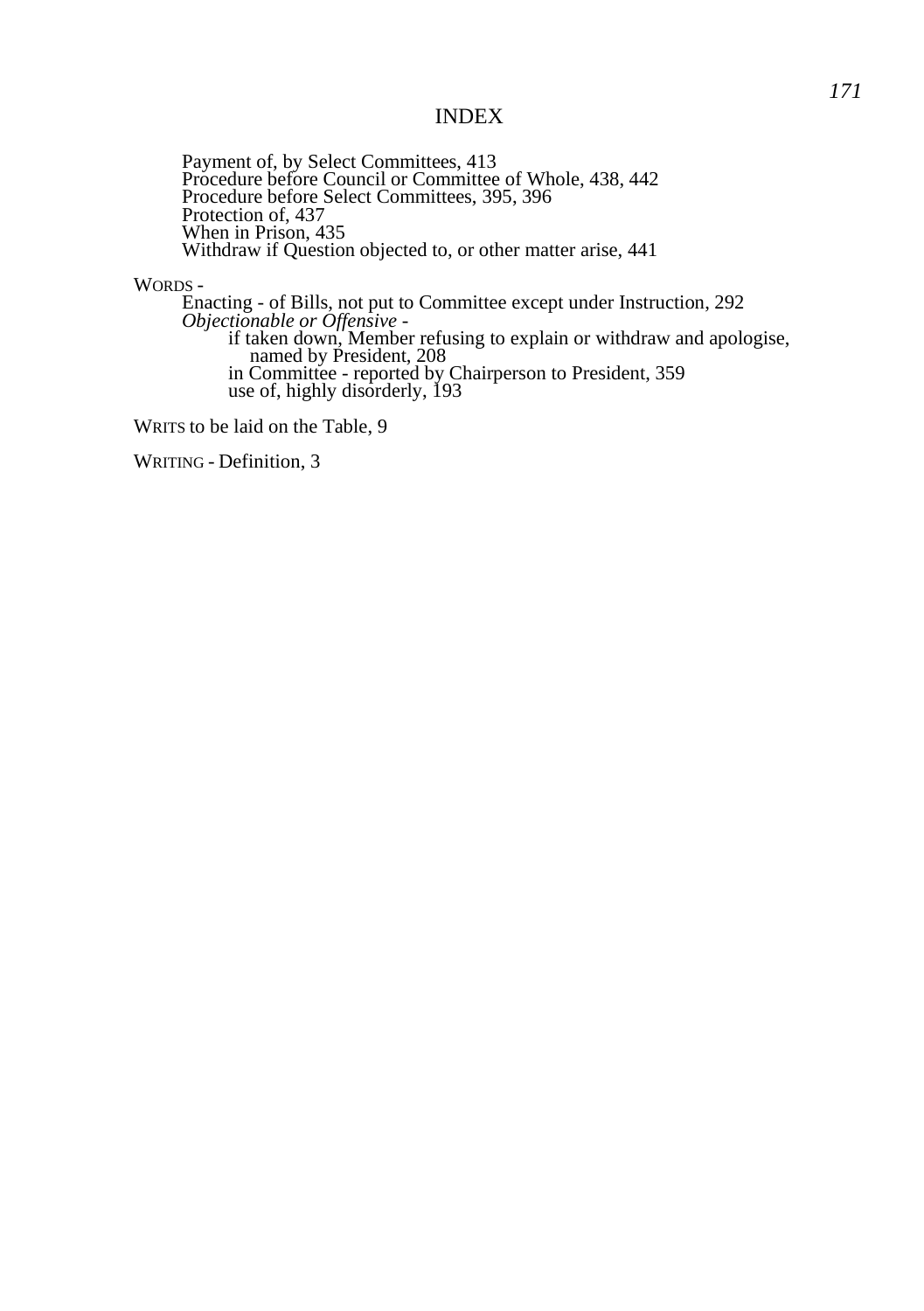# INDEX

Payment of, by Select Committees, 413
Procedure before Council or Committee of Whole, 438, 442
Procedure before Select Committees, 395, 396
Protection of, 437
When in Prison, 435
Withdraw if Question objected to, or other matter arise, 441

WORDS -
Enacting - of Bills, not put to Committee except under Instruction, 292
*Objectionable or Offensive* -
if taken down, Member refusing to explain or withdraw and apologise, named by President, 208
in Committee - reported by Chairperson to President, 359
use of, highly disorderly, 193

WRITS to be laid on the Table, 9

WRITING - Definition, 3